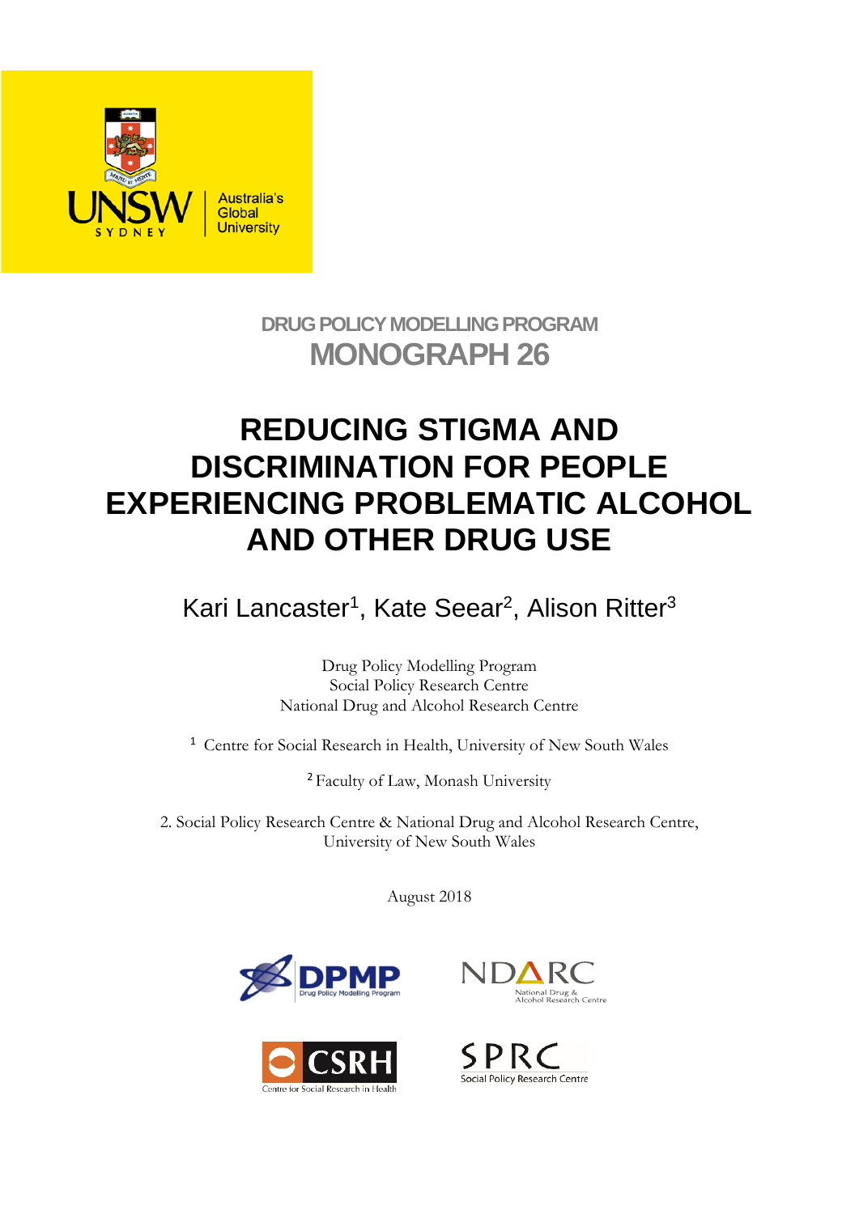DRUG POLICY MODELLING PROGRAM

MONOGRAPH 26

# REDUCING STIGMA AND DISCRIMINATION FOR PEOPLE EXPERIENCING PROBLEMATIC ALCOHOL AND OTHER DRUG USE

Kari Lancaster[1], Kate Seear[2], Alison Ritter[3]

Drug Policy Modelling Program
Social Policy Research Centre
National Drug and Alcohol Research Centre

[1] Centre for Social Research in Health, University of New South Wales

[2] Faculty of Law, Monash University

2. Social Policy Research Centre & National Drug and Alcohol Research Centre, University of New South Wales

August 2018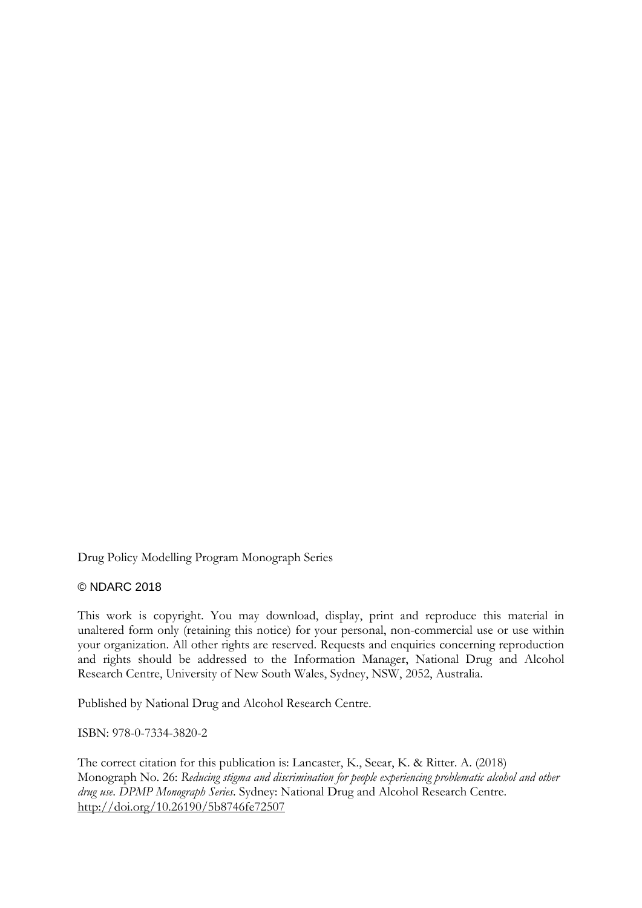Drug Policy Modelling Program Monograph Series

© NDARC 2018

This work is copyright. You may download, display, print and reproduce this material in unaltered form only (retaining this notice) for your personal, non-commercial use or use within your organization. All other rights are reserved. Requests and enquiries concerning reproduction and rights should be addressed to the Information Manager, National Drug and Alcohol Research Centre, University of New South Wales, Sydney, NSW, 2052, Australia.

Published by National Drug and Alcohol Research Centre.

ISBN: 978-0-7334-3820-2

The correct citation for this publication is: Lancaster, K., Seear, K. & Ritter. A. (2018) Monograph No. 26: *Reducing stigma and discrimination for people experiencing problematic alcohol and other drug use. DPMP Monograph Series*. Sydney: National Drug and Alcohol Research Centre. http://doi.org/10.26190/5b8746fe72507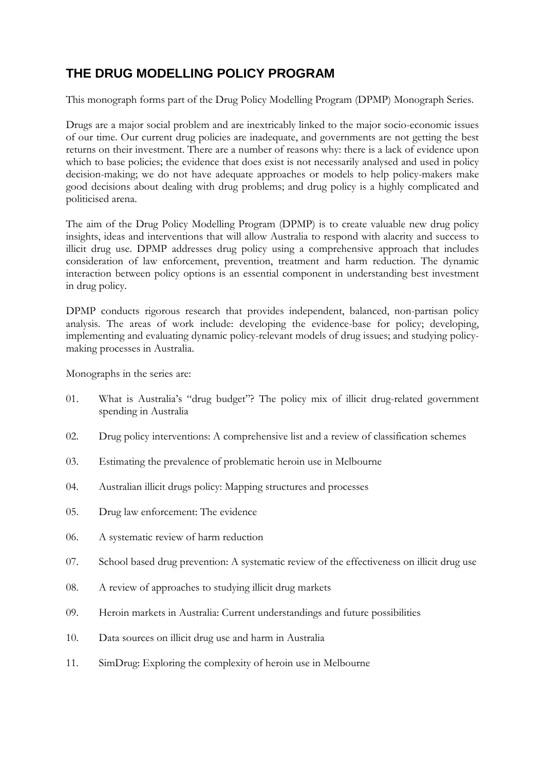# THE DRUG MODELLING POLICY PROGRAM

This monograph forms part of the Drug Policy Modelling Program (DPMP) Monograph Series.

Drugs are a major social problem and are inextricably linked to the major socio-economic issues of our time. Our current drug policies are inadequate, and governments are not getting the best returns on their investment. There are a number of reasons why: there is a lack of evidence upon which to base policies; the evidence that does exist is not necessarily analysed and used in policy decision-making; we do not have adequate approaches or models to help policy-makers make good decisions about dealing with drug problems; and drug policy is a highly complicated and politicised arena.

The aim of the Drug Policy Modelling Program (DPMP) is to create valuable new drug policy insights, ideas and interventions that will allow Australia to respond with alacrity and success to illicit drug use. DPMP addresses drug policy using a comprehensive approach that includes consideration of law enforcement, prevention, treatment and harm reduction. The dynamic interaction between policy options is an essential component in understanding best investment in drug policy.

DPMP conducts rigorous research that provides independent, balanced, non-partisan policy analysis. The areas of work include: developing the evidence-base for policy; developing, implementing and evaluating dynamic policy-relevant models of drug issues; and studying policy-making processes in Australia.

Monographs in the series are:

01. What is Australia's "drug budget"? The policy mix of illicit drug-related government spending in Australia

02. Drug policy interventions: A comprehensive list and a review of classification schemes

03. Estimating the prevalence of problematic heroin use in Melbourne

04. Australian illicit drugs policy: Mapping structures and processes

05. Drug law enforcement: The evidence

06. A systematic review of harm reduction

07. School based drug prevention: A systematic review of the effectiveness on illicit drug use

08. A review of approaches to studying illicit drug markets

09. Heroin markets in Australia: Current understandings and future possibilities

10. Data sources on illicit drug use and harm in Australia

11. SimDrug: Exploring the complexity of heroin use in Melbourne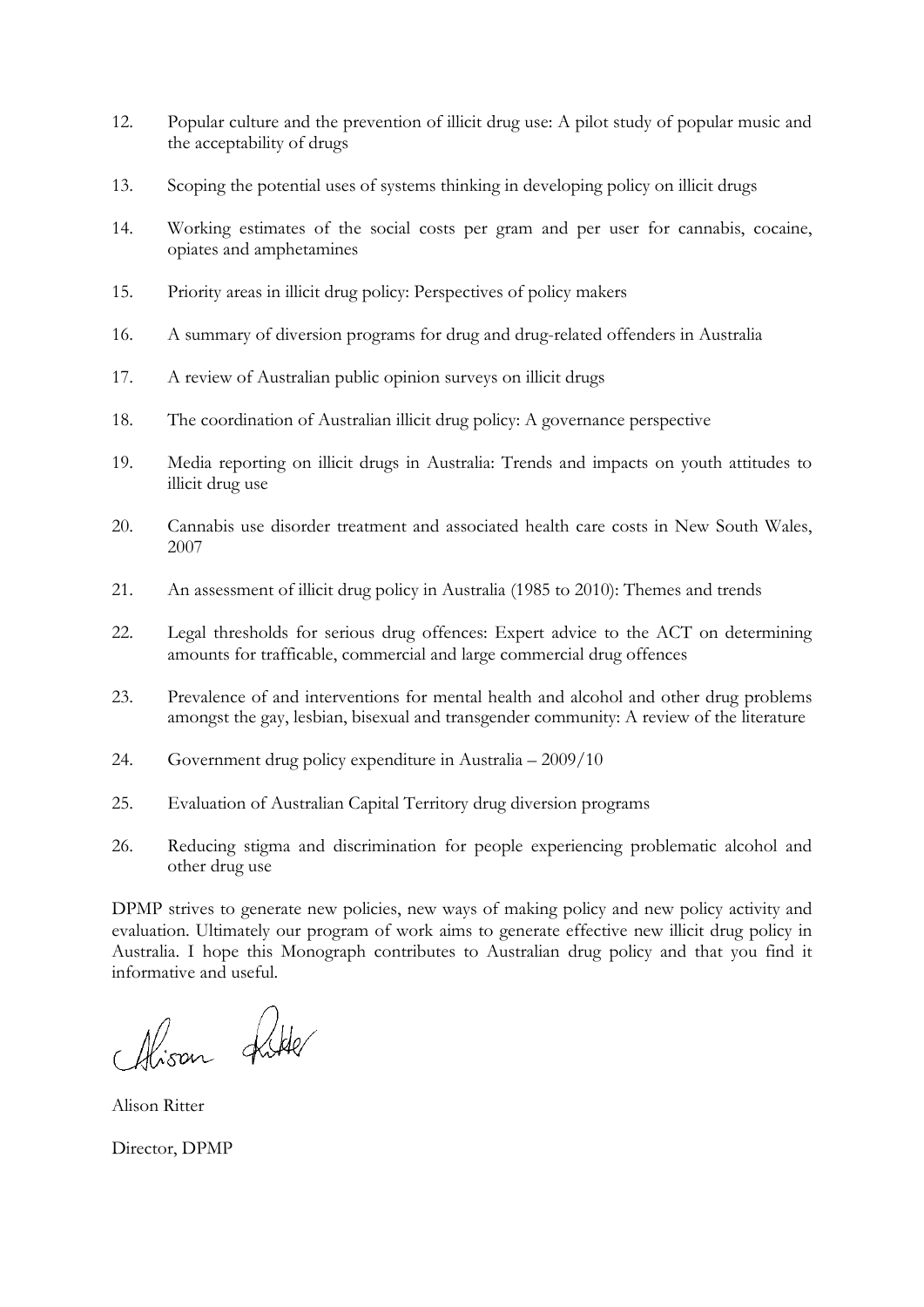12. Popular culture and the prevention of illicit drug use: A pilot study of popular music and the acceptability of drugs

13. Scoping the potential uses of systems thinking in developing policy on illicit drugs

14. Working estimates of the social costs per gram and per user for cannabis, cocaine, opiates and amphetamines

15. Priority areas in illicit drug policy: Perspectives of policy makers

16. A summary of diversion programs for drug and drug-related offenders in Australia

17. A review of Australian public opinion surveys on illicit drugs

18. The coordination of Australian illicit drug policy: A governance perspective

19. Media reporting on illicit drugs in Australia: Trends and impacts on youth attitudes to illicit drug use

20. Cannabis use disorder treatment and associated health care costs in New South Wales, 2007

21. An assessment of illicit drug policy in Australia (1985 to 2010): Themes and trends

22. Legal thresholds for serious drug offences: Expert advice to the ACT on determining amounts for trafficable, commercial and large commercial drug offences

23. Prevalence of and interventions for mental health and alcohol and other drug problems amongst the gay, lesbian, bisexual and transgender community: A review of the literature

24. Government drug policy expenditure in Australia – 2009/10

25. Evaluation of Australian Capital Territory drug diversion programs

26. Reducing stigma and discrimination for people experiencing problematic alcohol and other drug use

DPMP strives to generate new policies, new ways of making policy and new policy activity and evaluation. Ultimately our program of work aims to generate effective new illicit drug policy in Australia. I hope this Monograph contributes to Australian drug policy and that you find it informative and useful.

Alison Ritter

Director, DPMP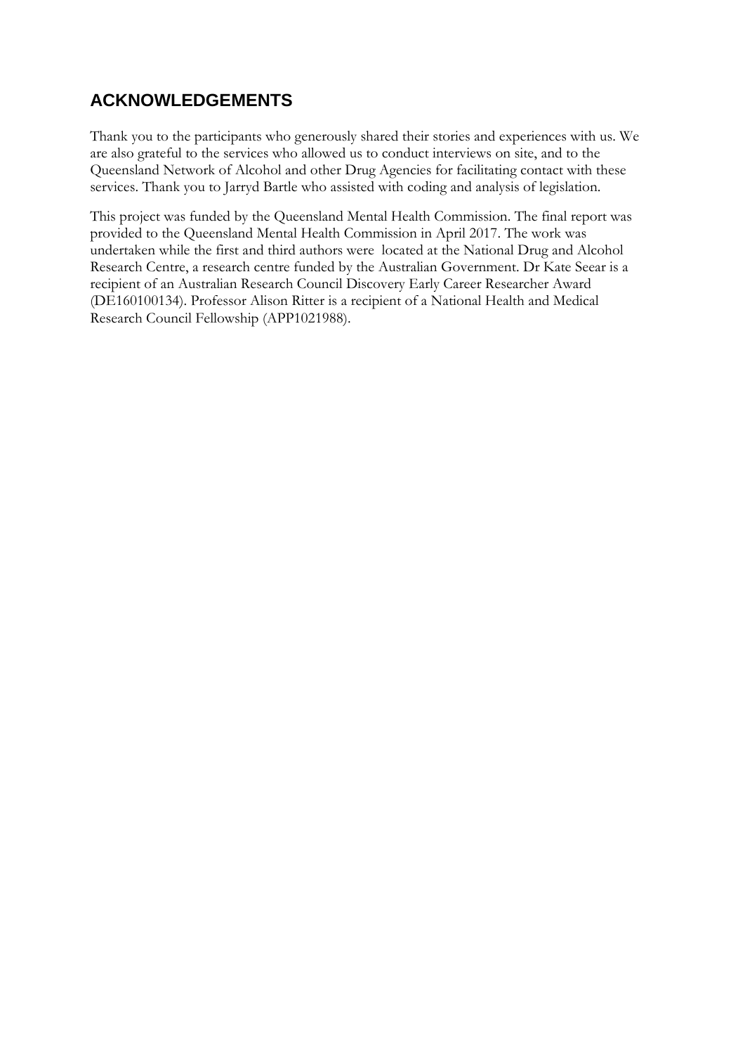## ACKNOWLEDGEMENTS

Thank you to the participants who generously shared their stories and experiences with us. We are also grateful to the services who allowed us to conduct interviews on site, and to the Queensland Network of Alcohol and other Drug Agencies for facilitating contact with these services. Thank you to Jarryd Bartle who assisted with coding and analysis of legislation.

This project was funded by the Queensland Mental Health Commission. The final report was provided to the Queensland Mental Health Commission in April 2017. The work was undertaken while the first and third authors were located at the National Drug and Alcohol Research Centre, a research centre funded by the Australian Government. Dr Kate Seear is a recipient of an Australian Research Council Discovery Early Career Researcher Award (DE160100134). Professor Alison Ritter is a recipient of a National Health and Medical Research Council Fellowship (APP1021988).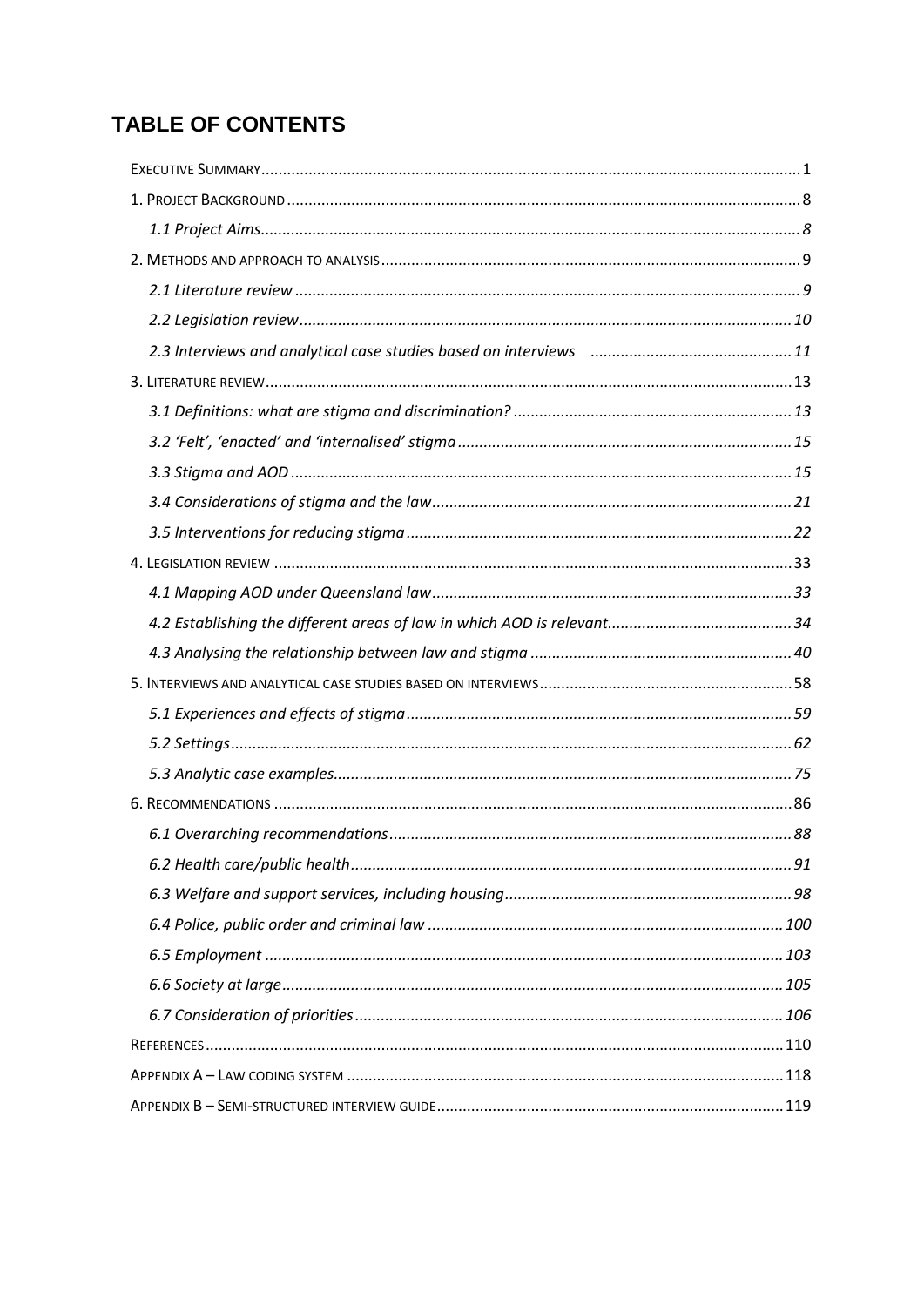# TABLE OF CONTENTS

EXECUTIVE SUMMARY ............................................................ 1

1. PROJECT BACKGROUND ............................................................ 8

   *1.1 Project Aims ............................................................ 8*

2. METHODS AND APPROACH TO ANALYSIS ............................................................ 9

   *2.1 Literature review ............................................................ 9*

   *2.2 Legislation review ............................................................ 10*

   *2.3 Interviews and analytical case studies based on interviews ............................................................ 11*

3. LITERATURE REVIEW ............................................................ 13

   *3.1 Definitions: what are stigma and discrimination? ............................................................ 13*

   *3.2 'Felt', 'enacted' and 'internalised' stigma ............................................................ 15*

   *3.3 Stigma and AOD ............................................................ 15*

   *3.4 Considerations of stigma and the law ............................................................ 21*

   *3.5 Interventions for reducing stigma ............................................................ 22*

4. LEGISLATION REVIEW ............................................................ 33

   *4.1 Mapping AOD under Queensland law ............................................................ 33*

   *4.2 Establishing the different areas of law in which AOD is relevant ............................................................ 34*

   *4.3 Analysing the relationship between law and stigma ............................................................ 40*

5. INTERVIEWS AND ANALYTICAL CASE STUDIES BASED ON INTERVIEWS ............................................................ 58

   *5.1 Experiences and effects of stigma ............................................................ 59*

   *5.2 Settings ............................................................ 62*

   *5.3 Analytic case examples ............................................................ 75*

6. RECOMMENDATIONS ............................................................ 86

   *6.1 Overarching recommendations ............................................................ 88*

   *6.2 Health care/public health ............................................................ 91*

   *6.3 Welfare and support services, including housing ............................................................ 98*

   *6.4 Police, public order and criminal law ............................................................ 100*

   *6.5 Employment ............................................................ 103*

   *6.6 Society at large ............................................................ 105*

   *6.7 Consideration of priorities ............................................................ 106*

REFERENCES ............................................................ 110

APPENDIX A – LAW CODING SYSTEM ............................................................ 118

APPENDIX B – SEMI-STRUCTURED INTERVIEW GUIDE ............................................................ 119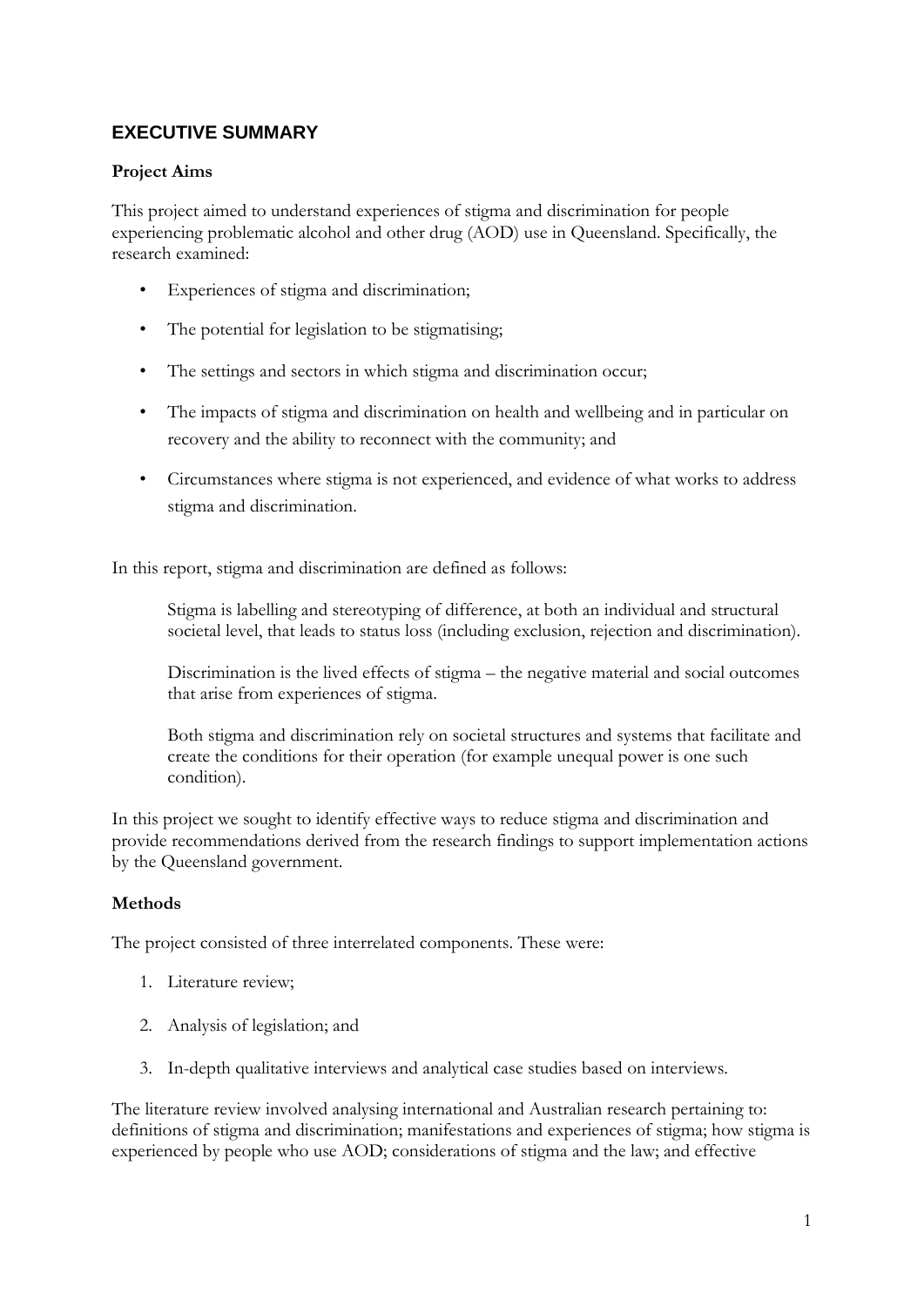## EXECUTIVE SUMMARY

**Project Aims**

This project aimed to understand experiences of stigma and discrimination for people experiencing problematic alcohol and other drug (AOD) use in Queensland. Specifically, the research examined:

- Experiences of stigma and discrimination;
- The potential for legislation to be stigmatising;
- The settings and sectors in which stigma and discrimination occur;
- The impacts of stigma and discrimination on health and wellbeing and in particular on recovery and the ability to reconnect with the community; and
- Circumstances where stigma is not experienced, and evidence of what works to address stigma and discrimination.

In this report, stigma and discrimination are defined as follows:

> Stigma is labelling and stereotyping of difference, at both an individual and structural societal level, that leads to status loss (including exclusion, rejection and discrimination).
>
> Discrimination is the lived effects of stigma – the negative material and social outcomes that arise from experiences of stigma.
>
> Both stigma and discrimination rely on societal structures and systems that facilitate and create the conditions for their operation (for example unequal power is one such condition).

In this project we sought to identify effective ways to reduce stigma and discrimination and provide recommendations derived from the research findings to support implementation actions by the Queensland government.

**Methods**

The project consisted of three interrelated components. These were:

1. Literature review;
2. Analysis of legislation; and
3. In-depth qualitative interviews and analytical case studies based on interviews.

The literature review involved analysing international and Australian research pertaining to: definitions of stigma and discrimination; manifestations and experiences of stigma; how stigma is experienced by people who use AOD; considerations of stigma and the law; and effective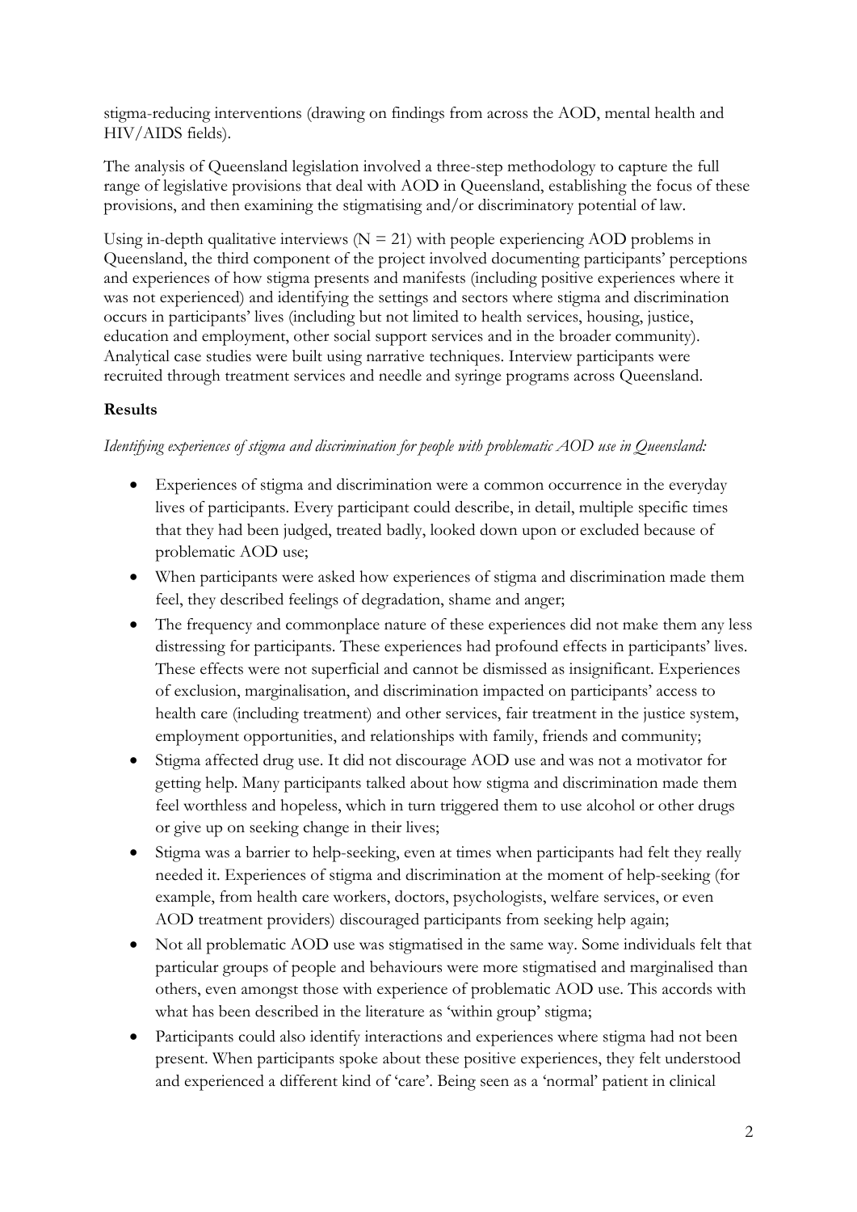stigma-reducing interventions (drawing on findings from across the AOD, mental health and HIV/AIDS fields).

The analysis of Queensland legislation involved a three-step methodology to capture the full range of legislative provisions that deal with AOD in Queensland, establishing the focus of these provisions, and then examining the stigmatising and/or discriminatory potential of law.

Using in-depth qualitative interviews (N = 21) with people experiencing AOD problems in Queensland, the third component of the project involved documenting participants' perceptions and experiences of how stigma presents and manifests (including positive experiences where it was not experienced) and identifying the settings and sectors where stigma and discrimination occurs in participants' lives (including but not limited to health services, housing, justice, education and employment, other social support services and in the broader community). Analytical case studies were built using narrative techniques. Interview participants were recruited through treatment services and needle and syringe programs across Queensland.

**Results**

*Identifying experiences of stigma and discrimination for people with problematic AOD use in Queensland:*

- Experiences of stigma and discrimination were a common occurrence in the everyday lives of participants. Every participant could describe, in detail, multiple specific times that they had been judged, treated badly, looked down upon or excluded because of problematic AOD use;
- When participants were asked how experiences of stigma and discrimination made them feel, they described feelings of degradation, shame and anger;
- The frequency and commonplace nature of these experiences did not make them any less distressing for participants. These experiences had profound effects in participants' lives. These effects were not superficial and cannot be dismissed as insignificant. Experiences of exclusion, marginalisation, and discrimination impacted on participants' access to health care (including treatment) and other services, fair treatment in the justice system, employment opportunities, and relationships with family, friends and community;
- Stigma affected drug use. It did not discourage AOD use and was not a motivator for getting help. Many participants talked about how stigma and discrimination made them feel worthless and hopeless, which in turn triggered them to use alcohol or other drugs or give up on seeking change in their lives;
- Stigma was a barrier to help-seeking, even at times when participants had felt they really needed it. Experiences of stigma and discrimination at the moment of help-seeking (for example, from health care workers, doctors, psychologists, welfare services, or even AOD treatment providers) discouraged participants from seeking help again;
- Not all problematic AOD use was stigmatised in the same way. Some individuals felt that particular groups of people and behaviours were more stigmatised and marginalised than others, even amongst those with experience of problematic AOD use. This accords with what has been described in the literature as 'within group' stigma;
- Participants could also identify interactions and experiences where stigma had not been present. When participants spoke about these positive experiences, they felt understood and experienced a different kind of 'care'. Being seen as a 'normal' patient in clinical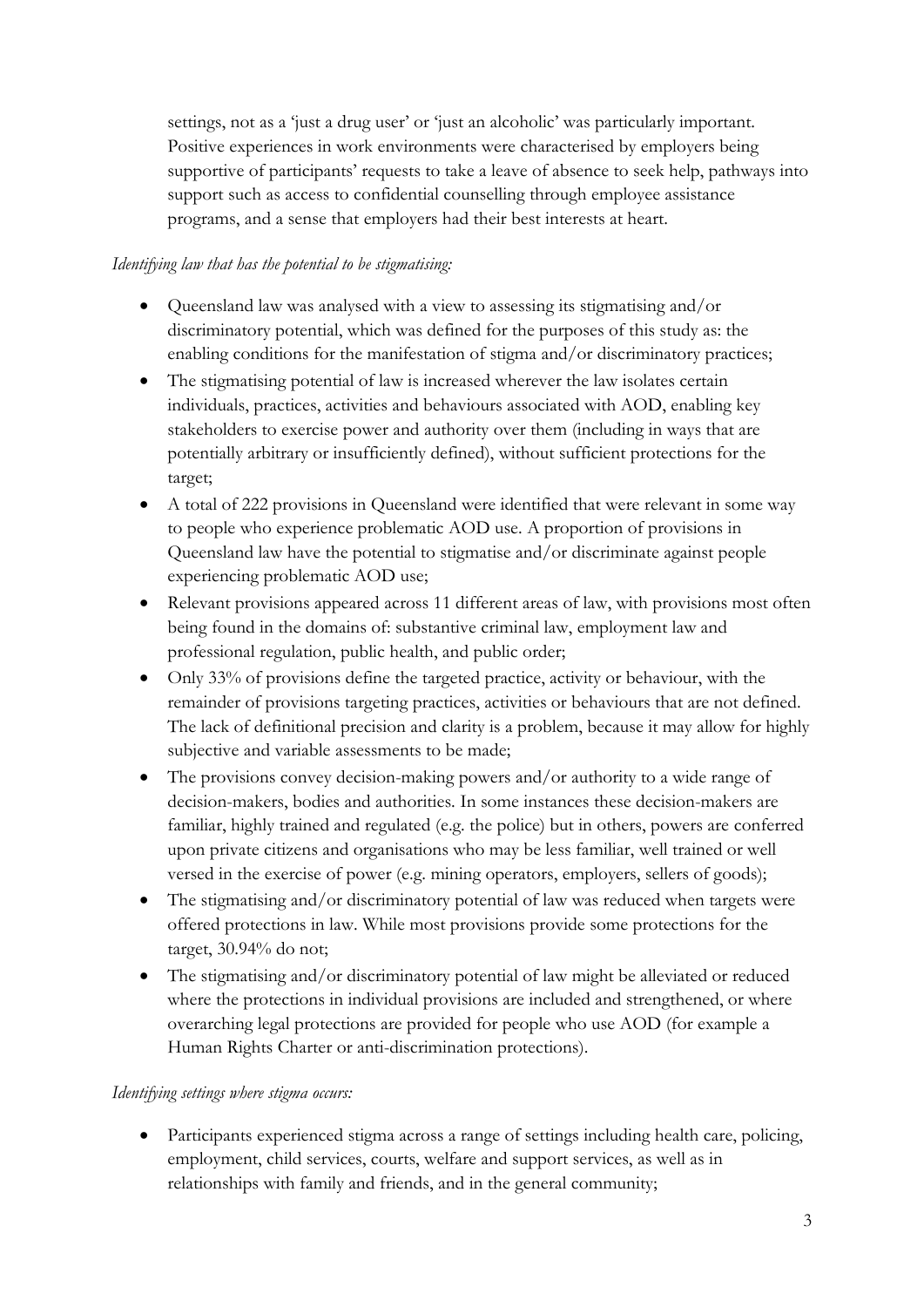settings, not as a 'just a drug user' or 'just an alcoholic' was particularly important. Positive experiences in work environments were characterised by employers being supportive of participants' requests to take a leave of absence to seek help, pathways into support such as access to confidential counselling through employee assistance programs, and a sense that employers had their best interests at heart.

*Identifying law that has the potential to be stigmatising:*

- Queensland law was analysed with a view to assessing its stigmatising and/or discriminatory potential, which was defined for the purposes of this study as: the enabling conditions for the manifestation of stigma and/or discriminatory practices;
- The stigmatising potential of law is increased wherever the law isolates certain individuals, practices, activities and behaviours associated with AOD, enabling key stakeholders to exercise power and authority over them (including in ways that are potentially arbitrary or insufficiently defined), without sufficient protections for the target;
- A total of 222 provisions in Queensland were identified that were relevant in some way to people who experience problematic AOD use. A proportion of provisions in Queensland law have the potential to stigmatise and/or discriminate against people experiencing problematic AOD use;
- Relevant provisions appeared across 11 different areas of law, with provisions most often being found in the domains of: substantive criminal law, employment law and professional regulation, public health, and public order;
- Only 33% of provisions define the targeted practice, activity or behaviour, with the remainder of provisions targeting practices, activities or behaviours that are not defined. The lack of definitional precision and clarity is a problem, because it may allow for highly subjective and variable assessments to be made;
- The provisions convey decision-making powers and/or authority to a wide range of decision-makers, bodies and authorities. In some instances these decision-makers are familiar, highly trained and regulated (e.g. the police) but in others, powers are conferred upon private citizens and organisations who may be less familiar, well trained or well versed in the exercise of power (e.g. mining operators, employers, sellers of goods);
- The stigmatising and/or discriminatory potential of law was reduced when targets were offered protections in law. While most provisions provide some protections for the target, 30.94% do not;
- The stigmatising and/or discriminatory potential of law might be alleviated or reduced where the protections in individual provisions are included and strengthened, or where overarching legal protections are provided for people who use AOD (for example a Human Rights Charter or anti-discrimination protections).

*Identifying settings where stigma occurs:*

- Participants experienced stigma across a range of settings including health care, policing, employment, child services, courts, welfare and support services, as well as in relationships with family and friends, and in the general community;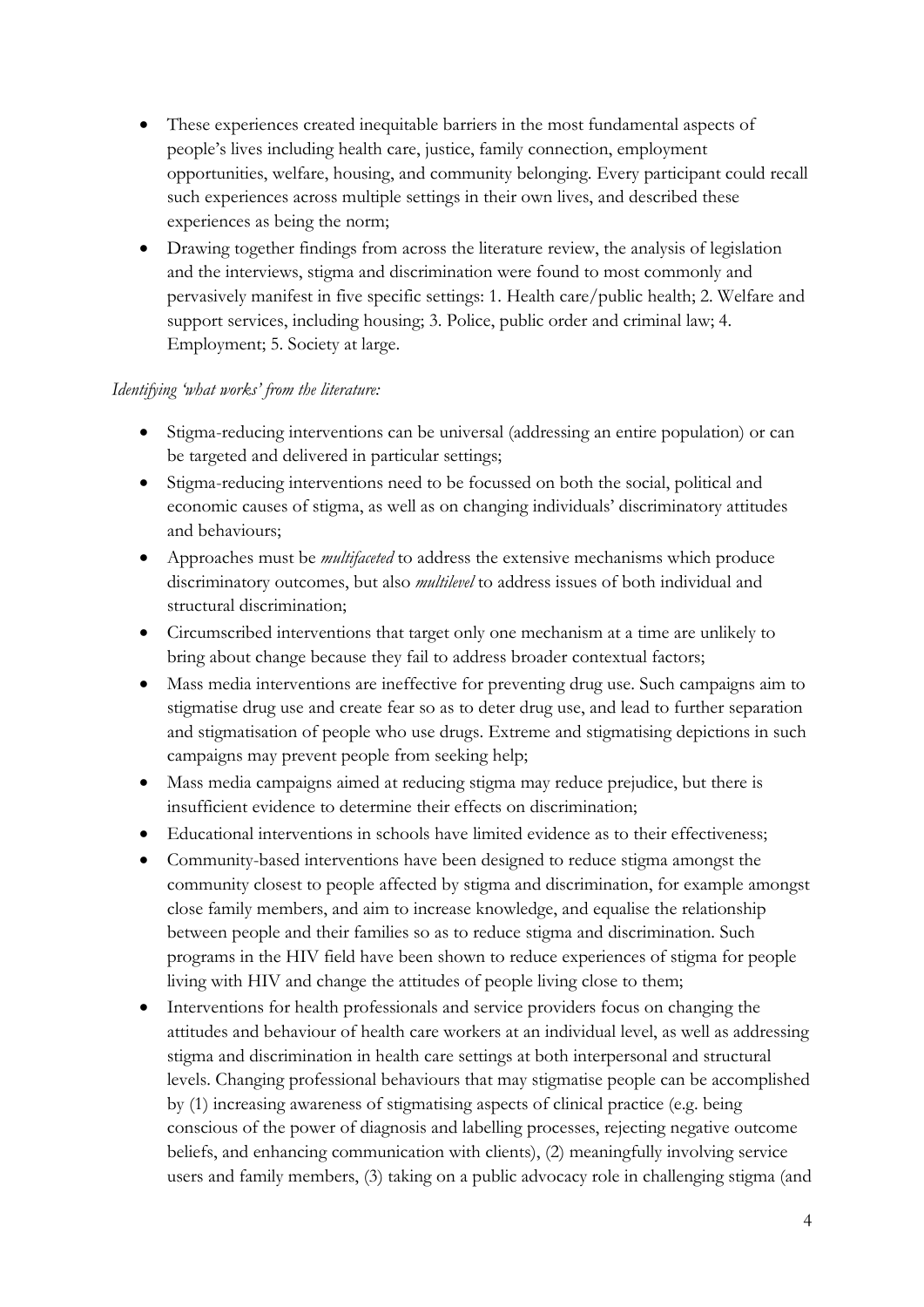- These experiences created inequitable barriers in the most fundamental aspects of people's lives including health care, justice, family connection, employment opportunities, welfare, housing, and community belonging. Every participant could recall such experiences across multiple settings in their own lives, and described these experiences as being the norm;
- Drawing together findings from across the literature review, the analysis of legislation and the interviews, stigma and discrimination were found to most commonly and pervasively manifest in five specific settings: 1. Health care/public health; 2. Welfare and support services, including housing; 3. Police, public order and criminal law; 4. Employment; 5. Society at large.

*Identifying 'what works' from the literature:*

- Stigma-reducing interventions can be universal (addressing an entire population) or can be targeted and delivered in particular settings;
- Stigma-reducing interventions need to be focussed on both the social, political and economic causes of stigma, as well as on changing individuals' discriminatory attitudes and behaviours;
- Approaches must be *multifaceted* to address the extensive mechanisms which produce discriminatory outcomes, but also *multilevel* to address issues of both individual and structural discrimination;
- Circumscribed interventions that target only one mechanism at a time are unlikely to bring about change because they fail to address broader contextual factors;
- Mass media interventions are ineffective for preventing drug use. Such campaigns aim to stigmatise drug use and create fear so as to deter drug use, and lead to further separation and stigmatisation of people who use drugs. Extreme and stigmatising depictions in such campaigns may prevent people from seeking help;
- Mass media campaigns aimed at reducing stigma may reduce prejudice, but there is insufficient evidence to determine their effects on discrimination;
- Educational interventions in schools have limited evidence as to their effectiveness;
- Community-based interventions have been designed to reduce stigma amongst the community closest to people affected by stigma and discrimination, for example amongst close family members, and aim to increase knowledge, and equalise the relationship between people and their families so as to reduce stigma and discrimination. Such programs in the HIV field have been shown to reduce experiences of stigma for people living with HIV and change the attitudes of people living close to them;
- Interventions for health professionals and service providers focus on changing the attitudes and behaviour of health care workers at an individual level, as well as addressing stigma and discrimination in health care settings at both interpersonal and structural levels. Changing professional behaviours that may stigmatise people can be accomplished by (1) increasing awareness of stigmatising aspects of clinical practice (e.g. being conscious of the power of diagnosis and labelling processes, rejecting negative outcome beliefs, and enhancing communication with clients), (2) meaningfully involving service users and family members, (3) taking on a public advocacy role in challenging stigma (and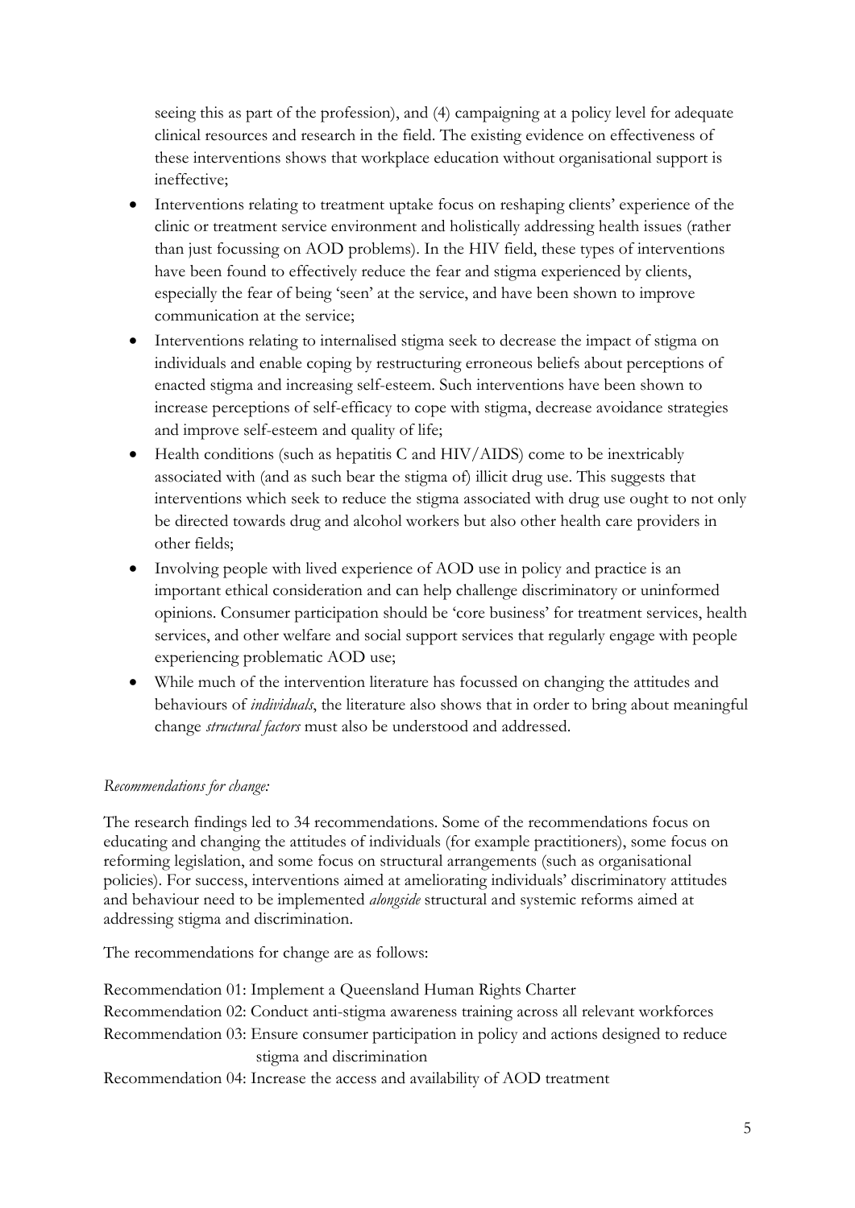seeing this as part of the profession), and (4) campaigning at a policy level for adequate clinical resources and research in the field. The existing evidence on effectiveness of these interventions shows that workplace education without organisational support is ineffective;

- Interventions relating to treatment uptake focus on reshaping clients' experience of the clinic or treatment service environment and holistically addressing health issues (rather than just focussing on AOD problems). In the HIV field, these types of interventions have been found to effectively reduce the fear and stigma experienced by clients, especially the fear of being 'seen' at the service, and have been shown to improve communication at the service;
- Interventions relating to internalised stigma seek to decrease the impact of stigma on individuals and enable coping by restructuring erroneous beliefs about perceptions of enacted stigma and increasing self-esteem. Such interventions have been shown to increase perceptions of self-efficacy to cope with stigma, decrease avoidance strategies and improve self-esteem and quality of life;
- Health conditions (such as hepatitis C and HIV/AIDS) come to be inextricably associated with (and as such bear the stigma of) illicit drug use. This suggests that interventions which seek to reduce the stigma associated with drug use ought to not only be directed towards drug and alcohol workers but also other health care providers in other fields;
- Involving people with lived experience of AOD use in policy and practice is an important ethical consideration and can help challenge discriminatory or uninformed opinions. Consumer participation should be 'core business' for treatment services, health services, and other welfare and social support services that regularly engage with people experiencing problematic AOD use;
- While much of the intervention literature has focussed on changing the attitudes and behaviours of *individuals*, the literature also shows that in order to bring about meaningful change *structural factors* must also be understood and addressed.

*Recommendations for change:*

The research findings led to 34 recommendations. Some of the recommendations focus on educating and changing the attitudes of individuals (for example practitioners), some focus on reforming legislation, and some focus on structural arrangements (such as organisational policies). For success, interventions aimed at ameliorating individuals' discriminatory attitudes and behaviour need to be implemented *alongside* structural and systemic reforms aimed at addressing stigma and discrimination.

The recommendations for change are as follows:

Recommendation 01: Implement a Queensland Human Rights Charter
Recommendation 02: Conduct anti-stigma awareness training across all relevant workforces
Recommendation 03: Ensure consumer participation in policy and actions designed to reduce stigma and discrimination
Recommendation 04: Increase the access and availability of AOD treatment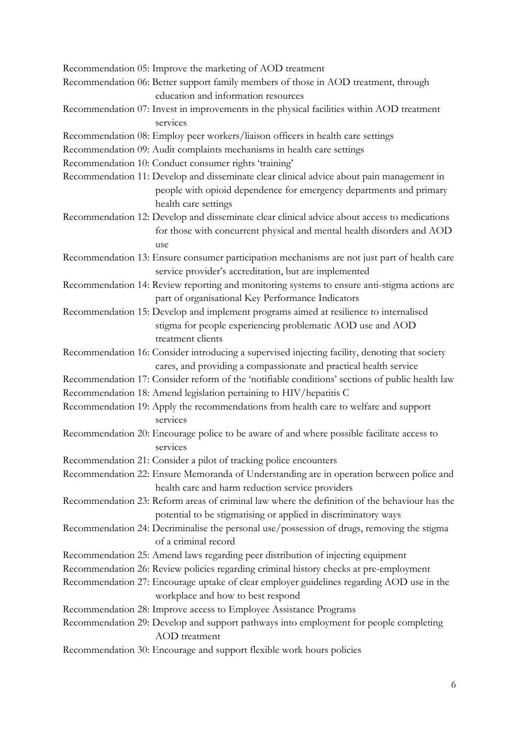Recommendation 05: Improve the marketing of AOD treatment

Recommendation 06: Better support family members of those in AOD treatment, through education and information resources

Recommendation 07: Invest in improvements in the physical facilities within AOD treatment services

Recommendation 08: Employ peer workers/liaison officers in health care settings

Recommendation 09: Audit complaints mechanisms in health care settings

Recommendation 10: Conduct consumer rights 'training'

Recommendation 11: Develop and disseminate clear clinical advice about pain management in people with opioid dependence for emergency departments and primary health care settings

Recommendation 12: Develop and disseminate clear clinical advice about access to medications for those with concurrent physical and mental health disorders and AOD use

Recommendation 13: Ensure consumer participation mechanisms are not just part of health care service provider's accreditation, but are implemented

Recommendation 14: Review reporting and monitoring systems to ensure anti-stigma actions are part of organisational Key Performance Indicators

Recommendation 15: Develop and implement programs aimed at resilience to internalised stigma for people experiencing problematic AOD use and AOD treatment clients

Recommendation 16: Consider introducing a supervised injecting facility, denoting that society cares, and providing a compassionate and practical health service

Recommendation 17: Consider reform of the 'notifiable conditions' sections of public health law

Recommendation 18: Amend legislation pertaining to HIV/hepatitis C

Recommendation 19: Apply the recommendations from health care to welfare and support services

Recommendation 20: Encourage police to be aware of and where possible facilitate access to services

Recommendation 21: Consider a pilot of tracking police encounters

Recommendation 22: Ensure Memoranda of Understanding are in operation between police and health care and harm reduction service providers

Recommendation 23: Reform areas of criminal law where the definition of the behaviour has the potential to be stigmatising or applied in discriminatory ways

Recommendation 24: Decriminalise the personal use/possession of drugs, removing the stigma of a criminal record

Recommendation 25: Amend laws regarding peer distribution of injecting equipment

Recommendation 26: Review policies regarding criminal history checks at pre-employment

Recommendation 27: Encourage uptake of clear employer guidelines regarding AOD use in the workplace and how to best respond

Recommendation 28: Improve access to Employee Assistance Programs

Recommendation 29: Develop and support pathways into employment for people completing AOD treatment

Recommendation 30: Encourage and support flexible work hours policies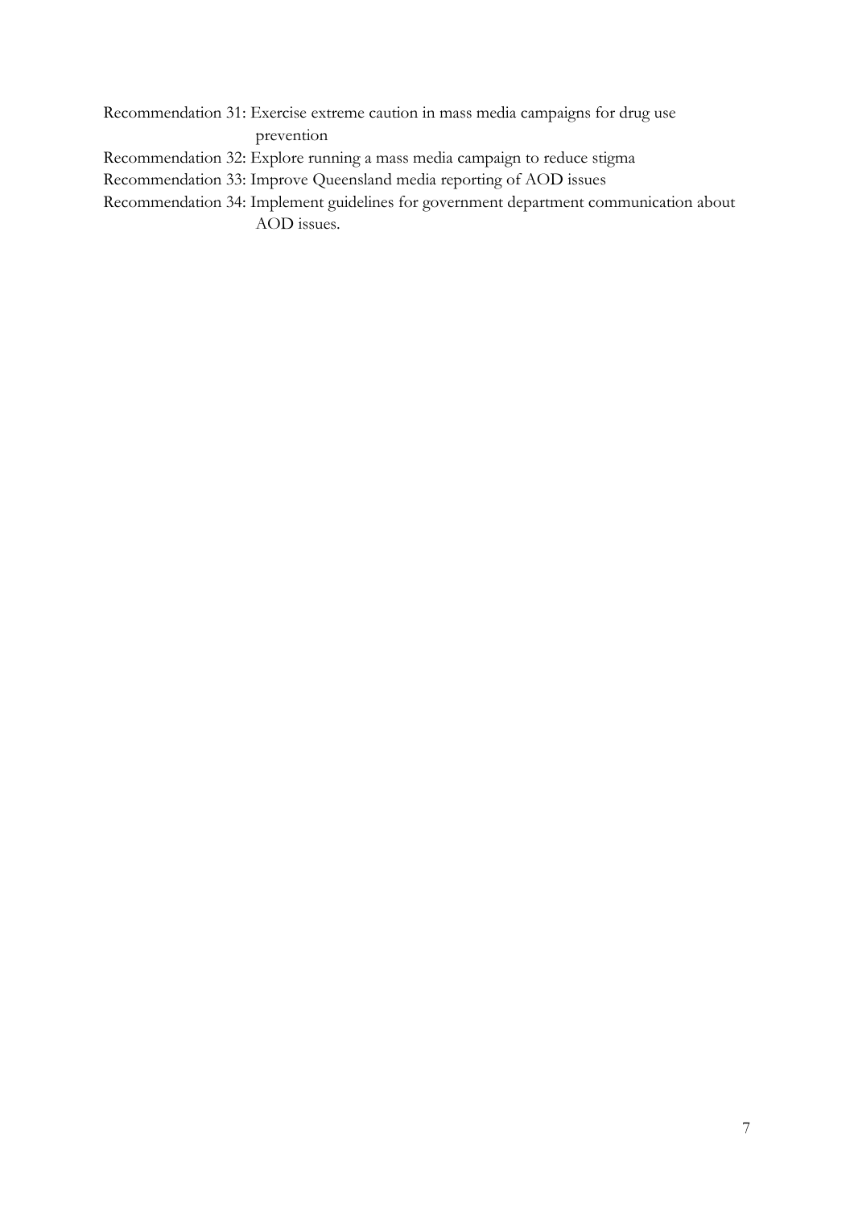Recommendation 31: Exercise extreme caution in mass media campaigns for drug use prevention

Recommendation 32: Explore running a mass media campaign to reduce stigma

Recommendation 33: Improve Queensland media reporting of AOD issues

Recommendation 34: Implement guidelines for government department communication about AOD issues.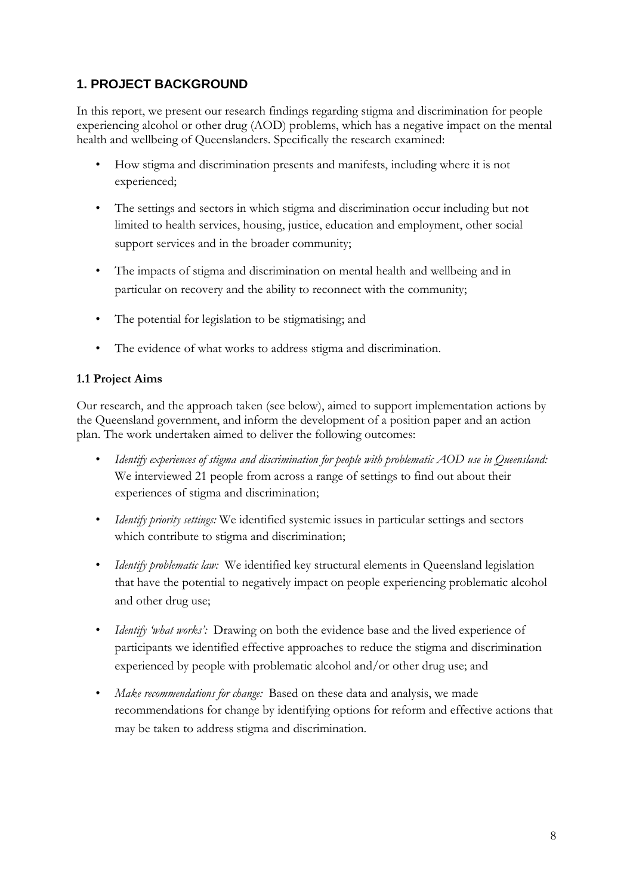## 1. PROJECT BACKGROUND

In this report, we present our research findings regarding stigma and discrimination for people experiencing alcohol or other drug (AOD) problems, which has a negative impact on the mental health and wellbeing of Queenslanders. Specifically the research examined:

- How stigma and discrimination presents and manifests, including where it is not experienced;
- The settings and sectors in which stigma and discrimination occur including but not limited to health services, housing, justice, education and employment, other social support services and in the broader community;
- The impacts of stigma and discrimination on mental health and wellbeing and in particular on recovery and the ability to reconnect with the community;
- The potential for legislation to be stigmatising; and
- The evidence of what works to address stigma and discrimination.

### 1.1 Project Aims

Our research, and the approach taken (see below), aimed to support implementation actions by the Queensland government, and inform the development of a position paper and an action plan. The work undertaken aimed to deliver the following outcomes:

- *Identify experiences of stigma and discrimination for people with problematic AOD use in Queensland:* We interviewed 21 people from across a range of settings to find out about their experiences of stigma and discrimination;
- *Identify priority settings:* We identified systemic issues in particular settings and sectors which contribute to stigma and discrimination;
- *Identify problematic law:* We identified key structural elements in Queensland legislation that have the potential to negatively impact on people experiencing problematic alcohol and other drug use;
- *Identify 'what works':* Drawing on both the evidence base and the lived experience of participants we identified effective approaches to reduce the stigma and discrimination experienced by people with problematic alcohol and/or other drug use; and
- *Make recommendations for change:* Based on these data and analysis, we made recommendations for change by identifying options for reform and effective actions that may be taken to address stigma and discrimination.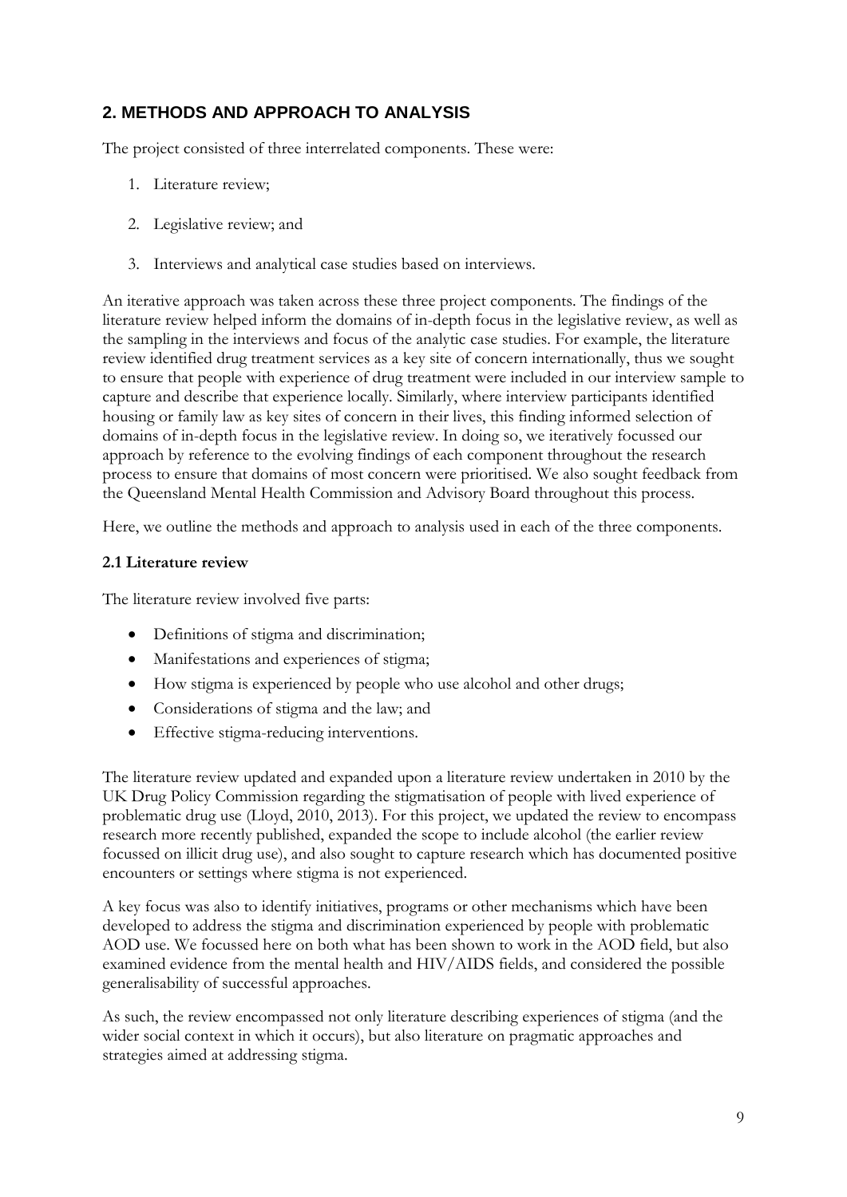## 2. METHODS AND APPROACH TO ANALYSIS

The project consisted of three interrelated components. These were:

1. Literature review;
2. Legislative review; and
3. Interviews and analytical case studies based on interviews.

An iterative approach was taken across these three project components. The findings of the literature review helped inform the domains of in-depth focus in the legislative review, as well as the sampling in the interviews and focus of the analytic case studies. For example, the literature review identified drug treatment services as a key site of concern internationally, thus we sought to ensure that people with experience of drug treatment were included in our interview sample to capture and describe that experience locally. Similarly, where interview participants identified housing or family law as key sites of concern in their lives, this finding informed selection of domains of in-depth focus in the legislative review. In doing so, we iteratively focussed our approach by reference to the evolving findings of each component throughout the research process to ensure that domains of most concern were prioritised. We also sought feedback from the Queensland Mental Health Commission and Advisory Board throughout this process.

Here, we outline the methods and approach to analysis used in each of the three components.

### 2.1 Literature review

The literature review involved five parts:

- Definitions of stigma and discrimination;
- Manifestations and experiences of stigma;
- How stigma is experienced by people who use alcohol and other drugs;
- Considerations of stigma and the law; and
- Effective stigma-reducing interventions.

The literature review updated and expanded upon a literature review undertaken in 2010 by the UK Drug Policy Commission regarding the stigmatisation of people with lived experience of problematic drug use (Lloyd, 2010, 2013). For this project, we updated the review to encompass research more recently published, expanded the scope to include alcohol (the earlier review focussed on illicit drug use), and also sought to capture research which has documented positive encounters or settings where stigma is not experienced.

A key focus was also to identify initiatives, programs or other mechanisms which have been developed to address the stigma and discrimination experienced by people with problematic AOD use. We focussed here on both what has been shown to work in the AOD field, but also examined evidence from the mental health and HIV/AIDS fields, and considered the possible generalisability of successful approaches.

As such, the review encompassed not only literature describing experiences of stigma (and the wider social context in which it occurs), but also literature on pragmatic approaches and strategies aimed at addressing stigma.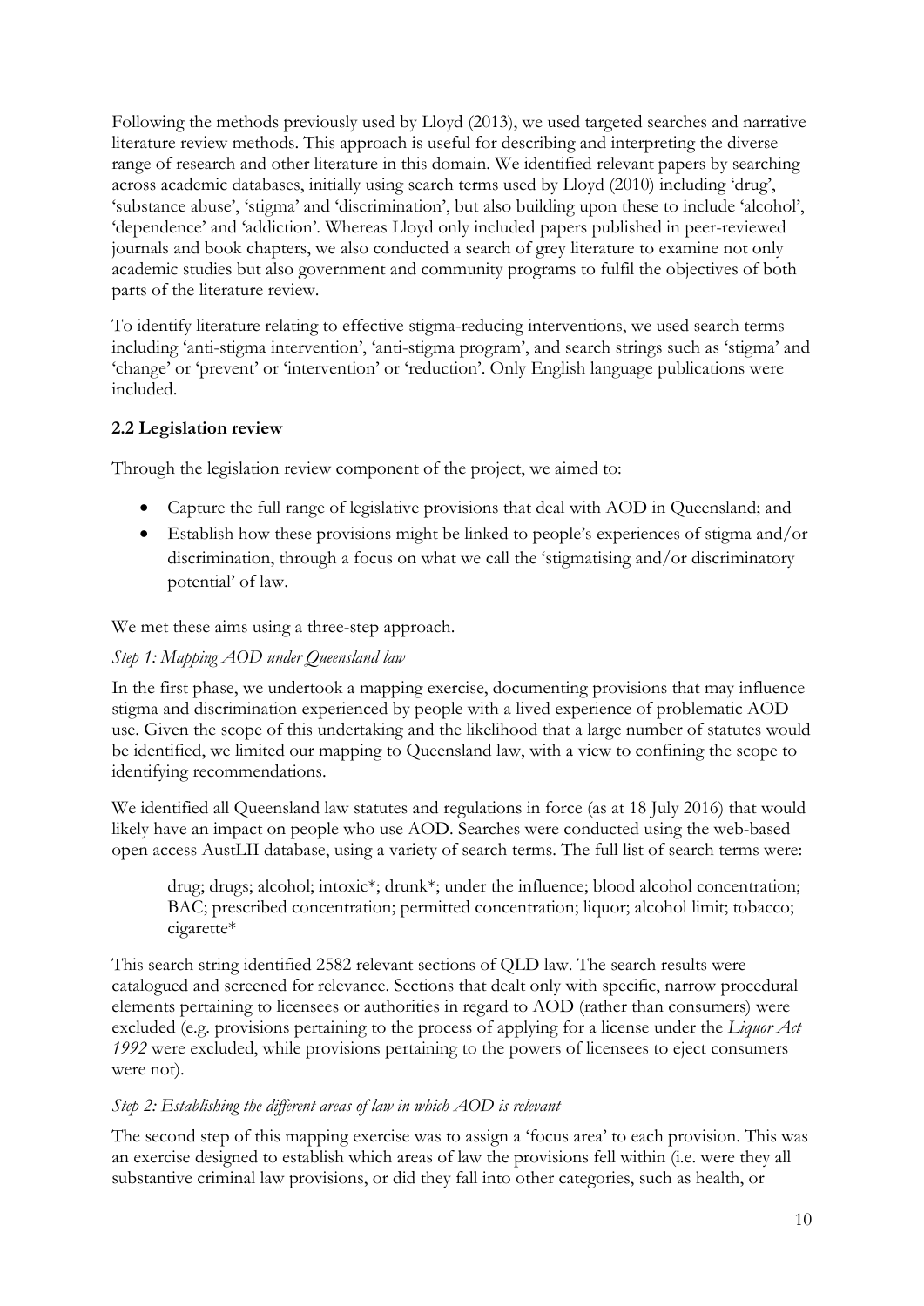Following the methods previously used by Lloyd (2013), we used targeted searches and narrative literature review methods. This approach is useful for describing and interpreting the diverse range of research and other literature in this domain. We identified relevant papers by searching across academic databases, initially using search terms used by Lloyd (2010) including 'drug', 'substance abuse', 'stigma' and 'discrimination', but also building upon these to include 'alcohol', 'dependence' and 'addiction'. Whereas Lloyd only included papers published in peer-reviewed journals and book chapters, we also conducted a search of grey literature to examine not only academic studies but also government and community programs to fulfil the objectives of both parts of the literature review.

To identify literature relating to effective stigma-reducing interventions, we used search terms including 'anti-stigma intervention', 'anti-stigma program', and search strings such as 'stigma' and 'change' or 'prevent' or 'intervention' or 'reduction'. Only English language publications were included.

### 2.2 Legislation review

Through the legislation review component of the project, we aimed to:

- Capture the full range of legislative provisions that deal with AOD in Queensland; and
- Establish how these provisions might be linked to people's experiences of stigma and/or discrimination, through a focus on what we call the 'stigmatising and/or discriminatory potential' of law.

We met these aims using a three-step approach.

*Step 1: Mapping AOD under Queensland law*

In the first phase, we undertook a mapping exercise, documenting provisions that may influence stigma and discrimination experienced by people with a lived experience of problematic AOD use. Given the scope of this undertaking and the likelihood that a large number of statutes would be identified, we limited our mapping to Queensland law, with a view to confining the scope to identifying recommendations.

We identified all Queensland law statutes and regulations in force (as at 18 July 2016) that would likely have an impact on people who use AOD. Searches were conducted using the web-based open access AustLII database, using a variety of search terms. The full list of search terms were:

> drug; drugs; alcohol; intoxic*; drunk*; under the influence; blood alcohol concentration; BAC; prescribed concentration; permitted concentration; liquor; alcohol limit; tobacco; cigarette*

This search string identified 2582 relevant sections of QLD law. The search results were catalogued and screened for relevance. Sections that dealt only with specific, narrow procedural elements pertaining to licensees or authorities in regard to AOD (rather than consumers) were excluded (e.g. provisions pertaining to the process of applying for a license under the *Liquor Act 1992* were excluded, while provisions pertaining to the powers of licensees to eject consumers were not).

*Step 2: Establishing the different areas of law in which AOD is relevant*

The second step of this mapping exercise was to assign a 'focus area' to each provision. This was an exercise designed to establish which areas of law the provisions fell within (i.e. were they all substantive criminal law provisions, or did they fall into other categories, such as health, or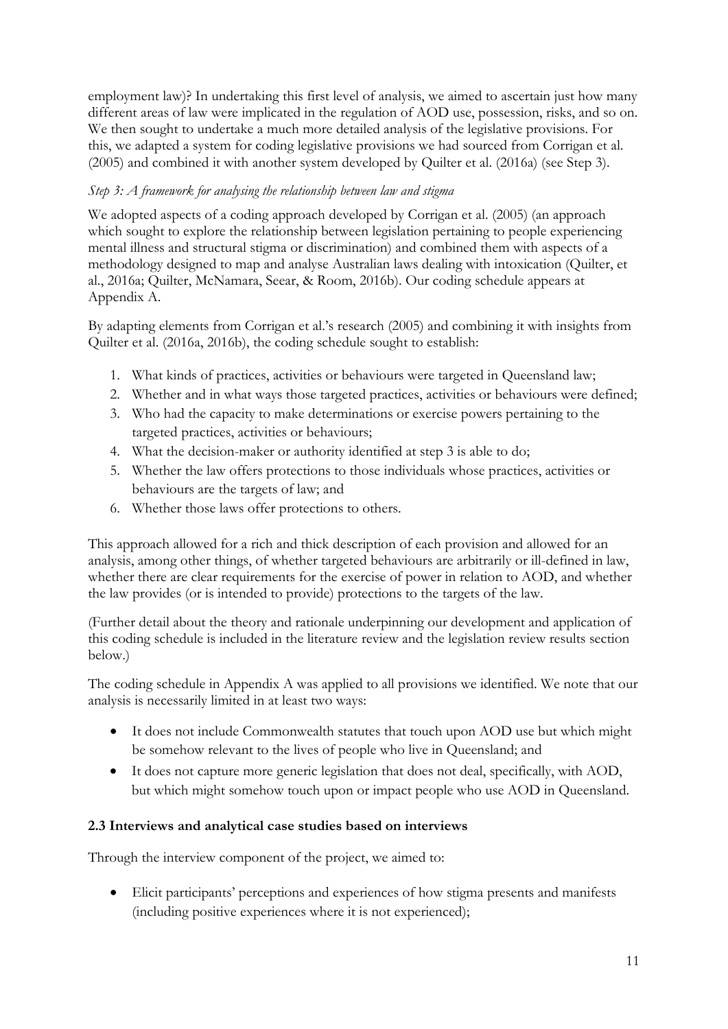employment law)? In undertaking this first level of analysis, we aimed to ascertain just how many different areas of law were implicated in the regulation of AOD use, possession, risks, and so on. We then sought to undertake a much more detailed analysis of the legislative provisions. For this, we adapted a system for coding legislative provisions we had sourced from Corrigan et al. (2005) and combined it with another system developed by Quilter et al. (2016a) (see Step 3).

*Step 3: A framework for analysing the relationship between law and stigma*

We adopted aspects of a coding approach developed by Corrigan et al. (2005) (an approach which sought to explore the relationship between legislation pertaining to people experiencing mental illness and structural stigma or discrimination) and combined them with aspects of a methodology designed to map and analyse Australian laws dealing with intoxication (Quilter, et al., 2016a; Quilter, McNamara, Seear, & Room, 2016b). Our coding schedule appears at Appendix A.

By adapting elements from Corrigan et al.'s research (2005) and combining it with insights from Quilter et al. (2016a, 2016b), the coding schedule sought to establish:

1. What kinds of practices, activities or behaviours were targeted in Queensland law;
2. Whether and in what ways those targeted practices, activities or behaviours were defined;
3. Who had the capacity to make determinations or exercise powers pertaining to the targeted practices, activities or behaviours;
4. What the decision-maker or authority identified at step 3 is able to do;
5. Whether the law offers protections to those individuals whose practices, activities or behaviours are the targets of law; and
6. Whether those laws offer protections to others.

This approach allowed for a rich and thick description of each provision and allowed for an analysis, among other things, of whether targeted behaviours are arbitrarily or ill-defined in law, whether there are clear requirements for the exercise of power in relation to AOD, and whether the law provides (or is intended to provide) protections to the targets of the law.

(Further detail about the theory and rationale underpinning our development and application of this coding schedule is included in the literature review and the legislation review results section below.)

The coding schedule in Appendix A was applied to all provisions we identified. We note that our analysis is necessarily limited in at least two ways:

- It does not include Commonwealth statutes that touch upon AOD use but which might be somehow relevant to the lives of people who live in Queensland; and
- It does not capture more generic legislation that does not deal, specifically, with AOD, but which might somehow touch upon or impact people who use AOD in Queensland.

**2.3 Interviews and analytical case studies based on interviews**

Through the interview component of the project, we aimed to:

- Elicit participants' perceptions and experiences of how stigma presents and manifests (including positive experiences where it is not experienced);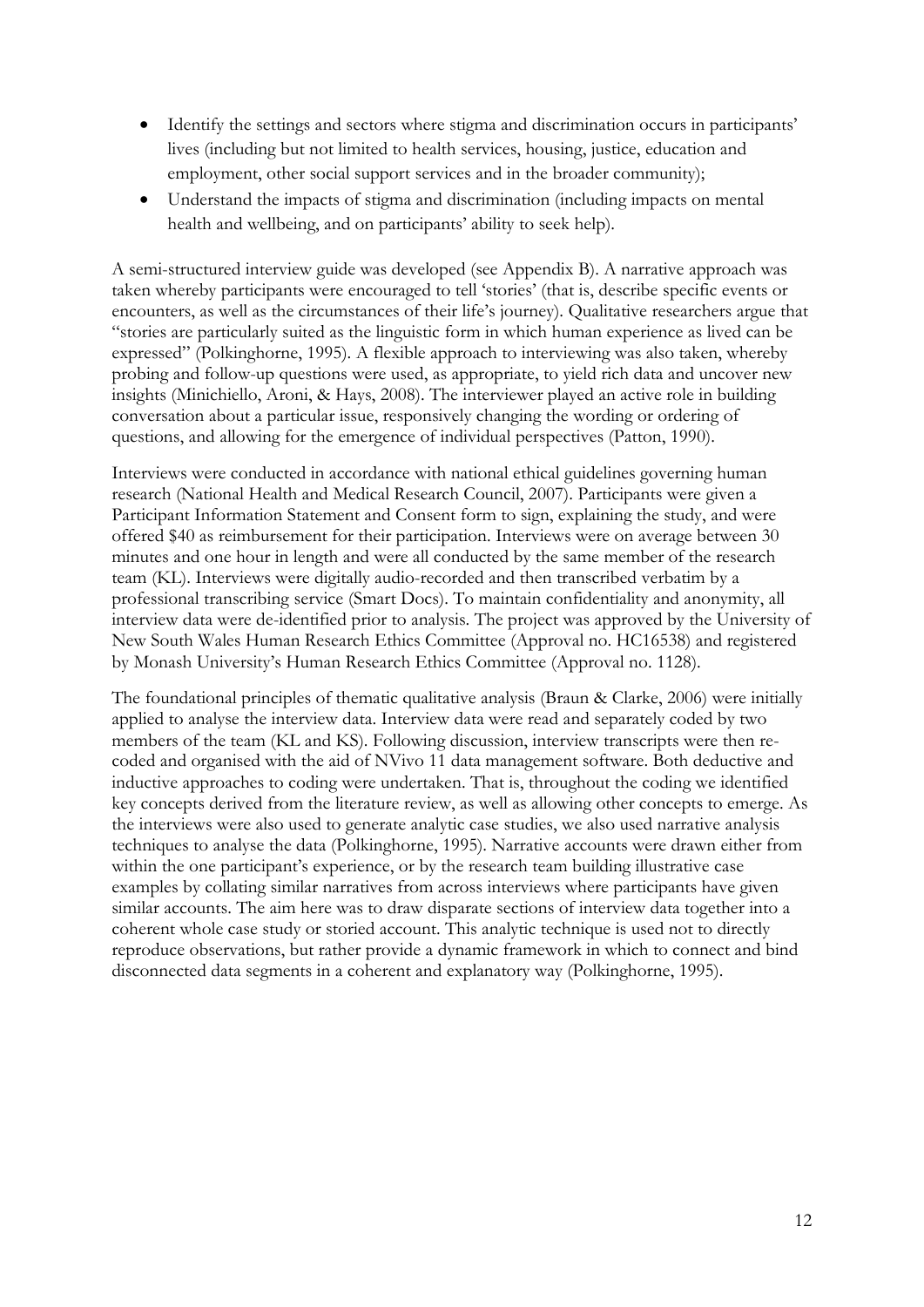- Identify the settings and sectors where stigma and discrimination occurs in participants' lives (including but not limited to health services, housing, justice, education and employment, other social support services and in the broader community);
- Understand the impacts of stigma and discrimination (including impacts on mental health and wellbeing, and on participants' ability to seek help).

A semi-structured interview guide was developed (see Appendix B). A narrative approach was taken whereby participants were encouraged to tell 'stories' (that is, describe specific events or encounters, as well as the circumstances of their life's journey). Qualitative researchers argue that "stories are particularly suited as the linguistic form in which human experience as lived can be expressed" (Polkinghorne, 1995). A flexible approach to interviewing was also taken, whereby probing and follow-up questions were used, as appropriate, to yield rich data and uncover new insights (Minichiello, Aroni, & Hays, 2008). The interviewer played an active role in building conversation about a particular issue, responsively changing the wording or ordering of questions, and allowing for the emergence of individual perspectives (Patton, 1990).

Interviews were conducted in accordance with national ethical guidelines governing human research (National Health and Medical Research Council, 2007). Participants were given a Participant Information Statement and Consent form to sign, explaining the study, and were offered $40 as reimbursement for their participation. Interviews were on average between 30 minutes and one hour in length and were all conducted by the same member of the research team (KL). Interviews were digitally audio-recorded and then transcribed verbatim by a professional transcribing service (Smart Docs). To maintain confidentiality and anonymity, all interview data were de-identified prior to analysis. The project was approved by the University of New South Wales Human Research Ethics Committee (Approval no. HC16538) and registered by Monash University's Human Research Ethics Committee (Approval no. 1128).

The foundational principles of thematic qualitative analysis (Braun & Clarke, 2006) were initially applied to analyse the interview data. Interview data were read and separately coded by two members of the team (KL and KS). Following discussion, interview transcripts were then re-coded and organised with the aid of NVivo 11 data management software. Both deductive and inductive approaches to coding were undertaken. That is, throughout the coding we identified key concepts derived from the literature review, as well as allowing other concepts to emerge. As the interviews were also used to generate analytic case studies, we also used narrative analysis techniques to analyse the data (Polkinghorne, 1995). Narrative accounts were drawn either from within the one participant's experience, or by the research team building illustrative case examples by collating similar narratives from across interviews where participants have given similar accounts. The aim here was to draw disparate sections of interview data together into a coherent whole case study or storied account. This analytic technique is used not to directly reproduce observations, but rather provide a dynamic framework in which to connect and bind disconnected data segments in a coherent and explanatory way (Polkinghorne, 1995).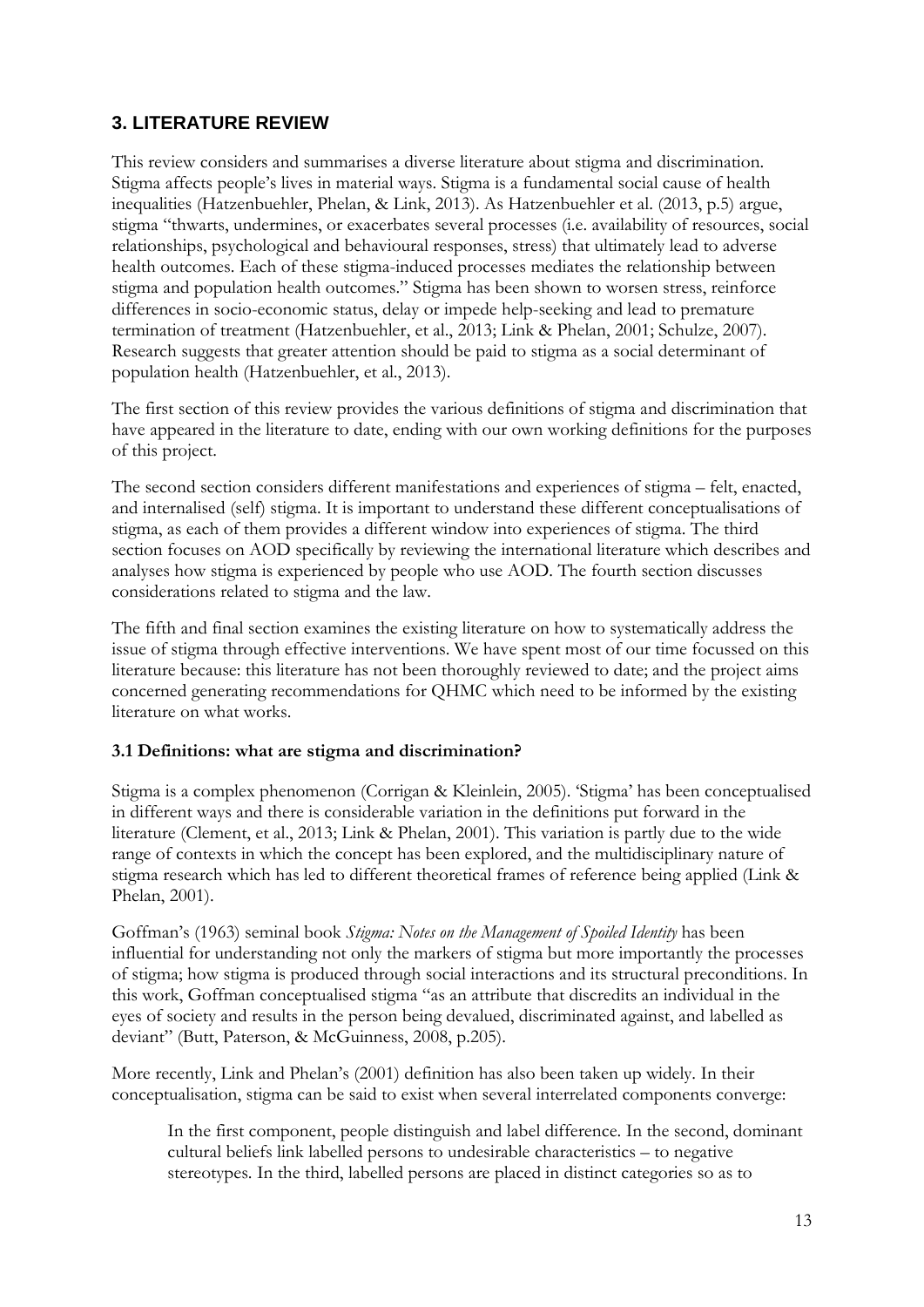## 3. LITERATURE REVIEW

This review considers and summarises a diverse literature about stigma and discrimination. Stigma affects people's lives in material ways. Stigma is a fundamental social cause of health inequalities (Hatzenbuehler, Phelan, & Link, 2013). As Hatzenbuehler et al. (2013, p.5) argue, stigma "thwarts, undermines, or exacerbates several processes (i.e. availability of resources, social relationships, psychological and behavioural responses, stress) that ultimately lead to adverse health outcomes. Each of these stigma-induced processes mediates the relationship between stigma and population health outcomes." Stigma has been shown to worsen stress, reinforce differences in socio-economic status, delay or impede help-seeking and lead to premature termination of treatment (Hatzenbuehler, et al., 2013; Link & Phelan, 2001; Schulze, 2007). Research suggests that greater attention should be paid to stigma as a social determinant of population health (Hatzenbuehler, et al., 2013).

The first section of this review provides the various definitions of stigma and discrimination that have appeared in the literature to date, ending with our own working definitions for the purposes of this project.

The second section considers different manifestations and experiences of stigma – felt, enacted, and internalised (self) stigma. It is important to understand these different conceptualisations of stigma, as each of them provides a different window into experiences of stigma. The third section focuses on AOD specifically by reviewing the international literature which describes and analyses how stigma is experienced by people who use AOD. The fourth section discusses considerations related to stigma and the law.

The fifth and final section examines the existing literature on how to systematically address the issue of stigma through effective interventions. We have spent most of our time focussed on this literature because: this literature has not been thoroughly reviewed to date; and the project aims concerned generating recommendations for QHMC which need to be informed by the existing literature on what works.

### 3.1 Definitions: what are stigma and discrimination?

Stigma is a complex phenomenon (Corrigan & Kleinlein, 2005). 'Stigma' has been conceptualised in different ways and there is considerable variation in the definitions put forward in the literature (Clement, et al., 2013; Link & Phelan, 2001). This variation is partly due to the wide range of contexts in which the concept has been explored, and the multidisciplinary nature of stigma research which has led to different theoretical frames of reference being applied (Link & Phelan, 2001).

Goffman's (1963) seminal book *Stigma: Notes on the Management of Spoiled Identity* has been influential for understanding not only the markers of stigma but more importantly the processes of stigma; how stigma is produced through social interactions and its structural preconditions. In this work, Goffman conceptualised stigma "as an attribute that discredits an individual in the eyes of society and results in the person being devalued, discriminated against, and labelled as deviant" (Butt, Paterson, & McGuinness, 2008, p.205).

More recently, Link and Phelan's (2001) definition has also been taken up widely. In their conceptualisation, stigma can be said to exist when several interrelated components converge:

> In the first component, people distinguish and label difference. In the second, dominant cultural beliefs link labelled persons to undesirable characteristics – to negative stereotypes. In the third, labelled persons are placed in distinct categories so as to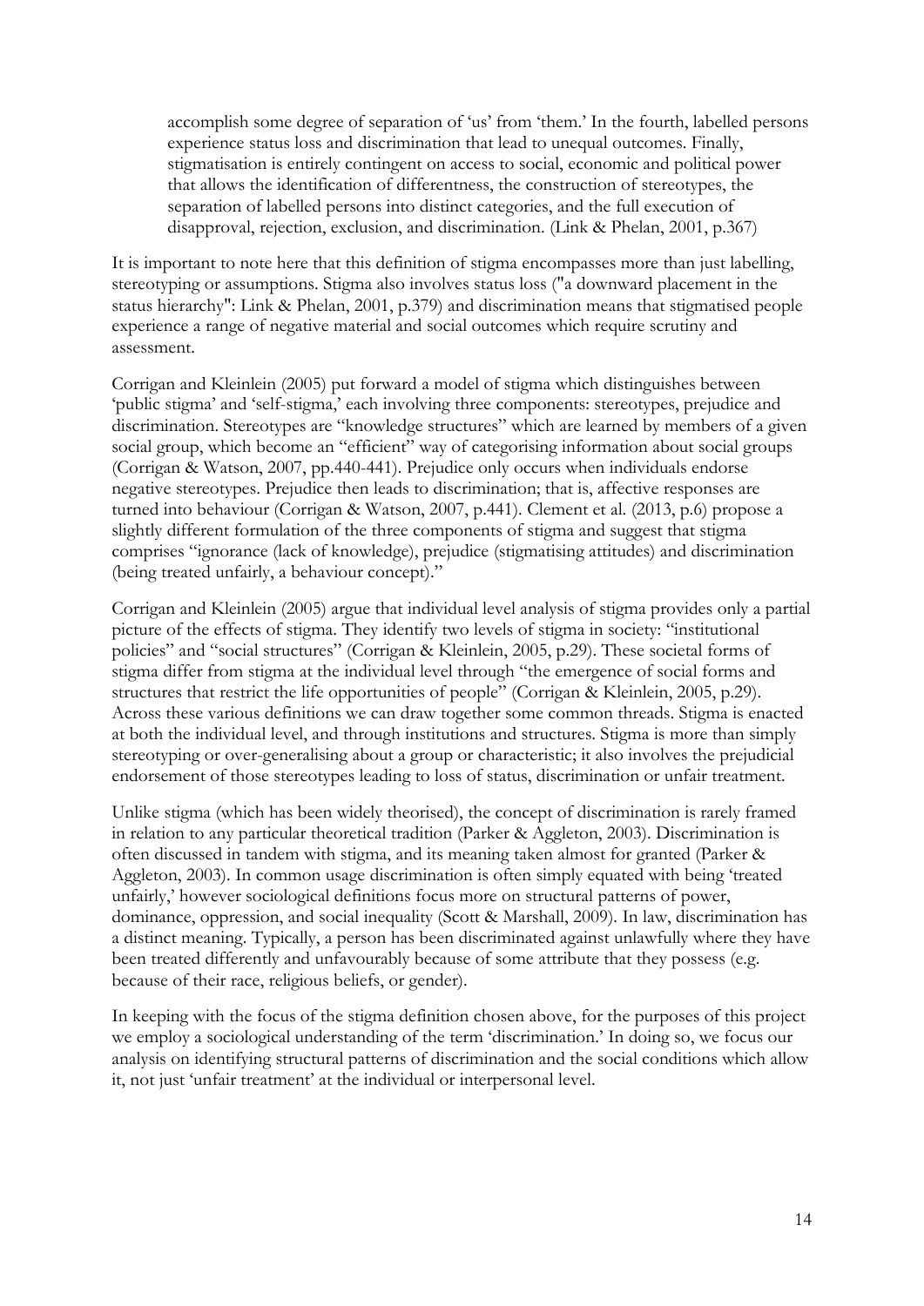> accomplish some degree of separation of 'us' from 'them.' In the fourth, labelled persons experience status loss and discrimination that lead to unequal outcomes. Finally, stigmatisation is entirely contingent on access to social, economic and political power that allows the identification of differentness, the construction of stereotypes, the separation of labelled persons into distinct categories, and the full execution of disapproval, rejection, exclusion, and discrimination. (Link & Phelan, 2001, p.367)

It is important to note here that this definition of stigma encompasses more than just labelling, stereotyping or assumptions. Stigma also involves status loss ("a downward placement in the status hierarchy": Link & Phelan, 2001, p.379) and discrimination means that stigmatised people experience a range of negative material and social outcomes which require scrutiny and assessment.

Corrigan and Kleinlein (2005) put forward a model of stigma which distinguishes between 'public stigma' and 'self-stigma,' each involving three components: stereotypes, prejudice and discrimination. Stereotypes are "knowledge structures" which are learned by members of a given social group, which become an "efficient" way of categorising information about social groups (Corrigan & Watson, 2007, pp.440-441). Prejudice only occurs when individuals endorse negative stereotypes. Prejudice then leads to discrimination; that is, affective responses are turned into behaviour (Corrigan & Watson, 2007, p.441). Clement et al. (2013, p.6) propose a slightly different formulation of the three components of stigma and suggest that stigma comprises "ignorance (lack of knowledge), prejudice (stigmatising attitudes) and discrimination (being treated unfairly, a behaviour concept)."

Corrigan and Kleinlein (2005) argue that individual level analysis of stigma provides only a partial picture of the effects of stigma. They identify two levels of stigma in society: "institutional policies" and "social structures" (Corrigan & Kleinlein, 2005, p.29). These societal forms of stigma differ from stigma at the individual level through "the emergence of social forms and structures that restrict the life opportunities of people" (Corrigan & Kleinlein, 2005, p.29). Across these various definitions we can draw together some common threads. Stigma is enacted at both the individual level, and through institutions and structures. Stigma is more than simply stereotyping or over-generalising about a group or characteristic; it also involves the prejudicial endorsement of those stereotypes leading to loss of status, discrimination or unfair treatment.

Unlike stigma (which has been widely theorised), the concept of discrimination is rarely framed in relation to any particular theoretical tradition (Parker & Aggleton, 2003). Discrimination is often discussed in tandem with stigma, and its meaning taken almost for granted (Parker & Aggleton, 2003). In common usage discrimination is often simply equated with being 'treated unfairly,' however sociological definitions focus more on structural patterns of power, dominance, oppression, and social inequality (Scott & Marshall, 2009). In law, discrimination has a distinct meaning. Typically, a person has been discriminated against unlawfully where they have been treated differently and unfavourably because of some attribute that they possess (e.g. because of their race, religious beliefs, or gender).

In keeping with the focus of the stigma definition chosen above, for the purposes of this project we employ a sociological understanding of the term 'discrimination.' In doing so, we focus our analysis on identifying structural patterns of discrimination and the social conditions which allow it, not just 'unfair treatment' at the individual or interpersonal level.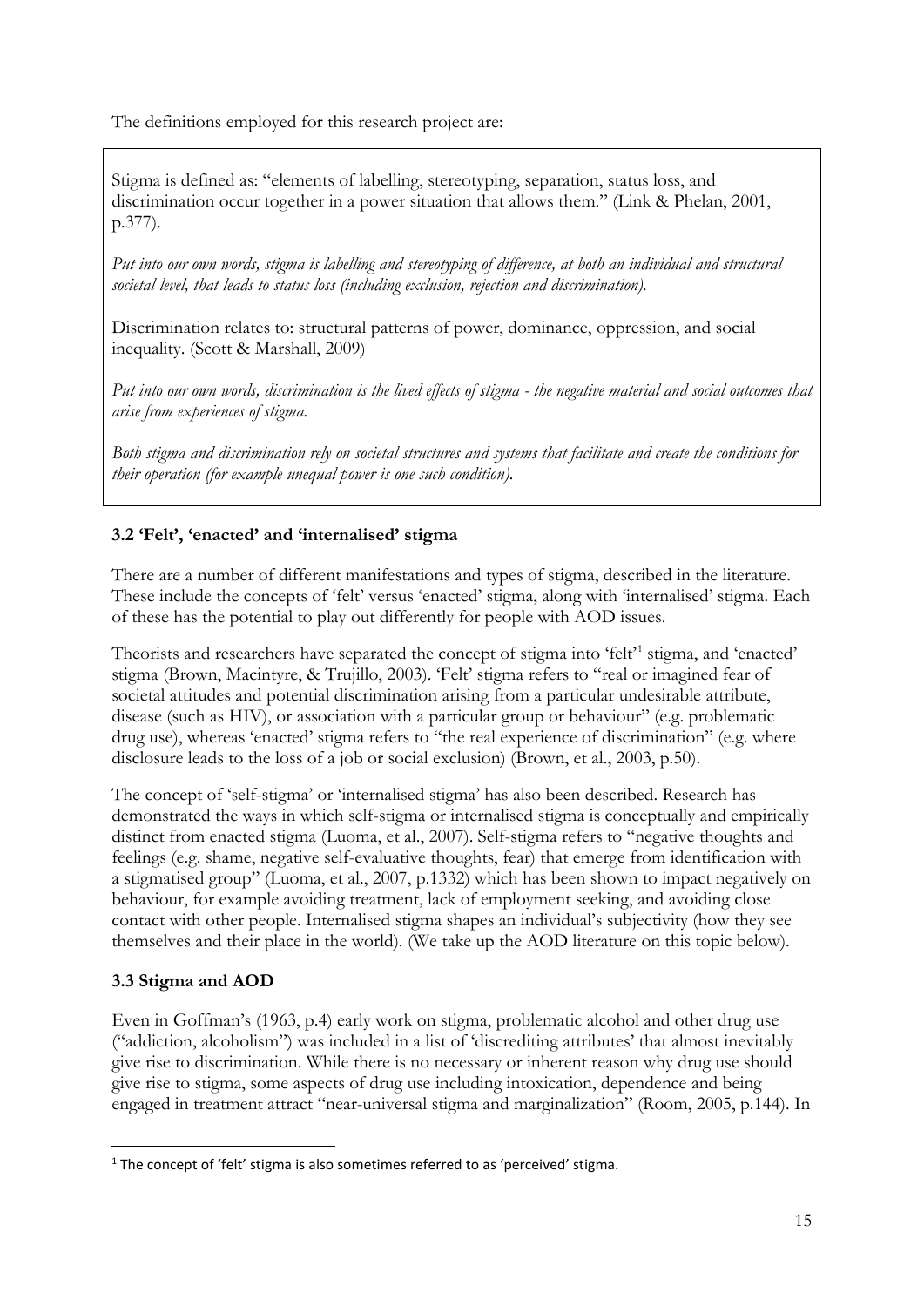The definitions employed for this research project are:

> Stigma is defined as: "elements of labelling, stereotyping, separation, status loss, and discrimination occur together in a power situation that allows them." (Link & Phelan, 2001, p.377).
>
> *Put into our own words, stigma is labelling and stereotyping of difference, at both an individual and structural societal level, that leads to status loss (including exclusion, rejection and discrimination).*
>
> Discrimination relates to: structural patterns of power, dominance, oppression, and social inequality. (Scott & Marshall, 2009)
>
> *Put into our own words, discrimination is the lived effects of stigma - the negative material and social outcomes that arise from experiences of stigma.*
>
> *Both stigma and discrimination rely on societal structures and systems that facilitate and create the conditions for their operation (for example unequal power is one such condition).*

### 3.2 'Felt', 'enacted' and 'internalised' stigma

There are a number of different manifestations and types of stigma, described in the literature. These include the concepts of 'felt' versus 'enacted' stigma, along with 'internalised' stigma. Each of these has the potential to play out differently for people with AOD issues.

Theorists and researchers have separated the concept of stigma into 'felt'[1] stigma, and 'enacted' stigma (Brown, Macintyre, & Trujillo, 2003). 'Felt' stigma refers to "real or imagined fear of societal attitudes and potential discrimination arising from a particular undesirable attribute, disease (such as HIV), or association with a particular group or behaviour" (e.g. problematic drug use), whereas 'enacted' stigma refers to "the real experience of discrimination" (e.g. where disclosure leads to the loss of a job or social exclusion) (Brown, et al., 2003, p.50).

The concept of 'self-stigma' or 'internalised stigma' has also been described. Research has demonstrated the ways in which self-stigma or internalised stigma is conceptually and empirically distinct from enacted stigma (Luoma, et al., 2007). Self-stigma refers to "negative thoughts and feelings (e.g. shame, negative self-evaluative thoughts, fear) that emerge from identification with a stigmatised group" (Luoma, et al., 2007, p.1332) which has been shown to impact negatively on behaviour, for example avoiding treatment, lack of employment seeking, and avoiding close contact with other people. Internalised stigma shapes an individual's subjectivity (how they see themselves and their place in the world). (We take up the AOD literature on this topic below).

### 3.3 Stigma and AOD

Even in Goffman's (1963, p.4) early work on stigma, problematic alcohol and other drug use ("addiction, alcoholism") was included in a list of 'discrediting attributes' that almost inevitably give rise to discrimination. While there is no necessary or inherent reason why drug use should give rise to stigma, some aspects of drug use including intoxication, dependence and being engaged in treatment attract "near-universal stigma and marginalization" (Room, 2005, p.144). In

[1] The concept of 'felt' stigma is also sometimes referred to as 'perceived' stigma.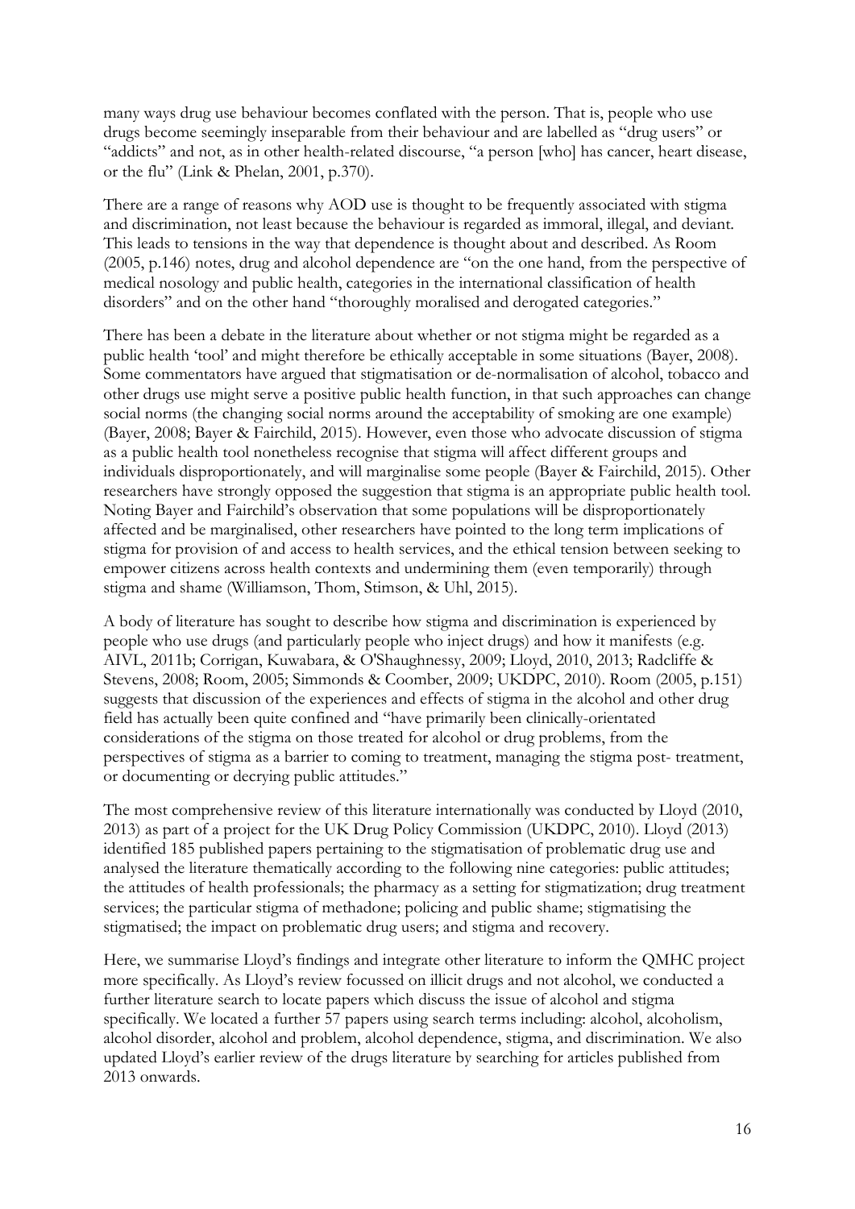many ways drug use behaviour becomes conflated with the person. That is, people who use drugs become seemingly inseparable from their behaviour and are labelled as "drug users" or "addicts" and not, as in other health-related discourse, "a person [who] has cancer, heart disease, or the flu" (Link & Phelan, 2001, p.370).

There are a range of reasons why AOD use is thought to be frequently associated with stigma and discrimination, not least because the behaviour is regarded as immoral, illegal, and deviant. This leads to tensions in the way that dependence is thought about and described. As Room (2005, p.146) notes, drug and alcohol dependence are "on the one hand, from the perspective of medical nosology and public health, categories in the international classification of health disorders" and on the other hand "thoroughly moralised and derogated categories."

There has been a debate in the literature about whether or not stigma might be regarded as a public health 'tool' and might therefore be ethically acceptable in some situations (Bayer, 2008). Some commentators have argued that stigmatisation or de-normalisation of alcohol, tobacco and other drugs use might serve a positive public health function, in that such approaches can change social norms (the changing social norms around the acceptability of smoking are one example) (Bayer, 2008; Bayer & Fairchild, 2015). However, even those who advocate discussion of stigma as a public health tool nonetheless recognise that stigma will affect different groups and individuals disproportionately, and will marginalise some people (Bayer & Fairchild, 2015). Other researchers have strongly opposed the suggestion that stigma is an appropriate public health tool. Noting Bayer and Fairchild's observation that some populations will be disproportionately affected and be marginalised, other researchers have pointed to the long term implications of stigma for provision of and access to health services, and the ethical tension between seeking to empower citizens across health contexts and undermining them (even temporarily) through stigma and shame (Williamson, Thom, Stimson, & Uhl, 2015).

A body of literature has sought to describe how stigma and discrimination is experienced by people who use drugs (and particularly people who inject drugs) and how it manifests (e.g. AIVL, 2011b; Corrigan, Kuwabara, & O'Shaughnessy, 2009; Lloyd, 2010, 2013; Radcliffe & Stevens, 2008; Room, 2005; Simmonds & Coomber, 2009; UKDPC, 2010). Room (2005, p.151) suggests that discussion of the experiences and effects of stigma in the alcohol and other drug field has actually been quite confined and "have primarily been clinically-orientated considerations of the stigma on those treated for alcohol or drug problems, from the perspectives of stigma as a barrier to coming to treatment, managing the stigma post- treatment, or documenting or decrying public attitudes."

The most comprehensive review of this literature internationally was conducted by Lloyd (2010, 2013) as part of a project for the UK Drug Policy Commission (UKDPC, 2010). Lloyd (2013) identified 185 published papers pertaining to the stigmatisation of problematic drug use and analysed the literature thematically according to the following nine categories: public attitudes; the attitudes of health professionals; the pharmacy as a setting for stigmatization; drug treatment services; the particular stigma of methadone; policing and public shame; stigmatising the stigmatised; the impact on problematic drug users; and stigma and recovery.

Here, we summarise Lloyd's findings and integrate other literature to inform the QMHC project more specifically. As Lloyd's review focussed on illicit drugs and not alcohol, we conducted a further literature search to locate papers which discuss the issue of alcohol and stigma specifically. We located a further 57 papers using search terms including: alcohol, alcoholism, alcohol disorder, alcohol and problem, alcohol dependence, stigma, and discrimination. We also updated Lloyd's earlier review of the drugs literature by searching for articles published from 2013 onwards.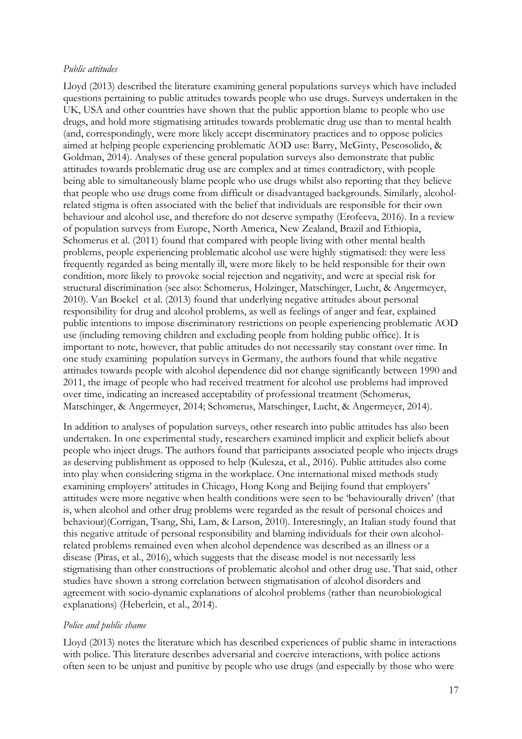*Public attitudes*

Lloyd (2013) described the literature examining general populations surveys which have included questions pertaining to public attitudes towards people who use drugs. Surveys undertaken in the UK, USA and other countries have shown that the public apportion blame to people who use drugs, and hold more stigmatising attitudes towards problematic drug use than to mental health (and, correspondingly, were more likely accept discrminatory practices and to oppose policies aimed at helping people experiencing problematic AOD use: Barry, McGinty, Pescosolido, & Goldman, 2014). Analyses of these general population surveys also demonstrate that public attitudes towards problematic drug use are complex and at times contradictory, with people being able to simultaneously blame people who use drugs whilst also reporting that they believe that people who use drugs come from difficult or disadvantaged backgrounds. Similarly, alcohol-related stigma is often associated with the belief that individuals are responsible for their own behaviour and alcohol use, and therefore do not deserve sympathy (Erofeeva, 2016). In a review of population surveys from Europe, North America, New Zealand, Brazil and Ethiopia, Schomerus et al. (2011) found that compared with people living with other mental health problems, people experiencing problematic alcohol use were highly stigmatised: they were less frequently regarded as being mentally ill, were more likely to be held responsible for their own condition, more likely to provoke social rejection and negativity, and were at special risk for structural discrimination (see also: Schomerus, Holzinger, Matschinger, Lucht, & Angermeyer, 2010). Van Boekel et al. (2013) found that underlying negative attitudes about personal responsibility for drug and alcohol problems, as well as feelings of anger and fear, explained public intentions to impose discriminatory restrictions on people experiencing problematic AOD use (including removing children and excluding people from holding public office). It is important to note, however, that public attitudes do not necessarily stay constant over time. In one study examining population surveys in Germany, the authors found that while negative attitudes towards people with alcohol dependence did not change significantly between 1990 and 2011, the image of people who had received treatment for alcohol use problems had improved over time, indicating an increased acceptability of professional treatment (Schomerus, Matschinger, & Angermeyer, 2014; Schomerus, Matschinger, Lucht, & Angermeyer, 2014).

In addition to analyses of population surveys, other research into public attitudes has also been undertaken. In one experimental study, researchers examined implicit and explicit beliefs about people who inject drugs. The authors found that participants associated people who injects drugs as deserving publishment as opposed to help (Kulesza, et al., 2016). Public attitudes also come into play when considering stigma in the workplace. One international mixed methods study examining employers' attitudes in Chicago, Hong Kong and Beijing found that employers' attitudes were more negative when health conditions were seen to be 'behaviourally driven' (that is, when alcohol and other drug problems were regarded as the result of personal choices and behaviour)(Corrigan, Tsang, Shi, Lam, & Larson, 2010). Interestingly, an Italian study found that this negative attitude of personal responsibility and blaming individuals for their own alcohol-related problems remained even when alcohol dependence was described as an illness or a disease (Piras, et al., 2016), which suggests that the disease model is not necessarily less stigmatising than other constructions of problematic alcohol and other drug use. That said, other studies have shown a strong correlation between stigmatisation of alcohol disorders and agreement with socio-dynamic explanations of alcohol problems (rather than neurobiological explanations) (Heberlein, et al., 2014).

*Police and public shame*

Lloyd (2013) notes the literature which has described experiences of public shame in interactions with police. This literature describes adversarial and coercive interactions, with police actions often seen to be unjust and punitive by people who use drugs (and especially by those who were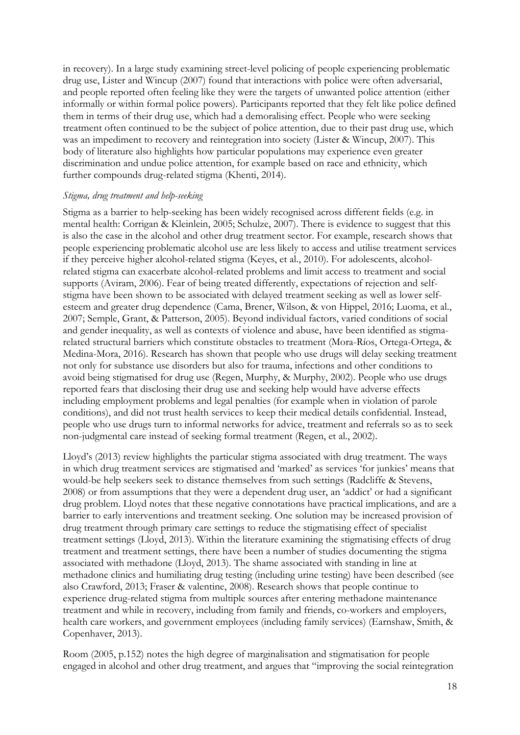in recovery). In a large study examining street-level policing of people experiencing problematic drug use, Lister and Wincup (2007) found that interactions with police were often adversarial, and people reported often feeling like they were the targets of unwanted police attention (either informally or within formal police powers). Participants reported that they felt like police defined them in terms of their drug use, which had a demoralising effect. People who were seeking treatment often continued to be the subject of police attention, due to their past drug use, which was an impediment to recovery and reintegration into society (Lister & Wincup, 2007). This body of literature also highlights how particular populations may experience even greater discrimination and undue police attention, for example based on race and ethnicity, which further compounds drug-related stigma (Khenti, 2014).

*Stigma, drug treatment and help-seeking*

Stigma as a barrier to help-seeking has been widely recognised across different fields (e.g. in mental health: Corrigan & Kleinlein, 2005; Schulze, 2007). There is evidence to suggest that this is also the case in the alcohol and other drug treatment sector. For example, research shows that people experiencing problematic alcohol use are less likely to access and utilise treatment services if they perceive higher alcohol-related stigma (Keyes, et al., 2010). For adolescents, alcohol-related stigma can exacerbate alcohol-related problems and limit access to treatment and social supports (Aviram, 2006). Fear of being treated differently, expectations of rejection and self-stigma have been shown to be associated with delayed treatment seeking as well as lower self-esteem and greater drug dependence (Cama, Brener, Wilson, & von Hippel, 2016; Luoma, et al., 2007; Semple, Grant, & Patterson, 2005). Beyond individual factors, varied conditions of social and gender inequality, as well as contexts of violence and abuse, have been identified as stigma-related structural barriers which constitute obstacles to treatment (Mora-Ríos, Ortega-Ortega, & Medina-Mora, 2016). Research has shown that people who use drugs will delay seeking treatment not only for substance use disorders but also for trauma, infections and other conditions to avoid being stigmatised for drug use (Regen, Murphy, & Murphy, 2002). People who use drugs reported fears that disclosing their drug use and seeking help would have adverse effects including employment problems and legal penalties (for example when in violation of parole conditions), and did not trust health services to keep their medical details confidential. Instead, people who use drugs turn to informal networks for advice, treatment and referrals so as to seek non-judgmental care instead of seeking formal treatment (Regen, et al., 2002).

Lloyd's (2013) review highlights the particular stigma associated with drug treatment. The ways in which drug treatment services are stigmatised and 'marked' as services 'for junkies' means that would-be help seekers seek to distance themselves from such settings (Radcliffe & Stevens, 2008) or from assumptions that they were a dependent drug user, an 'addict' or had a significant drug problem. Lloyd notes that these negative connotations have practical implications, and are a barrier to early interventions and treatment seeking. One solution may be increased provision of drug treatment through primary care settings to reduce the stigmatising effect of specialist treatment settings (Lloyd, 2013). Within the literature examining the stigmatising effects of drug treatment and treatment settings, there have been a number of studies documenting the stigma associated with methadone (Lloyd, 2013). The shame associated with standing in line at methadone clinics and humiliating drug testing (including urine testing) have been described (see also Crawford, 2013; Fraser & valentine, 2008). Research shows that people continue to experience drug-related stigma from multiple sources after entering methadone maintenance treatment and while in recovery, including from family and friends, co-workers and employers, health care workers, and government employees (including family services) (Earnshaw, Smith, & Copenhaver, 2013).

Room (2005, p.152) notes the high degree of marginalisation and stigmatisation for people engaged in alcohol and other drug treatment, and argues that "improving the social reintegration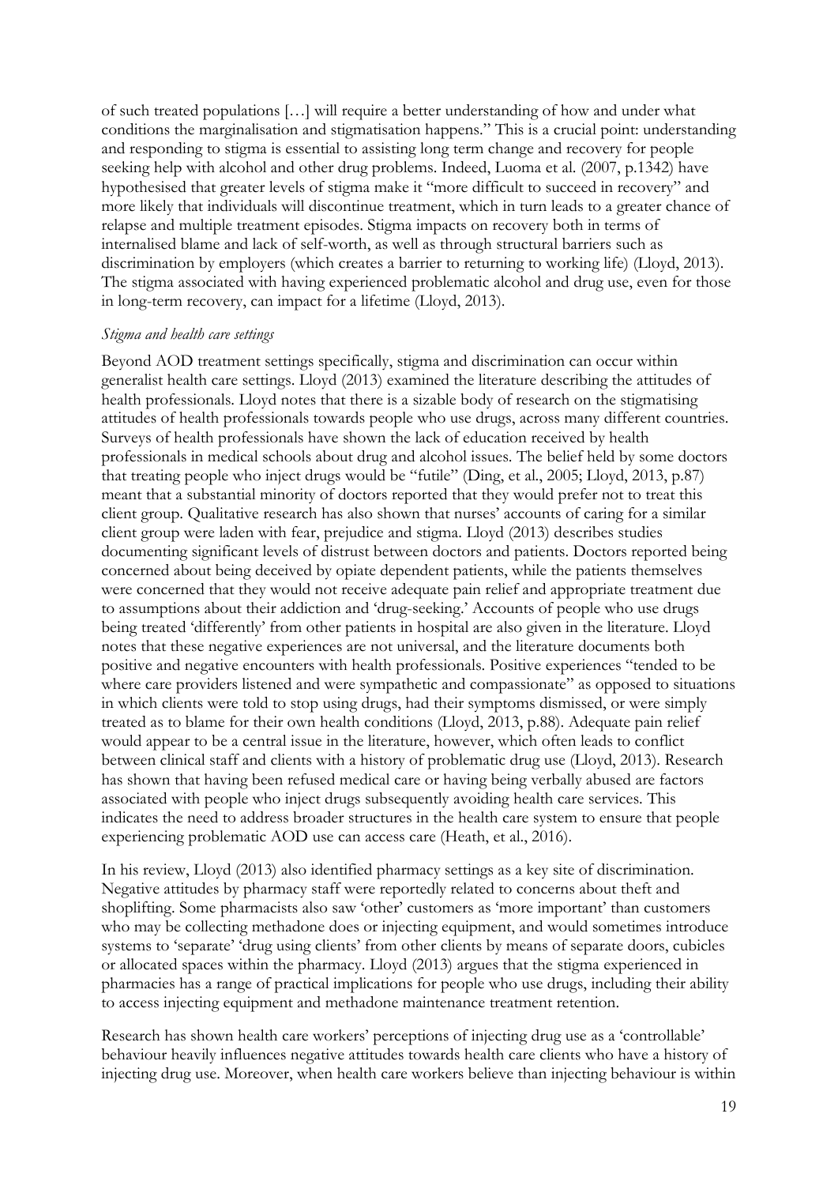of such treated populations […] will require a better understanding of how and under what conditions the marginalisation and stigmatisation happens." This is a crucial point: understanding and responding to stigma is essential to assisting long term change and recovery for people seeking help with alcohol and other drug problems. Indeed, Luoma et al. (2007, p.1342) have hypothesised that greater levels of stigma make it "more difficult to succeed in recovery" and more likely that individuals will discontinue treatment, which in turn leads to a greater chance of relapse and multiple treatment episodes. Stigma impacts on recovery both in terms of internalised blame and lack of self-worth, as well as through structural barriers such as discrimination by employers (which creates a barrier to returning to working life) (Lloyd, 2013). The stigma associated with having experienced problematic alcohol and drug use, even for those in long-term recovery, can impact for a lifetime (Lloyd, 2013).

*Stigma and health care settings*

Beyond AOD treatment settings specifically, stigma and discrimination can occur within generalist health care settings. Lloyd (2013) examined the literature describing the attitudes of health professionals. Lloyd notes that there is a sizable body of research on the stigmatising attitudes of health professionals towards people who use drugs, across many different countries. Surveys of health professionals have shown the lack of education received by health professionals in medical schools about drug and alcohol issues. The belief held by some doctors that treating people who inject drugs would be "futile" (Ding, et al., 2005; Lloyd, 2013, p.87) meant that a substantial minority of doctors reported that they would prefer not to treat this client group. Qualitative research has also shown that nurses' accounts of caring for a similar client group were laden with fear, prejudice and stigma. Lloyd (2013) describes studies documenting significant levels of distrust between doctors and patients. Doctors reported being concerned about being deceived by opiate dependent patients, while the patients themselves were concerned that they would not receive adequate pain relief and appropriate treatment due to assumptions about their addiction and 'drug-seeking.' Accounts of people who use drugs being treated 'differently' from other patients in hospital are also given in the literature. Lloyd notes that these negative experiences are not universal, and the literature documents both positive and negative encounters with health professionals. Positive experiences "tended to be where care providers listened and were sympathetic and compassionate" as opposed to situations in which clients were told to stop using drugs, had their symptoms dismissed, or were simply treated as to blame for their own health conditions (Lloyd, 2013, p.88). Adequate pain relief would appear to be a central issue in the literature, however, which often leads to conflict between clinical staff and clients with a history of problematic drug use (Lloyd, 2013). Research has shown that having been refused medical care or having being verbally abused are factors associated with people who inject drugs subsequently avoiding health care services. This indicates the need to address broader structures in the health care system to ensure that people experiencing problematic AOD use can access care (Heath, et al., 2016).

In his review, Lloyd (2013) also identified pharmacy settings as a key site of discrimination. Negative attitudes by pharmacy staff were reportedly related to concerns about theft and shoplifting. Some pharmacists also saw 'other' customers as 'more important' than customers who may be collecting methadone does or injecting equipment, and would sometimes introduce systems to 'separate' 'drug using clients' from other clients by means of separate doors, cubicles or allocated spaces within the pharmacy. Lloyd (2013) argues that the stigma experienced in pharmacies has a range of practical implications for people who use drugs, including their ability to access injecting equipment and methadone maintenance treatment retention.

Research has shown health care workers' perceptions of injecting drug use as a 'controllable' behaviour heavily influences negative attitudes towards health care clients who have a history of injecting drug use. Moreover, when health care workers believe than injecting behaviour is within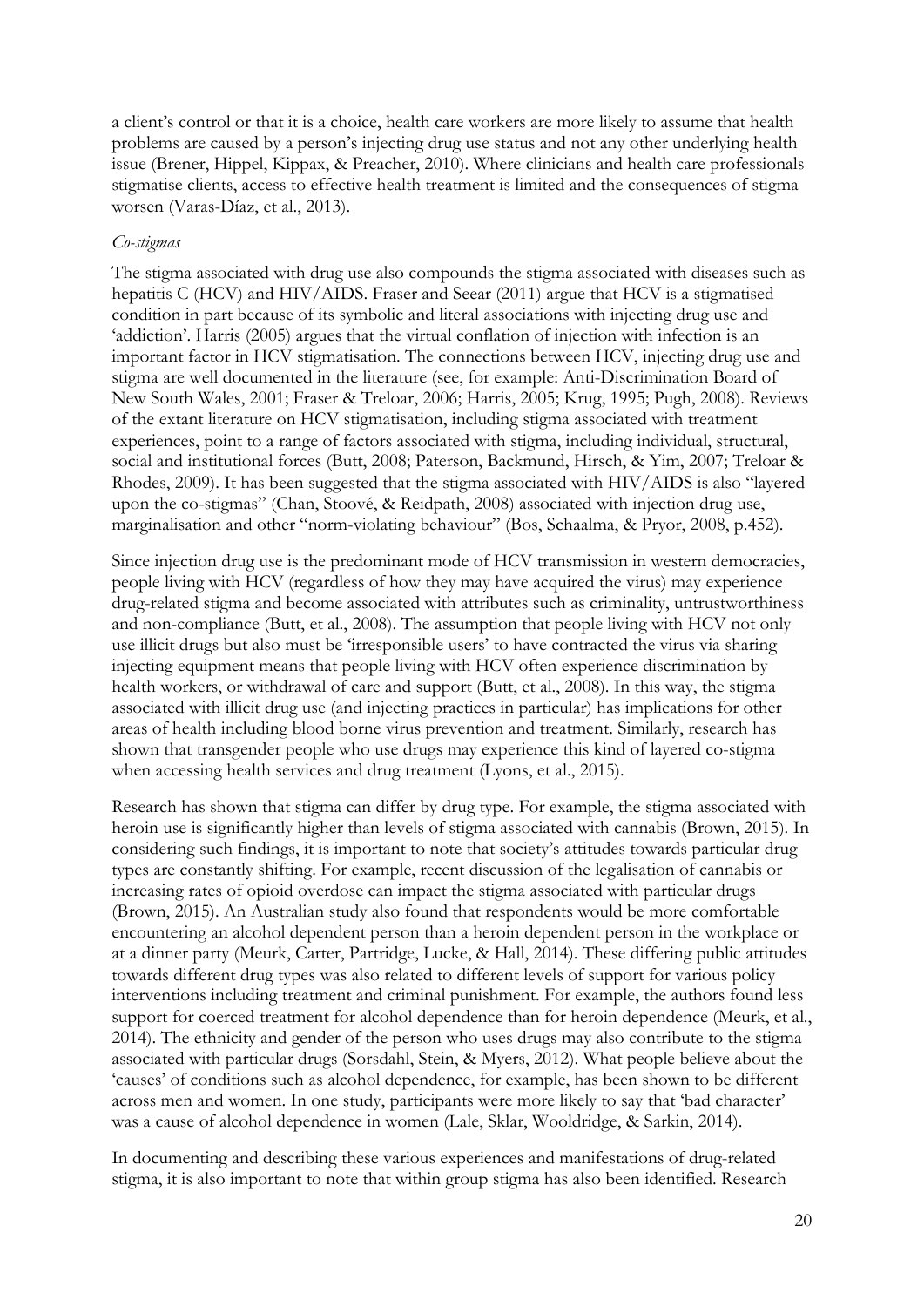a client's control or that it is a choice, health care workers are more likely to assume that health problems are caused by a person's injecting drug use status and not any other underlying health issue (Brener, Hippel, Kippax, & Preacher, 2010). Where clinicians and health care professionals stigmatise clients, access to effective health treatment is limited and the consequences of stigma worsen (Varas-Díaz, et al., 2013).

*Co-stigmas*

The stigma associated with drug use also compounds the stigma associated with diseases such as hepatitis C (HCV) and HIV/AIDS. Fraser and Seear (2011) argue that HCV is a stigmatised condition in part because of its symbolic and literal associations with injecting drug use and 'addiction'. Harris (2005) argues that the virtual conflation of injection with infection is an important factor in HCV stigmatisation. The connections between HCV, injecting drug use and stigma are well documented in the literature (see, for example: Anti-Discrimination Board of New South Wales, 2001; Fraser & Treloar, 2006; Harris, 2005; Krug, 1995; Pugh, 2008). Reviews of the extant literature on HCV stigmatisation, including stigma associated with treatment experiences, point to a range of factors associated with stigma, including individual, structural, social and institutional forces (Butt, 2008; Paterson, Backmund, Hirsch, & Yim, 2007; Treloar & Rhodes, 2009). It has been suggested that the stigma associated with HIV/AIDS is also "layered upon the co-stigmas" (Chan, Stoové, & Reidpath, 2008) associated with injection drug use, marginalisation and other "norm-violating behaviour" (Bos, Schaalma, & Pryor, 2008, p.452).

Since injection drug use is the predominant mode of HCV transmission in western democracies, people living with HCV (regardless of how they may have acquired the virus) may experience drug-related stigma and become associated with attributes such as criminality, untrustworthiness and non-compliance (Butt, et al., 2008). The assumption that people living with HCV not only use illicit drugs but also must be 'irresponsible users' to have contracted the virus via sharing injecting equipment means that people living with HCV often experience discrimination by health workers, or withdrawal of care and support (Butt, et al., 2008). In this way, the stigma associated with illicit drug use (and injecting practices in particular) has implications for other areas of health including blood borne virus prevention and treatment. Similarly, research has shown that transgender people who use drugs may experience this kind of layered co-stigma when accessing health services and drug treatment (Lyons, et al., 2015).

Research has shown that stigma can differ by drug type. For example, the stigma associated with heroin use is significantly higher than levels of stigma associated with cannabis (Brown, 2015). In considering such findings, it is important to note that society's attitudes towards particular drug types are constantly shifting. For example, recent discussion of the legalisation of cannabis or increasing rates of opioid overdose can impact the stigma associated with particular drugs (Brown, 2015). An Australian study also found that respondents would be more comfortable encountering an alcohol dependent person than a heroin dependent person in the workplace or at a dinner party (Meurk, Carter, Partridge, Lucke, & Hall, 2014). These differing public attitudes towards different drug types was also related to different levels of support for various policy interventions including treatment and criminal punishment. For example, the authors found less support for coerced treatment for alcohol dependence than for heroin dependence (Meurk, et al., 2014). The ethnicity and gender of the person who uses drugs may also contribute to the stigma associated with particular drugs (Sorsdahl, Stein, & Myers, 2012). What people believe about the 'causes' of conditions such as alcohol dependence, for example, has been shown to be different across men and women. In one study, participants were more likely to say that 'bad character' was a cause of alcohol dependence in women (Lale, Sklar, Wooldridge, & Sarkin, 2014).

In documenting and describing these various experiences and manifestations of drug-related stigma, it is also important to note that within group stigma has also been identified. Research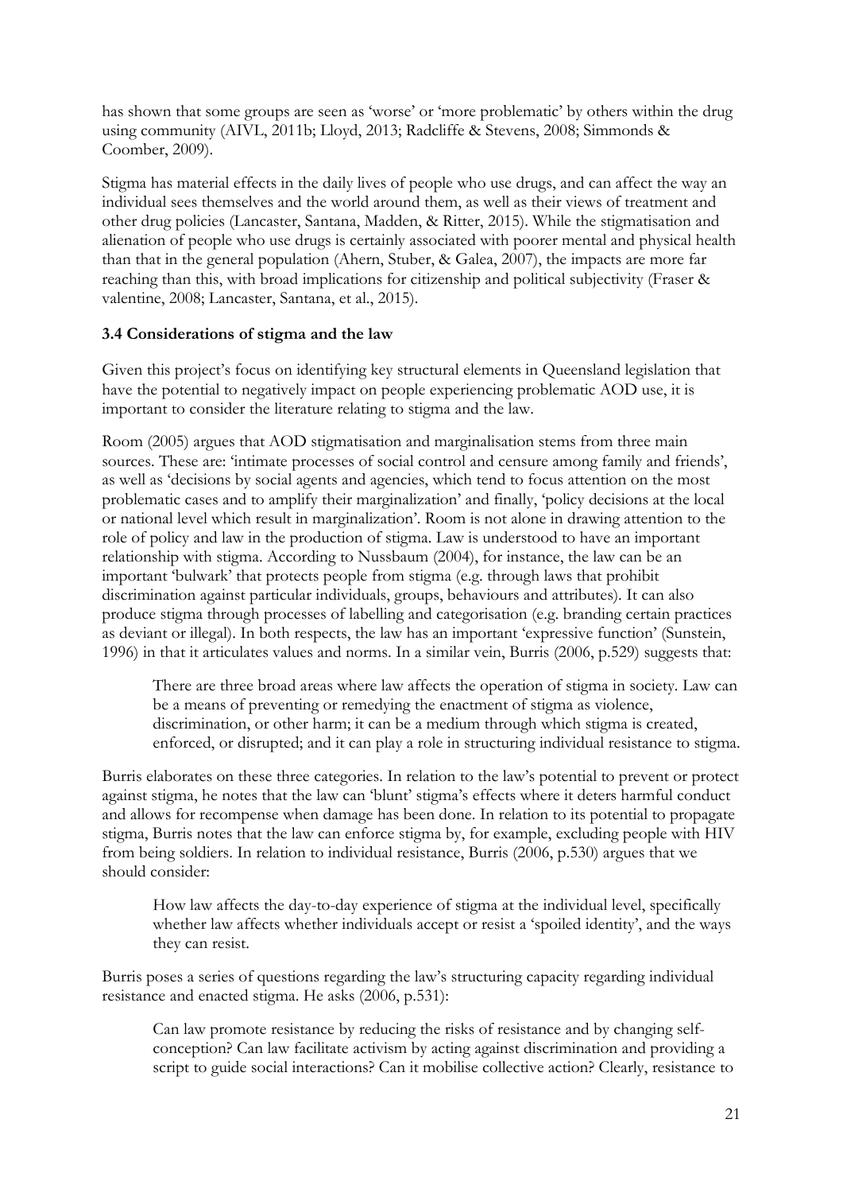has shown that some groups are seen as 'worse' or 'more problematic' by others within the drug using community (AIVL, 2011b; Lloyd, 2013; Radcliffe & Stevens, 2008; Simmonds & Coomber, 2009).

Stigma has material effects in the daily lives of people who use drugs, and can affect the way an individual sees themselves and the world around them, as well as their views of treatment and other drug policies (Lancaster, Santana, Madden, & Ritter, 2015). While the stigmatisation and alienation of people who use drugs is certainly associated with poorer mental and physical health than that in the general population (Ahern, Stuber, & Galea, 2007), the impacts are more far reaching than this, with broad implications for citizenship and political subjectivity (Fraser & valentine, 2008; Lancaster, Santana, et al., 2015).

### 3.4 Considerations of stigma and the law

Given this project's focus on identifying key structural elements in Queensland legislation that have the potential to negatively impact on people experiencing problematic AOD use, it is important to consider the literature relating to stigma and the law.

Room (2005) argues that AOD stigmatisation and marginalisation stems from three main sources. These are: 'intimate processes of social control and censure among family and friends', as well as 'decisions by social agents and agencies, which tend to focus attention on the most problematic cases and to amplify their marginalization' and finally, 'policy decisions at the local or national level which result in marginalization'. Room is not alone in drawing attention to the role of policy and law in the production of stigma. Law is understood to have an important relationship with stigma. According to Nussbaum (2004), for instance, the law can be an important 'bulwark' that protects people from stigma (e.g. through laws that prohibit discrimination against particular individuals, groups, behaviours and attributes). It can also produce stigma through processes of labelling and categorisation (e.g. branding certain practices as deviant or illegal). In both respects, the law has an important 'expressive function' (Sunstein, 1996) in that it articulates values and norms. In a similar vein, Burris (2006, p.529) suggests that:

> There are three broad areas where law affects the operation of stigma in society. Law can be a means of preventing or remedying the enactment of stigma as violence, discrimination, or other harm; it can be a medium through which stigma is created, enforced, or disrupted; and it can play a role in structuring individual resistance to stigma.

Burris elaborates on these three categories. In relation to the law's potential to prevent or protect against stigma, he notes that the law can 'blunt' stigma's effects where it deters harmful conduct and allows for recompense when damage has been done. In relation to its potential to propagate stigma, Burris notes that the law can enforce stigma by, for example, excluding people with HIV from being soldiers. In relation to individual resistance, Burris (2006, p.530) argues that we should consider:

> How law affects the day-to-day experience of stigma at the individual level, specifically whether law affects whether individuals accept or resist a 'spoiled identity', and the ways they can resist.

Burris poses a series of questions regarding the law's structuring capacity regarding individual resistance and enacted stigma. He asks (2006, p.531):

> Can law promote resistance by reducing the risks of resistance and by changing self-conception? Can law facilitate activism by acting against discrimination and providing a script to guide social interactions? Can it mobilise collective action? Clearly, resistance to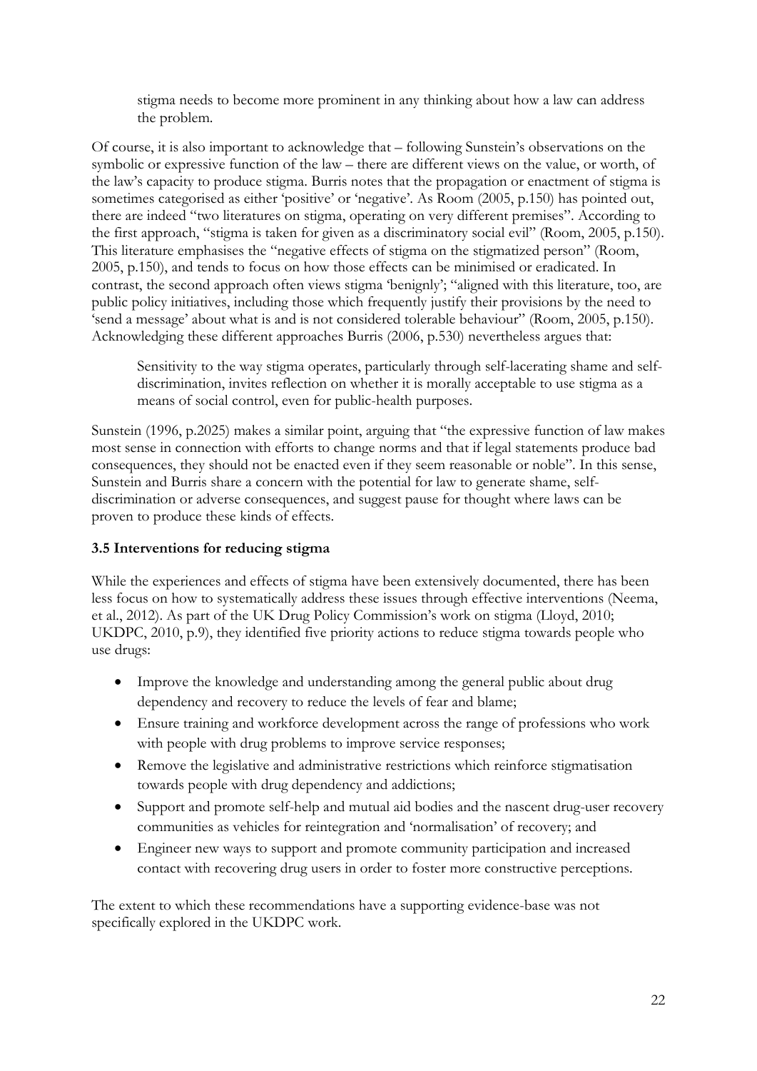> stigma needs to become more prominent in any thinking about how a law can address the problem.

Of course, it is also important to acknowledge that – following Sunstein's observations on the symbolic or expressive function of the law – there are different views on the value, or worth, of the law's capacity to produce stigma. Burris notes that the propagation or enactment of stigma is sometimes categorised as either 'positive' or 'negative'. As Room (2005, p.150) has pointed out, there are indeed "two literatures on stigma, operating on very different premises". According to the first approach, "stigma is taken for given as a discriminatory social evil" (Room, 2005, p.150). This literature emphasises the "negative effects of stigma on the stigmatized person" (Room, 2005, p.150), and tends to focus on how those effects can be minimised or eradicated. In contrast, the second approach often views stigma 'benignly'; "aligned with this literature, too, are public policy initiatives, including those which frequently justify their provisions by the need to 'send a message' about what is and is not considered tolerable behaviour" (Room, 2005, p.150). Acknowledging these different approaches Burris (2006, p.530) nevertheless argues that:

> Sensitivity to the way stigma operates, particularly through self-lacerating shame and self-discrimination, invites reflection on whether it is morally acceptable to use stigma as a means of social control, even for public-health purposes.

Sunstein (1996, p.2025) makes a similar point, arguing that "the expressive function of law makes most sense in connection with efforts to change norms and that if legal statements produce bad consequences, they should not be enacted even if they seem reasonable or noble". In this sense, Sunstein and Burris share a concern with the potential for law to generate shame, self-discrimination or adverse consequences, and suggest pause for thought where laws can be proven to produce these kinds of effects.

### 3.5 Interventions for reducing stigma

While the experiences and effects of stigma have been extensively documented, there has been less focus on how to systematically address these issues through effective interventions (Neema, et al., 2012). As part of the UK Drug Policy Commission's work on stigma (Lloyd, 2010; UKDPC, 2010, p.9), they identified five priority actions to reduce stigma towards people who use drugs:

- Improve the knowledge and understanding among the general public about drug dependency and recovery to reduce the levels of fear and blame;
- Ensure training and workforce development across the range of professions who work with people with drug problems to improve service responses;
- Remove the legislative and administrative restrictions which reinforce stigmatisation towards people with drug dependency and addictions;
- Support and promote self-help and mutual aid bodies and the nascent drug-user recovery communities as vehicles for reintegration and 'normalisation' of recovery; and
- Engineer new ways to support and promote community participation and increased contact with recovering drug users in order to foster more constructive perceptions.

The extent to which these recommendations have a supporting evidence-base was not specifically explored in the UKDPC work.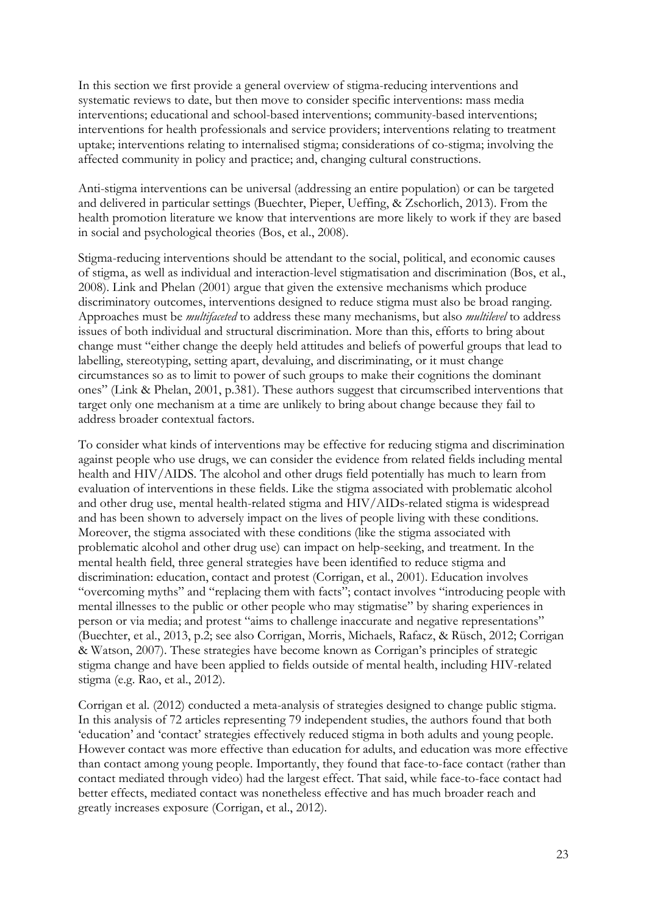In this section we first provide a general overview of stigma-reducing interventions and systematic reviews to date, but then move to consider specific interventions: mass media interventions; educational and school-based interventions; community-based interventions; interventions for health professionals and service providers; interventions relating to treatment uptake; interventions relating to internalised stigma; considerations of co-stigma; involving the affected community in policy and practice; and, changing cultural constructions.

Anti-stigma interventions can be universal (addressing an entire population) or can be targeted and delivered in particular settings (Buechter, Pieper, Ueffing, & Zschorlich, 2013). From the health promotion literature we know that interventions are more likely to work if they are based in social and psychological theories (Bos, et al., 2008).

Stigma-reducing interventions should be attendant to the social, political, and economic causes of stigma, as well as individual and interaction-level stigmatisation and discrimination (Bos, et al., 2008). Link and Phelan (2001) argue that given the extensive mechanisms which produce discriminatory outcomes, interventions designed to reduce stigma must also be broad ranging. Approaches must be *multifaceted* to address these many mechanisms, but also *multilevel* to address issues of both individual and structural discrimination. More than this, efforts to bring about change must "either change the deeply held attitudes and beliefs of powerful groups that lead to labelling, stereotyping, setting apart, devaluing, and discriminating, or it must change circumstances so as to limit to power of such groups to make their cognitions the dominant ones" (Link & Phelan, 2001, p.381). These authors suggest that circumscribed interventions that target only one mechanism at a time are unlikely to bring about change because they fail to address broader contextual factors.

To consider what kinds of interventions may be effective for reducing stigma and discrimination against people who use drugs, we can consider the evidence from related fields including mental health and HIV/AIDS. The alcohol and other drugs field potentially has much to learn from evaluation of interventions in these fields. Like the stigma associated with problematic alcohol and other drug use, mental health-related stigma and HIV/AIDs-related stigma is widespread and has been shown to adversely impact on the lives of people living with these conditions. Moreover, the stigma associated with these conditions (like the stigma associated with problematic alcohol and other drug use) can impact on help-seeking, and treatment. In the mental health field, three general strategies have been identified to reduce stigma and discrimination: education, contact and protest (Corrigan, et al., 2001). Education involves "overcoming myths" and "replacing them with facts"; contact involves "introducing people with mental illnesses to the public or other people who may stigmatise" by sharing experiences in person or via media; and protest "aims to challenge inaccurate and negative representations" (Buechter, et al., 2013, p.2; see also Corrigan, Morris, Michaels, Rafacz, & Rüsch, 2012; Corrigan & Watson, 2007). These strategies have become known as Corrigan's principles of strategic stigma change and have been applied to fields outside of mental health, including HIV-related stigma (e.g. Rao, et al., 2012).

Corrigan et al. (2012) conducted a meta-analysis of strategies designed to change public stigma. In this analysis of 72 articles representing 79 independent studies, the authors found that both 'education' and 'contact' strategies effectively reduced stigma in both adults and young people. However contact was more effective than education for adults, and education was more effective than contact among young people. Importantly, they found that face-to-face contact (rather than contact mediated through video) had the largest effect. That said, while face-to-face contact had better effects, mediated contact was nonetheless effective and has much broader reach and greatly increases exposure (Corrigan, et al., 2012).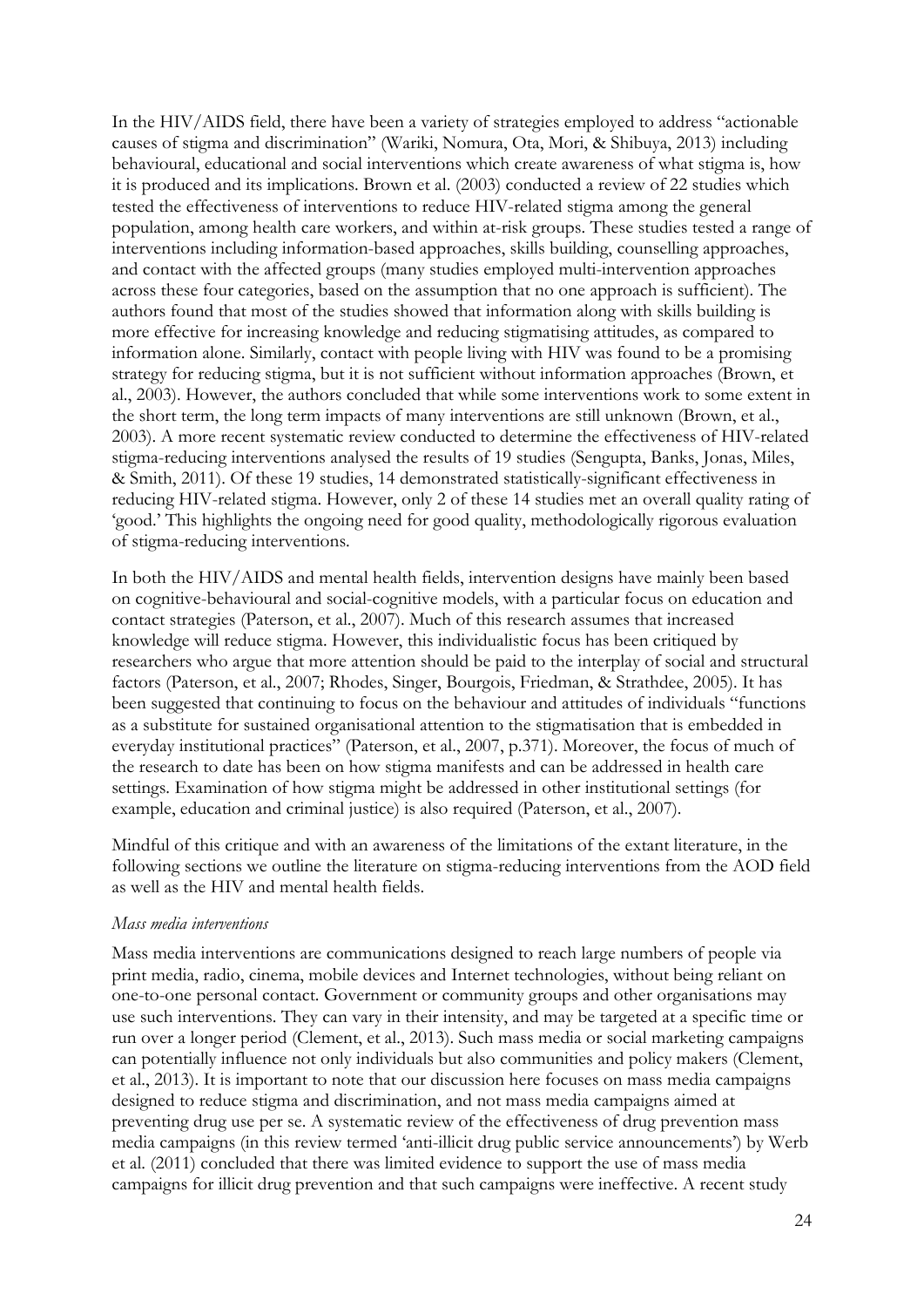In the HIV/AIDS field, there have been a variety of strategies employed to address "actionable causes of stigma and discrimination" (Wariki, Nomura, Ota, Mori, & Shibuya, 2013) including behavioural, educational and social interventions which create awareness of what stigma is, how it is produced and its implications. Brown et al. (2003) conducted a review of 22 studies which tested the effectiveness of interventions to reduce HIV-related stigma among the general population, among health care workers, and within at-risk groups. These studies tested a range of interventions including information-based approaches, skills building, counselling approaches, and contact with the affected groups (many studies employed multi-intervention approaches across these four categories, based on the assumption that no one approach is sufficient). The authors found that most of the studies showed that information along with skills building is more effective for increasing knowledge and reducing stigmatising attitudes, as compared to information alone. Similarly, contact with people living with HIV was found to be a promising strategy for reducing stigma, but it is not sufficient without information approaches (Brown, et al., 2003). However, the authors concluded that while some interventions work to some extent in the short term, the long term impacts of many interventions are still unknown (Brown, et al., 2003). A more recent systematic review conducted to determine the effectiveness of HIV-related stigma-reducing interventions analysed the results of 19 studies (Sengupta, Banks, Jonas, Miles, & Smith, 2011). Of these 19 studies, 14 demonstrated statistically-significant effectiveness in reducing HIV-related stigma. However, only 2 of these 14 studies met an overall quality rating of 'good.' This highlights the ongoing need for good quality, methodologically rigorous evaluation of stigma-reducing interventions.

In both the HIV/AIDS and mental health fields, intervention designs have mainly been based on cognitive-behavioural and social-cognitive models, with a particular focus on education and contact strategies (Paterson, et al., 2007). Much of this research assumes that increased knowledge will reduce stigma. However, this individualistic focus has been critiqued by researchers who argue that more attention should be paid to the interplay of social and structural factors (Paterson, et al., 2007; Rhodes, Singer, Bourgois, Friedman, & Strathdee, 2005). It has been suggested that continuing to focus on the behaviour and attitudes of individuals "functions as a substitute for sustained organisational attention to the stigmatisation that is embedded in everyday institutional practices" (Paterson, et al., 2007, p.371). Moreover, the focus of much of the research to date has been on how stigma manifests and can be addressed in health care settings. Examination of how stigma might be addressed in other institutional settings (for example, education and criminal justice) is also required (Paterson, et al., 2007).

Mindful of this critique and with an awareness of the limitations of the extant literature, in the following sections we outline the literature on stigma-reducing interventions from the AOD field as well as the HIV and mental health fields.

*Mass media interventions*

Mass media interventions are communications designed to reach large numbers of people via print media, radio, cinema, mobile devices and Internet technologies, without being reliant on one-to-one personal contact. Government or community groups and other organisations may use such interventions. They can vary in their intensity, and may be targeted at a specific time or run over a longer period (Clement, et al., 2013). Such mass media or social marketing campaigns can potentially influence not only individuals but also communities and policy makers (Clement, et al., 2013). It is important to note that our discussion here focuses on mass media campaigns designed to reduce stigma and discrimination, and not mass media campaigns aimed at preventing drug use per se. A systematic review of the effectiveness of drug prevention mass media campaigns (in this review termed 'anti-illicit drug public service announcements') by Werb et al. (2011) concluded that there was limited evidence to support the use of mass media campaigns for illicit drug prevention and that such campaigns were ineffective. A recent study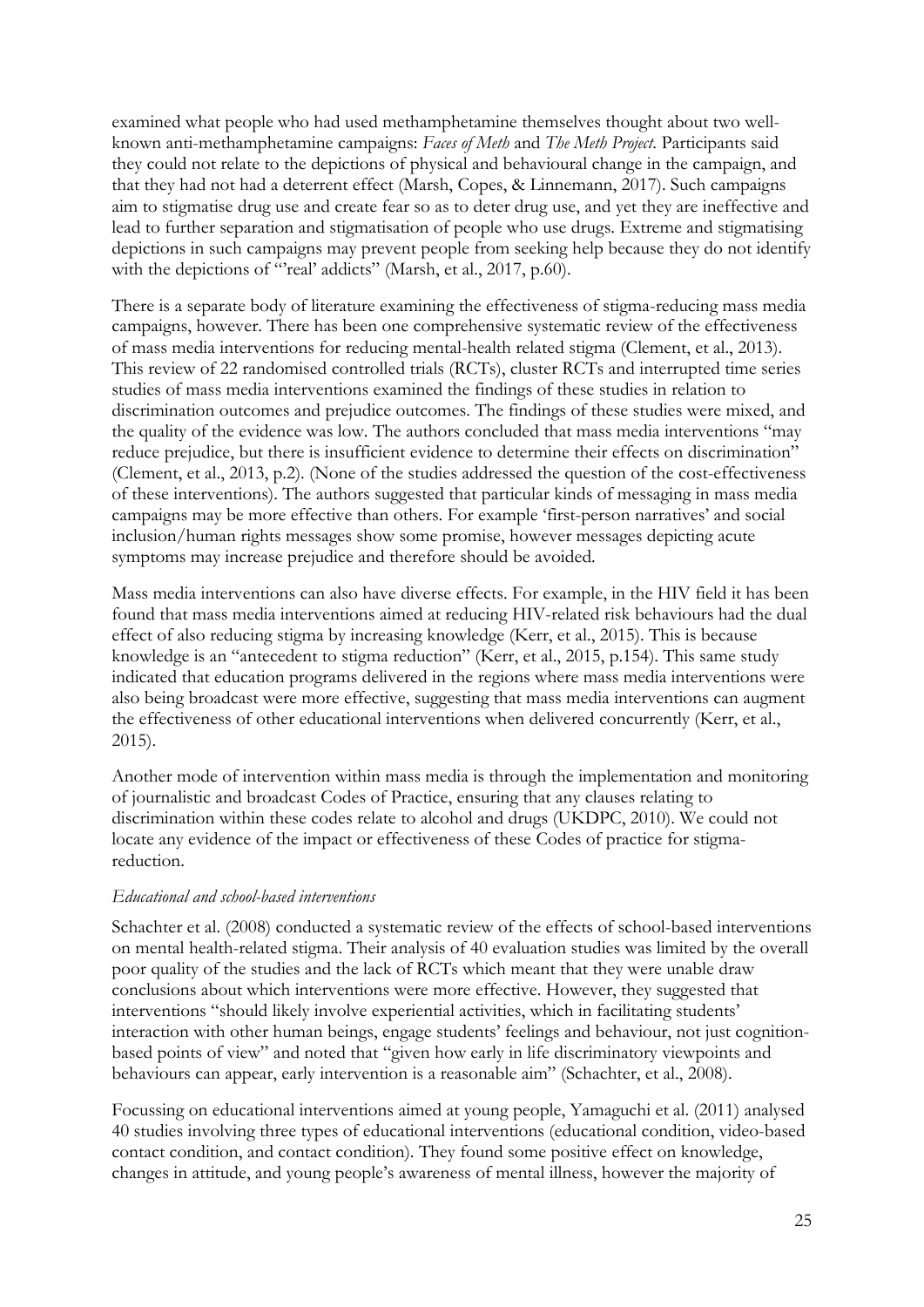examined what people who had used methamphetamine themselves thought about two well-known anti-methamphetamine campaigns: *Faces of Meth* and *The Meth Project*. Participants said they could not relate to the depictions of physical and behavioural change in the campaign, and that they had not had a deterrent effect (Marsh, Copes, & Linnemann, 2017). Such campaigns aim to stigmatise drug use and create fear so as to deter drug use, and yet they are ineffective and lead to further separation and stigmatisation of people who use drugs. Extreme and stigmatising depictions in such campaigns may prevent people from seeking help because they do not identify with the depictions of "'real' addicts" (Marsh, et al., 2017, p.60).

There is a separate body of literature examining the effectiveness of stigma-reducing mass media campaigns, however. There has been one comprehensive systematic review of the effectiveness of mass media interventions for reducing mental-health related stigma (Clement, et al., 2013). This review of 22 randomised controlled trials (RCTs), cluster RCTs and interrupted time series studies of mass media interventions examined the findings of these studies in relation to discrimination outcomes and prejudice outcomes. The findings of these studies were mixed, and the quality of the evidence was low. The authors concluded that mass media interventions "may reduce prejudice, but there is insufficient evidence to determine their effects on discrimination" (Clement, et al., 2013, p.2). (None of the studies addressed the question of the cost-effectiveness of these interventions). The authors suggested that particular kinds of messaging in mass media campaigns may be more effective than others. For example 'first-person narratives' and social inclusion/human rights messages show some promise, however messages depicting acute symptoms may increase prejudice and therefore should be avoided.

Mass media interventions can also have diverse effects. For example, in the HIV field it has been found that mass media interventions aimed at reducing HIV-related risk behaviours had the dual effect of also reducing stigma by increasing knowledge (Kerr, et al., 2015). This is because knowledge is an "antecedent to stigma reduction" (Kerr, et al., 2015, p.154). This same study indicated that education programs delivered in the regions where mass media interventions were also being broadcast were more effective, suggesting that mass media interventions can augment the effectiveness of other educational interventions when delivered concurrently (Kerr, et al., 2015).

Another mode of intervention within mass media is through the implementation and monitoring of journalistic and broadcast Codes of Practice, ensuring that any clauses relating to discrimination within these codes relate to alcohol and drugs (UKDPC, 2010). We could not locate any evidence of the impact or effectiveness of these Codes of practice for stigma-reduction.

*Educational and school-based interventions*

Schachter et al. (2008) conducted a systematic review of the effects of school-based interventions on mental health-related stigma. Their analysis of 40 evaluation studies was limited by the overall poor quality of the studies and the lack of RCTs which meant that they were unable draw conclusions about which interventions were more effective. However, they suggested that interventions "should likely involve experiential activities, which in facilitating students' interaction with other human beings, engage students' feelings and behaviour, not just cognition-based points of view" and noted that "given how early in life discriminatory viewpoints and behaviours can appear, early intervention is a reasonable aim" (Schachter, et al., 2008).

Focussing on educational interventions aimed at young people, Yamaguchi et al. (2011) analysed 40 studies involving three types of educational interventions (educational condition, video-based contact condition, and contact condition). They found some positive effect on knowledge, changes in attitude, and young people's awareness of mental illness, however the majority of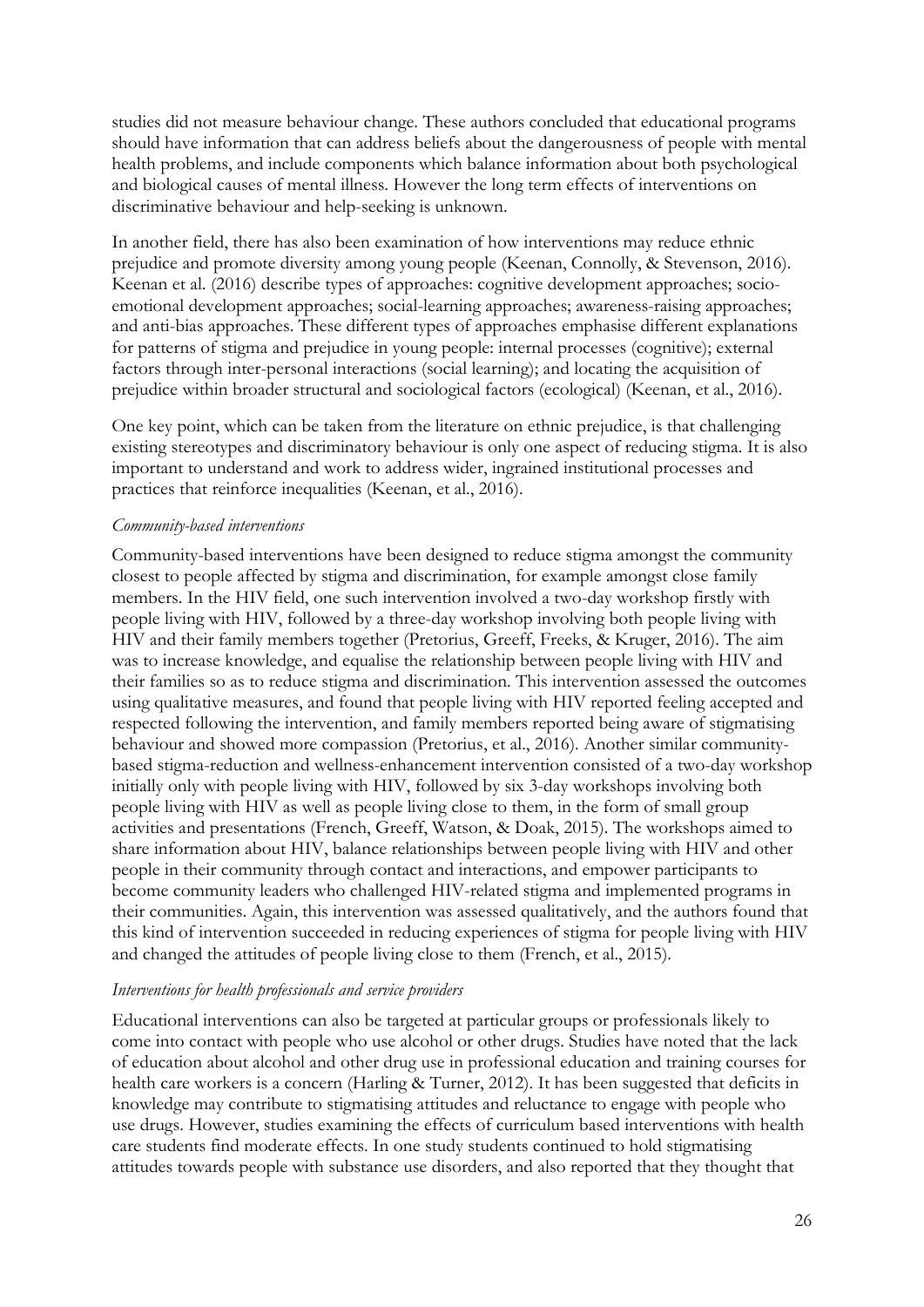studies did not measure behaviour change. These authors concluded that educational programs should have information that can address beliefs about the dangerousness of people with mental health problems, and include components which balance information about both psychological and biological causes of mental illness. However the long term effects of interventions on discriminative behaviour and help-seeking is unknown.

In another field, there has also been examination of how interventions may reduce ethnic prejudice and promote diversity among young people (Keenan, Connolly, & Stevenson, 2016). Keenan et al. (2016) describe types of approaches: cognitive development approaches; socio-emotional development approaches; social-learning approaches; awareness-raising approaches; and anti-bias approaches. These different types of approaches emphasise different explanations for patterns of stigma and prejudice in young people: internal processes (cognitive); external factors through inter-personal interactions (social learning); and locating the acquisition of prejudice within broader structural and sociological factors (ecological) (Keenan, et al., 2016).

One key point, which can be taken from the literature on ethnic prejudice, is that challenging existing stereotypes and discriminatory behaviour is only one aspect of reducing stigma. It is also important to understand and work to address wider, ingrained institutional processes and practices that reinforce inequalities (Keenan, et al., 2016).

*Community-based interventions*

Community-based interventions have been designed to reduce stigma amongst the community closest to people affected by stigma and discrimination, for example amongst close family members. In the HIV field, one such intervention involved a two-day workshop firstly with people living with HIV, followed by a three-day workshop involving both people living with HIV and their family members together (Pretorius, Greeff, Freeks, & Kruger, 2016). The aim was to increase knowledge, and equalise the relationship between people living with HIV and their families so as to reduce stigma and discrimination. This intervention assessed the outcomes using qualitative measures, and found that people living with HIV reported feeling accepted and respected following the intervention, and family members reported being aware of stigmatising behaviour and showed more compassion (Pretorius, et al., 2016). Another similar community-based stigma-reduction and wellness-enhancement intervention consisted of a two-day workshop initially only with people living with HIV, followed by six 3-day workshops involving both people living with HIV as well as people living close to them, in the form of small group activities and presentations (French, Greeff, Watson, & Doak, 2015). The workshops aimed to share information about HIV, balance relationships between people living with HIV and other people in their community through contact and interactions, and empower participants to become community leaders who challenged HIV-related stigma and implemented programs in their communities. Again, this intervention was assessed qualitatively, and the authors found that this kind of intervention succeeded in reducing experiences of stigma for people living with HIV and changed the attitudes of people living close to them (French, et al., 2015).

*Interventions for health professionals and service providers*

Educational interventions can also be targeted at particular groups or professionals likely to come into contact with people who use alcohol or other drugs. Studies have noted that the lack of education about alcohol and other drug use in professional education and training courses for health care workers is a concern (Harling & Turner, 2012). It has been suggested that deficits in knowledge may contribute to stigmatising attitudes and reluctance to engage with people who use drugs. However, studies examining the effects of curriculum based interventions with health care students find moderate effects. In one study students continued to hold stigmatising attitudes towards people with substance use disorders, and also reported that they thought that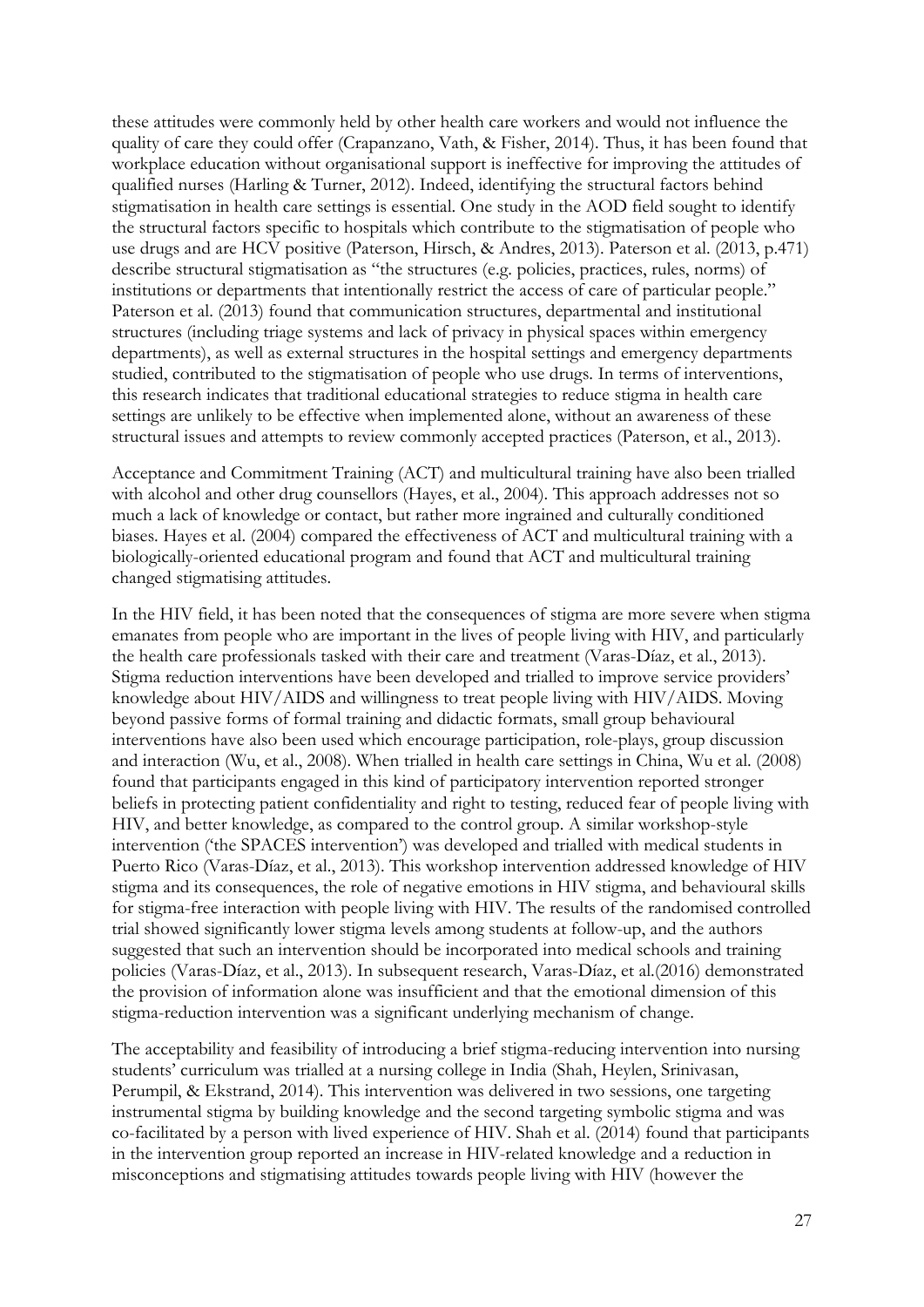these attitudes were commonly held by other health care workers and would not influence the quality of care they could offer (Crapanzano, Vath, & Fisher, 2014). Thus, it has been found that workplace education without organisational support is ineffective for improving the attitudes of qualified nurses (Harling & Turner, 2012). Indeed, identifying the structural factors behind stigmatisation in health care settings is essential. One study in the AOD field sought to identify the structural factors specific to hospitals which contribute to the stigmatisation of people who use drugs and are HCV positive (Paterson, Hirsch, & Andres, 2013). Paterson et al. (2013, p.471) describe structural stigmatisation as "the structures (e.g. policies, practices, rules, norms) of institutions or departments that intentionally restrict the access of care of particular people." Paterson et al. (2013) found that communication structures, departmental and institutional structures (including triage systems and lack of privacy in physical spaces within emergency departments), as well as external structures in the hospital settings and emergency departments studied, contributed to the stigmatisation of people who use drugs. In terms of interventions, this research indicates that traditional educational strategies to reduce stigma in health care settings are unlikely to be effective when implemented alone, without an awareness of these structural issues and attempts to review commonly accepted practices (Paterson, et al., 2013).

Acceptance and Commitment Training (ACT) and multicultural training have also been trialled with alcohol and other drug counsellors (Hayes, et al., 2004). This approach addresses not so much a lack of knowledge or contact, but rather more ingrained and culturally conditioned biases. Hayes et al. (2004) compared the effectiveness of ACT and multicultural training with a biologically-oriented educational program and found that ACT and multicultural training changed stigmatising attitudes.

In the HIV field, it has been noted that the consequences of stigma are more severe when stigma emanates from people who are important in the lives of people living with HIV, and particularly the health care professionals tasked with their care and treatment (Varas-Díaz, et al., 2013). Stigma reduction interventions have been developed and trialled to improve service providers' knowledge about HIV/AIDS and willingness to treat people living with HIV/AIDS. Moving beyond passive forms of formal training and didactic formats, small group behavioural interventions have also been used which encourage participation, role-plays, group discussion and interaction (Wu, et al., 2008). When trialled in health care settings in China, Wu et al. (2008) found that participants engaged in this kind of participatory intervention reported stronger beliefs in protecting patient confidentiality and right to testing, reduced fear of people living with HIV, and better knowledge, as compared to the control group. A similar workshop-style intervention ('the SPACES intervention') was developed and trialled with medical students in Puerto Rico (Varas-Díaz, et al., 2013). This workshop intervention addressed knowledge of HIV stigma and its consequences, the role of negative emotions in HIV stigma, and behavioural skills for stigma-free interaction with people living with HIV. The results of the randomised controlled trial showed significantly lower stigma levels among students at follow-up, and the authors suggested that such an intervention should be incorporated into medical schools and training policies (Varas-Díaz, et al., 2013). In subsequent research, Varas-Díaz, et al.(2016) demonstrated the provision of information alone was insufficient and that the emotional dimension of this stigma-reduction intervention was a significant underlying mechanism of change.

The acceptability and feasibility of introducing a brief stigma-reducing intervention into nursing students' curriculum was trialled at a nursing college in India (Shah, Heylen, Srinivasan, Perumpil, & Ekstrand, 2014). This intervention was delivered in two sessions, one targeting instrumental stigma by building knowledge and the second targeting symbolic stigma and was co-facilitated by a person with lived experience of HIV. Shah et al. (2014) found that participants in the intervention group reported an increase in HIV-related knowledge and a reduction in misconceptions and stigmatising attitudes towards people living with HIV (however the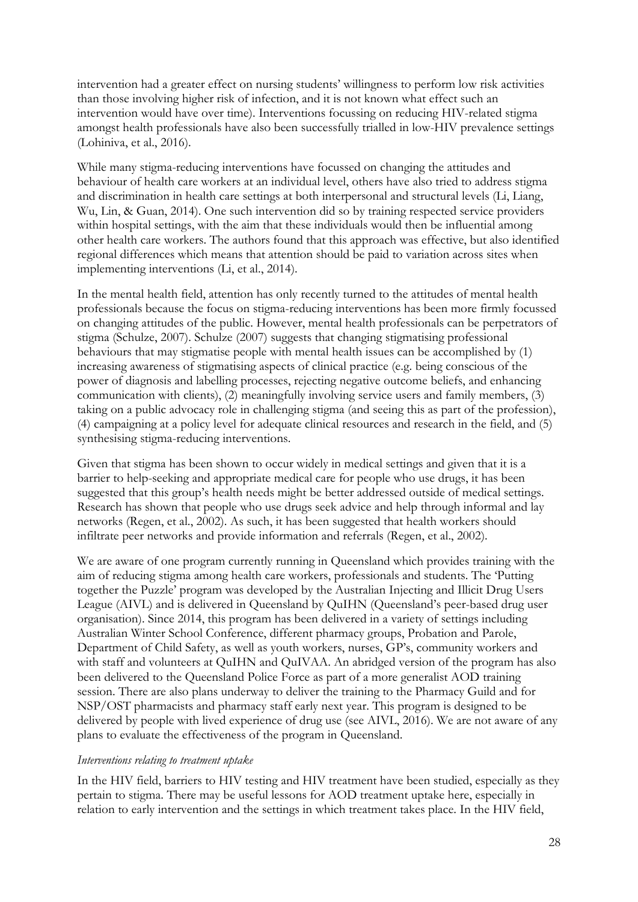intervention had a greater effect on nursing students' willingness to perform low risk activities than those involving higher risk of infection, and it is not known what effect such an intervention would have over time). Interventions focussing on reducing HIV-related stigma amongst health professionals have also been successfully trialled in low-HIV prevalence settings (Lohiniva, et al., 2016).

While many stigma-reducing interventions have focussed on changing the attitudes and behaviour of health care workers at an individual level, others have also tried to address stigma and discrimination in health care settings at both interpersonal and structural levels (Li, Liang, Wu, Lin, & Guan, 2014). One such intervention did so by training respected service providers within hospital settings, with the aim that these individuals would then be influential among other health care workers. The authors found that this approach was effective, but also identified regional differences which means that attention should be paid to variation across sites when implementing interventions (Li, et al., 2014).

In the mental health field, attention has only recently turned to the attitudes of mental health professionals because the focus on stigma-reducing interventions has been more firmly focussed on changing attitudes of the public. However, mental health professionals can be perpetrators of stigma (Schulze, 2007). Schulze (2007) suggests that changing stigmatising professional behaviours that may stigmatise people with mental health issues can be accomplished by (1) increasing awareness of stigmatising aspects of clinical practice (e.g. being conscious of the power of diagnosis and labelling processes, rejecting negative outcome beliefs, and enhancing communication with clients), (2) meaningfully involving service users and family members, (3) taking on a public advocacy role in challenging stigma (and seeing this as part of the profession), (4) campaigning at a policy level for adequate clinical resources and research in the field, and (5) synthesising stigma-reducing interventions.

Given that stigma has been shown to occur widely in medical settings and given that it is a barrier to help-seeking and appropriate medical care for people who use drugs, it has been suggested that this group's health needs might be better addressed outside of medical settings. Research has shown that people who use drugs seek advice and help through informal and lay networks (Regen, et al., 2002). As such, it has been suggested that health workers should infiltrate peer networks and provide information and referrals (Regen, et al., 2002).

We are aware of one program currently running in Queensland which provides training with the aim of reducing stigma among health care workers, professionals and students. The 'Putting together the Puzzle' program was developed by the Australian Injecting and Illicit Drug Users League (AIVL) and is delivered in Queensland by QuIHN (Queensland's peer-based drug user organisation). Since 2014, this program has been delivered in a variety of settings including Australian Winter School Conference, different pharmacy groups, Probation and Parole, Department of Child Safety, as well as youth workers, nurses, GP's, community workers and with staff and volunteers at QuIHN and QuIVAA. An abridged version of the program has also been delivered to the Queensland Police Force as part of a more generalist AOD training session. There are also plans underway to deliver the training to the Pharmacy Guild and for NSP/OST pharmacists and pharmacy staff early next year. This program is designed to be delivered by people with lived experience of drug use (see AIVL, 2016). We are not aware of any plans to evaluate the effectiveness of the program in Queensland.

*Interventions relating to treatment uptake*

In the HIV field, barriers to HIV testing and HIV treatment have been studied, especially as they pertain to stigma. There may be useful lessons for AOD treatment uptake here, especially in relation to early intervention and the settings in which treatment takes place. In the HIV field,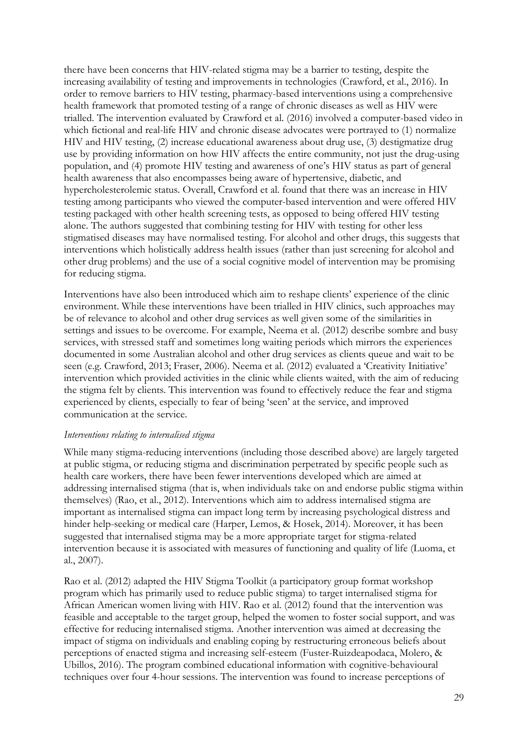there have been concerns that HIV-related stigma may be a barrier to testing, despite the increasing availability of testing and improvements in technologies (Crawford, et al., 2016). In order to remove barriers to HIV testing, pharmacy-based interventions using a comprehensive health framework that promoted testing of a range of chronic diseases as well as HIV were trialled. The intervention evaluated by Crawford et al. (2016) involved a computer-based video in which fictional and real-life HIV and chronic disease advocates were portrayed to (1) normalize HIV and HIV testing, (2) increase educational awareness about drug use, (3) destigmatize drug use by providing information on how HIV affects the entire community, not just the drug-using population, and (4) promote HIV testing and awareness of one's HIV status as part of general health awareness that also encompasses being aware of hypertensive, diabetic, and hypercholesterolemic status. Overall, Crawford et al. found that there was an increase in HIV testing among participants who viewed the computer-based intervention and were offered HIV testing packaged with other health screening tests, as opposed to being offered HIV testing alone. The authors suggested that combining testing for HIV with testing for other less stigmatised diseases may have normalised testing. For alcohol and other drugs, this suggests that interventions which holistically address health issues (rather than just screening for alcohol and other drug problems) and the use of a social cognitive model of intervention may be promising for reducing stigma.

Interventions have also been introduced which aim to reshape clients' experience of the clinic environment. While these interventions have been trialled in HIV clinics, such approaches may be of relevance to alcohol and other drug services as well given some of the similarities in settings and issues to be overcome. For example, Neema et al. (2012) describe sombre and busy services, with stressed staff and sometimes long waiting periods which mirrors the experiences documented in some Australian alcohol and other drug services as clients queue and wait to be seen (e.g. Crawford, 2013; Fraser, 2006). Neema et al. (2012) evaluated a 'Creativity Initiative' intervention which provided activities in the clinic while clients waited, with the aim of reducing the stigma felt by clients. This intervention was found to effectively reduce the fear and stigma experienced by clients, especially to fear of being 'seen' at the service, and improved communication at the service.

*Interventions relating to internalised stigma*

While many stigma-reducing interventions (including those described above) are largely targeted at public stigma, or reducing stigma and discrimination perpetrated by specific people such as health care workers, there have been fewer interventions developed which are aimed at addressing internalised stigma (that is, when individuals take on and endorse public stigma within themselves) (Rao, et al., 2012). Interventions which aim to address internalised stigma are important as internalised stigma can impact long term by increasing psychological distress and hinder help-seeking or medical care (Harper, Lemos, & Hosek, 2014). Moreover, it has been suggested that internalised stigma may be a more appropriate target for stigma-related intervention because it is associated with measures of functioning and quality of life (Luoma, et al., 2007).

Rao et al. (2012) adapted the HIV Stigma Toolkit (a participatory group format workshop program which has primarily used to reduce public stigma) to target internalised stigma for African American women living with HIV. Rao et al. (2012) found that the intervention was feasible and acceptable to the target group, helped the women to foster social support, and was effective for reducing internalised stigma. Another intervention was aimed at decreasing the impact of stigma on individuals and enabling coping by restructuring erroneous beliefs about perceptions of enacted stigma and increasing self-esteem (Fuster-Ruizdeapodaca, Molero, & Ubillos, 2016). The program combined educational information with cognitive-behavioural techniques over four 4-hour sessions. The intervention was found to increase perceptions of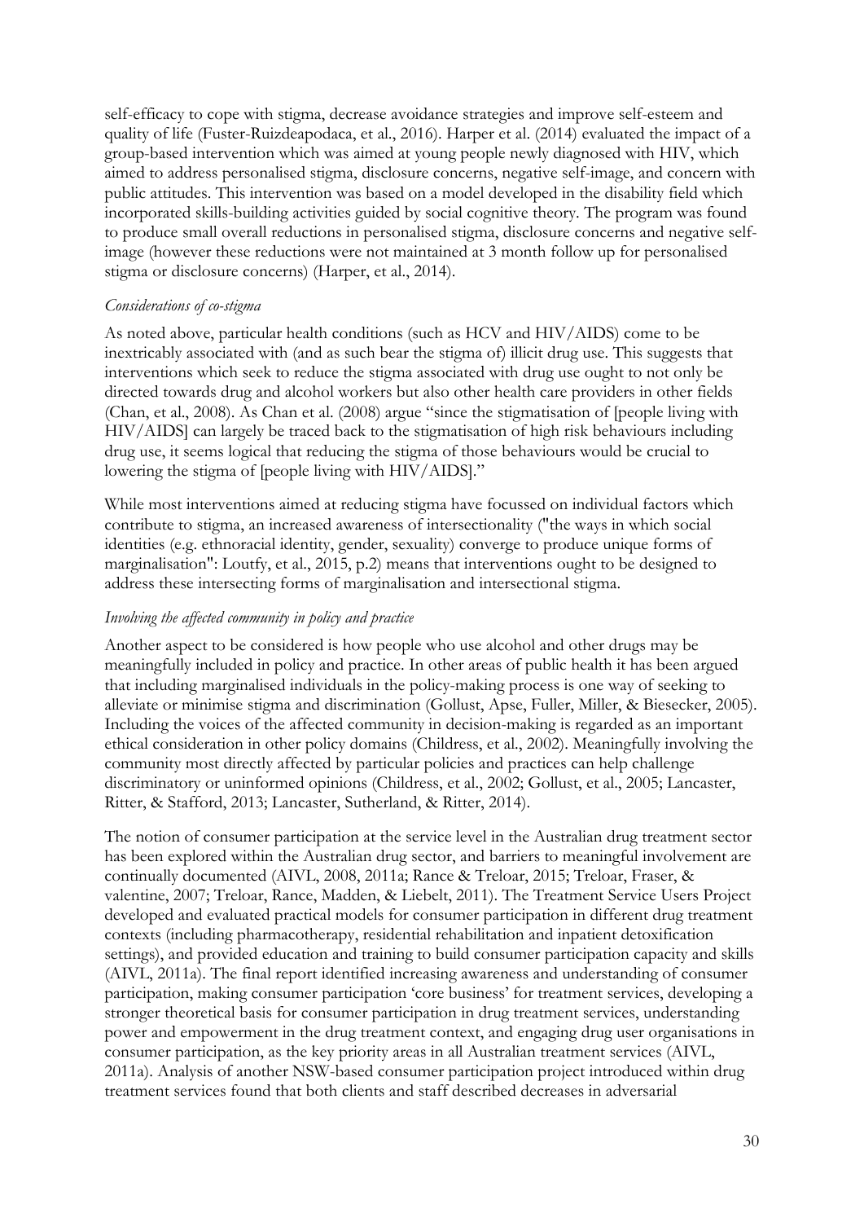self-efficacy to cope with stigma, decrease avoidance strategies and improve self-esteem and quality of life (Fuster-Ruizdeapodaca, et al., 2016). Harper et al. (2014) evaluated the impact of a group-based intervention which was aimed at young people newly diagnosed with HIV, which aimed to address personalised stigma, disclosure concerns, negative self-image, and concern with public attitudes. This intervention was based on a model developed in the disability field which incorporated skills-building activities guided by social cognitive theory. The program was found to produce small overall reductions in personalised stigma, disclosure concerns and negative self-image (however these reductions were not maintained at 3 month follow up for personalised stigma or disclosure concerns) (Harper, et al., 2014).

*Considerations of co-stigma*

As noted above, particular health conditions (such as HCV and HIV/AIDS) come to be inextricably associated with (and as such bear the stigma of) illicit drug use. This suggests that interventions which seek to reduce the stigma associated with drug use ought to not only be directed towards drug and alcohol workers but also other health care providers in other fields (Chan, et al., 2008). As Chan et al. (2008) argue "since the stigmatisation of [people living with HIV/AIDS] can largely be traced back to the stigmatisation of high risk behaviours including drug use, it seems logical that reducing the stigma of those behaviours would be crucial to lowering the stigma of [people living with HIV/AIDS]."

While most interventions aimed at reducing stigma have focussed on individual factors which contribute to stigma, an increased awareness of intersectionality ("the ways in which social identities (e.g. ethnoracial identity, gender, sexuality) converge to produce unique forms of marginalisation": Loutfy, et al., 2015, p.2) means that interventions ought to be designed to address these intersecting forms of marginalisation and intersectional stigma.

*Involving the affected community in policy and practice*

Another aspect to be considered is how people who use alcohol and other drugs may be meaningfully included in policy and practice. In other areas of public health it has been argued that including marginalised individuals in the policy-making process is one way of seeking to alleviate or minimise stigma and discrimination (Gollust, Apse, Fuller, Miller, & Biesecker, 2005). Including the voices of the affected community in decision-making is regarded as an important ethical consideration in other policy domains (Childress, et al., 2002). Meaningfully involving the community most directly affected by particular policies and practices can help challenge discriminatory or uninformed opinions (Childress, et al., 2002; Gollust, et al., 2005; Lancaster, Ritter, & Stafford, 2013; Lancaster, Sutherland, & Ritter, 2014).

The notion of consumer participation at the service level in the Australian drug treatment sector has been explored within the Australian drug sector, and barriers to meaningful involvement are continually documented (AIVL, 2008, 2011a; Rance & Treloar, 2015; Treloar, Fraser, & valentine, 2007; Treloar, Rance, Madden, & Liebelt, 2011). The Treatment Service Users Project developed and evaluated practical models for consumer participation in different drug treatment contexts (including pharmacotherapy, residential rehabilitation and inpatient detoxification settings), and provided education and training to build consumer participation capacity and skills (AIVL, 2011a). The final report identified increasing awareness and understanding of consumer participation, making consumer participation 'core business' for treatment services, developing a stronger theoretical basis for consumer participation in drug treatment services, understanding power and empowerment in the drug treatment context, and engaging drug user organisations in consumer participation, as the key priority areas in all Australian treatment services (AIVL, 2011a). Analysis of another NSW-based consumer participation project introduced within drug treatment services found that both clients and staff described decreases in adversarial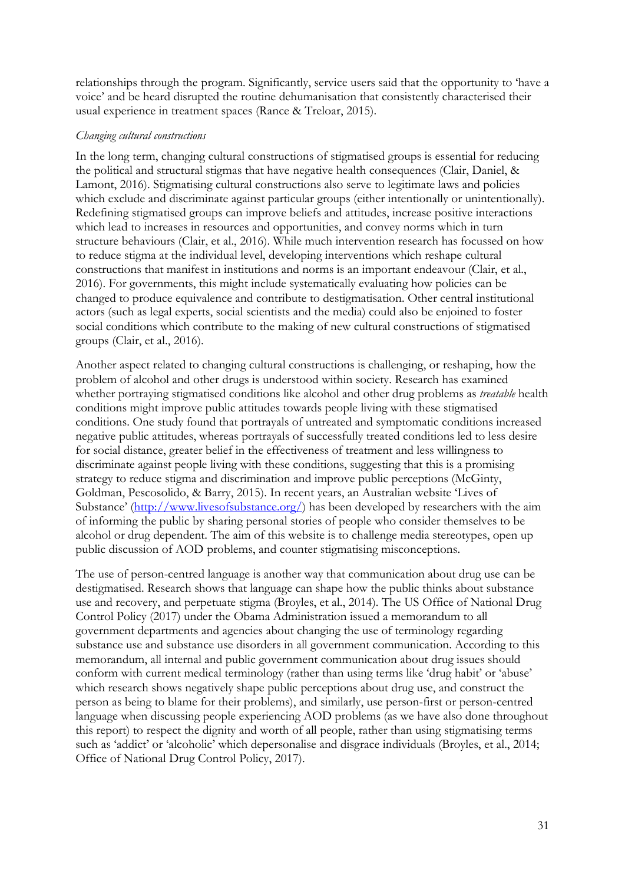relationships through the program. Significantly, service users said that the opportunity to 'have a voice' and be heard disrupted the routine dehumanisation that consistently characterised their usual experience in treatment spaces (Rance & Treloar, 2015).

*Changing cultural constructions*

In the long term, changing cultural constructions of stigmatised groups is essential for reducing the political and structural stigmas that have negative health consequences (Clair, Daniel, & Lamont, 2016). Stigmatising cultural constructions also serve to legitimate laws and policies which exclude and discriminate against particular groups (either intentionally or unintentionally). Redefining stigmatised groups can improve beliefs and attitudes, increase positive interactions which lead to increases in resources and opportunities, and convey norms which in turn structure behaviours (Clair, et al., 2016). While much intervention research has focussed on how to reduce stigma at the individual level, developing interventions which reshape cultural constructions that manifest in institutions and norms is an important endeavour (Clair, et al., 2016). For governments, this might include systematically evaluating how policies can be changed to produce equivalence and contribute to destigmatisation. Other central institutional actors (such as legal experts, social scientists and the media) could also be enjoined to foster social conditions which contribute to the making of new cultural constructions of stigmatised groups (Clair, et al., 2016).

Another aspect related to changing cultural constructions is challenging, or reshaping, how the problem of alcohol and other drugs is understood within society. Research has examined whether portraying stigmatised conditions like alcohol and other drug problems as *treatable* health conditions might improve public attitudes towards people living with these stigmatised conditions. One study found that portrayals of untreated and symptomatic conditions increased negative public attitudes, whereas portrayals of successfully treated conditions led to less desire for social distance, greater belief in the effectiveness of treatment and less willingness to discriminate against people living with these conditions, suggesting that this is a promising strategy to reduce stigma and discrimination and improve public perceptions (McGinty, Goldman, Pescosolido, & Barry, 2015). In recent years, an Australian website 'Lives of Substance' (http://www.livesofsubstance.org/) has been developed by researchers with the aim of informing the public by sharing personal stories of people who consider themselves to be alcohol or drug dependent. The aim of this website is to challenge media stereotypes, open up public discussion of AOD problems, and counter stigmatising misconceptions.

The use of person-centred language is another way that communication about drug use can be destigmatised. Research shows that language can shape how the public thinks about substance use and recovery, and perpetuate stigma (Broyles, et al., 2014). The US Office of National Drug Control Policy (2017) under the Obama Administration issued a memorandum to all government departments and agencies about changing the use of terminology regarding substance use and substance use disorders in all government communication. According to this memorandum, all internal and public government communication about drug issues should conform with current medical terminology (rather than using terms like 'drug habit' or 'abuse' which research shows negatively shape public perceptions about drug use, and construct the person as being to blame for their problems), and similarly, use person-first or person-centred language when discussing people experiencing AOD problems (as we have also done throughout this report) to respect the dignity and worth of all people, rather than using stigmatising terms such as 'addict' or 'alcoholic' which depersonalise and disgrace individuals (Broyles, et al., 2014; Office of National Drug Control Policy, 2017).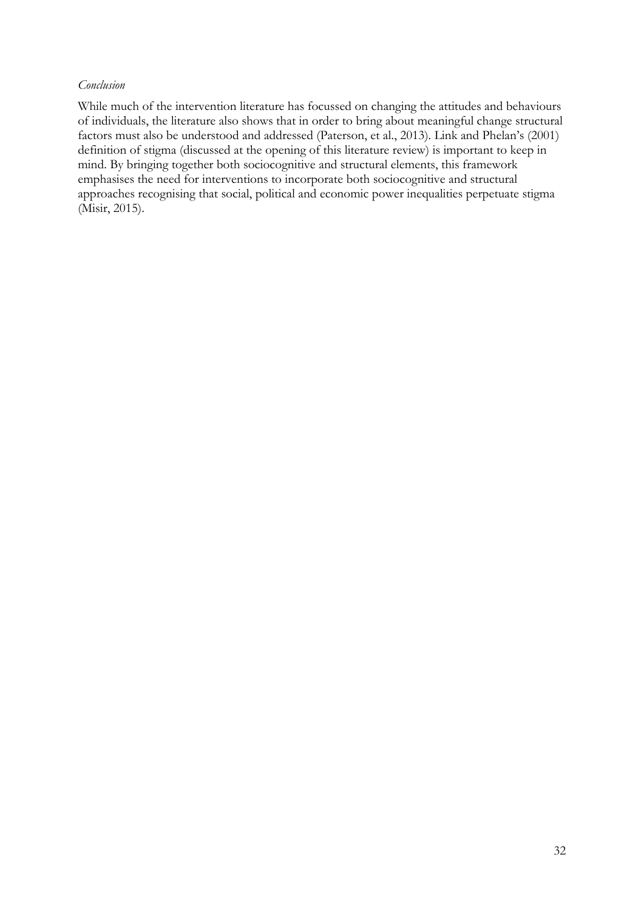*Conclusion*

While much of the intervention literature has focussed on changing the attitudes and behaviours of individuals, the literature also shows that in order to bring about meaningful change structural factors must also be understood and addressed (Paterson, et al., 2013). Link and Phelan's (2001) definition of stigma (discussed at the opening of this literature review) is important to keep in mind. By bringing together both sociocognitive and structural elements, this framework emphasises the need for interventions to incorporate both sociocognitive and structural approaches recognising that social, political and economic power inequalities perpetuate stigma (Misir, 2015).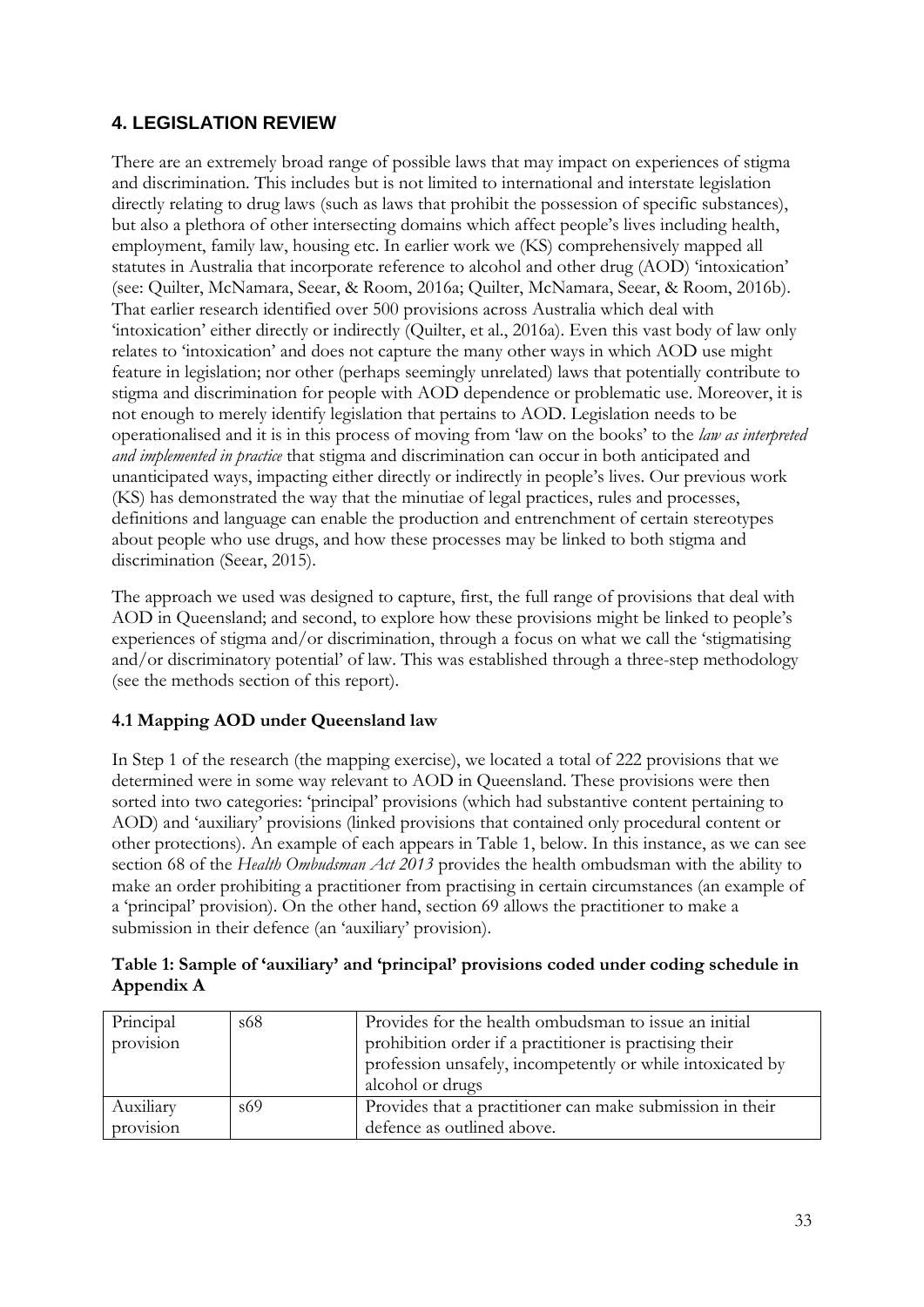## 4. LEGISLATION REVIEW

There are an extremely broad range of possible laws that may impact on experiences of stigma and discrimination. This includes but is not limited to international and interstate legislation directly relating to drug laws (such as laws that prohibit the possession of specific substances), but also a plethora of other intersecting domains which affect people's lives including health, employment, family law, housing etc. In earlier work we (KS) comprehensively mapped all statutes in Australia that incorporate reference to alcohol and other drug (AOD) 'intoxication' (see: Quilter, McNamara, Seear, & Room, 2016a; Quilter, McNamara, Seear, & Room, 2016b). That earlier research identified over 500 provisions across Australia which deal with 'intoxication' either directly or indirectly (Quilter, et al., 2016a). Even this vast body of law only relates to 'intoxication' and does not capture the many other ways in which AOD use might feature in legislation; nor other (perhaps seemingly unrelated) laws that potentially contribute to stigma and discrimination for people with AOD dependence or problematic use. Moreover, it is not enough to merely identify legislation that pertains to AOD. Legislation needs to be operationalised and it is in this process of moving from 'law on the books' to the *law as interpreted and implemented in practice* that stigma and discrimination can occur in both anticipated and unanticipated ways, impacting either directly or indirectly in people's lives. Our previous work (KS) has demonstrated the way that the minutiae of legal practices, rules and processes, definitions and language can enable the production and entrenchment of certain stereotypes about people who use drugs, and how these processes may be linked to both stigma and discrimination (Seear, 2015).

The approach we used was designed to capture, first, the full range of provisions that deal with AOD in Queensland; and second, to explore how these provisions might be linked to people's experiences of stigma and/or discrimination, through a focus on what we call the 'stigmatising and/or discriminatory potential' of law. This was established through a three-step methodology (see the methods section of this report).

### 4.1 Mapping AOD under Queensland law

In Step 1 of the research (the mapping exercise), we located a total of 222 provisions that we determined were in some way relevant to AOD in Queensland. These provisions were then sorted into two categories: 'principal' provisions (which had substantive content pertaining to AOD) and 'auxiliary' provisions (linked provisions that contained only procedural content or other protections). An example of each appears in Table 1, below. In this instance, as we can see section 68 of the *Health Ombudsman Act 2013* provides the health ombudsman with the ability to make an order prohibiting a practitioner from practising in certain circumstances (an example of a 'principal' provision). On the other hand, section 69 allows the practitioner to make a submission in their defence (an 'auxiliary' provision).

**Table 1: Sample of 'auxiliary' and 'principal' provisions coded under coding schedule in Appendix A**

| | | |
|---|---|---|
| Principal provision | s68 | Provides for the health ombudsman to issue an initial prohibition order if a practitioner is practising their profession unsafely, incompetently or while intoxicated by alcohol or drugs |
| Auxiliary provision | s69 | Provides that a practitioner can make submission in their defence as outlined above. |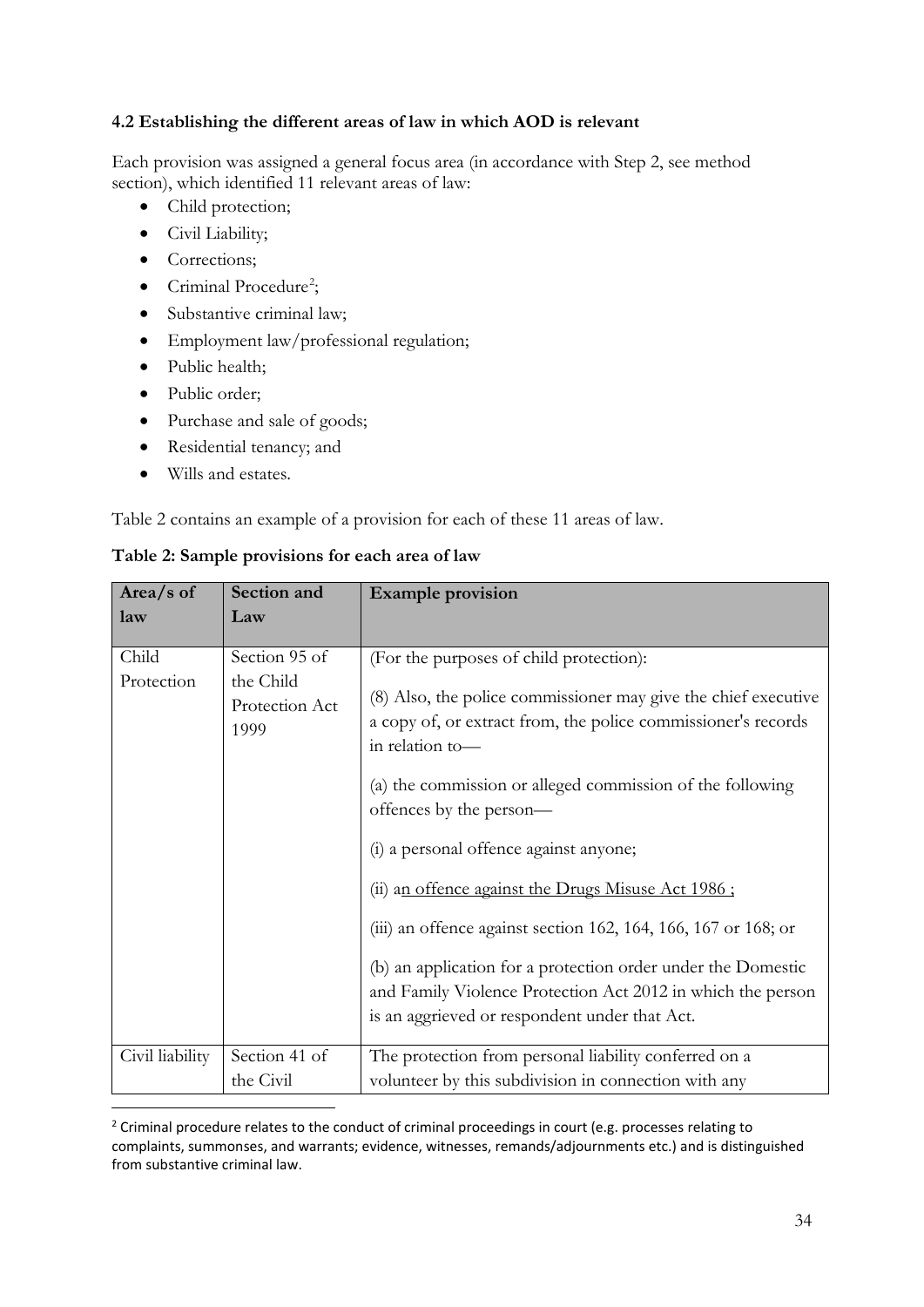**4.2 Establishing the different areas of law in which AOD is relevant**

Each provision was assigned a general focus area (in accordance with Step 2, see method section), which identified 11 relevant areas of law:

- Child protection;
- Civil Liability;
- Corrections;
- Criminal Procedure[2];
- Substantive criminal law;
- Employment law/professional regulation;
- Public health;
- Public order;
- Purchase and sale of goods;
- Residential tenancy; and
- Wills and estates.

Table 2 contains an example of a provision for each of these 11 areas of law.

**Table 2: Sample provisions for each area of law**

| Area/s of law | Section and Law | Example provision |
|---|---|---|
| Child Protection | Section 95 of the Child Protection Act 1999 | (For the purposes of child protection):<br><br>(8) Also, the police commissioner may give the chief executive a copy of, or extract from, the police commissioner's records in relation to—<br><br>(a) the commission or alleged commission of the following offences by the person—<br><br>(i) a personal offence against anyone;<br><br>(ii) an offence against the Drugs Misuse Act 1986 ;<br><br>(iii) an offence against section 162, 164, 166, 167 or 168; or<br><br>(b) an application for a protection order under the Domestic and Family Violence Protection Act 2012 in which the person is an aggrieved or respondent under that Act. |
| Civil liability | Section 41 of the Civil | The protection from personal liability conferred on a volunteer by this subdivision in connection with any |

[2] Criminal procedure relates to the conduct of criminal proceedings in court (e.g. processes relating to complaints, summonses, and warrants; evidence, witnesses, remands/adjournments etc.) and is distinguished from substantive criminal law.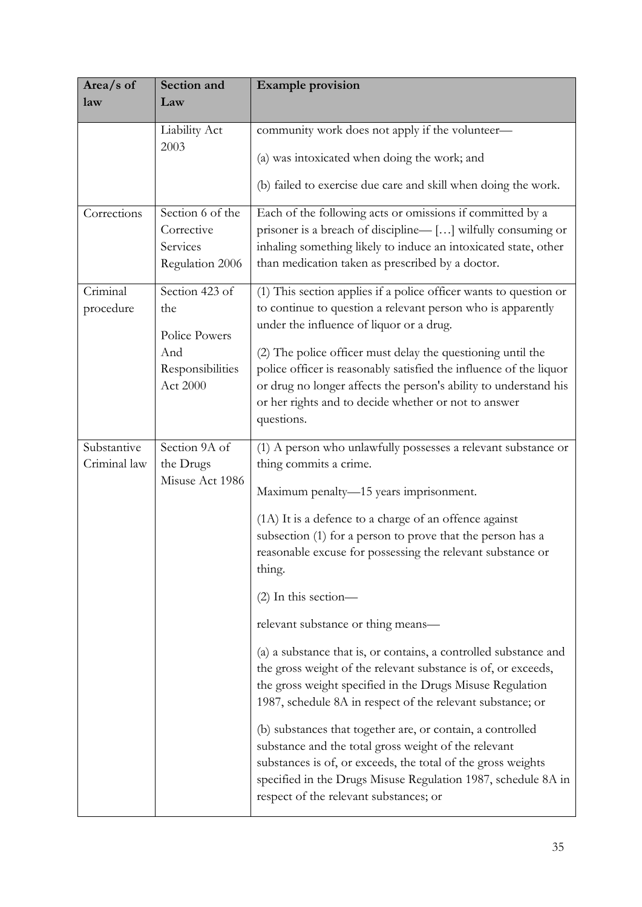| Area/s of law | Section and Law | Example provision |
|---|---|---|
| | Liability Act 2003 | community work does not apply if the volunteer— (a) was intoxicated when doing the work; and (b) failed to exercise due care and skill when doing the work. |
| Corrections | Section 6 of the Corrective Services Regulation 2006 | Each of the following acts or omissions if committed by a prisoner is a breach of discipline— […] wilfully consuming or inhaling something likely to induce an intoxicated state, other than medication taken as prescribed by a doctor. |
| Criminal procedure | Section 423 of the Police Powers And Responsibilities Act 2000 | (1) This section applies if a police officer wants to question or to continue to question a relevant person who is apparently under the influence of liquor or a drug. (2) The police officer must delay the questioning until the police officer is reasonably satisfied the influence of the liquor or drug no longer affects the person's ability to understand his or her rights and to decide whether or not to answer questions. |
| Substantive Criminal law | Section 9A of the Drugs Misuse Act 1986 | (1) A person who unlawfully possesses a relevant substance or thing commits a crime. Maximum penalty—15 years imprisonment. (1A) It is a defence to a charge of an offence against subsection (1) for a person to prove that the person has a reasonable excuse for possessing the relevant substance or thing. (2) In this section— relevant substance or thing means— (a) a substance that is, or contains, a controlled substance and the gross weight of the relevant substance is of, or exceeds, the gross weight specified in the Drugs Misuse Regulation 1987, schedule 8A in respect of the relevant substance; or (b) substances that together are, or contain, a controlled substance and the total gross weight of the relevant substances is of, or exceeds, the total of the gross weights specified in the Drugs Misuse Regulation 1987, schedule 8A in respect of the relevant substances; or |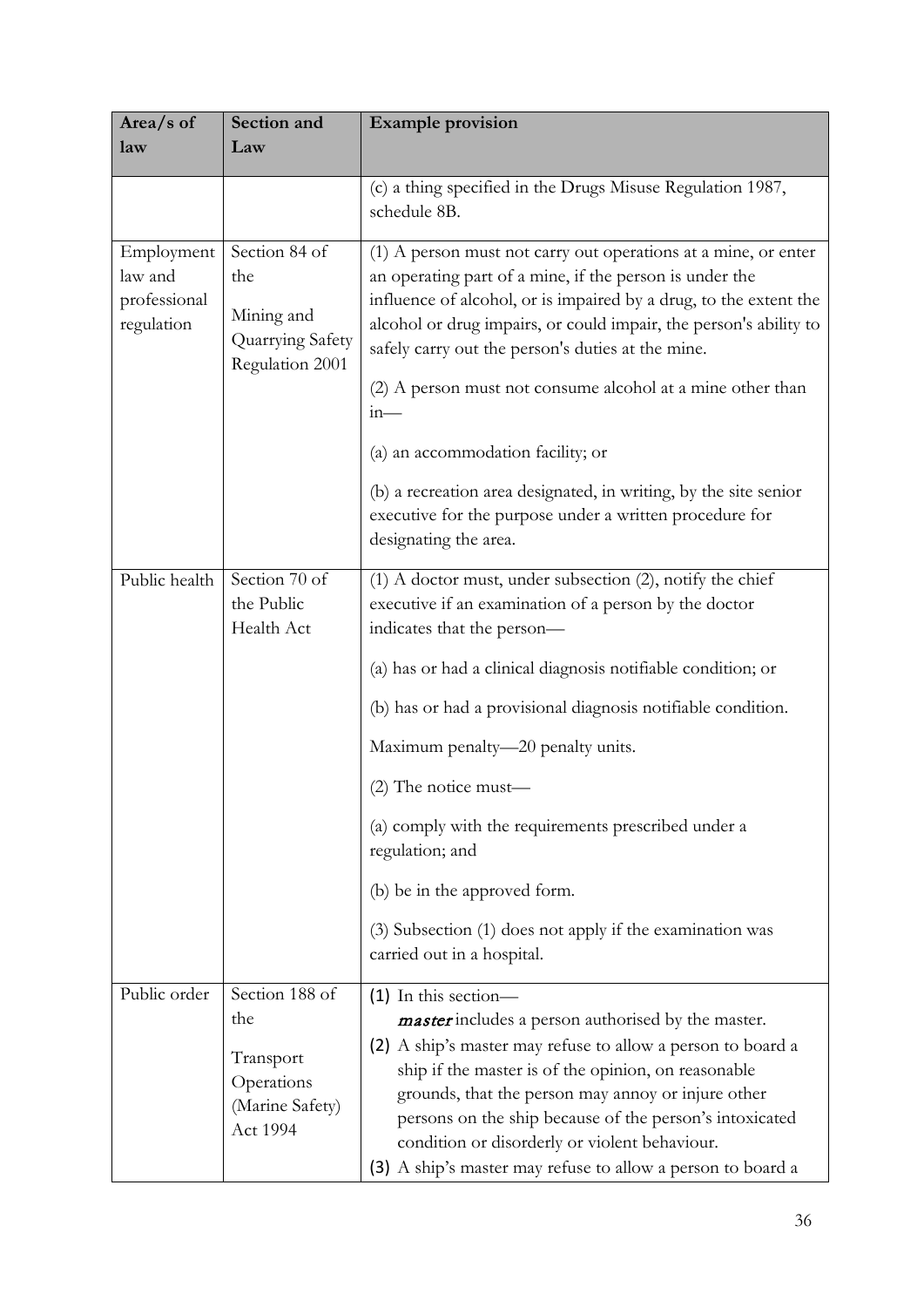| Area/s of law | Section and Law | Example provision |
| --- | --- | --- |
| | | (c) a thing specified in the Drugs Misuse Regulation 1987, schedule 8B. |
| Employment law and professional regulation | Section 84 of the Mining and Quarrying Safety Regulation 2001 | (1) A person must not carry out operations at a mine, or enter an operating part of a mine, if the person is under the influence of alcohol, or is impaired by a drug, to the extent the alcohol or drug impairs, or could impair, the person's ability to safely carry out the person's duties at the mine. <br><br> (2) A person must not consume alcohol at a mine other than in— <br><br> (a) an accommodation facility; or <br><br> (b) a recreation area designated, in writing, by the site senior executive for the purpose under a written procedure for designating the area. |
| Public health | Section 70 of the Public Health Act | (1) A doctor must, under subsection (2), notify the chief executive if an examination of a person by the doctor indicates that the person— <br><br> (a) has or had a clinical diagnosis notifiable condition; or <br><br> (b) has or had a provisional diagnosis notifiable condition. <br><br> Maximum penalty—20 penalty units. <br><br> (2) The notice must— <br><br> (a) comply with the requirements prescribed under a regulation; and <br><br> (b) be in the approved form. <br><br> (3) Subsection (1) does not apply if the examination was carried out in a hospital. |
| Public order | Section 188 of the Transport Operations (Marine Safety) Act 1994 | (1) In this section— <br> ***master*** includes a person authorised by the master. <br> (2) A ship's master may refuse to allow a person to board a ship if the master is of the opinion, on reasonable grounds, that the person may annoy or injure other persons on the ship because of the person's intoxicated condition or disorderly or violent behaviour. <br> (3) A ship's master may refuse to allow a person to board a |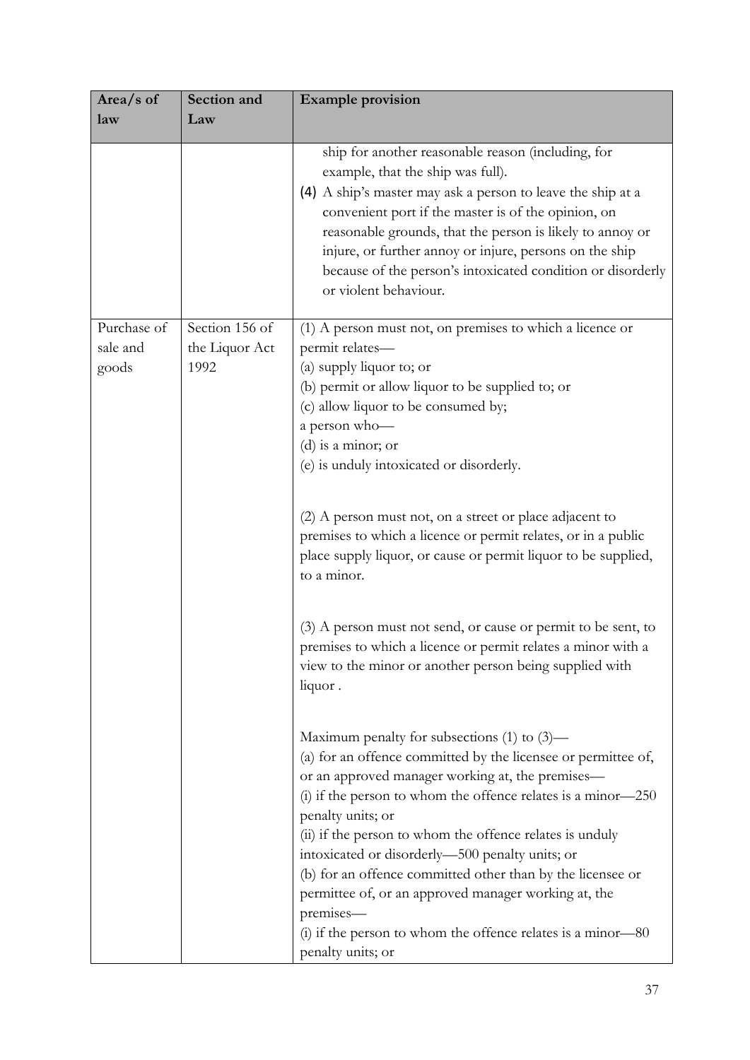| Area/s of law | Section and Law | Example provision |
|---|---|---|
| | | ship for another reasonable reason (including, for example, that the ship was full).<br>(4) A ship's master may ask a person to leave the ship at a convenient port if the master is of the opinion, on reasonable grounds, that the person is likely to annoy or injure, or further annoy or injure, persons on the ship because of the person's intoxicated condition or disorderly or violent behaviour. |
| Purchase of sale and goods | Section 156 of the Liquor Act 1992 | (1) A person must not, on premises to which a licence or permit relates—<br>(a) supply liquor to; or<br>(b) permit or allow liquor to be supplied to; or<br>(c) allow liquor to be consumed by;<br>a person who—<br>(d) is a minor; or<br>(e) is unduly intoxicated or disorderly.<br><br>(2) A person must not, on a street or place adjacent to premises to which a licence or permit relates, or in a public place supply liquor, or cause or permit liquor to be supplied, to a minor.<br><br>(3) A person must not send, or cause or permit to be sent, to premises to which a licence or permit relates a minor with a view to the minor or another person being supplied with liquor .<br><br>Maximum penalty for subsections (1) to (3)—<br>(a) for an offence committed by the licensee or permittee of, or an approved manager working at, the premises—<br>(i) if the person to whom the offence relates is a minor—250 penalty units; or<br>(ii) if the person to whom the offence relates is unduly intoxicated or disorderly—500 penalty units; or<br>(b) for an offence committed other than by the licensee or permittee of, or an approved manager working at, the premises—<br>(i) if the person to whom the offence relates is a minor—80 penalty units; or |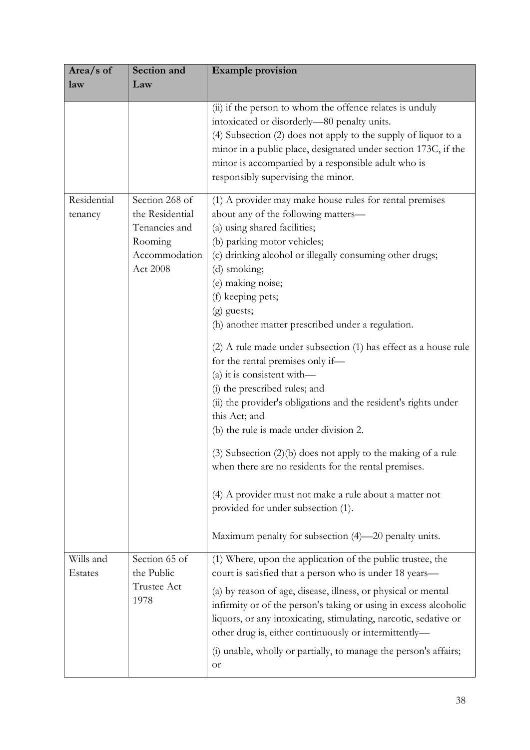| Area/s of law | Section and Law | Example provision |
| --- | --- | --- |
| | | (ii) if the person to whom the offence relates is unduly intoxicated or disorderly—80 penalty units.<br>(4) Subsection (2) does not apply to the supply of liquor to a minor in a public place, designated under section 173C, if the minor is accompanied by a responsible adult who is responsibly supervising the minor. |
| Residential tenancy | Section 268 of the Residential Tenancies and Rooming Accommodation Act 2008 | (1) A provider may make house rules for rental premises about any of the following matters—<br>(a) using shared facilities;<br>(b) parking motor vehicles;<br>(c) drinking alcohol or illegally consuming other drugs;<br>(d) smoking;<br>(e) making noise;<br>(f) keeping pets;<br>(g) guests;<br>(h) another matter prescribed under a regulation.<br><br>(2) A rule made under subsection (1) has effect as a house rule for the rental premises only if—<br>(a) it is consistent with—<br>(i) the prescribed rules; and<br>(ii) the provider's obligations and the resident's rights under this Act; and<br>(b) the rule is made under division 2.<br><br>(3) Subsection (2)(b) does not apply to the making of a rule when there are no residents for the rental premises.<br><br>(4) A provider must not make a rule about a matter not provided for under subsection (1).<br><br>Maximum penalty for subsection (4)—20 penalty units. |
| Wills and Estates | Section 65 of the Public Trustee Act 1978 | (1) Where, upon the application of the public trustee, the court is satisfied that a person who is under 18 years—<br>(a) by reason of age, disease, illness, or physical or mental infirmity or of the person's taking or using in excess alcoholic liquors, or any intoxicating, stimulating, narcotic, sedative or other drug is, either continuously or intermittently—<br>(i) unable, wholly or partially, to manage the person's affairs; or |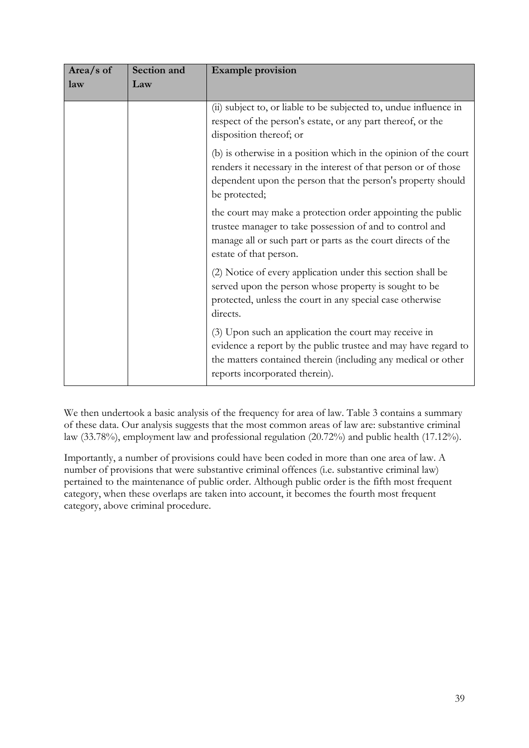| Area/s of law | Section and Law | Example provision |
| --- | --- | --- |
| | | (ii) subject to, or liable to be subjected to, undue influence in respect of the person's estate, or any part thereof, or the disposition thereof; or<br><br>(b) is otherwise in a position which in the opinion of the court renders it necessary in the interest of that person or of those dependent upon the person that the person's property should be protected;<br><br>the court may make a protection order appointing the public trustee manager to take possession of and to control and manage all or such part or parts as the court directs of the estate of that person.<br><br>(2) Notice of every application under this section shall be served upon the person whose property is sought to be protected, unless the court in any special case otherwise directs.<br><br>(3) Upon such an application the court may receive in evidence a report by the public trustee and may have regard to the matters contained therein (including any medical or other reports incorporated therein). |

We then undertook a basic analysis of the frequency for area of law. Table 3 contains a summary of these data. Our analysis suggests that the most common areas of law are: substantive criminal law (33.78%), employment law and professional regulation (20.72%) and public health (17.12%).

Importantly, a number of provisions could have been coded in more than one area of law. A number of provisions that were substantive criminal offences (i.e. substantive criminal law) pertained to the maintenance of public order. Although public order is the fifth most frequent category, when these overlaps are taken into account, it becomes the fourth most frequent category, above criminal procedure.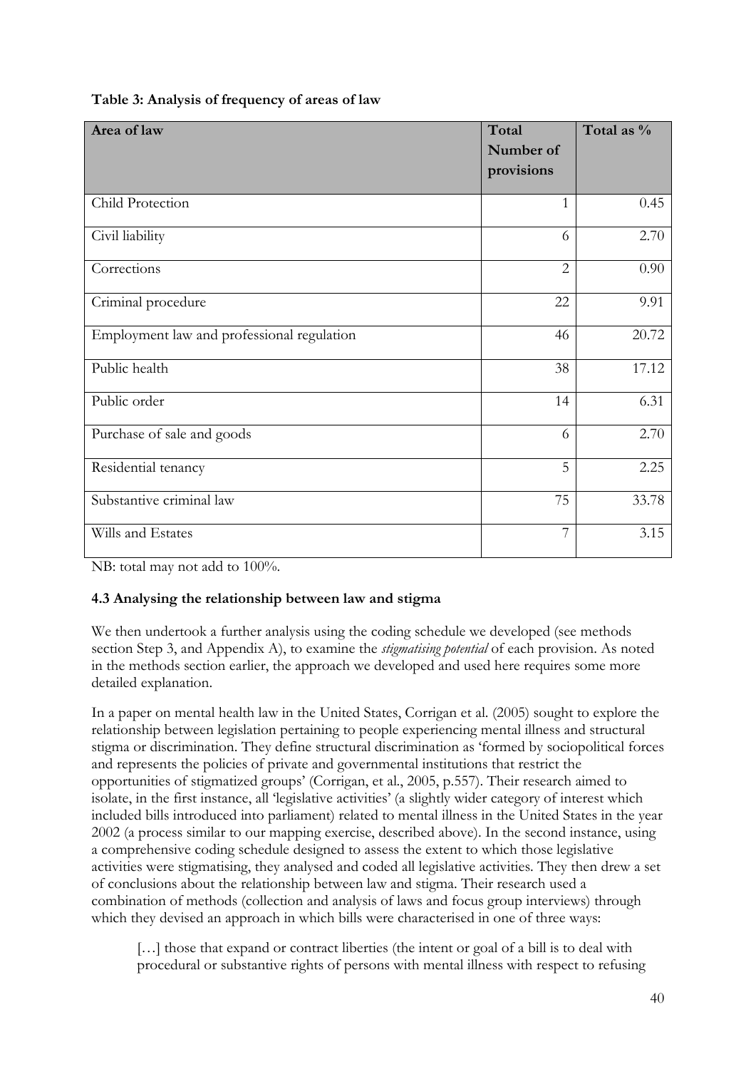**Table 3: Analysis of frequency of areas of law**

| Area of law | Total Number of provisions | Total as % |
|---|---|---|
| Child Protection | 1 | 0.45 |
| Civil liability | 6 | 2.70 |
| Corrections | 2 | 0.90 |
| Criminal procedure | 22 | 9.91 |
| Employment law and professional regulation | 46 | 20.72 |
| Public health | 38 | 17.12 |
| Public order | 14 | 6.31 |
| Purchase of sale and goods | 6 | 2.70 |
| Residential tenancy | 5 | 2.25 |
| Substantive criminal law | 75 | 33.78 |
| Wills and Estates | 7 | 3.15 |

NB: total may not add to 100%.

### 4.3 Analysing the relationship between law and stigma

We then undertook a further analysis using the coding schedule we developed (see methods section Step 3, and Appendix A), to examine the *stigmatising potential* of each provision. As noted in the methods section earlier, the approach we developed and used here requires some more detailed explanation.

In a paper on mental health law in the United States, Corrigan et al. (2005) sought to explore the relationship between legislation pertaining to people experiencing mental illness and structural stigma or discrimination. They define structural discrimination as 'formed by sociopolitical forces and represents the policies of private and governmental institutions that restrict the opportunities of stigmatized groups' (Corrigan, et al., 2005, p.557). Their research aimed to isolate, in the first instance, all 'legislative activities' (a slightly wider category of interest which included bills introduced into parliament) related to mental illness in the United States in the year 2002 (a process similar to our mapping exercise, described above). In the second instance, using a comprehensive coding schedule designed to assess the extent to which those legislative activities were stigmatising, they analysed and coded all legislative activities. They then drew a set of conclusions about the relationship between law and stigma. Their research used a combination of methods (collection and analysis of laws and focus group interviews) through which they devised an approach in which bills were characterised in one of three ways:

> […] those that expand or contract liberties (the intent or goal of a bill is to deal with procedural or substantive rights of persons with mental illness with respect to refusing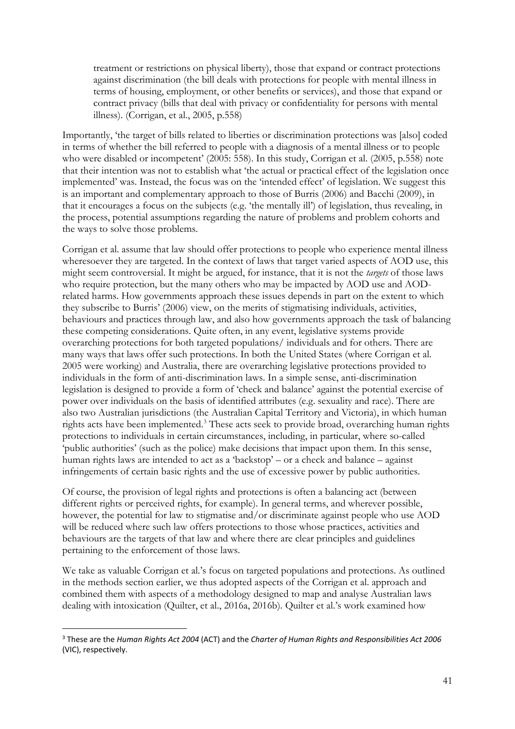> treatment or restrictions on physical liberty), those that expand or contract protections against discrimination (the bill deals with protections for people with mental illness in terms of housing, employment, or other benefits or services), and those that expand or contract privacy (bills that deal with privacy or confidentiality for persons with mental illness). (Corrigan, et al., 2005, p.558)

Importantly, 'the target of bills related to liberties or discrimination protections was [also] coded in terms of whether the bill referred to people with a diagnosis of a mental illness or to people who were disabled or incompetent' (2005: 558). In this study, Corrigan et al. (2005, p.558) note that their intention was not to establish what 'the actual or practical effect of the legislation once implemented' was. Instead, the focus was on the 'intended effect' of legislation. We suggest this is an important and complementary approach to those of Burris (2006) and Bacchi (2009), in that it encourages a focus on the subjects (e.g. 'the mentally ill') of legislation, thus revealing, in the process, potential assumptions regarding the nature of problems and problem cohorts and the ways to solve those problems.

Corrigan et al. assume that law should offer protections to people who experience mental illness wheresoever they are targeted. In the context of laws that target varied aspects of AOD use, this might seem controversial. It might be argued, for instance, that it is not the *targets* of those laws who require protection, but the many others who may be impacted by AOD use and AOD-related harms. How governments approach these issues depends in part on the extent to which they subscribe to Burris' (2006) view, on the merits of stigmatising individuals, activities, behaviours and practices through law, and also how governments approach the task of balancing these competing considerations. Quite often, in any event, legislative systems provide overarching protections for both targeted populations/ individuals and for others. There are many ways that laws offer such protections. In both the United States (where Corrigan et al. 2005 were working) and Australia, there are overarching legislative protections provided to individuals in the form of anti-discrimination laws. In a simple sense, anti-discrimination legislation is designed to provide a form of 'check and balance' against the potential exercise of power over individuals on the basis of identified attributes (e.g. sexuality and race). There are also two Australian jurisdictions (the Australian Capital Territory and Victoria), in which human rights acts have been implemented.[3] These acts seek to provide broad, overarching human rights protections to individuals in certain circumstances, including, in particular, where so-called 'public authorities' (such as the police) make decisions that impact upon them. In this sense, human rights laws are intended to act as a 'backstop' – or a check and balance – against infringements of certain basic rights and the use of excessive power by public authorities.

Of course, the provision of legal rights and protections is often a balancing act (between different rights or perceived rights, for example). In general terms, and wherever possible, however, the potential for law to stigmatise and/or discriminate against people who use AOD will be reduced where such law offers protections to those whose practices, activities and behaviours are the targets of that law and where there are clear principles and guidelines pertaining to the enforcement of those laws.

We take as valuable Corrigan et al.'s focus on targeted populations and protections. As outlined in the methods section earlier, we thus adopted aspects of the Corrigan et al. approach and combined them with aspects of a methodology designed to map and analyse Australian laws dealing with intoxication (Quilter, et al., 2016a, 2016b). Quilter et al.'s work examined how

[3] These are the *Human Rights Act 2004* (ACT) and the *Charter of Human Rights and Responsibilities Act 2006* (VIC), respectively.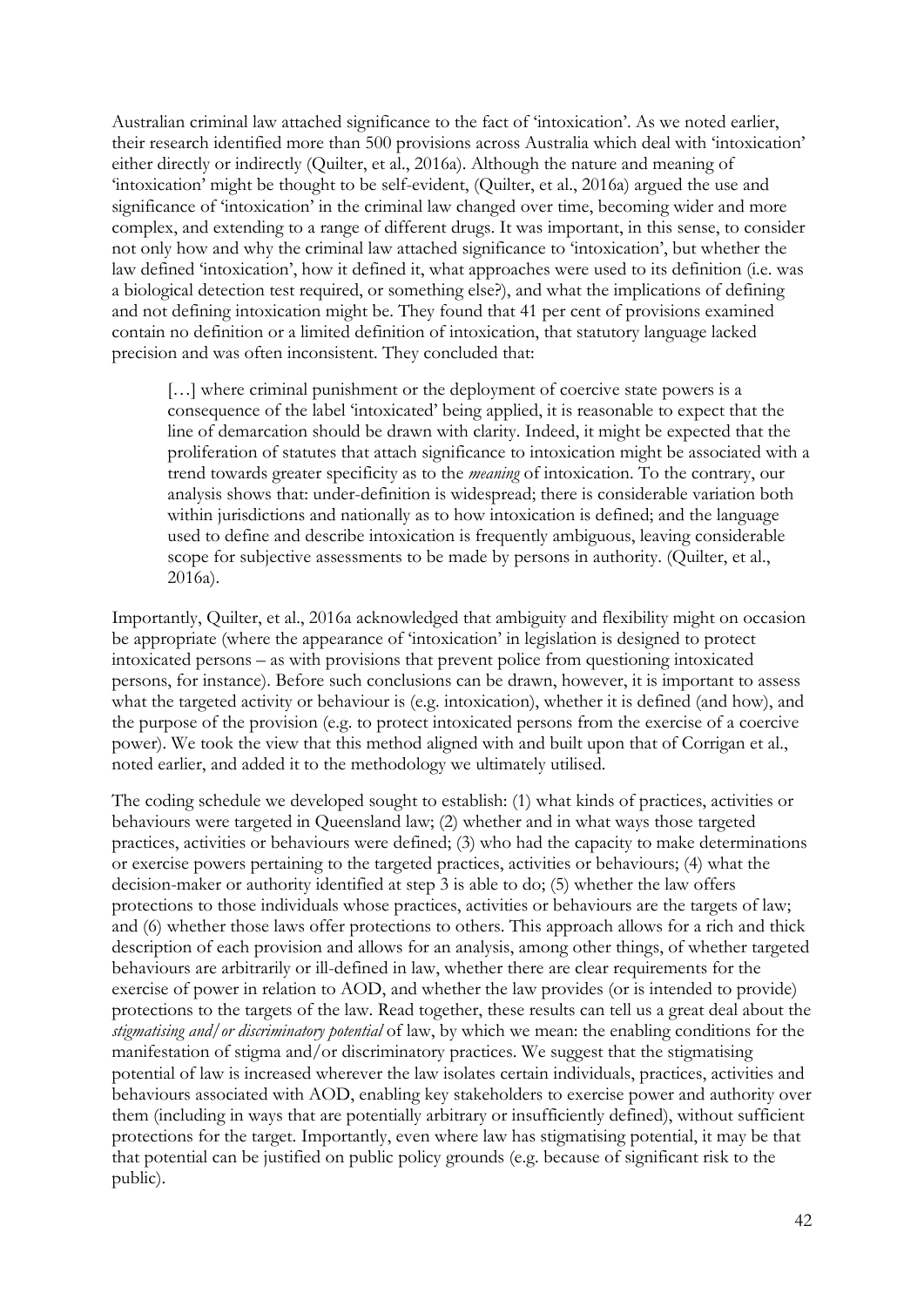Australian criminal law attached significance to the fact of 'intoxication'. As we noted earlier, their research identified more than 500 provisions across Australia which deal with 'intoxication' either directly or indirectly (Quilter, et al., 2016a). Although the nature and meaning of 'intoxication' might be thought to be self-evident, (Quilter, et al., 2016a) argued the use and significance of 'intoxication' in the criminal law changed over time, becoming wider and more complex, and extending to a range of different drugs. It was important, in this sense, to consider not only how and why the criminal law attached significance to 'intoxication', but whether the law defined 'intoxication', how it defined it, what approaches were used to its definition (i.e. was a biological detection test required, or something else?), and what the implications of defining and not defining intoxication might be. They found that 41 per cent of provisions examined contain no definition or a limited definition of intoxication, that statutory language lacked precision and was often inconsistent. They concluded that:

> […] where criminal punishment or the deployment of coercive state powers is a consequence of the label 'intoxicated' being applied, it is reasonable to expect that the line of demarcation should be drawn with clarity. Indeed, it might be expected that the proliferation of statutes that attach significance to intoxication might be associated with a trend towards greater specificity as to the *meaning* of intoxication. To the contrary, our analysis shows that: under-definition is widespread; there is considerable variation both within jurisdictions and nationally as to how intoxication is defined; and the language used to define and describe intoxication is frequently ambiguous, leaving considerable scope for subjective assessments to be made by persons in authority. (Quilter, et al., 2016a).

Importantly, Quilter, et al., 2016a acknowledged that ambiguity and flexibility might on occasion be appropriate (where the appearance of 'intoxication' in legislation is designed to protect intoxicated persons – as with provisions that prevent police from questioning intoxicated persons, for instance). Before such conclusions can be drawn, however, it is important to assess what the targeted activity or behaviour is (e.g. intoxication), whether it is defined (and how), and the purpose of the provision (e.g. to protect intoxicated persons from the exercise of a coercive power). We took the view that this method aligned with and built upon that of Corrigan et al., noted earlier, and added it to the methodology we ultimately utilised.

The coding schedule we developed sought to establish: (1) what kinds of practices, activities or behaviours were targeted in Queensland law; (2) whether and in what ways those targeted practices, activities or behaviours were defined; (3) who had the capacity to make determinations or exercise powers pertaining to the targeted practices, activities or behaviours; (4) what the decision-maker or authority identified at step 3 is able to do; (5) whether the law offers protections to those individuals whose practices, activities or behaviours are the targets of law; and (6) whether those laws offer protections to others. This approach allows for a rich and thick description of each provision and allows for an analysis, among other things, of whether targeted behaviours are arbitrarily or ill-defined in law, whether there are clear requirements for the exercise of power in relation to AOD, and whether the law provides (or is intended to provide) protections to the targets of the law. Read together, these results can tell us a great deal about the *stigmatising and/or discriminatory potential* of law, by which we mean: the enabling conditions for the manifestation of stigma and/or discriminatory practices. We suggest that the stigmatising potential of law is increased wherever the law isolates certain individuals, practices, activities and behaviours associated with AOD, enabling key stakeholders to exercise power and authority over them (including in ways that are potentially arbitrary or insufficiently defined), without sufficient protections for the target. Importantly, even where law has stigmatising potential, it may be that that potential can be justified on public policy grounds (e.g. because of significant risk to the public).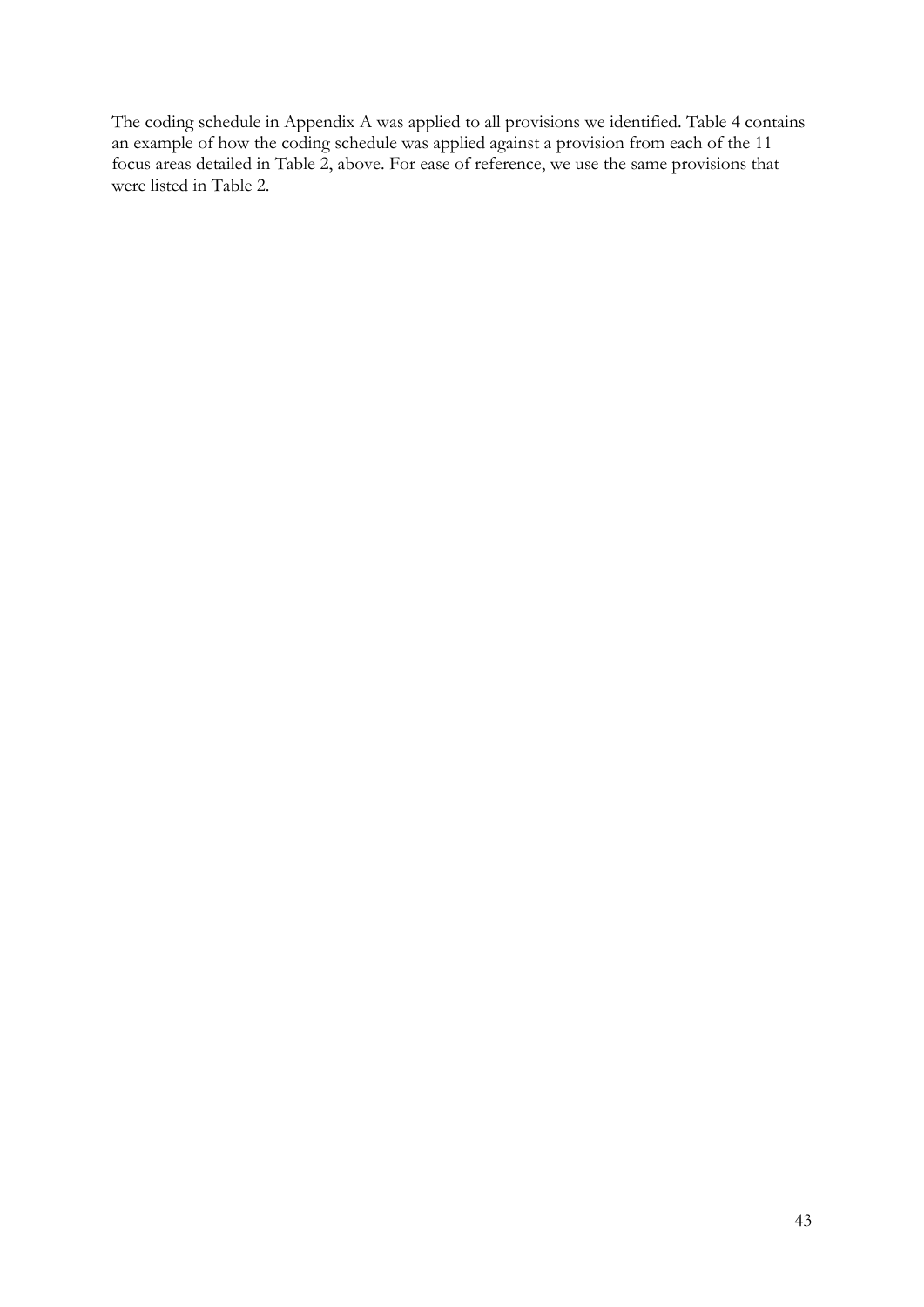The coding schedule in Appendix A was applied to all provisions we identified. Table 4 contains an example of how the coding schedule was applied against a provision from each of the 11 focus areas detailed in Table 2, above. For ease of reference, we use the same provisions that were listed in Table 2.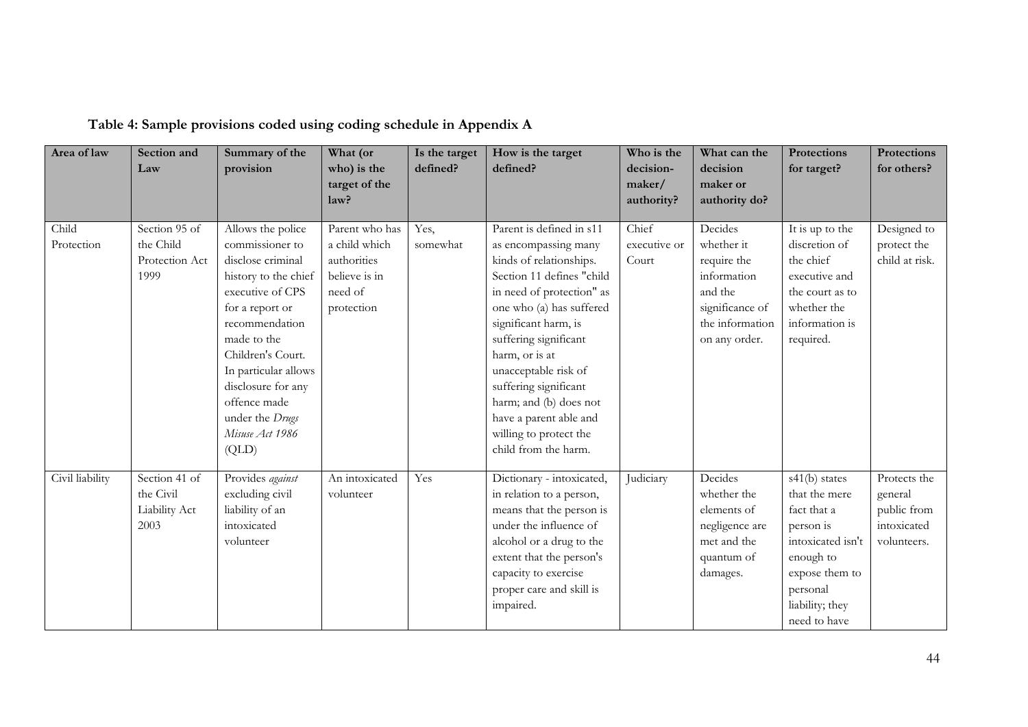**Table 4: Sample provisions coded using coding schedule in Appendix A**

| Area of law | Section and Law | Summary of the provision | What (or who) is the target of the law? | Is the target defined? | How is the target defined? | Who is the decision-maker/ authority? | What can the decision maker or authority do? | Protections for target? | Protections for others? |
|---|---|---|---|---|---|---|---|---|---|
| Child Protection | Section 95 of the Child Protection Act 1999 | Allows the police commissioner to disclose criminal history to the chief executive of CPS for a report or recommendation made to the Children's Court. In particular allows disclosure for any offence made under the *Drugs Misuse Act 1986* (QLD) | Parent who has a child which authorities believe is in need of protection | Yes, somewhat | Parent is defined in s11 as encompassing many kinds of relationships. Section 11 defines "child in need of protection" as one who (a) has suffered significant harm, is suffering significant harm, or is at unacceptable risk of suffering significant harm; and (b) does not have a parent able and willing to protect the child from the harm. | Chief executive or Court | Decides whether it require the information and the significance of the information on any order. | It is up to the discretion of the chief executive and the court as to whether the information is required. | Designed to protect the child at risk. |
| Civil liability | Section 41 of the Civil Liability Act 2003 | Provides *against* excluding civil liability of an intoxicated volunteer | An intoxicated volunteer | Yes | Dictionary - intoxicated, in relation to a person, means that the person is under the influence of alcohol or a drug to the extent that the person's capacity to exercise proper care and skill is impaired. | Judiciary | Decides whether the elements of negligence are met and the quantum of damages. | s41(b) states that the mere fact that a person is intoxicated isn't enough to expose them to personal liability; they need to have | Protects the general public from intoxicated volunteers. |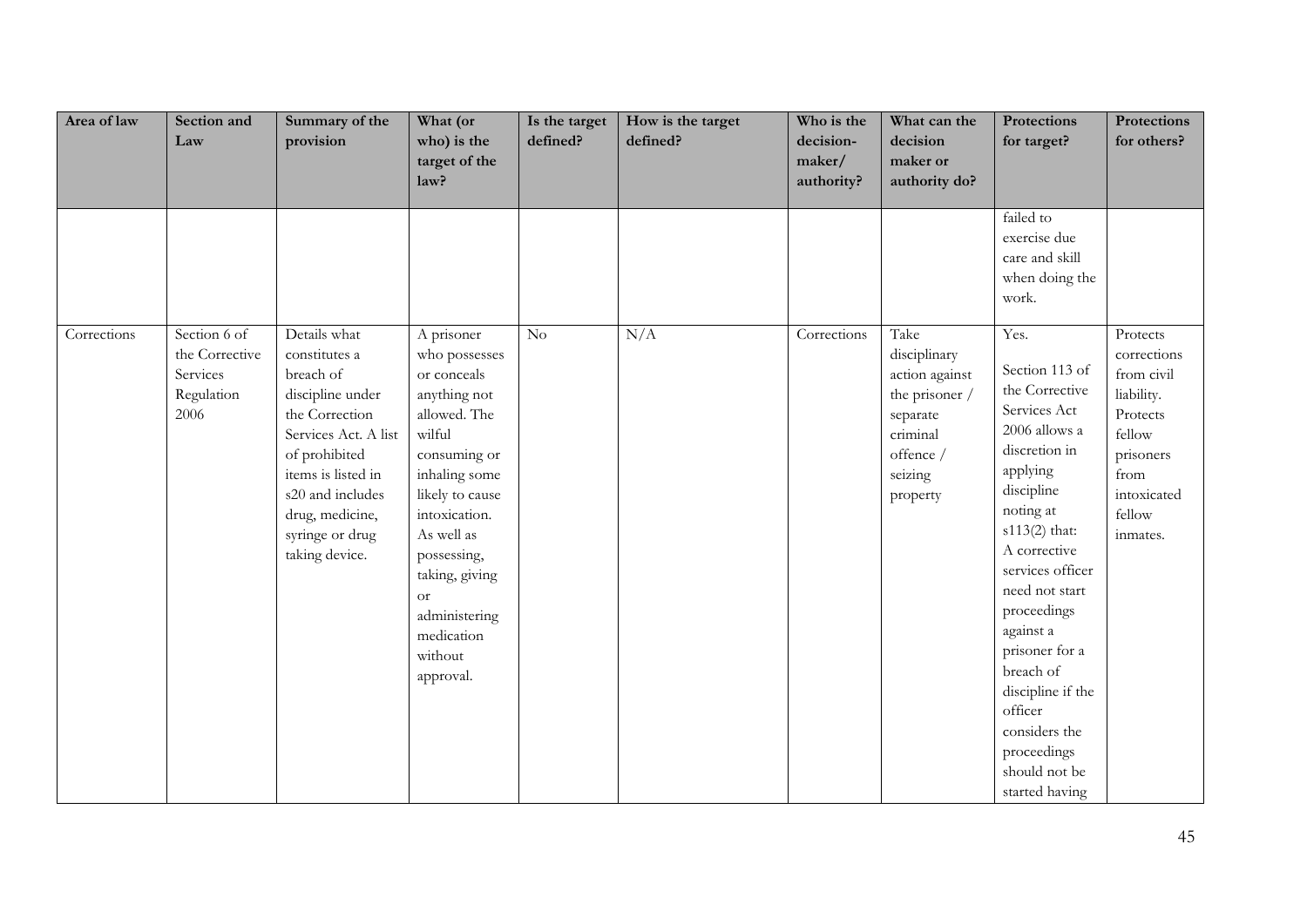| Area of law | Section and Law | Summary of the provision | What (or who) is the target of the law? | Is the target defined? | How is the target defined? | Who is the decision-maker/ authority? | What can the decision maker or authority do? | Protections for target? | Protections for others? |
|---|---|---|---|---|---|---|---|---|---|
| | | | | | | | | failed to exercise due care and skill when doing the work. | |
| Corrections | Section 6 of the Corrective Services Regulation 2006 | Details what constitutes a breach of discipline under the Correction Services Act. A list of prohibited items is listed in s20 and includes drug, medicine, syringe or drug taking device. | A prisoner who possesses or conceals anything not allowed. The wilful consuming or inhaling some likely to cause intoxication. As well as possessing, taking, giving or administering medication without approval. | No | N/A | Corrections | Take disciplinary action against the prisoner / separate criminal offence / seizing property | Yes. Section 113 of the Corrective Services Act 2006 allows a discretion in applying discipline noting at s113(2) that: A corrective services officer need not start proceedings against a prisoner for a breach of discipline if the officer considers the proceedings should not be started having | Protects corrections from civil liability. Protects fellow prisoners from intoxicated fellow inmates. |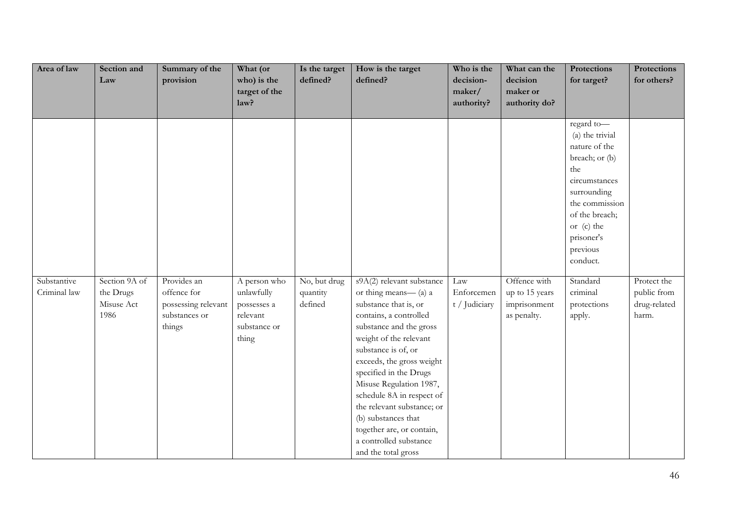| Area of law | Section and Law | Summary of the provision | What (or who) is the target of the law? | Is the target defined? | How is the target defined? | Who is the decision-maker/ authority? | What can the decision maker or authority do? | Protections for target? | Protections for others? |
|---|---|---|---|---|---|---|---|---|---|
| | | | | | | | | regard to— (a) the trivial nature of the breach; or (b) the circumstances surrounding the commission of the breach; or (c) the prisoner's previous conduct. | |
| Substantive Criminal law | Section 9A of the Drugs Misuse Act 1986 | Provides an offence for possessing relevant substances or things | A person who unlawfully possesses a relevant substance or thing | No, but drug quantity defined | s9A(2) relevant substance or thing means— (a) a substance that is, or contains, a controlled substance and the gross weight of the relevant substance is of, or exceeds, the gross weight specified in the Drugs Misuse Regulation 1987, schedule 8A in respect of the relevant substance; or (b) substances that together are, or contain, a controlled substance and the total gross | Law Enforcement / Judiciary | Offence with up to 15 years imprisonment as penalty. | Standard criminal protections apply. | Protect the public from drug-related harm. |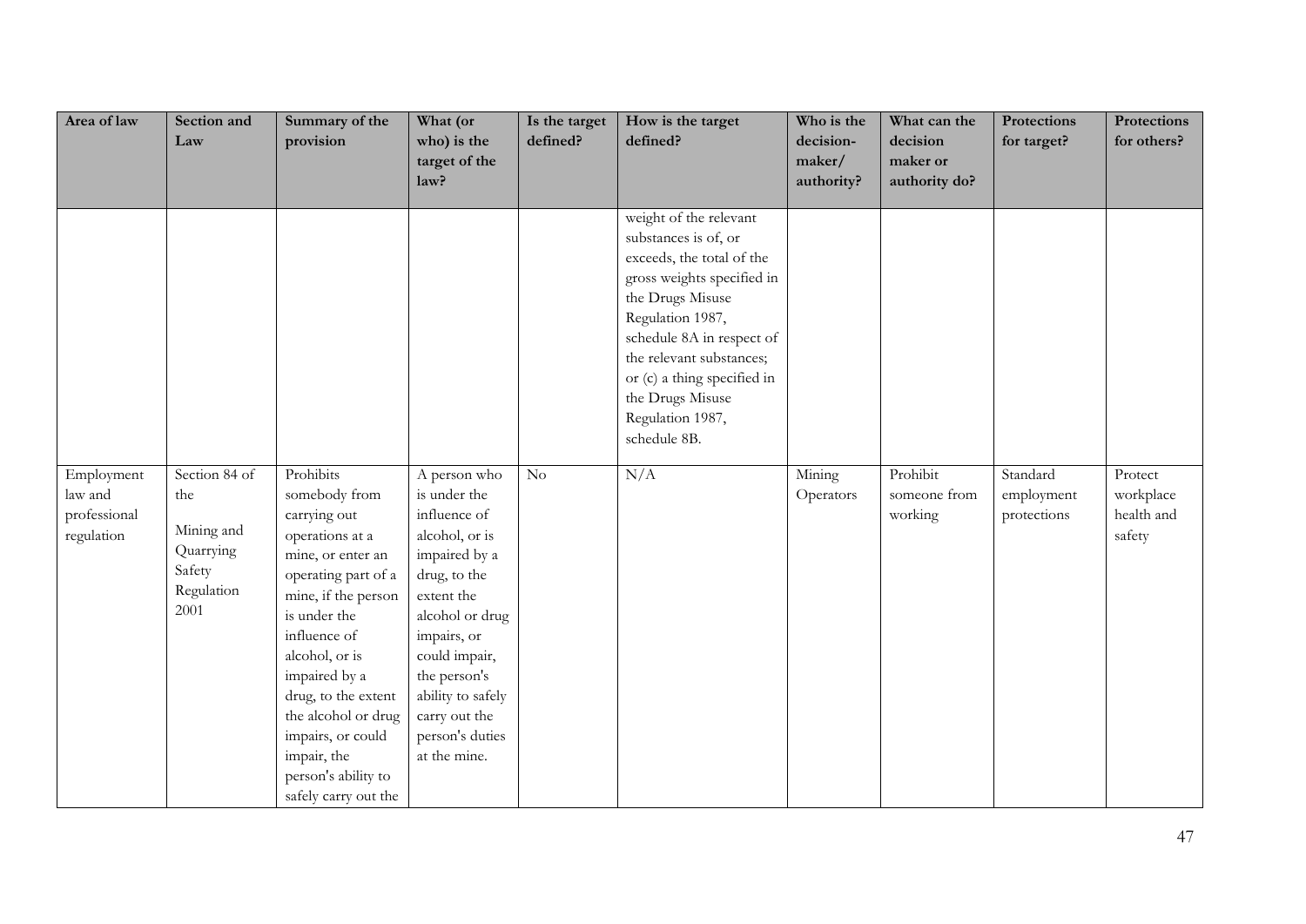| Area of law | Section and Law | Summary of the provision | What (or who) is the target of the law? | Is the target defined? | How is the target defined? | Who is the decision-maker/ authority? | What can the decision maker or authority do? | Protections for target? | Protections for others? |
|---|---|---|---|---|---|---|---|---|---|
| | | | | | weight of the relevant substances is of, or exceeds, the total of the gross weights specified in the Drugs Misuse Regulation 1987, schedule 8A in respect of the relevant substances; or (c) a thing specified in the Drugs Misuse Regulation 1987, schedule 8B. | | | | |
| Employment law and professional regulation | Section 84 of the Mining and Quarrying Safety Regulation 2001 | Prohibits somebody from carrying out operations at a mine, or enter an operating part of a mine, if the person is under the influence of alcohol, or is impaired by a drug, to the extent the alcohol or drug impairs, or could impair, the person's ability to safely carry out the | A person who is under the influence of alcohol, or is impaired by a drug, to the extent the alcohol or drug impairs, or could impair, the person's ability to safely carry out the person's duties at the mine. | No | N/A | Mining Operators | Prohibit someone from working | Standard employment protections | Protect workplace health and safety |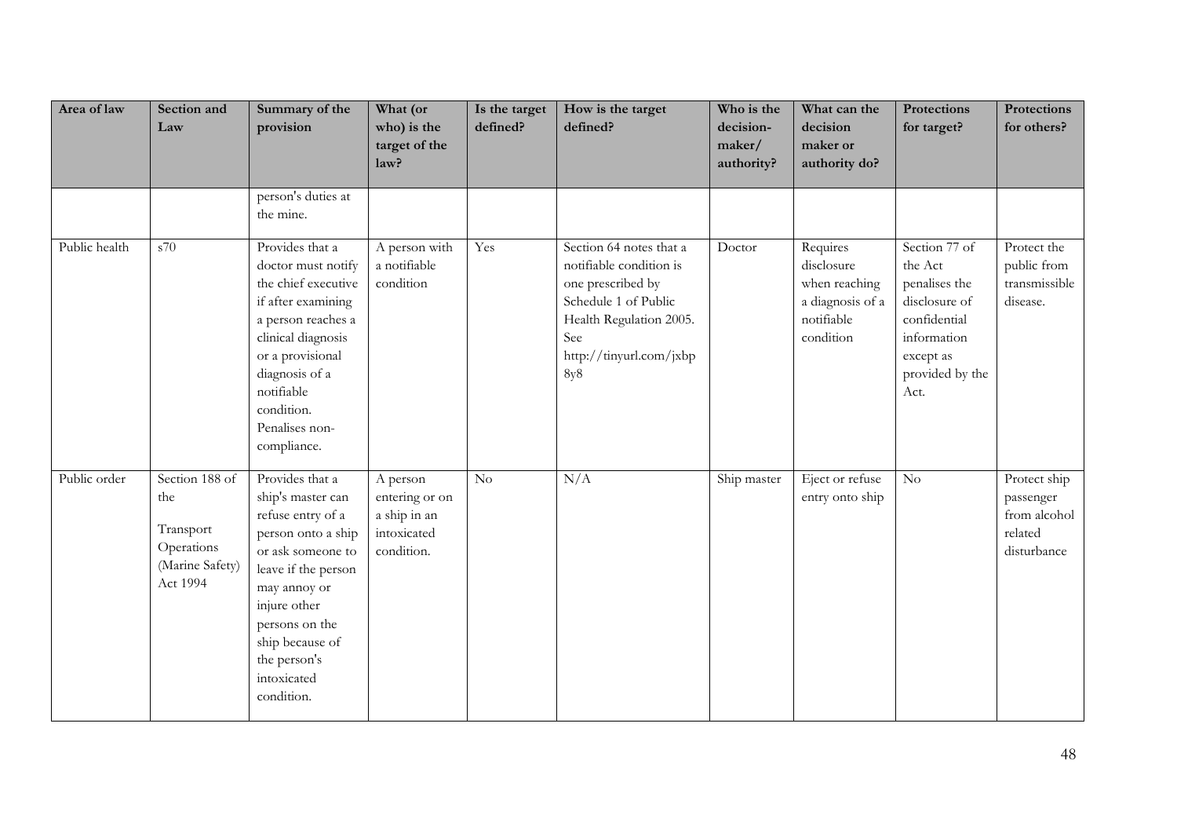| Area of law | Section and Law | Summary of the provision | What (or who) is the target of the law? | Is the target defined? | How is the target defined? | Who is the decision-maker/ authority? | What can the decision maker or authority do? | Protections for target? | Protections for others? |
|---|---|---|---|---|---|---|---|---|---|
| | | person's duties at the mine. | | | | | | | |
| Public health | s70 | Provides that a doctor must notify the chief executive if after examining a person reaches a clinical diagnosis or a provisional diagnosis of a notifiable condition. Penalises non-compliance. | A person with a notifiable condition | Yes | Section 64 notes that a notifiable condition is one prescribed by Schedule 1 of Public Health Regulation 2005. See http://tinyurl.com/jxbp8y8 | Doctor | Requires disclosure when reaching a diagnosis of a notifiable condition | Section 77 of the Act penalises the disclosure of confidential information except as provided by the Act. | Protect the public from transmissible disease. |
| Public order | Section 188 of the Transport Operations (Marine Safety) Act 1994 | Provides that a ship's master can refuse entry of a person onto a ship or ask someone to leave if the person may annoy or injure other persons on the ship because of the person's intoxicated condition. | A person entering or on a ship in an intoxicated condition. | No | N/A | Ship master | Eject or refuse entry onto ship | No | Protect ship passenger from alcohol related disturbance |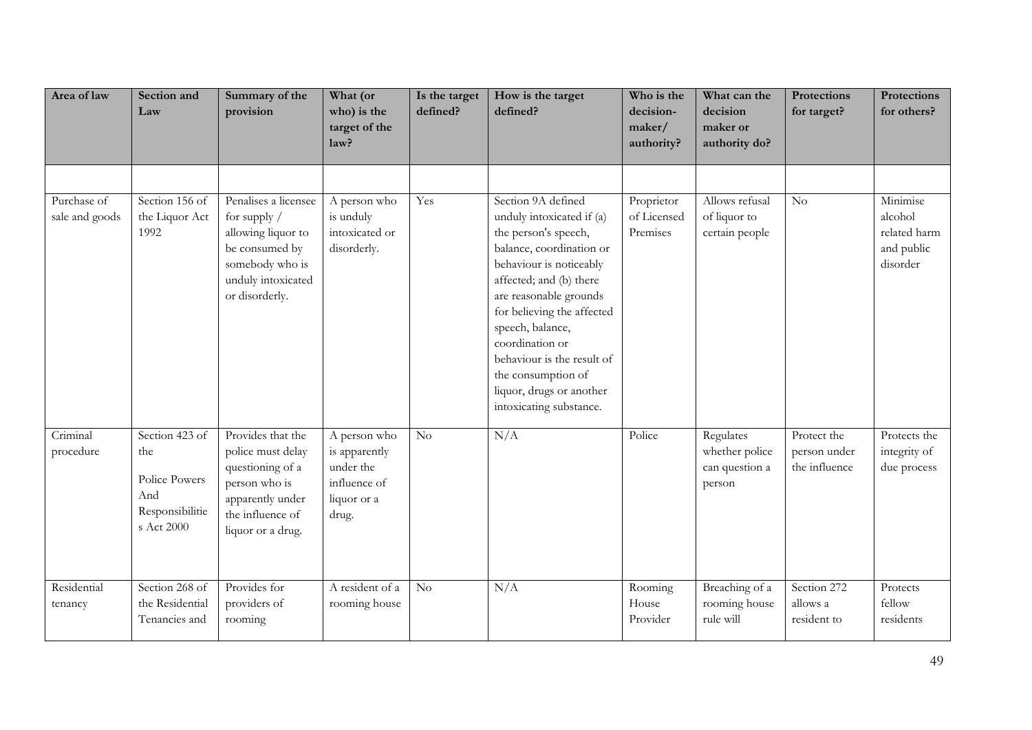| Area of law | Section and Law | Summary of the provision | What (or who) is the target of the law? | Is the target defined? | How is the target defined? | Who is the decision-maker/ authority? | What can the decision maker or authority do? | Protections for target? | Protections for others? |
|---|---|---|---|---|---|---|---|---|---|
| | | | | | | | | | |
| Purchase of sale and goods | Section 156 of the Liquor Act 1992 | Penalises a licensee for supply / allowing liquor to be consumed by somebody who is unduly intoxicated or disorderly. | A person who is unduly intoxicated or disorderly. | Yes | Section 9A defined unduly intoxicated if (a) the person's speech, balance, coordination or behaviour is noticeably affected; and (b) there are reasonable grounds for believing the affected speech, balance, coordination or behaviour is the result of the consumption of liquor, drugs or another intoxicating substance. | Proprietor of Licensed Premises | Allows refusal of liquor to certain people | No | Minimise alcohol related harm and public disorder |
| Criminal procedure | Section 423 of the Police Powers And Responsibilities Act 2000 | Provides that the police must delay questioning of a person who is apparently under the influence of liquor or a drug. | A person who is apparently under the influence of liquor or a drug. | No | N/A | Police | Regulates whether police can question a person | Protect the person under the influence | Protects the integrity of due process |
| Residential tenancy | Section 268 of the Residential Tenancies and | Provides for providers of rooming | A resident of a rooming house | No | N/A | Rooming House Provider | Breaching of a rooming house rule will | Section 272 allows a resident to | Protects fellow residents |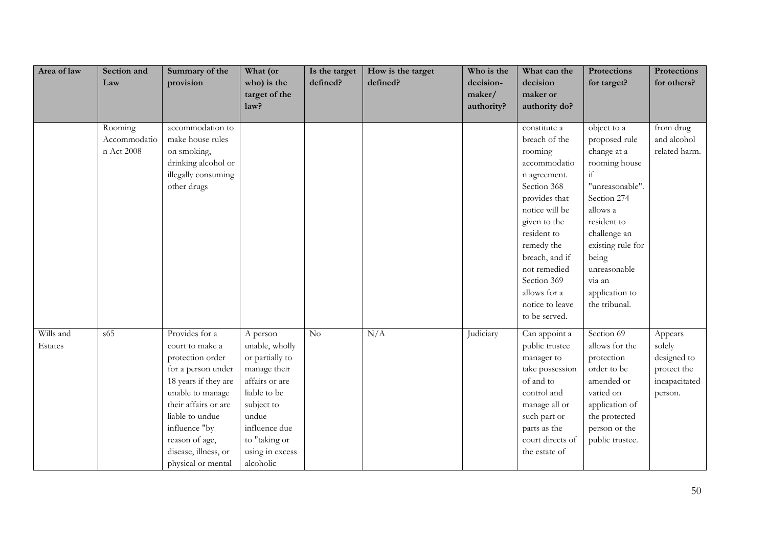| Area of law | Section and Law | Summary of the provision | What (or who) is the target of the law? | Is the target defined? | How is the target defined? | Who is the decision-maker/ authority? | What can the decision maker or authority do? | Protections for target? | Protections for others? |
|---|---|---|---|---|---|---|---|---|---|
| | Rooming Accommodation Act 2008 | accommodation to make house rules on smoking, drinking alcohol or illegally consuming other drugs | | | | | constitute a breach of the rooming accommodation agreement. Section 368 provides that notice will be given to the resident to remedy the breach, and if not remedied Section 369 allows for a notice to leave to be served. | object to a proposed rule change at a rooming house if "unreasonable". Section 274 allows a resident to challenge an existing rule for being unreasonable via an application to the tribunal. | from drug and alcohol related harm. |
| Wills and Estates | s65 | Provides for a court to make a protection order for a person under 18 years if they are unable to manage their affairs or are liable to undue influence "by reason of age, disease, illness, or physical or mental | A person unable, wholly or partially to manage their affairs or are liable to be subject to undue influence due to "taking or using in excess alcoholic | No | N/A | Judiciary | Can appoint a public trustee manager to take possession of and to control and manage all or such part or parts as the court directs of the estate of | Section 69 allows for the protection order to be amended or varied on application of the protected person or the public trustee. | Appears solely designed to protect the incapacitated person. |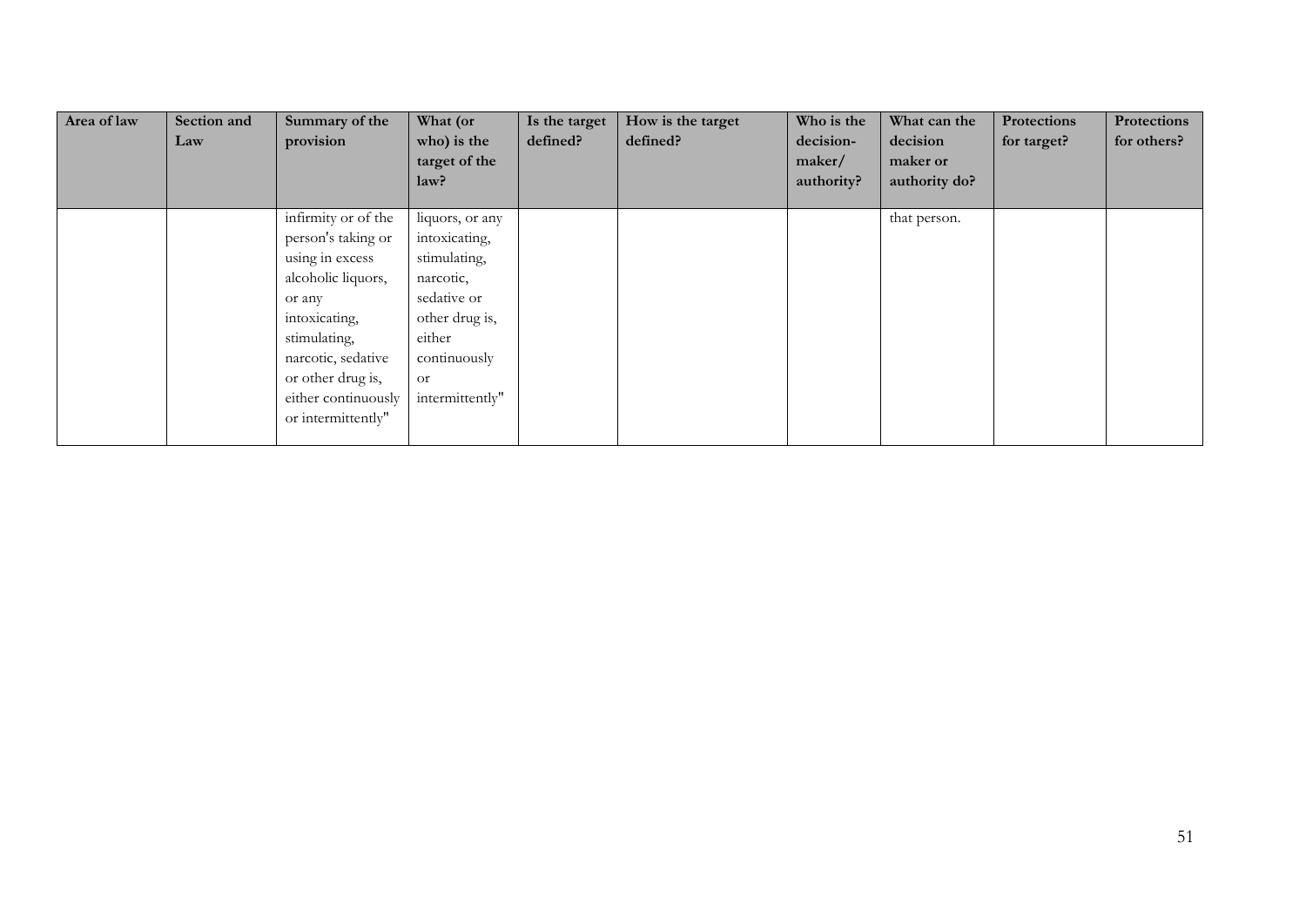| Area of law | Section and Law | Summary of the provision | What (or who) is the target of the law? | Is the target defined? | How is the target defined? | Who is the decision-maker/ authority? | What can the decision maker or authority do? | Protections for target? | Protections for others? |
|---|---|---|---|---|---|---|---|---|---|
| | | infirmity or of the person's taking or using in excess alcoholic liquors, or any intoxicating, stimulating, narcotic, sedative or other drug is, either continuously or intermittently" | liquors, or any intoxicating, stimulating, narcotic, sedative or other drug is, either continuously or intermittently" | | | | that person. | | |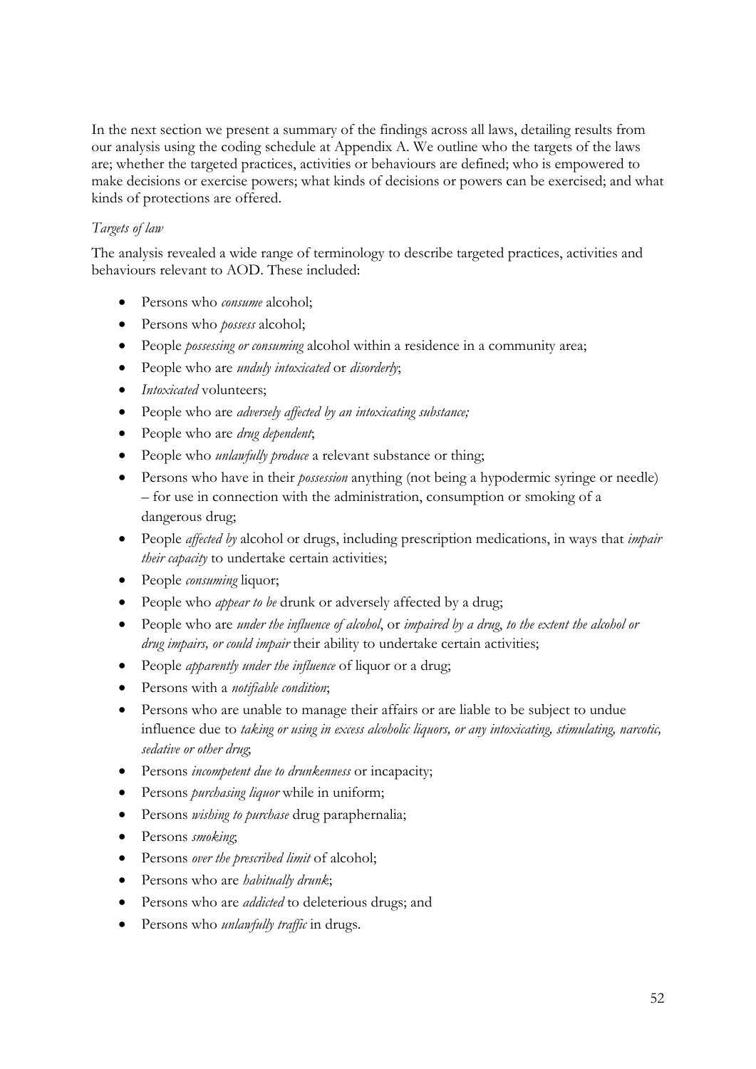In the next section we present a summary of the findings across all laws, detailing results from our analysis using the coding schedule at Appendix A. We outline who the targets of the laws are; whether the targeted practices, activities or behaviours are defined; who is empowered to make decisions or exercise powers; what kinds of decisions or powers can be exercised; and what kinds of protections are offered.

*Targets of law*

The analysis revealed a wide range of terminology to describe targeted practices, activities and behaviours relevant to AOD. These included:

- Persons who *consume* alcohol;
- Persons who *possess* alcohol;
- People *possessing or consuming* alcohol within a residence in a community area;
- People who are *unduly intoxicated* or *disorderly*;
- *Intoxicated* volunteers;
- People who are *adversely affected by an intoxicating substance;*
- People who are *drug dependent*;
- People who *unlawfully produce* a relevant substance or thing;
- Persons who have in their *possession* anything (not being a hypodermic syringe or needle) – for use in connection with the administration, consumption or smoking of a dangerous drug;
- People *affected by* alcohol or drugs, including prescription medications, in ways that *impair their capacity* to undertake certain activities;
- People *consuming* liquor;
- People who *appear to be* drunk or adversely affected by a drug;
- People who are *under the influence of alcohol*, or *impaired by a drug*, *to the extent the alcohol or drug impairs, or could impair* their ability to undertake certain activities;
- People *apparently under the influence* of liquor or a drug;
- Persons with a *notifiable condition*;
- Persons who are unable to manage their affairs or are liable to be subject to undue influence due to *taking or using in excess alcoholic liquors, or any intoxicating, stimulating, narcotic, sedative or other drug*;
- Persons *incompetent due to drunkenness* or incapacity;
- Persons *purchasing liquor* while in uniform;
- Persons *wishing to purchase* drug paraphernalia;
- Persons *smoking*;
- Persons *over the prescribed limit* of alcohol;
- Persons who are *habitually drunk*;
- Persons who are *addicted* to deleterious drugs; and
- Persons who *unlawfully traffic* in drugs.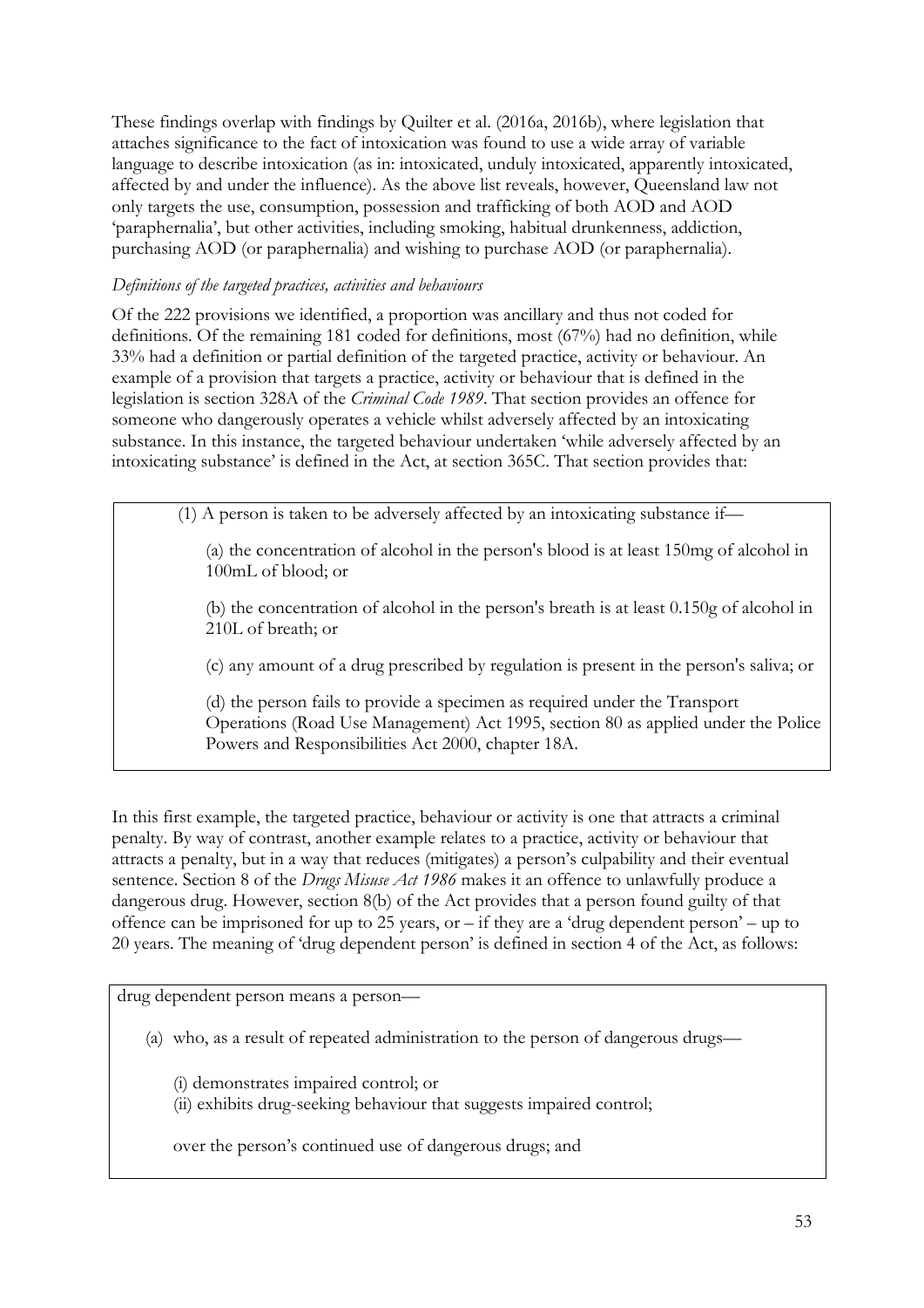These findings overlap with findings by Quilter et al. (2016a, 2016b), where legislation that attaches significance to the fact of intoxication was found to use a wide array of variable language to describe intoxication (as in: intoxicated, unduly intoxicated, apparently intoxicated, affected by and under the influence). As the above list reveals, however, Queensland law not only targets the use, consumption, possession and trafficking of both AOD and AOD 'paraphernalia', but other activities, including smoking, habitual drunkenness, addiction, purchasing AOD (or paraphernalia) and wishing to purchase AOD (or paraphernalia).

*Definitions of the targeted practices, activities and behaviours*

Of the 222 provisions we identified, a proportion was ancillary and thus not coded for definitions. Of the remaining 181 coded for definitions, most (67%) had no definition, while 33% had a definition or partial definition of the targeted practice, activity or behaviour. An example of a provision that targets a practice, activity or behaviour that is defined in the legislation is section 328A of the *Criminal Code 1989*. That section provides an offence for someone who dangerously operates a vehicle whilst adversely affected by an intoxicating substance. In this instance, the targeted behaviour undertaken 'while adversely affected by an intoxicating substance' is defined in the Act, at section 365C. That section provides that:

> (1) A person is taken to be adversely affected by an intoxicating substance if—
>
> (a) the concentration of alcohol in the person's blood is at least 150mg of alcohol in 100mL of blood; or
>
> (b) the concentration of alcohol in the person's breath is at least 0.150g of alcohol in 210L of breath; or
>
> (c) any amount of a drug prescribed by regulation is present in the person's saliva; or
>
> (d) the person fails to provide a specimen as required under the Transport Operations (Road Use Management) Act 1995, section 80 as applied under the Police Powers and Responsibilities Act 2000, chapter 18A.

In this first example, the targeted practice, behaviour or activity is one that attracts a criminal penalty. By way of contrast, another example relates to a practice, activity or behaviour that attracts a penalty, but in a way that reduces (mitigates) a person's culpability and their eventual sentence. Section 8 of the *Drugs Misuse Act 1986* makes it an offence to unlawfully produce a dangerous drug. However, section 8(b) of the Act provides that a person found guilty of that offence can be imprisoned for up to 25 years, or – if they are a 'drug dependent person' – up to 20 years. The meaning of 'drug dependent person' is defined in section 4 of the Act, as follows:

> drug dependent person means a person—
>
> (a) who, as a result of repeated administration to the person of dangerous drugs—
>
> (i) demonstrates impaired control; or
> (ii) exhibits drug-seeking behaviour that suggests impaired control;
>
> over the person's continued use of dangerous drugs; and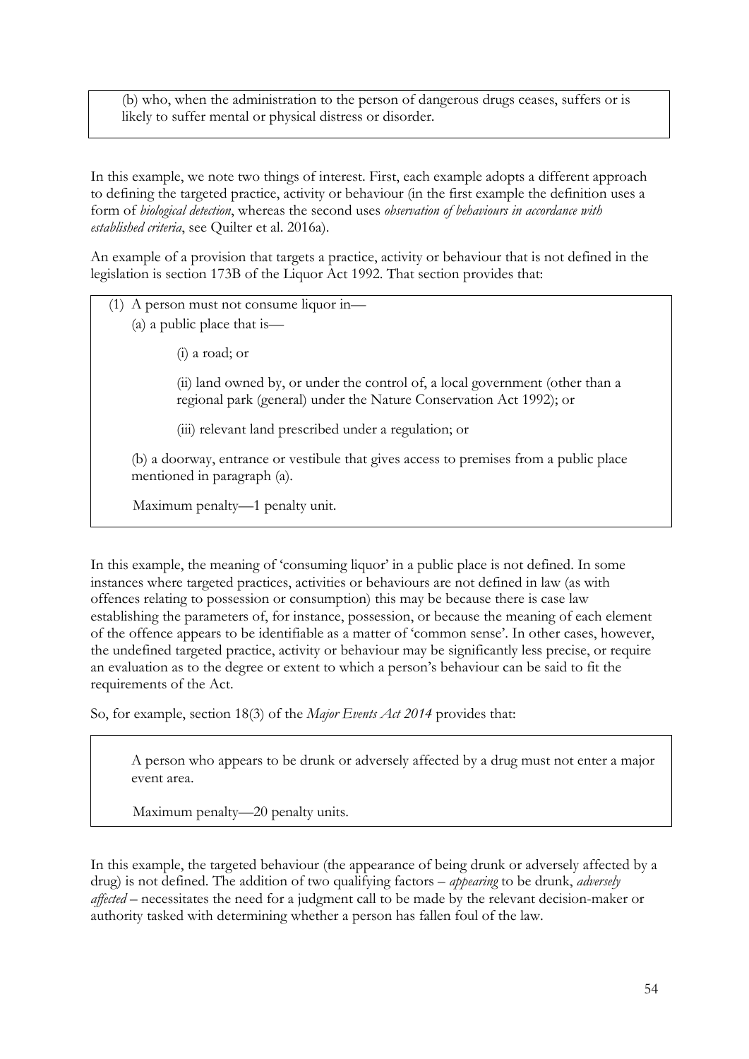> (b) who, when the administration to the person of dangerous drugs ceases, suffers or is likely to suffer mental or physical distress or disorder.

In this example, we note two things of interest. First, each example adopts a different approach to defining the targeted practice, activity or behaviour (in the first example the definition uses a form of *biological detection*, whereas the second uses *observation of behaviours in accordance with established criteria*, see Quilter et al. 2016a).

An example of a provision that targets a practice, activity or behaviour that is not defined in the legislation is section 173B of the Liquor Act 1992. That section provides that:

> (1) A person must not consume liquor in—
>
> (a) a public place that is—
>
> (i) a road; or
>
> (ii) land owned by, or under the control of, a local government (other than a regional park (general) under the Nature Conservation Act 1992); or
>
> (iii) relevant land prescribed under a regulation; or
>
> (b) a doorway, entrance or vestibule that gives access to premises from a public place mentioned in paragraph (a).
>
> Maximum penalty—1 penalty unit.

In this example, the meaning of 'consuming liquor' in a public place is not defined. In some instances where targeted practices, activities or behaviours are not defined in law (as with offences relating to possession or consumption) this may be because there is case law establishing the parameters of, for instance, possession, or because the meaning of each element of the offence appears to be identifiable as a matter of 'common sense'. In other cases, however, the undefined targeted practice, activity or behaviour may be significantly less precise, or require an evaluation as to the degree or extent to which a person's behaviour can be said to fit the requirements of the Act.

So, for example, section 18(3) of the *Major Events Act 2014* provides that:

> A person who appears to be drunk or adversely affected by a drug must not enter a major event area.
>
> Maximum penalty—20 penalty units.

In this example, the targeted behaviour (the appearance of being drunk or adversely affected by a drug) is not defined. The addition of two qualifying factors – *appearing* to be drunk, *adversely affected* – necessitates the need for a judgment call to be made by the relevant decision-maker or authority tasked with determining whether a person has fallen foul of the law.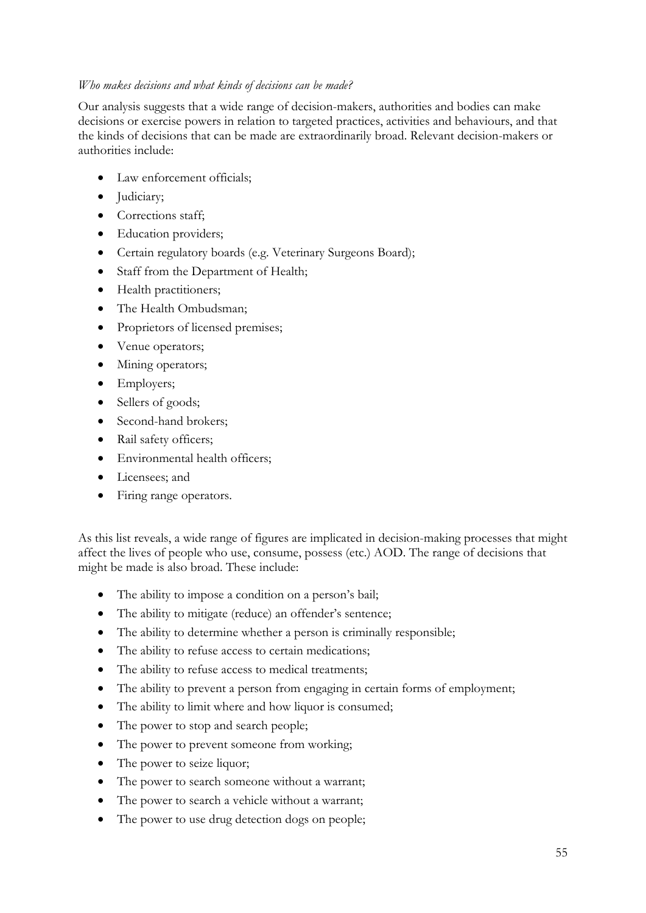*Who makes decisions and what kinds of decisions can be made?*

Our analysis suggests that a wide range of decision-makers, authorities and bodies can make decisions or exercise powers in relation to targeted practices, activities and behaviours, and that the kinds of decisions that can be made are extraordinarily broad. Relevant decision-makers or authorities include:

- Law enforcement officials;
- Judiciary;
- Corrections staff;
- Education providers;
- Certain regulatory boards (e.g. Veterinary Surgeons Board);
- Staff from the Department of Health;
- Health practitioners;
- The Health Ombudsman;
- Proprietors of licensed premises;
- Venue operators;
- Mining operators;
- Employers;
- Sellers of goods;
- Second-hand brokers;
- Rail safety officers;
- Environmental health officers;
- Licensees; and
- Firing range operators.

As this list reveals, a wide range of figures are implicated in decision-making processes that might affect the lives of people who use, consume, possess (etc.) AOD. The range of decisions that might be made is also broad. These include:

- The ability to impose a condition on a person's bail;
- The ability to mitigate (reduce) an offender's sentence;
- The ability to determine whether a person is criminally responsible;
- The ability to refuse access to certain medications;
- The ability to refuse access to medical treatments;
- The ability to prevent a person from engaging in certain forms of employment;
- The ability to limit where and how liquor is consumed;
- The power to stop and search people;
- The power to prevent someone from working;
- The power to seize liquor;
- The power to search someone without a warrant;
- The power to search a vehicle without a warrant;
- The power to use drug detection dogs on people;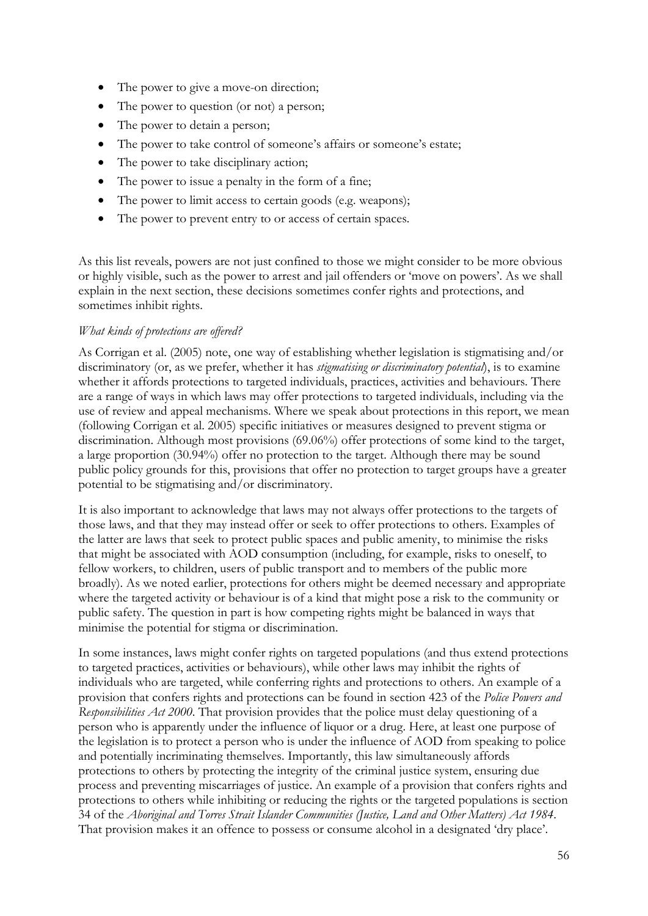- The power to give a move-on direction;
- The power to question (or not) a person;
- The power to detain a person;
- The power to take control of someone's affairs or someone's estate;
- The power to take disciplinary action;
- The power to issue a penalty in the form of a fine;
- The power to limit access to certain goods (e.g. weapons);
- The power to prevent entry to or access of certain spaces.

As this list reveals, powers are not just confined to those we might consider to be more obvious or highly visible, such as the power to arrest and jail offenders or 'move on powers'. As we shall explain in the next section, these decisions sometimes confer rights and protections, and sometimes inhibit rights.

*What kinds of protections are offered?*

As Corrigan et al. (2005) note, one way of establishing whether legislation is stigmatising and/or discriminatory (or, as we prefer, whether it has *stigmatising or discriminatory potential*), is to examine whether it affords protections to targeted individuals, practices, activities and behaviours. There are a range of ways in which laws may offer protections to targeted individuals, including via the use of review and appeal mechanisms. Where we speak about protections in this report, we mean (following Corrigan et al. 2005) specific initiatives or measures designed to prevent stigma or discrimination. Although most provisions (69.06%) offer protections of some kind to the target, a large proportion (30.94%) offer no protection to the target. Although there may be sound public policy grounds for this, provisions that offer no protection to target groups have a greater potential to be stigmatising and/or discriminatory.

It is also important to acknowledge that laws may not always offer protections to the targets of those laws, and that they may instead offer or seek to offer protections to others. Examples of the latter are laws that seek to protect public spaces and public amenity, to minimise the risks that might be associated with AOD consumption (including, for example, risks to oneself, to fellow workers, to children, users of public transport and to members of the public more broadly). As we noted earlier, protections for others might be deemed necessary and appropriate where the targeted activity or behaviour is of a kind that might pose a risk to the community or public safety. The question in part is how competing rights might be balanced in ways that minimise the potential for stigma or discrimination.

In some instances, laws might confer rights on targeted populations (and thus extend protections to targeted practices, activities or behaviours), while other laws may inhibit the rights of individuals who are targeted, while conferring rights and protections to others. An example of a provision that confers rights and protections can be found in section 423 of the *Police Powers and Responsibilities Act 2000*. That provision provides that the police must delay questioning of a person who is apparently under the influence of liquor or a drug. Here, at least one purpose of the legislation is to protect a person who is under the influence of AOD from speaking to police and potentially incriminating themselves. Importantly, this law simultaneously affords protections to others by protecting the integrity of the criminal justice system, ensuring due process and preventing miscarriages of justice. An example of a provision that confers rights and protections to others while inhibiting or reducing the rights or the targeted populations is section 34 of the *Aboriginal and Torres Strait Islander Communities (Justice, Land and Other Matters) Act 1984*. That provision makes it an offence to possess or consume alcohol in a designated 'dry place'.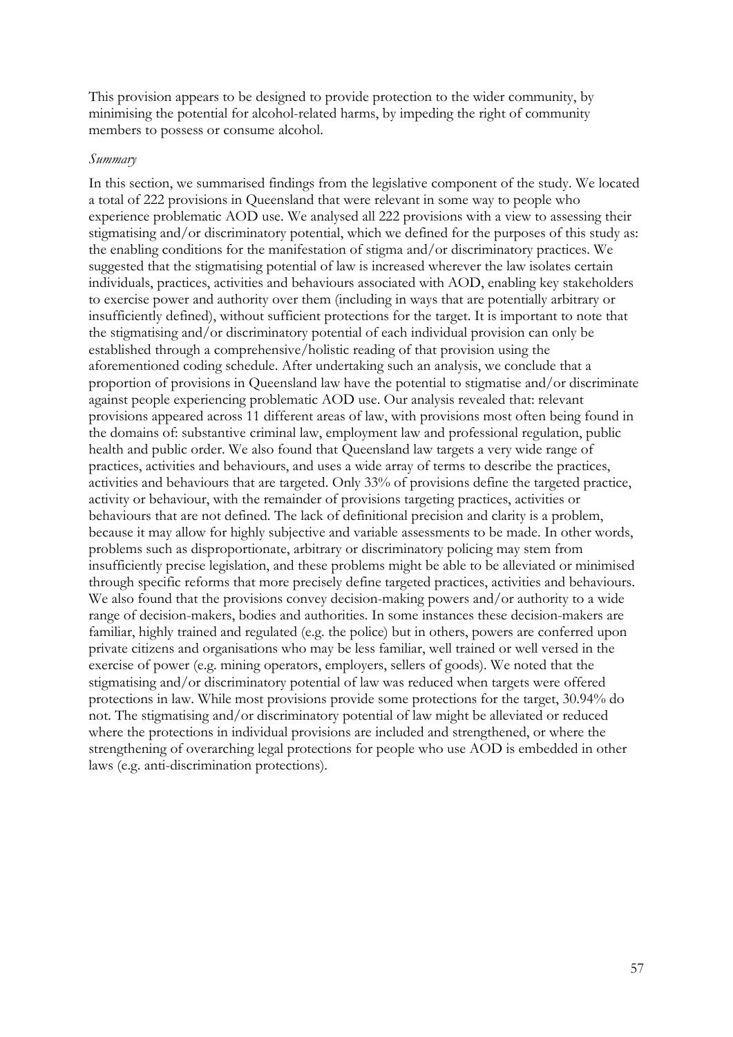This provision appears to be designed to provide protection to the wider community, by minimising the potential for alcohol-related harms, by impeding the right of community members to possess or consume alcohol.

*Summary*

In this section, we summarised findings from the legislative component of the study. We located a total of 222 provisions in Queensland that were relevant in some way to people who experience problematic AOD use. We analysed all 222 provisions with a view to assessing their stigmatising and/or discriminatory potential, which we defined for the purposes of this study as: the enabling conditions for the manifestation of stigma and/or discriminatory practices. We suggested that the stigmatising potential of law is increased wherever the law isolates certain individuals, practices, activities and behaviours associated with AOD, enabling key stakeholders to exercise power and authority over them (including in ways that are potentially arbitrary or insufficiently defined), without sufficient protections for the target. It is important to note that the stigmatising and/or discriminatory potential of each individual provision can only be established through a comprehensive/holistic reading of that provision using the aforementioned coding schedule. After undertaking such an analysis, we conclude that a proportion of provisions in Queensland law have the potential to stigmatise and/or discriminate against people experiencing problematic AOD use. Our analysis revealed that: relevant provisions appeared across 11 different areas of law, with provisions most often being found in the domains of: substantive criminal law, employment law and professional regulation, public health and public order. We also found that Queensland law targets a very wide range of practices, activities and behaviours, and uses a wide array of terms to describe the practices, activities and behaviours that are targeted. Only 33% of provisions define the targeted practice, activity or behaviour, with the remainder of provisions targeting practices, activities or behaviours that are not defined. The lack of definitional precision and clarity is a problem, because it may allow for highly subjective and variable assessments to be made. In other words, problems such as disproportionate, arbitrary or discriminatory policing may stem from insufficiently precise legislation, and these problems might be able to be alleviated or minimised through specific reforms that more precisely define targeted practices, activities and behaviours. We also found that the provisions convey decision-making powers and/or authority to a wide range of decision-makers, bodies and authorities. In some instances these decision-makers are familiar, highly trained and regulated (e.g. the police) but in others, powers are conferred upon private citizens and organisations who may be less familiar, well trained or well versed in the exercise of power (e.g. mining operators, employers, sellers of goods). We noted that the stigmatising and/or discriminatory potential of law was reduced when targets were offered protections in law. While most provisions provide some protections for the target, 30.94% do not. The stigmatising and/or discriminatory potential of law might be alleviated or reduced where the protections in individual provisions are included and strengthened, or where the strengthening of overarching legal protections for people who use AOD is embedded in other laws (e.g. anti-discrimination protections).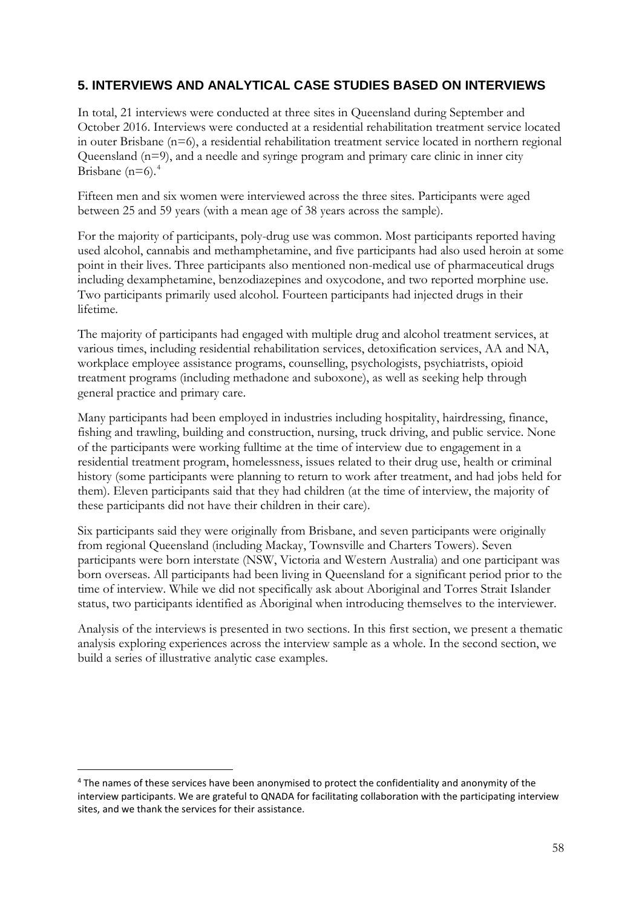## 5. INTERVIEWS AND ANALYTICAL CASE STUDIES BASED ON INTERVIEWS

In total, 21 interviews were conducted at three sites in Queensland during September and October 2016. Interviews were conducted at a residential rehabilitation treatment service located in outer Brisbane (n=6), a residential rehabilitation treatment service located in northern regional Queensland (n=9), and a needle and syringe program and primary care clinic in inner city Brisbane (n=6).[4]

Fifteen men and six women were interviewed across the three sites. Participants were aged between 25 and 59 years (with a mean age of 38 years across the sample).

For the majority of participants, poly-drug use was common. Most participants reported having used alcohol, cannabis and methamphetamine, and five participants had also used heroin at some point in their lives. Three participants also mentioned non-medical use of pharmaceutical drugs including dexamphetamine, benzodiazepines and oxycodone, and two reported morphine use. Two participants primarily used alcohol. Fourteen participants had injected drugs in their lifetime.

The majority of participants had engaged with multiple drug and alcohol treatment services, at various times, including residential rehabilitation services, detoxification services, AA and NA, workplace employee assistance programs, counselling, psychologists, psychiatrists, opioid treatment programs (including methadone and suboxone), as well as seeking help through general practice and primary care.

Many participants had been employed in industries including hospitality, hairdressing, finance, fishing and trawling, building and construction, nursing, truck driving, and public service. None of the participants were working fulltime at the time of interview due to engagement in a residential treatment program, homelessness, issues related to their drug use, health or criminal history (some participants were planning to return to work after treatment, and had jobs held for them). Eleven participants said that they had children (at the time of interview, the majority of these participants did not have their children in their care).

Six participants said they were originally from Brisbane, and seven participants were originally from regional Queensland (including Mackay, Townsville and Charters Towers). Seven participants were born interstate (NSW, Victoria and Western Australia) and one participant was born overseas. All participants had been living in Queensland for a significant period prior to the time of interview. While we did not specifically ask about Aboriginal and Torres Strait Islander status, two participants identified as Aboriginal when introducing themselves to the interviewer.

Analysis of the interviews is presented in two sections. In this first section, we present a thematic analysis exploring experiences across the interview sample as a whole. In the second section, we build a series of illustrative analytic case examples.

---

[4] The names of these services have been anonymised to protect the confidentiality and anonymity of the interview participants. We are grateful to QNADA for facilitating collaboration with the participating interview sites, and we thank the services for their assistance.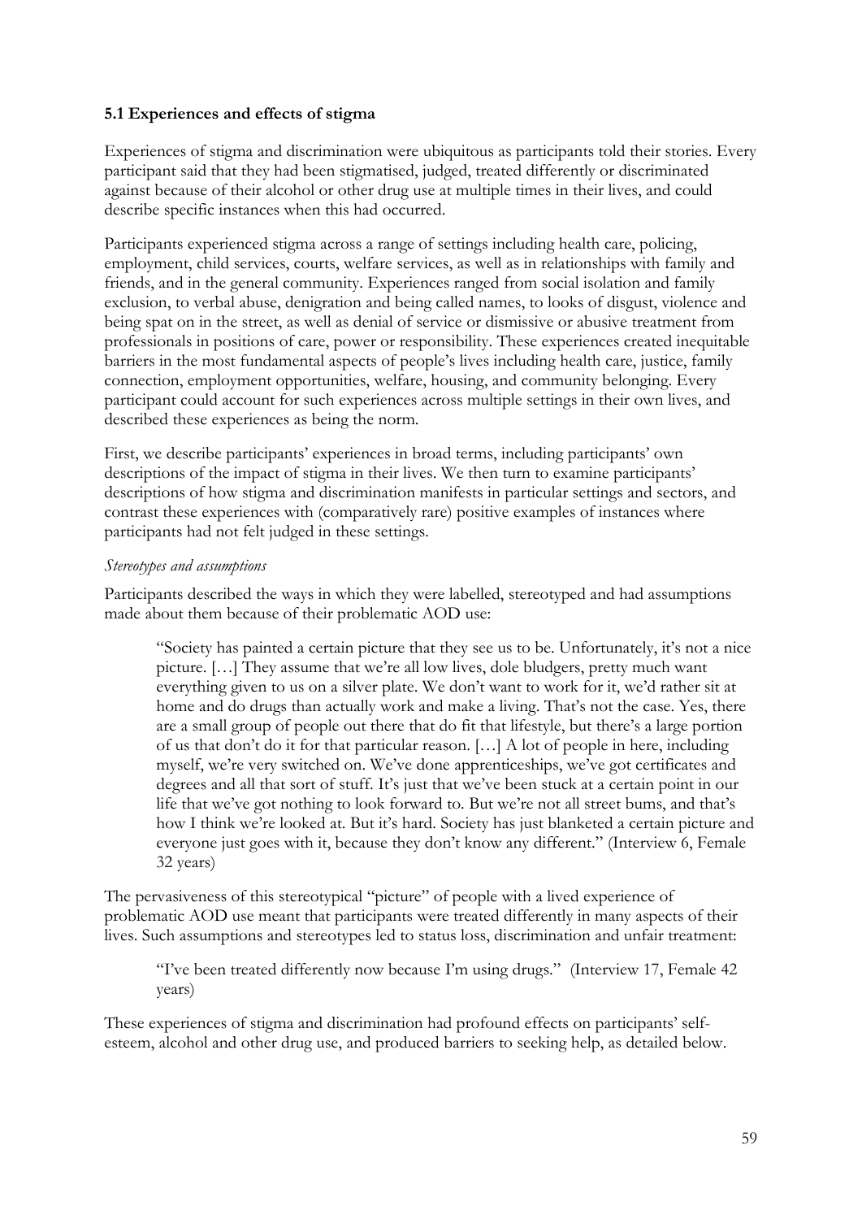### 5.1 Experiences and effects of stigma

Experiences of stigma and discrimination were ubiquitous as participants told their stories. Every participant said that they had been stigmatised, judged, treated differently or discriminated against because of their alcohol or other drug use at multiple times in their lives, and could describe specific instances when this had occurred.

Participants experienced stigma across a range of settings including health care, policing, employment, child services, courts, welfare services, as well as in relationships with family and friends, and in the general community. Experiences ranged from social isolation and family exclusion, to verbal abuse, denigration and being called names, to looks of disgust, violence and being spat on in the street, as well as denial of service or dismissive or abusive treatment from professionals in positions of care, power or responsibility. These experiences created inequitable barriers in the most fundamental aspects of people's lives including health care, justice, family connection, employment opportunities, welfare, housing, and community belonging. Every participant could account for such experiences across multiple settings in their own lives, and described these experiences as being the norm.

First, we describe participants' experiences in broad terms, including participants' own descriptions of the impact of stigma in their lives. We then turn to examine participants' descriptions of how stigma and discrimination manifests in particular settings and sectors, and contrast these experiences with (comparatively rare) positive examples of instances where participants had not felt judged in these settings.

*Stereotypes and assumptions*

Participants described the ways in which they were labelled, stereotyped and had assumptions made about them because of their problematic AOD use:

> "Society has painted a certain picture that they see us to be. Unfortunately, it's not a nice picture. […] They assume that we're all low lives, dole bludgers, pretty much want everything given to us on a silver plate. We don't want to work for it, we'd rather sit at home and do drugs than actually work and make a living. That's not the case. Yes, there are a small group of people out there that do fit that lifestyle, but there's a large portion of us that don't do it for that particular reason. […] A lot of people in here, including myself, we're very switched on. We've done apprenticeships, we've got certificates and degrees and all that sort of stuff. It's just that we've been stuck at a certain point in our life that we've got nothing to look forward to. But we're not all street bums, and that's how I think we're looked at. But it's hard. Society has just blanketed a certain picture and everyone just goes with it, because they don't know any different." (Interview 6, Female 32 years)

The pervasiveness of this stereotypical "picture" of people with a lived experience of problematic AOD use meant that participants were treated differently in many aspects of their lives. Such assumptions and stereotypes led to status loss, discrimination and unfair treatment:

> "I've been treated differently now because I'm using drugs." (Interview 17, Female 42 years)

These experiences of stigma and discrimination had profound effects on participants' self-esteem, alcohol and other drug use, and produced barriers to seeking help, as detailed below.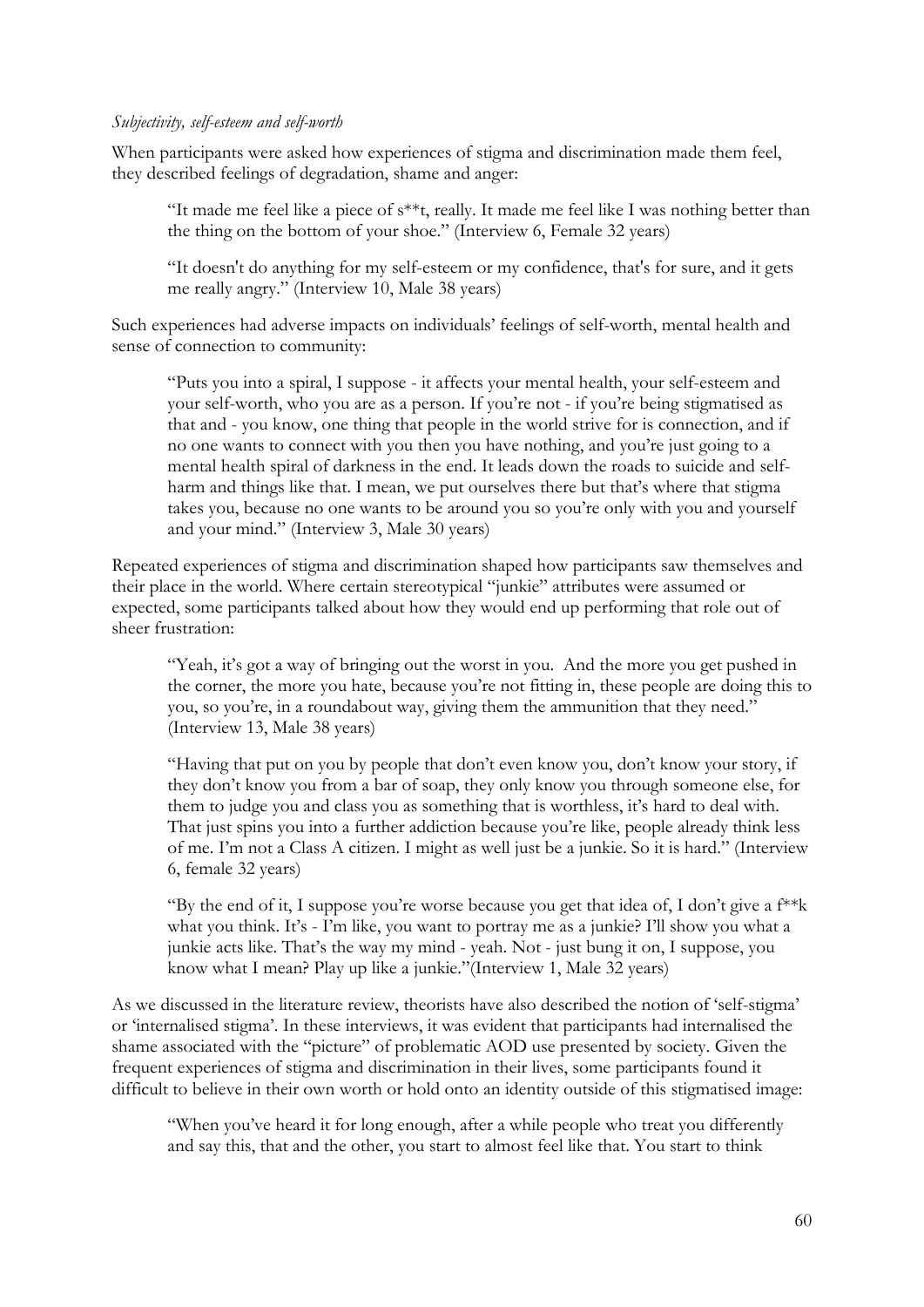*Subjectivity, self-esteem and self-worth*

When participants were asked how experiences of stigma and discrimination made them feel, they described feelings of degradation, shame and anger:

> "It made me feel like a piece of s**t, really. It made me feel like I was nothing better than the thing on the bottom of your shoe." (Interview 6, Female 32 years)

> "It doesn't do anything for my self-esteem or my confidence, that's for sure, and it gets me really angry." (Interview 10, Male 38 years)

Such experiences had adverse impacts on individuals' feelings of self-worth, mental health and sense of connection to community:

> "Puts you into a spiral, I suppose - it affects your mental health, your self-esteem and your self-worth, who you are as a person. If you're not - if you're being stigmatised as that and - you know, one thing that people in the world strive for is connection, and if no one wants to connect with you then you have nothing, and you're just going to a mental health spiral of darkness in the end. It leads down the roads to suicide and self-harm and things like that. I mean, we put ourselves there but that's where that stigma takes you, because no one wants to be around you so you're only with you and yourself and your mind." (Interview 3, Male 30 years)

Repeated experiences of stigma and discrimination shaped how participants saw themselves and their place in the world. Where certain stereotypical "junkie" attributes were assumed or expected, some participants talked about how they would end up performing that role out of sheer frustration:

> "Yeah, it's got a way of bringing out the worst in you. And the more you get pushed in the corner, the more you hate, because you're not fitting in, these people are doing this to you, so you're, in a roundabout way, giving them the ammunition that they need." (Interview 13, Male 38 years)

> "Having that put on you by people that don't even know you, don't know your story, if they don't know you from a bar of soap, they only know you through someone else, for them to judge you and class you as something that is worthless, it's hard to deal with. That just spins you into a further addiction because you're like, people already think less of me. I'm not a Class A citizen. I might as well just be a junkie. So it is hard." (Interview 6, female 32 years)

> "By the end of it, I suppose you're worse because you get that idea of, I don't give a f**k what you think. It's - I'm like, you want to portray me as a junkie? I'll show you what a junkie acts like. That's the way my mind - yeah. Not - just bung it on, I suppose, you know what I mean? Play up like a junkie."(Interview 1, Male 32 years)

As we discussed in the literature review, theorists have also described the notion of 'self-stigma' or 'internalised stigma'. In these interviews, it was evident that participants had internalised the shame associated with the "picture" of problematic AOD use presented by society. Given the frequent experiences of stigma and discrimination in their lives, some participants found it difficult to believe in their own worth or hold onto an identity outside of this stigmatised image:

> "When you've heard it for long enough, after a while people who treat you differently and say this, that and the other, you start to almost feel like that. You start to think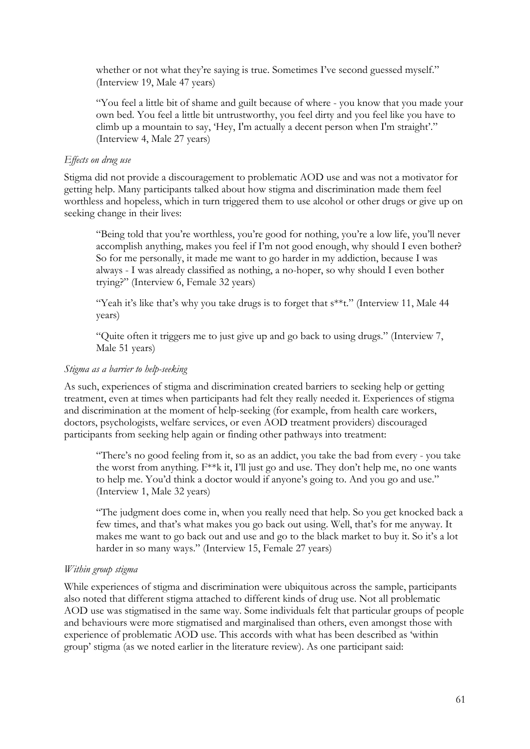> whether or not what they're saying is true. Sometimes I've second guessed myself." (Interview 19, Male 47 years)

> "You feel a little bit of shame and guilt because of where - you know that you made your own bed. You feel a little bit untrustworthy, you feel dirty and you feel like you have to climb up a mountain to say, 'Hey, I'm actually a decent person when I'm straight'." (Interview 4, Male 27 years)

*Effects on drug use*

Stigma did not provide a discouragement to problematic AOD use and was not a motivator for getting help. Many participants talked about how stigma and discrimination made them feel worthless and hopeless, which in turn triggered them to use alcohol or other drugs or give up on seeking change in their lives:

> "Being told that you're worthless, you're good for nothing, you're a low life, you'll never accomplish anything, makes you feel if I'm not good enough, why should I even bother? So for me personally, it made me want to go harder in my addiction, because I was always - I was already classified as nothing, a no-hoper, so why should I even bother trying?" (Interview 6, Female 32 years)

> "Yeah it's like that's why you take drugs is to forget that s**t." (Interview 11, Male 44 years)

> "Quite often it triggers me to just give up and go back to using drugs." (Interview 7, Male 51 years)

*Stigma as a barrier to help-seeking*

As such, experiences of stigma and discrimination created barriers to seeking help or getting treatment, even at times when participants had felt they really needed it. Experiences of stigma and discrimination at the moment of help-seeking (for example, from health care workers, doctors, psychologists, welfare services, or even AOD treatment providers) discouraged participants from seeking help again or finding other pathways into treatment:

> "There's no good feeling from it, so as an addict, you take the bad from every - you take the worst from anything. F**k it, I'll just go and use. They don't help me, no one wants to help me. You'd think a doctor would if anyone's going to. And you go and use." (Interview 1, Male 32 years)

> "The judgment does come in, when you really need that help. So you get knocked back a few times, and that's what makes you go back out using. Well, that's for me anyway. It makes me want to go back out and use and go to the black market to buy it. So it's a lot harder in so many ways." (Interview 15, Female 27 years)

*Within group stigma*

While experiences of stigma and discrimination were ubiquitous across the sample, participants also noted that different stigma attached to different kinds of drug use. Not all problematic AOD use was stigmatised in the same way. Some individuals felt that particular groups of people and behaviours were more stigmatised and marginalised than others, even amongst those with experience of problematic AOD use. This accords with what has been described as 'within group' stigma (as we noted earlier in the literature review). As one participant said: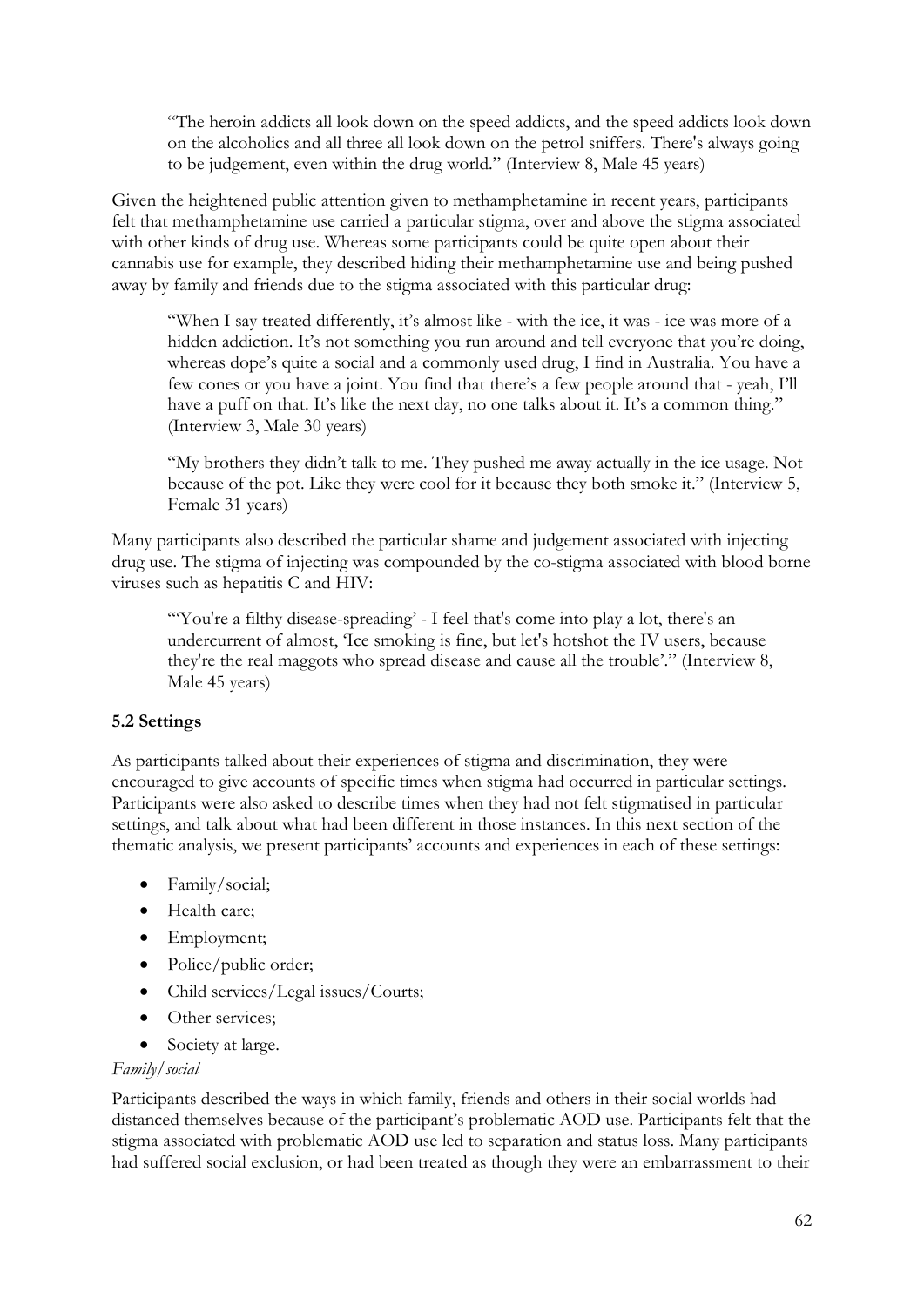> "The heroin addicts all look down on the speed addicts, and the speed addicts look down on the alcoholics and all three all look down on the petrol sniffers. There's always going to be judgement, even within the drug world." (Interview 8, Male 45 years)

Given the heightened public attention given to methamphetamine in recent years, participants felt that methamphetamine use carried a particular stigma, over and above the stigma associated with other kinds of drug use. Whereas some participants could be quite open about their cannabis use for example, they described hiding their methamphetamine use and being pushed away by family and friends due to the stigma associated with this particular drug:

> "When I say treated differently, it's almost like - with the ice, it was - ice was more of a hidden addiction. It's not something you run around and tell everyone that you're doing, whereas dope's quite a social and a commonly used drug, I find in Australia. You have a few cones or you have a joint. You find that there's a few people around that - yeah, I'll have a puff on that. It's like the next day, no one talks about it. It's a common thing." (Interview 3, Male 30 years)

> "My brothers they didn't talk to me. They pushed me away actually in the ice usage. Not because of the pot. Like they were cool for it because they both smoke it." (Interview 5, Female 31 years)

Many participants also described the particular shame and judgement associated with injecting drug use. The stigma of injecting was compounded by the co-stigma associated with blood borne viruses such as hepatitis C and HIV:

> "'You're a filthy disease-spreading' - I feel that's come into play a lot, there's an undercurrent of almost, 'Ice smoking is fine, but let's hotshot the IV users, because they're the real maggots who spread disease and cause all the trouble'." (Interview 8, Male 45 years)

### 5.2 Settings

As participants talked about their experiences of stigma and discrimination, they were encouraged to give accounts of specific times when stigma had occurred in particular settings. Participants were also asked to describe times when they had not felt stigmatised in particular settings, and talk about what had been different in those instances. In this next section of the thematic analysis, we present participants' accounts and experiences in each of these settings:

- Family/social;
- Health care;
- Employment;
- Police/public order;
- Child services/Legal issues/Courts;
- Other services;
- Society at large.

*Family/social*

Participants described the ways in which family, friends and others in their social worlds had distanced themselves because of the participant's problematic AOD use. Participants felt that the stigma associated with problematic AOD use led to separation and status loss. Many participants had suffered social exclusion, or had been treated as though they were an embarrassment to their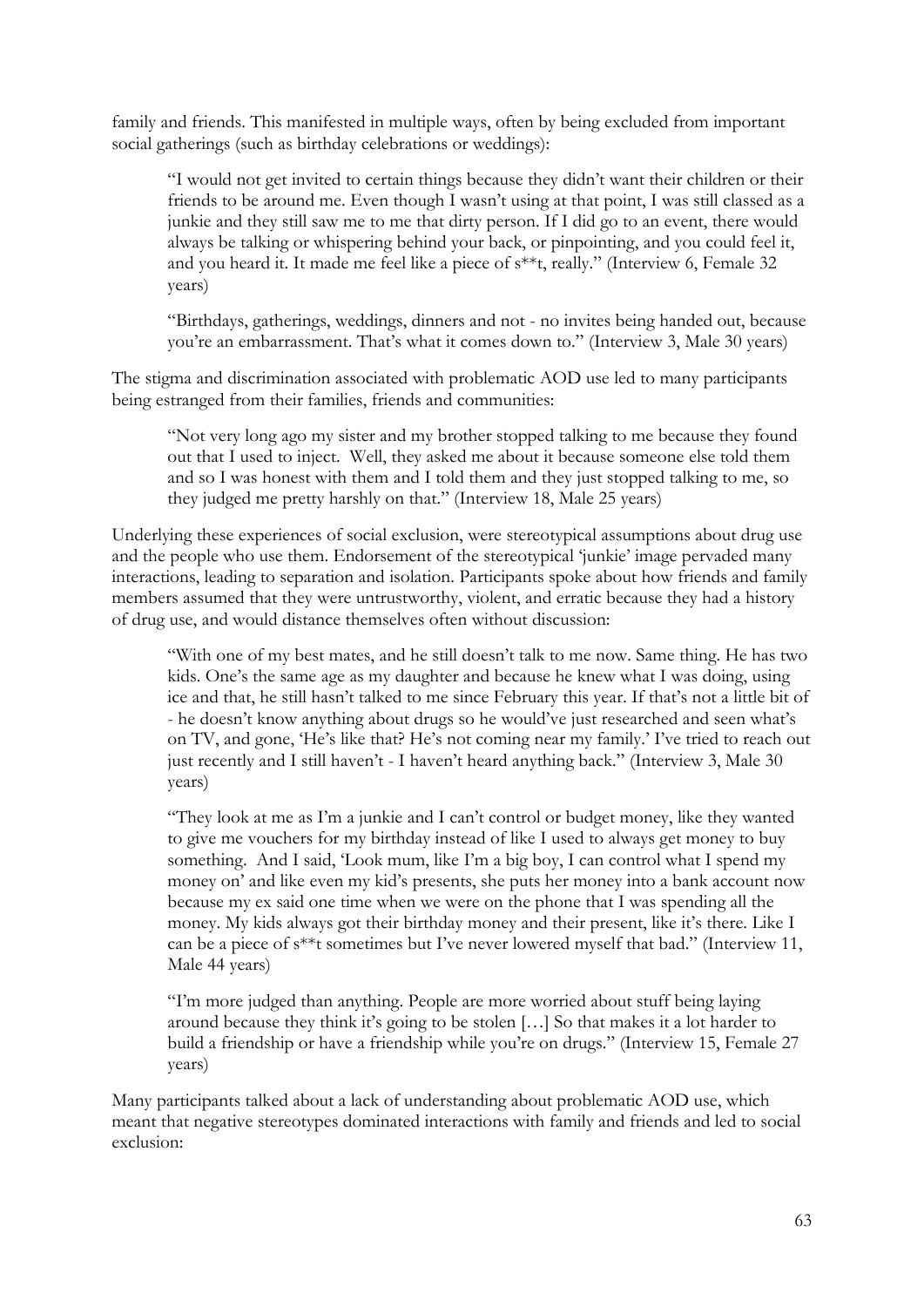family and friends. This manifested in multiple ways, often by being excluded from important social gatherings (such as birthday celebrations or weddings):

> "I would not get invited to certain things because they didn't want their children or their friends to be around me. Even though I wasn't using at that point, I was still classed as a junkie and they still saw me to me that dirty person. If I did go to an event, there would always be talking or whispering behind your back, or pinpointing, and you could feel it, and you heard it. It made me feel like a piece of s**t, really." (Interview 6, Female 32 years)

> "Birthdays, gatherings, weddings, dinners and not - no invites being handed out, because you're an embarrassment. That's what it comes down to." (Interview 3, Male 30 years)

The stigma and discrimination associated with problematic AOD use led to many participants being estranged from their families, friends and communities:

> "Not very long ago my sister and my brother stopped talking to me because they found out that I used to inject. Well, they asked me about it because someone else told them and so I was honest with them and I told them and they just stopped talking to me, so they judged me pretty harshly on that." (Interview 18, Male 25 years)

Underlying these experiences of social exclusion, were stereotypical assumptions about drug use and the people who use them. Endorsement of the stereotypical 'junkie' image pervaded many interactions, leading to separation and isolation. Participants spoke about how friends and family members assumed that they were untrustworthy, violent, and erratic because they had a history of drug use, and would distance themselves often without discussion:

> "With one of my best mates, and he still doesn't talk to me now. Same thing. He has two kids. One's the same age as my daughter and because he knew what I was doing, using ice and that, he still hasn't talked to me since February this year. If that's not a little bit of - he doesn't know anything about drugs so he would've just researched and seen what's on TV, and gone, 'He's like that? He's not coming near my family.' I've tried to reach out just recently and I still haven't - I haven't heard anything back." (Interview 3, Male 30 years)

> "They look at me as I'm a junkie and I can't control or budget money, like they wanted to give me vouchers for my birthday instead of like I used to always get money to buy something. And I said, 'Look mum, like I'm a big boy, I can control what I spend my money on' and like even my kid's presents, she puts her money into a bank account now because my ex said one time when we were on the phone that I was spending all the money. My kids always got their birthday money and their present, like it's there. Like I can be a piece of s**t sometimes but I've never lowered myself that bad." (Interview 11, Male 44 years)

> "I'm more judged than anything. People are more worried about stuff being laying around because they think it's going to be stolen […] So that makes it a lot harder to build a friendship or have a friendship while you're on drugs." (Interview 15, Female 27 years)

Many participants talked about a lack of understanding about problematic AOD use, which meant that negative stereotypes dominated interactions with family and friends and led to social exclusion: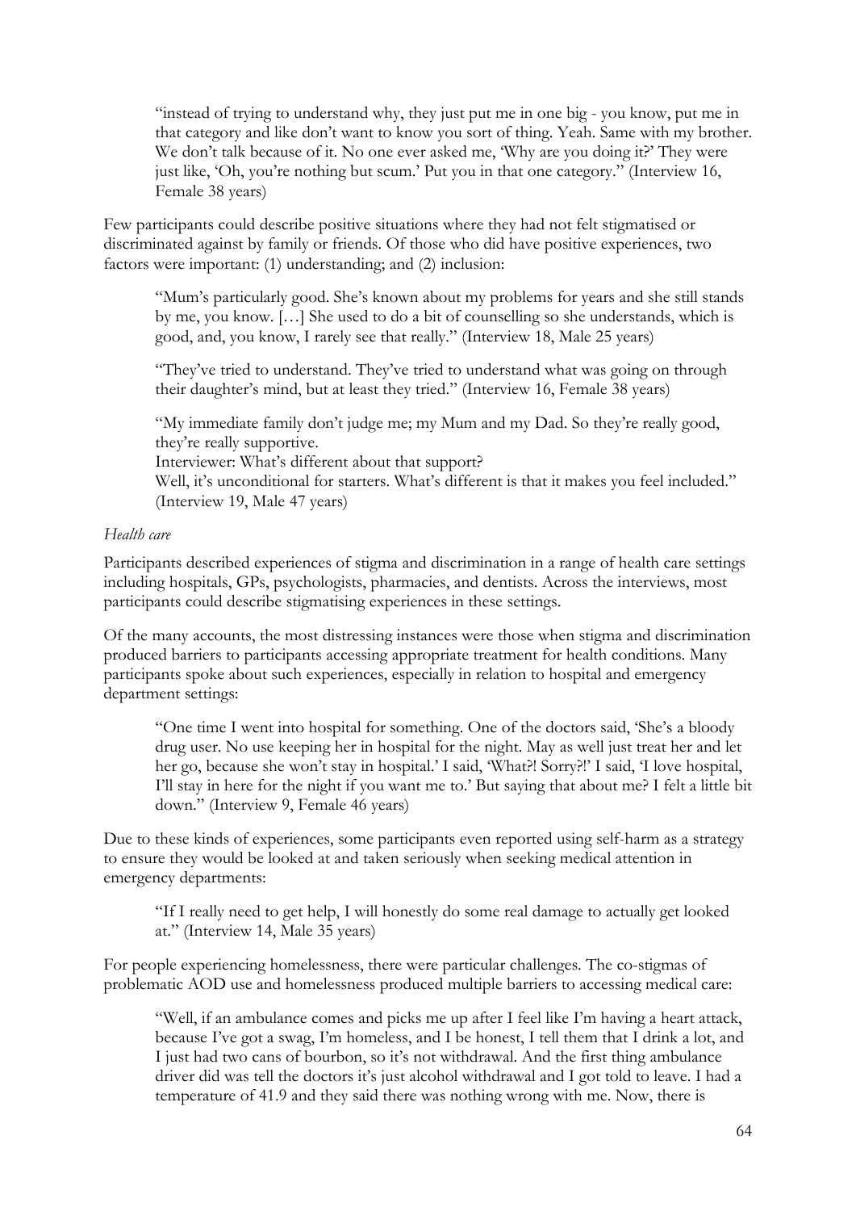> "instead of trying to understand why, they just put me in one big - you know, put me in that category and like don't want to know you sort of thing. Yeah. Same with my brother. We don't talk because of it. No one ever asked me, 'Why are you doing it?' They were just like, 'Oh, you're nothing but scum.' Put you in that one category." (Interview 16, Female 38 years)

Few participants could describe positive situations where they had not felt stigmatised or discriminated against by family or friends. Of those who did have positive experiences, two factors were important: (1) understanding; and (2) inclusion:

> "Mum's particularly good. She's known about my problems for years and she still stands by me, you know. […] She used to do a bit of counselling so she understands, which is good, and, you know, I rarely see that really." (Interview 18, Male 25 years)

> "They've tried to understand. They've tried to understand what was going on through their daughter's mind, but at least they tried." (Interview 16, Female 38 years)

> "My immediate family don't judge me; my Mum and my Dad. So they're really good, they're really supportive.
> Interviewer: What's different about that support?
> Well, it's unconditional for starters. What's different is that it makes you feel included." (Interview 19, Male 47 years)

*Health care*

Participants described experiences of stigma and discrimination in a range of health care settings including hospitals, GPs, psychologists, pharmacies, and dentists. Across the interviews, most participants could describe stigmatising experiences in these settings.

Of the many accounts, the most distressing instances were those when stigma and discrimination produced barriers to participants accessing appropriate treatment for health conditions. Many participants spoke about such experiences, especially in relation to hospital and emergency department settings:

> "One time I went into hospital for something. One of the doctors said, 'She's a bloody drug user. No use keeping her in hospital for the night. May as well just treat her and let her go, because she won't stay in hospital.' I said, 'What?! Sorry?!' I said, 'I love hospital, I'll stay in here for the night if you want me to.' But saying that about me? I felt a little bit down." (Interview 9, Female 46 years)

Due to these kinds of experiences, some participants even reported using self-harm as a strategy to ensure they would be looked at and taken seriously when seeking medical attention in emergency departments:

> "If I really need to get help, I will honestly do some real damage to actually get looked at." (Interview 14, Male 35 years)

For people experiencing homelessness, there were particular challenges. The co-stigmas of problematic AOD use and homelessness produced multiple barriers to accessing medical care:

> "Well, if an ambulance comes and picks me up after I feel like I'm having a heart attack, because I've got a swag, I'm homeless, and I be honest, I tell them that I drink a lot, and I just had two cans of bourbon, so it's not withdrawal. And the first thing ambulance driver did was tell the doctors it's just alcohol withdrawal and I got told to leave. I had a temperature of 41.9 and they said there was nothing wrong with me. Now, there is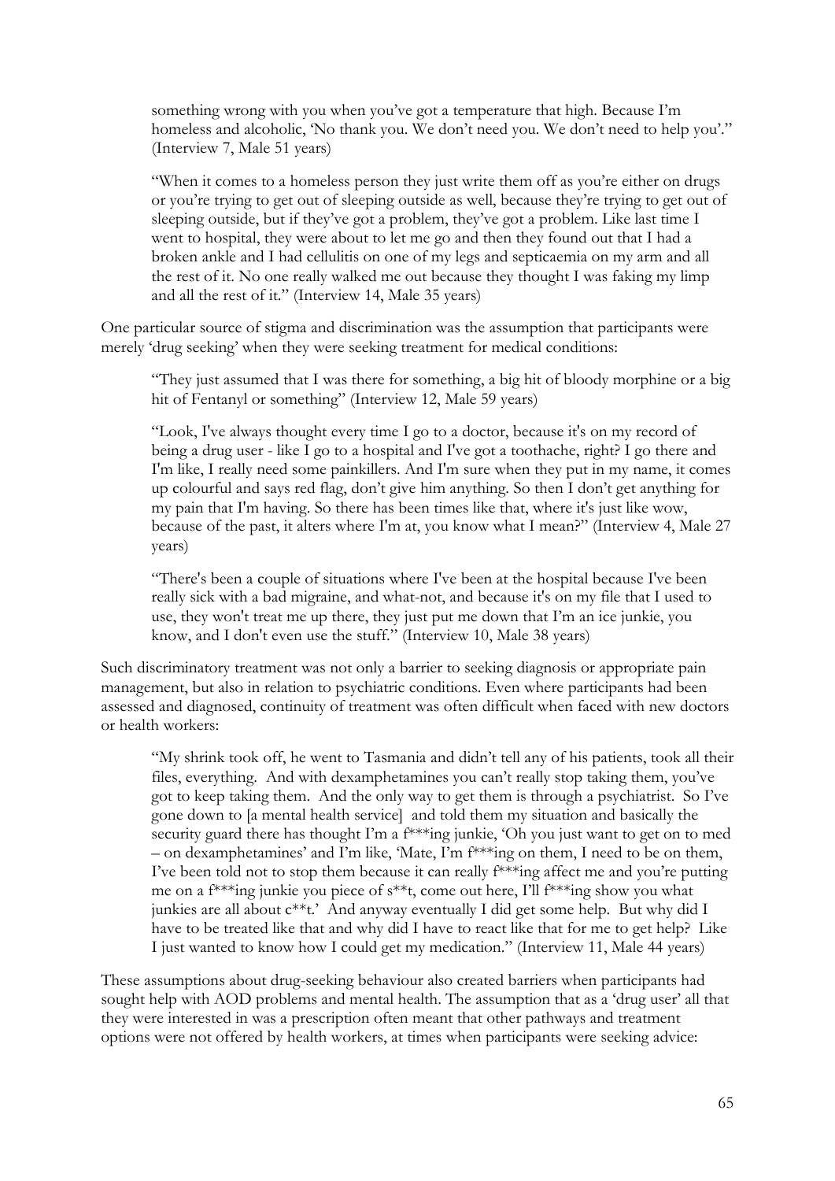> something wrong with you when you've got a temperature that high. Because I'm homeless and alcoholic, 'No thank you. We don't need you. We don't need to help you'." (Interview 7, Male 51 years)

> "When it comes to a homeless person they just write them off as you're either on drugs or you're trying to get out of sleeping outside as well, because they're trying to get out of sleeping outside, but if they've got a problem, they've got a problem. Like last time I went to hospital, they were about to let me go and then they found out that I had a broken ankle and I had cellulitis on one of my legs and septicaemia on my arm and all the rest of it. No one really walked me out because they thought I was faking my limp and all the rest of it." (Interview 14, Male 35 years)

One particular source of stigma and discrimination was the assumption that participants were merely 'drug seeking' when they were seeking treatment for medical conditions:

> "They just assumed that I was there for something, a big hit of bloody morphine or a big hit of Fentanyl or something" (Interview 12, Male 59 years)

> "Look, I've always thought every time I go to a doctor, because it's on my record of being a drug user - like I go to a hospital and I've got a toothache, right? I go there and I'm like, I really need some painkillers. And I'm sure when they put in my name, it comes up colourful and says red flag, don't give him anything. So then I don't get anything for my pain that I'm having. So there has been times like that, where it's just like wow, because of the past, it alters where I'm at, you know what I mean?" (Interview 4, Male 27 years)

> "There's been a couple of situations where I've been at the hospital because I've been really sick with a bad migraine, and what-not, and because it's on my file that I used to use, they won't treat me up there, they just put me down that I'm an ice junkie, you know, and I don't even use the stuff." (Interview 10, Male 38 years)

Such discriminatory treatment was not only a barrier to seeking diagnosis or appropriate pain management, but also in relation to psychiatric conditions. Even where participants had been assessed and diagnosed, continuity of treatment was often difficult when faced with new doctors or health workers:

> "My shrink took off, he went to Tasmania and didn't tell any of his patients, took all their files, everything. And with dexamphetamines you can't really stop taking them, you've got to keep taking them. And the only way to get them is through a psychiatrist. So I've gone down to [a mental health service] and told them my situation and basically the security guard there has thought I'm a f***ing junkie, 'Oh you just want to get on to med – on dexamphetamines' and I'm like, 'Mate, I'm f***ing on them, I need to be on them, I've been told not to stop them because it can really f***ing affect me and you're putting me on a f***ing junkie you piece of s**t, come out here, I'll f***ing show you what junkies are all about c**t.' And anyway eventually I did get some help. But why did I have to be treated like that and why did I have to react like that for me to get help? Like I just wanted to know how I could get my medication." (Interview 11, Male 44 years)

These assumptions about drug-seeking behaviour also created barriers when participants had sought help with AOD problems and mental health. The assumption that as a 'drug user' all that they were interested in was a prescription often meant that other pathways and treatment options were not offered by health workers, at times when participants were seeking advice: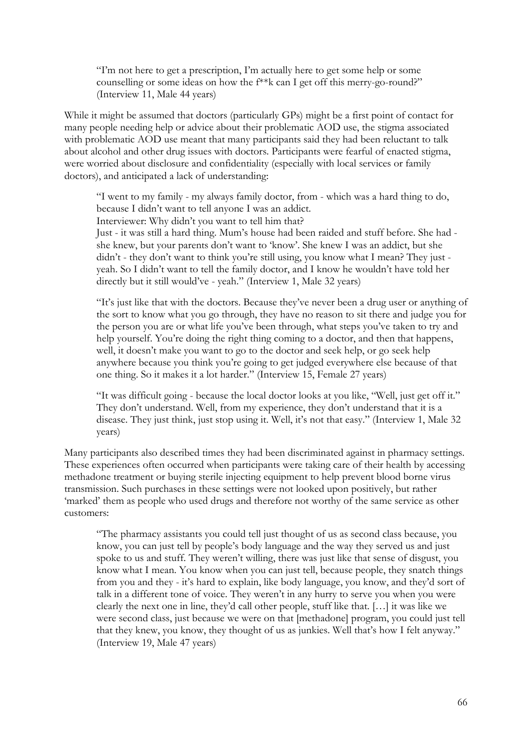> "I'm not here to get a prescription, I'm actually here to get some help or some counselling or some ideas on how the f**k can I get off this merry-go-round?" (Interview 11, Male 44 years)

While it might be assumed that doctors (particularly GPs) might be a first point of contact for many people needing help or advice about their problematic AOD use, the stigma associated with problematic AOD use meant that many participants said they had been reluctant to talk about alcohol and other drug issues with doctors. Participants were fearful of enacted stigma, were worried about disclosure and confidentiality (especially with local services or family doctors), and anticipated a lack of understanding:

> "I went to my family - my always family doctor, from - which was a hard thing to do, because I didn't want to tell anyone I was an addict.
> Interviewer: Why didn't you want to tell him that?
> Just - it was still a hard thing. Mum's house had been raided and stuff before. She had - she knew, but your parents don't want to 'know'. She knew I was an addict, but she didn't - they don't want to think you're still using, you know what I mean? They just - yeah. So I didn't want to tell the family doctor, and I know he wouldn't have told her directly but it still would've - yeah." (Interview 1, Male 32 years)

> "It's just like that with the doctors. Because they've never been a drug user or anything of the sort to know what you go through, they have no reason to sit there and judge you for the person you are or what life you've been through, what steps you've taken to try and help yourself. You're doing the right thing coming to a doctor, and then that happens, well, it doesn't make you want to go to the doctor and seek help, or go seek help anywhere because you think you're going to get judged everywhere else because of that one thing. So it makes it a lot harder." (Interview 15, Female 27 years)

> "It was difficult going - because the local doctor looks at you like, "Well, just get off it." They don't understand. Well, from my experience, they don't understand that it is a disease. They just think, just stop using it. Well, it's not that easy." (Interview 1, Male 32 years)

Many participants also described times they had been discriminated against in pharmacy settings. These experiences often occurred when participants were taking care of their health by accessing methadone treatment or buying sterile injecting equipment to help prevent blood borne virus transmission. Such purchases in these settings were not looked upon positively, but rather 'marked' them as people who used drugs and therefore not worthy of the same service as other customers:

> "The pharmacy assistants you could tell just thought of us as second class because, you know, you can just tell by people's body language and the way they served us and just spoke to us and stuff. They weren't willing, there was just like that sense of disgust, you know what I mean. You know when you can just tell, because people, they snatch things from you and they - it's hard to explain, like body language, you know, and they'd sort of talk in a different tone of voice. They weren't in any hurry to serve you when you were clearly the next one in line, they'd call other people, stuff like that. […] it was like we were second class, just because we were on that [methadone] program, you could just tell that they knew, you know, they thought of us as junkies. Well that's how I felt anyway." (Interview 19, Male 47 years)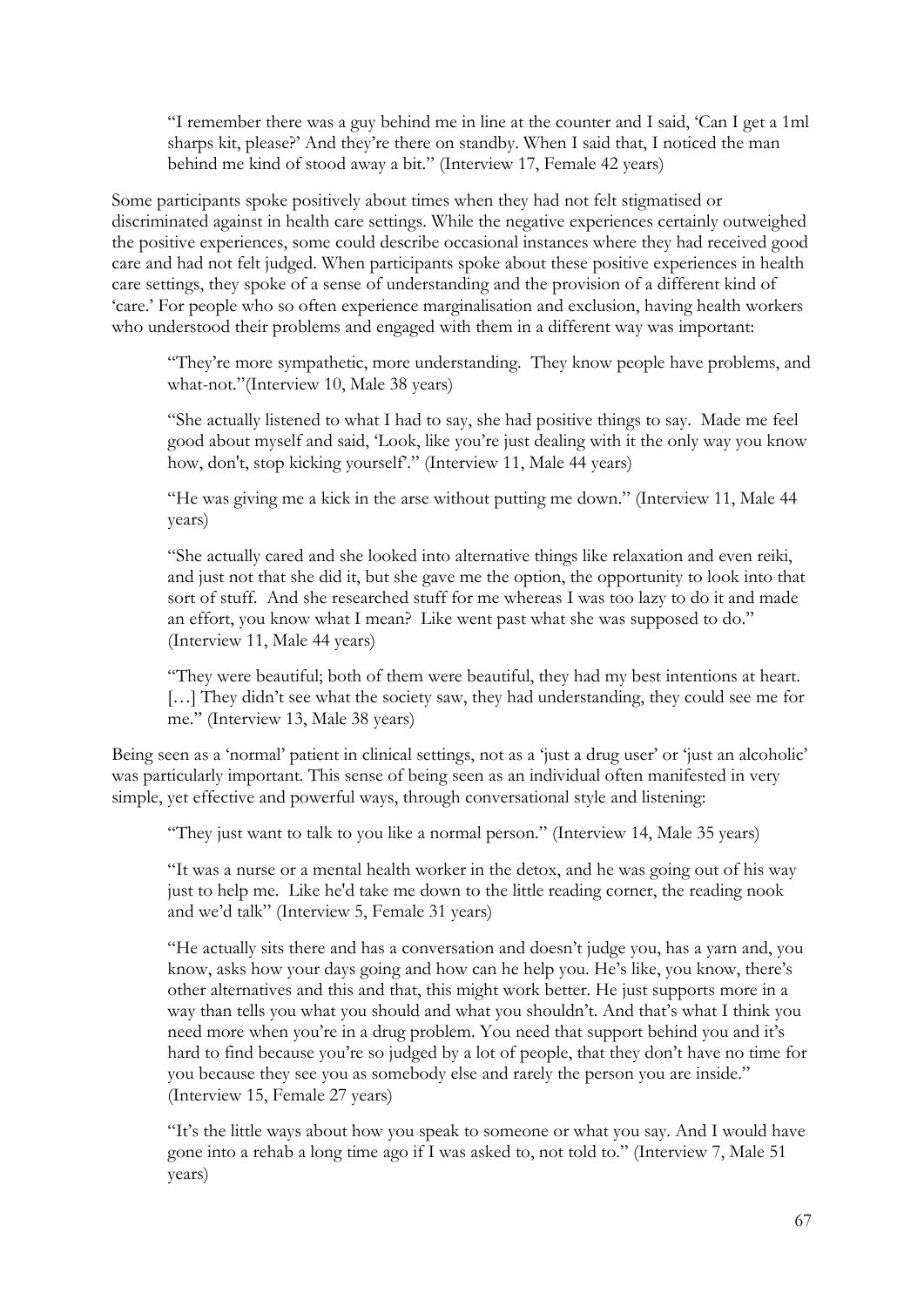> "I remember there was a guy behind me in line at the counter and I said, 'Can I get a 1ml sharps kit, please?' And they're there on standby. When I said that, I noticed the man behind me kind of stood away a bit." (Interview 17, Female 42 years)

Some participants spoke positively about times when they had not felt stigmatised or discriminated against in health care settings. While the negative experiences certainly outweighed the positive experiences, some could describe occasional instances where they had received good care and had not felt judged. When participants spoke about these positive experiences in health care settings, they spoke of a sense of understanding and the provision of a different kind of 'care.' For people who so often experience marginalisation and exclusion, having health workers who understood their problems and engaged with them in a different way was important:

> "They're more sympathetic, more understanding. They know people have problems, and what-not."(Interview 10, Male 38 years)

> "She actually listened to what I had to say, she had positive things to say. Made me feel good about myself and said, 'Look, like you're just dealing with it the only way you know how, don't, stop kicking yourself'." (Interview 11, Male 44 years)

> "He was giving me a kick in the arse without putting me down." (Interview 11, Male 44 years)

> "She actually cared and she looked into alternative things like relaxation and even reiki, and just not that she did it, but she gave me the option, the opportunity to look into that sort of stuff. And she researched stuff for me whereas I was too lazy to do it and made an effort, you know what I mean? Like went past what she was supposed to do." (Interview 11, Male 44 years)

> "They were beautiful; both of them were beautiful, they had my best intentions at heart. […] They didn't see what the society saw, they had understanding, they could see me for me." (Interview 13, Male 38 years)

Being seen as a 'normal' patient in clinical settings, not as a 'just a drug user' or 'just an alcoholic' was particularly important. This sense of being seen as an individual often manifested in very simple, yet effective and powerful ways, through conversational style and listening:

> "They just want to talk to you like a normal person." (Interview 14, Male 35 years)

> "It was a nurse or a mental health worker in the detox, and he was going out of his way just to help me. Like he'd take me down to the little reading corner, the reading nook and we'd talk" (Interview 5, Female 31 years)

> "He actually sits there and has a conversation and doesn't judge you, has a yarn and, you know, asks how your days going and how can he help you. He's like, you know, there's other alternatives and this and that, this might work better. He just supports more in a way than tells you what you should and what you shouldn't. And that's what I think you need more when you're in a drug problem. You need that support behind you and it's hard to find because you're so judged by a lot of people, that they don't have no time for you because they see you as somebody else and rarely the person you are inside." (Interview 15, Female 27 years)

> "It's the little ways about how you speak to someone or what you say. And I would have gone into a rehab a long time ago if I was asked to, not told to." (Interview 7, Male 51 years)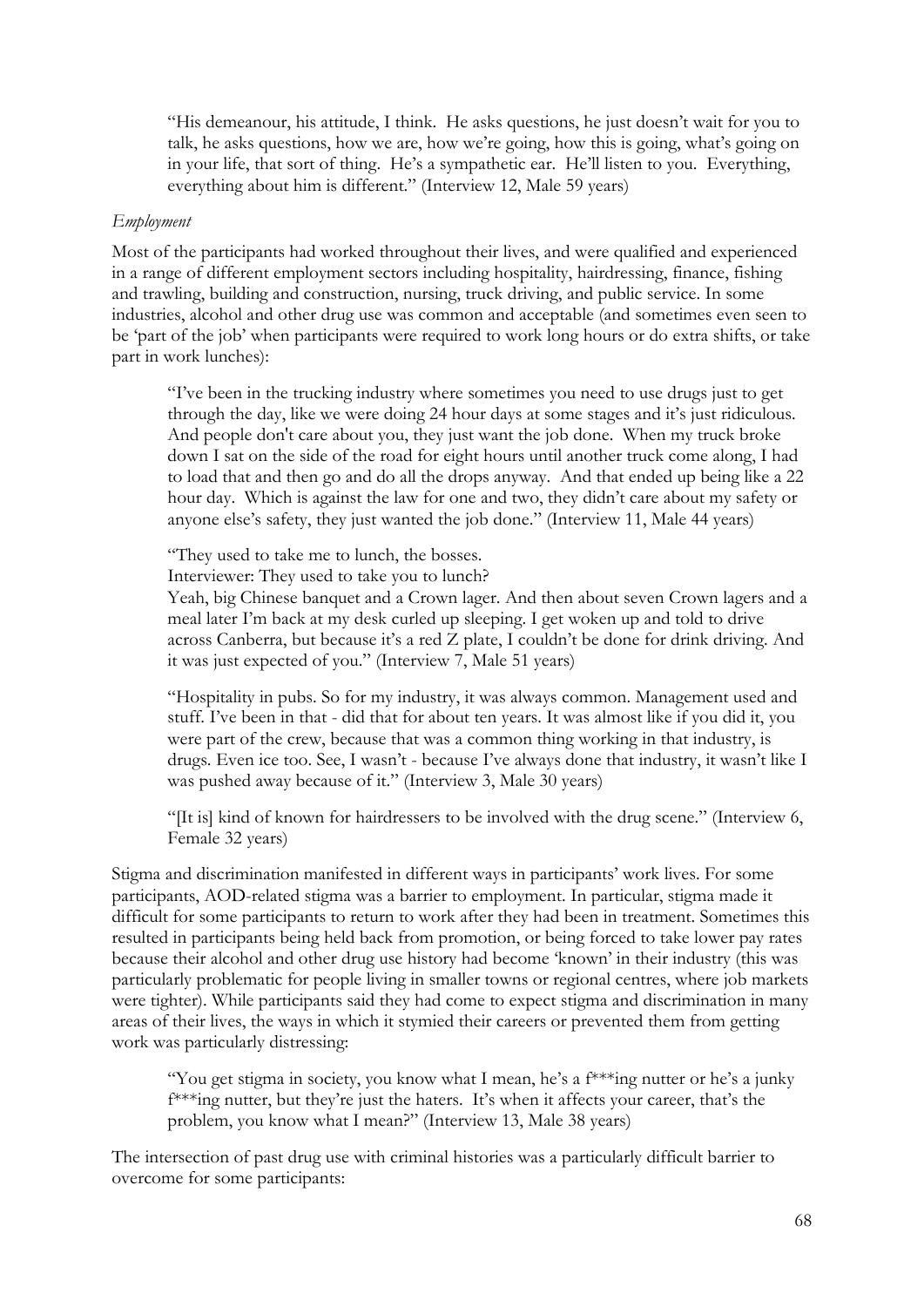> "His demeanour, his attitude, I think. He asks questions, he just doesn't wait for you to talk, he asks questions, how we are, how we're going, how this is going, what's going on in your life, that sort of thing. He's a sympathetic ear. He'll listen to you. Everything, everything about him is different." (Interview 12, Male 59 years)

*Employment*

Most of the participants had worked throughout their lives, and were qualified and experienced in a range of different employment sectors including hospitality, hairdressing, finance, fishing and trawling, building and construction, nursing, truck driving, and public service. In some industries, alcohol and other drug use was common and acceptable (and sometimes even seen to be 'part of the job' when participants were required to work long hours or do extra shifts, or take part in work lunches):

> "I've been in the trucking industry where sometimes you need to use drugs just to get through the day, like we were doing 24 hour days at some stages and it's just ridiculous. And people don't care about you, they just want the job done. When my truck broke down I sat on the side of the road for eight hours until another truck come along, I had to load that and then go and do all the drops anyway. And that ended up being like a 22 hour day. Which is against the law for one and two, they didn't care about my safety or anyone else's safety, they just wanted the job done." (Interview 11, Male 44 years)

> "They used to take me to lunch, the bosses.
> Interviewer: They used to take you to lunch?
> Yeah, big Chinese banquet and a Crown lager. And then about seven Crown lagers and a meal later I'm back at my desk curled up sleeping. I get woken up and told to drive across Canberra, but because it's a red Z plate, I couldn't be done for drink driving. And it was just expected of you." (Interview 7, Male 51 years)

> "Hospitality in pubs. So for my industry, it was always common. Management used and stuff. I've been in that - did that for about ten years. It was almost like if you did it, you were part of the crew, because that was a common thing working in that industry, is drugs. Even ice too. See, I wasn't - because I've always done that industry, it wasn't like I was pushed away because of it." (Interview 3, Male 30 years)

> "[It is] kind of known for hairdressers to be involved with the drug scene." (Interview 6, Female 32 years)

Stigma and discrimination manifested in different ways in participants' work lives. For some participants, AOD-related stigma was a barrier to employment. In particular, stigma made it difficult for some participants to return to work after they had been in treatment. Sometimes this resulted in participants being held back from promotion, or being forced to take lower pay rates because their alcohol and other drug use history had become 'known' in their industry (this was particularly problematic for people living in smaller towns or regional centres, where job markets were tighter). While participants said they had come to expect stigma and discrimination in many areas of their lives, the ways in which it stymied their careers or prevented them from getting work was particularly distressing:

> "You get stigma in society, you know what I mean, he's a f***ing nutter or he's a junky f***ing nutter, but they're just the haters. It's when it affects your career, that's the problem, you know what I mean?" (Interview 13, Male 38 years)

The intersection of past drug use with criminal histories was a particularly difficult barrier to overcome for some participants: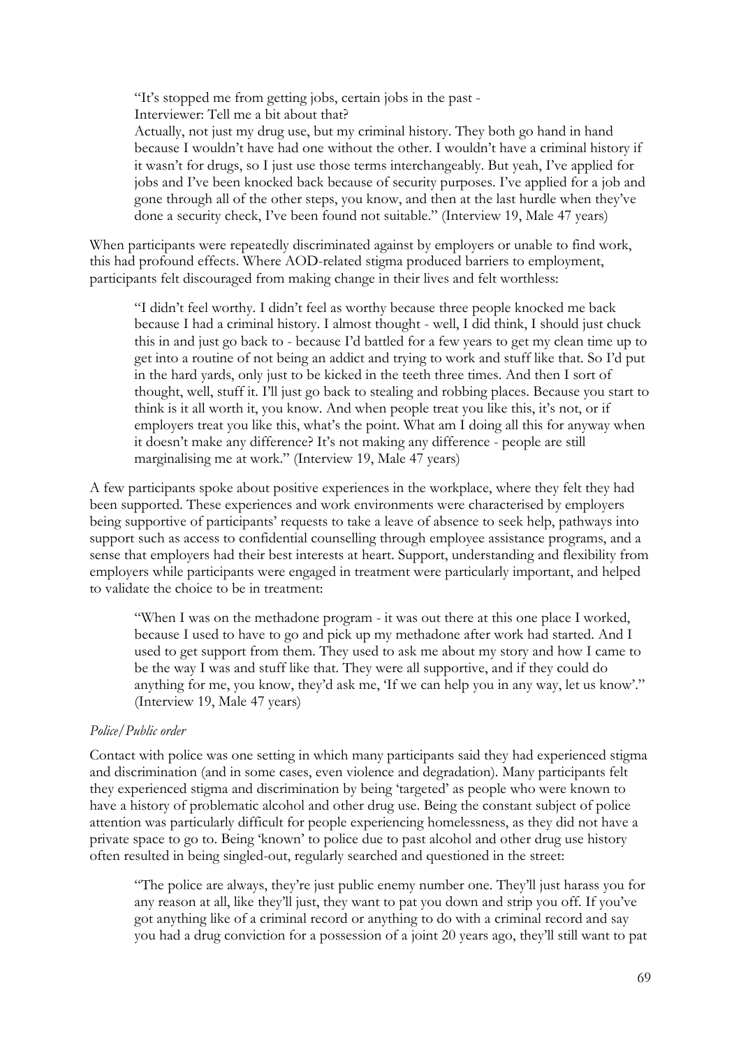> "It's stopped me from getting jobs, certain jobs in the past -
> Interviewer: Tell me a bit about that?
> Actually, not just my drug use, but my criminal history. They both go hand in hand because I wouldn't have had one without the other. I wouldn't have a criminal history if it wasn't for drugs, so I just use those terms interchangeably. But yeah, I've applied for jobs and I've been knocked back because of security purposes. I've applied for a job and gone through all of the other steps, you know, and then at the last hurdle when they've done a security check, I've been found not suitable." (Interview 19, Male 47 years)

When participants were repeatedly discriminated against by employers or unable to find work, this had profound effects. Where AOD-related stigma produced barriers to employment, participants felt discouraged from making change in their lives and felt worthless:

> "I didn't feel worthy. I didn't feel as worthy because three people knocked me back because I had a criminal history. I almost thought - well, I did think, I should just chuck this in and just go back to - because I'd battled for a few years to get my clean time up to get into a routine of not being an addict and trying to work and stuff like that. So I'd put in the hard yards, only just to be kicked in the teeth three times. And then I sort of thought, well, stuff it. I'll just go back to stealing and robbing places. Because you start to think is it all worth it, you know. And when people treat you like this, it's not, or if employers treat you like this, what's the point. What am I doing all this for anyway when it doesn't make any difference? It's not making any difference - people are still marginalising me at work." (Interview 19, Male 47 years)

A few participants spoke about positive experiences in the workplace, where they felt they had been supported. These experiences and work environments were characterised by employers being supportive of participants' requests to take a leave of absence to seek help, pathways into support such as access to confidential counselling through employee assistance programs, and a sense that employers had their best interests at heart. Support, understanding and flexibility from employers while participants were engaged in treatment were particularly important, and helped to validate the choice to be in treatment:

> "When I was on the methadone program - it was out there at this one place I worked, because I used to have to go and pick up my methadone after work had started. And I used to get support from them. They used to ask me about my story and how I came to be the way I was and stuff like that. They were all supportive, and if they could do anything for me, you know, they'd ask me, 'If we can help you in any way, let us know'." (Interview 19, Male 47 years)

*Police/Public order*

Contact with police was one setting in which many participants said they had experienced stigma and discrimination (and in some cases, even violence and degradation). Many participants felt they experienced stigma and discrimination by being 'targeted' as people who were known to have a history of problematic alcohol and other drug use. Being the constant subject of police attention was particularly difficult for people experiencing homelessness, as they did not have a private space to go to. Being 'known' to police due to past alcohol and other drug use history often resulted in being singled-out, regularly searched and questioned in the street:

> "The police are always, they're just public enemy number one. They'll just harass you for any reason at all, like they'll just, they want to pat you down and strip you off. If you've got anything like of a criminal record or anything to do with a criminal record and say you had a drug conviction for a possession of a joint 20 years ago, they'll still want to pat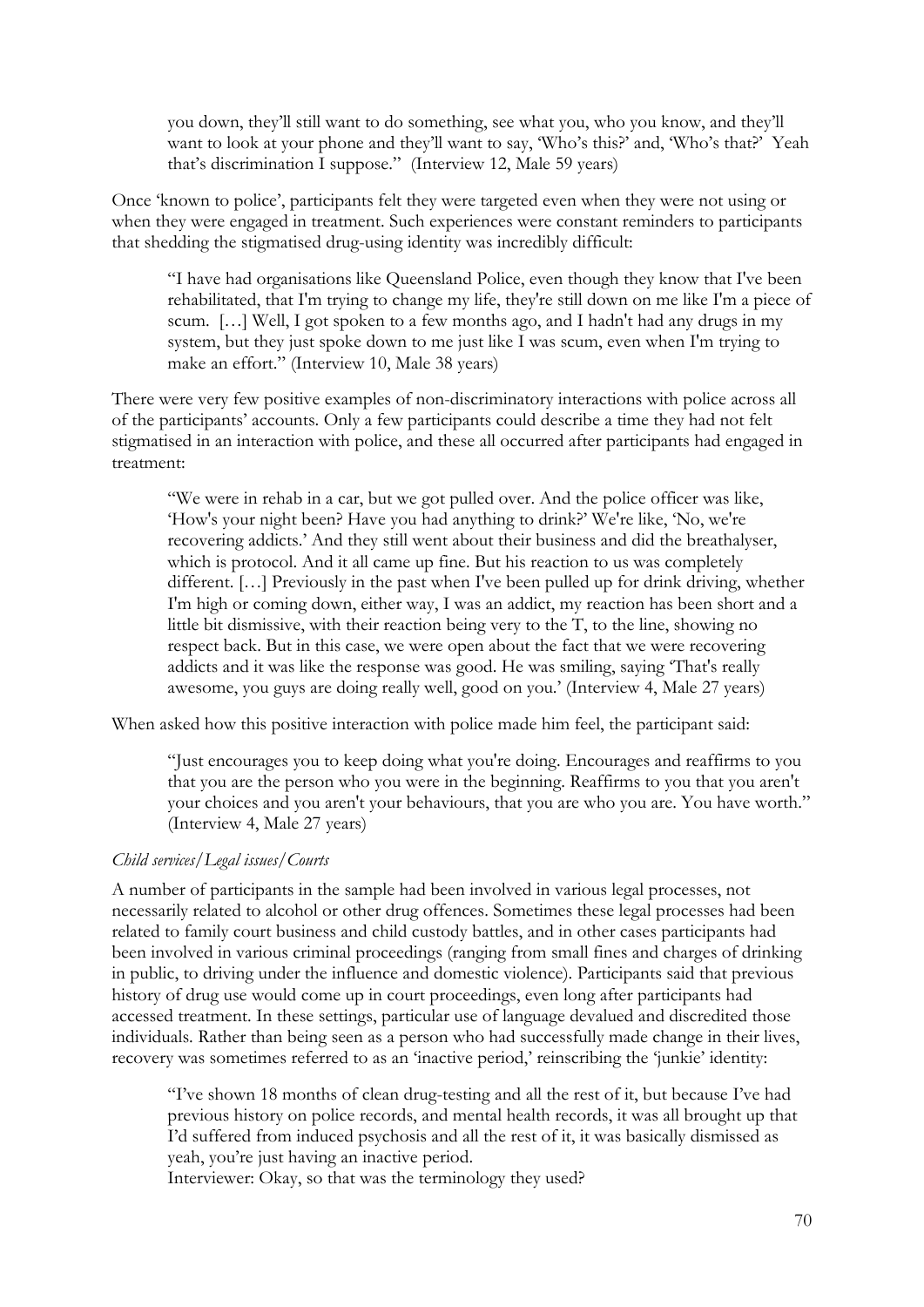> you down, they'll still want to do something, see what you, who you know, and they'll want to look at your phone and they'll want to say, 'Who's this?' and, 'Who's that?' Yeah that's discrimination I suppose." (Interview 12, Male 59 years)

Once 'known to police', participants felt they were targeted even when they were not using or when they were engaged in treatment. Such experiences were constant reminders to participants that shedding the stigmatised drug-using identity was incredibly difficult:

> "I have had organisations like Queensland Police, even though they know that I've been rehabilitated, that I'm trying to change my life, they're still down on me like I'm a piece of scum. […] Well, I got spoken to a few months ago, and I hadn't had any drugs in my system, but they just spoke down to me just like I was scum, even when I'm trying to make an effort." (Interview 10, Male 38 years)

There were very few positive examples of non-discriminatory interactions with police across all of the participants' accounts. Only a few participants could describe a time they had not felt stigmatised in an interaction with police, and these all occurred after participants had engaged in treatment:

> "We were in rehab in a car, but we got pulled over. And the police officer was like, 'How's your night been? Have you had anything to drink?' We're like, 'No, we're recovering addicts.' And they still went about their business and did the breathalyser, which is protocol. And it all came up fine. But his reaction to us was completely different. […] Previously in the past when I've been pulled up for drink driving, whether I'm high or coming down, either way, I was an addict, my reaction has been short and a little bit dismissive, with their reaction being very to the T, to the line, showing no respect back. But in this case, we were open about the fact that we were recovering addicts and it was like the response was good. He was smiling, saying 'That's really awesome, you guys are doing really well, good on you.' (Interview 4, Male 27 years)

When asked how this positive interaction with police made him feel, the participant said:

> "Just encourages you to keep doing what you're doing. Encourages and reaffirms to you that you are the person who you were in the beginning. Reaffirms to you that you aren't your choices and you aren't your behaviours, that you are who you are. You have worth." (Interview 4, Male 27 years)

*Child services/Legal issues/Courts*

A number of participants in the sample had been involved in various legal processes, not necessarily related to alcohol or other drug offences. Sometimes these legal processes had been related to family court business and child custody battles, and in other cases participants had been involved in various criminal proceedings (ranging from small fines and charges of drinking in public, to driving under the influence and domestic violence). Participants said that previous history of drug use would come up in court proceedings, even long after participants had accessed treatment. In these settings, particular use of language devalued and discredited those individuals. Rather than being seen as a person who had successfully made change in their lives, recovery was sometimes referred to as an 'inactive period,' reinscribing the 'junkie' identity:

> "I've shown 18 months of clean drug-testing and all the rest of it, but because I've had previous history on police records, and mental health records, it was all brought up that I'd suffered from induced psychosis and all the rest of it, it was basically dismissed as yeah, you're just having an inactive period.
>
> Interviewer: Okay, so that was the terminology they used?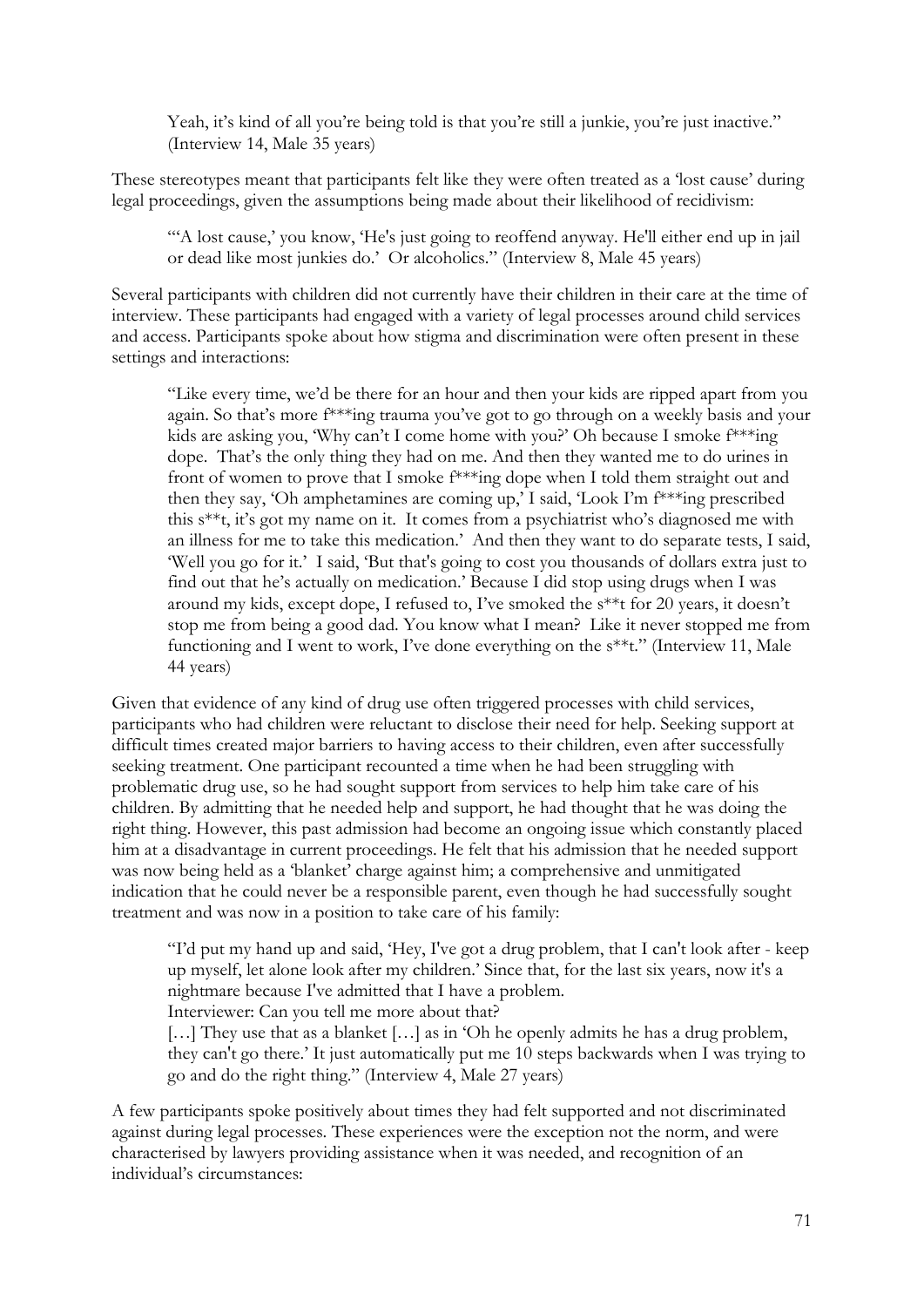Yeah, it's kind of all you're being told is that you're still a junkie, you're just inactive." (Interview 14, Male 35 years)

These stereotypes meant that participants felt like they were often treated as a 'lost cause' during legal proceedings, given the assumptions being made about their likelihood of recidivism:

> "'A lost cause,' you know, 'He's just going to reoffend anyway. He'll either end up in jail or dead like most junkies do.' Or alcoholics." (Interview 8, Male 45 years)

Several participants with children did not currently have their children in their care at the time of interview. These participants had engaged with a variety of legal processes around child services and access. Participants spoke about how stigma and discrimination were often present in these settings and interactions:

> "Like every time, we'd be there for an hour and then your kids are ripped apart from you again. So that's more f***ing trauma you've got to go through on a weekly basis and your kids are asking you, 'Why can't I come home with you?' Oh because I smoke f***ing dope. That's the only thing they had on me. And then they wanted me to do urines in front of women to prove that I smoke f***ing dope when I told them straight out and then they say, 'Oh amphetamines are coming up,' I said, 'Look I'm f***ing prescribed this s**t, it's got my name on it. It comes from a psychiatrist who's diagnosed me with an illness for me to take this medication.' And then they want to do separate tests, I said, 'Well you go for it.' I said, 'But that's going to cost you thousands of dollars extra just to find out that he's actually on medication.' Because I did stop using drugs when I was around my kids, except dope, I refused to, I've smoked the s**t for 20 years, it doesn't stop me from being a good dad. You know what I mean? Like it never stopped me from functioning and I went to work, I've done everything on the s**t." (Interview 11, Male 44 years)

Given that evidence of any kind of drug use often triggered processes with child services, participants who had children were reluctant to disclose their need for help. Seeking support at difficult times created major barriers to having access to their children, even after successfully seeking treatment. One participant recounted a time when he had been struggling with problematic drug use, so he had sought support from services to help him take care of his children. By admitting that he needed help and support, he had thought that he was doing the right thing. However, this past admission had become an ongoing issue which constantly placed him at a disadvantage in current proceedings. He felt that his admission that he needed support was now being held as a 'blanket' charge against him; a comprehensive and unmitigated indication that he could never be a responsible parent, even though he had successfully sought treatment and was now in a position to take care of his family:

> "I'd put my hand up and said, 'Hey, I've got a drug problem, that I can't look after - keep up myself, let alone look after my children.' Since that, for the last six years, now it's a nightmare because I've admitted that I have a problem.
>
> Interviewer: Can you tell me more about that?
>
> […] They use that as a blanket […] as in 'Oh he openly admits he has a drug problem, they can't go there.' It just automatically put me 10 steps backwards when I was trying to go and do the right thing." (Interview 4, Male 27 years)

A few participants spoke positively about times they had felt supported and not discriminated against during legal processes. These experiences were the exception not the norm, and were characterised by lawyers providing assistance when it was needed, and recognition of an individual's circumstances: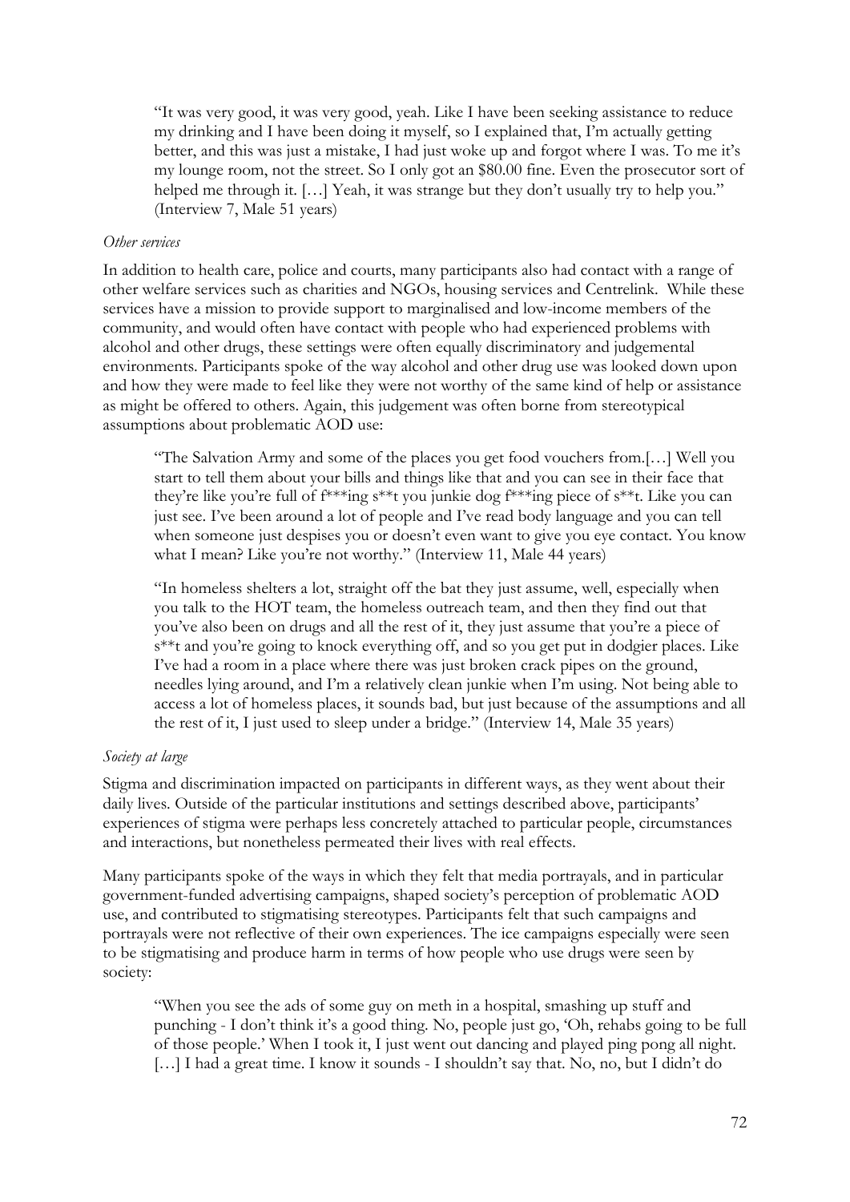> "It was very good, it was very good, yeah. Like I have been seeking assistance to reduce my drinking and I have been doing it myself, so I explained that, I'm actually getting better, and this was just a mistake, I had just woke up and forgot where I was. To me it's my lounge room, not the street. So I only got an $80.00 fine. Even the prosecutor sort of helped me through it. […] Yeah, it was strange but they don't usually try to help you." (Interview 7, Male 51 years)

*Other services*

In addition to health care, police and courts, many participants also had contact with a range of other welfare services such as charities and NGOs, housing services and Centrelink. While these services have a mission to provide support to marginalised and low-income members of the community, and would often have contact with people who had experienced problems with alcohol and other drugs, these settings were often equally discriminatory and judgemental environments. Participants spoke of the way alcohol and other drug use was looked down upon and how they were made to feel like they were not worthy of the same kind of help or assistance as might be offered to others. Again, this judgement was often borne from stereotypical assumptions about problematic AOD use:

> "The Salvation Army and some of the places you get food vouchers from.[…] Well you start to tell them about your bills and things like that and you can see in their face that they're like you're full of f***ing s**t you junkie dog f***ing piece of s**t. Like you can just see. I've been around a lot of people and I've read body language and you can tell when someone just despises you or doesn't even want to give you eye contact. You know what I mean? Like you're not worthy." (Interview 11, Male 44 years)

> "In homeless shelters a lot, straight off the bat they just assume, well, especially when you talk to the HOT team, the homeless outreach team, and then they find out that you've also been on drugs and all the rest of it, they just assume that you're a piece of s**t and you're going to knock everything off, and so you get put in dodgier places. Like I've had a room in a place where there was just broken crack pipes on the ground, needles lying around, and I'm a relatively clean junkie when I'm using. Not being able to access a lot of homeless places, it sounds bad, but just because of the assumptions and all the rest of it, I just used to sleep under a bridge." (Interview 14, Male 35 years)

*Society at large*

Stigma and discrimination impacted on participants in different ways, as they went about their daily lives. Outside of the particular institutions and settings described above, participants' experiences of stigma were perhaps less concretely attached to particular people, circumstances and interactions, but nonetheless permeated their lives with real effects.

Many participants spoke of the ways in which they felt that media portrayals, and in particular government-funded advertising campaigns, shaped society's perception of problematic AOD use, and contributed to stigmatising stereotypes. Participants felt that such campaigns and portrayals were not reflective of their own experiences. The ice campaigns especially were seen to be stigmatising and produce harm in terms of how people who use drugs were seen by society:

> "When you see the ads of some guy on meth in a hospital, smashing up stuff and punching - I don't think it's a good thing. No, people just go, 'Oh, rehabs going to be full of those people.' When I took it, I just went out dancing and played ping pong all night. […] I had a great time. I know it sounds - I shouldn't say that. No, no, but I didn't do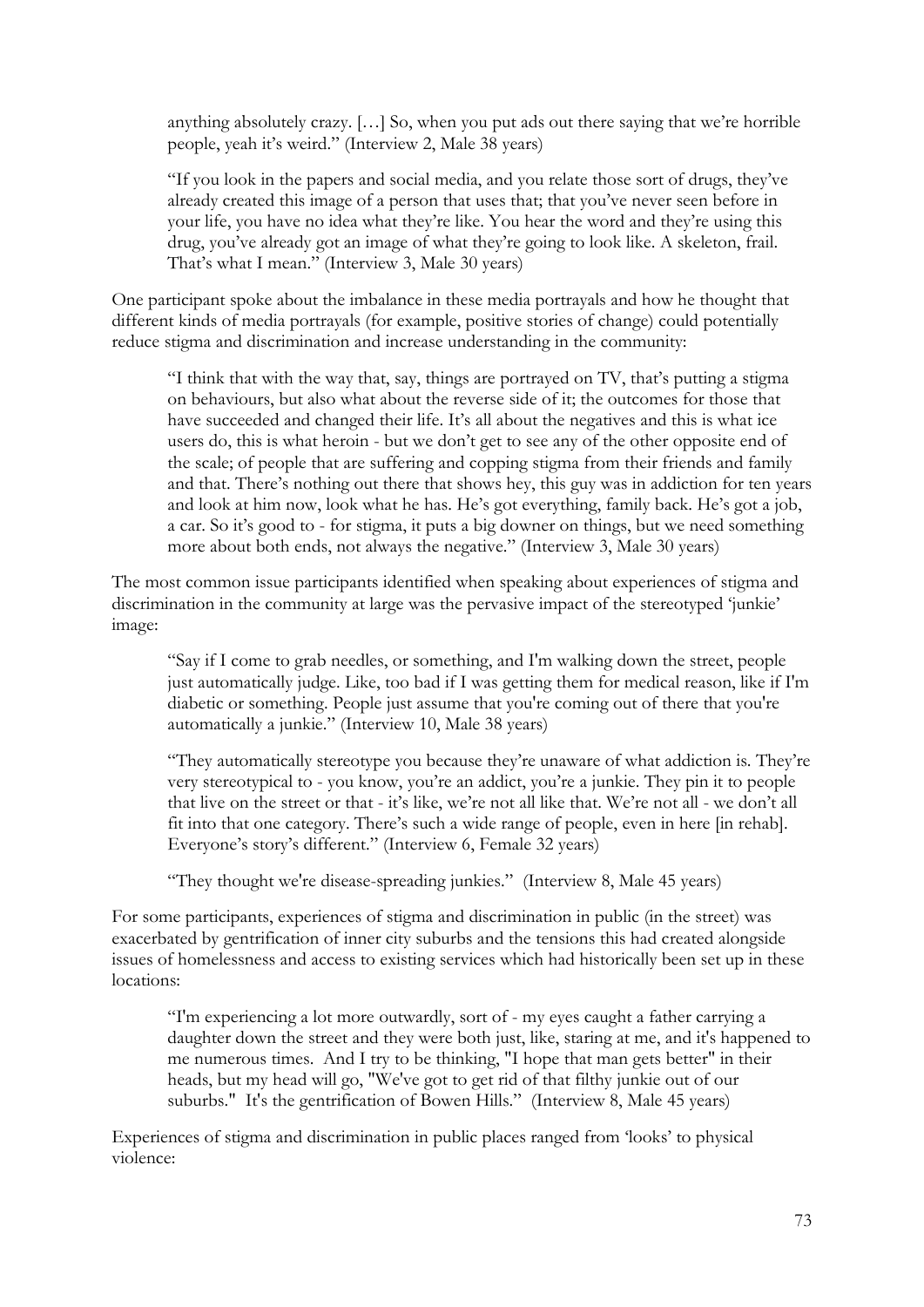> anything absolutely crazy. […] So, when you put ads out there saying that we're horrible people, yeah it's weird." (Interview 2, Male 38 years)

> "If you look in the papers and social media, and you relate those sort of drugs, they've already created this image of a person that uses that; that you've never seen before in your life, you have no idea what they're like. You hear the word and they're using this drug, you've already got an image of what they're going to look like. A skeleton, frail. That's what I mean." (Interview 3, Male 30 years)

One participant spoke about the imbalance in these media portrayals and how he thought that different kinds of media portrayals (for example, positive stories of change) could potentially reduce stigma and discrimination and increase understanding in the community:

> "I think that with the way that, say, things are portrayed on TV, that's putting a stigma on behaviours, but also what about the reverse side of it; the outcomes for those that have succeeded and changed their life. It's all about the negatives and this is what ice users do, this is what heroin - but we don't get to see any of the other opposite end of the scale; of people that are suffering and copping stigma from their friends and family and that. There's nothing out there that shows hey, this guy was in addiction for ten years and look at him now, look what he has. He's got everything, family back. He's got a job, a car. So it's good to - for stigma, it puts a big downer on things, but we need something more about both ends, not always the negative." (Interview 3, Male 30 years)

The most common issue participants identified when speaking about experiences of stigma and discrimination in the community at large was the pervasive impact of the stereotyped 'junkie' image:

> "Say if I come to grab needles, or something, and I'm walking down the street, people just automatically judge. Like, too bad if I was getting them for medical reason, like if I'm diabetic or something. People just assume that you're coming out of there that you're automatically a junkie." (Interview 10, Male 38 years)

> "They automatically stereotype you because they're unaware of what addiction is. They're very stereotypical to - you know, you're an addict, you're a junkie. They pin it to people that live on the street or that - it's like, we're not all like that. We're not all - we don't all fit into that one category. There's such a wide range of people, even in here [in rehab]. Everyone's story's different." (Interview 6, Female 32 years)

> "They thought we're disease-spreading junkies." (Interview 8, Male 45 years)

For some participants, experiences of stigma and discrimination in public (in the street) was exacerbated by gentrification of inner city suburbs and the tensions this had created alongside issues of homelessness and access to existing services which had historically been set up in these locations:

> "I'm experiencing a lot more outwardly, sort of - my eyes caught a father carrying a daughter down the street and they were both just, like, staring at me, and it's happened to me numerous times. And I try to be thinking, "I hope that man gets better" in their heads, but my head will go, "We've got to get rid of that filthy junkie out of our suburbs." It's the gentrification of Bowen Hills." (Interview 8, Male 45 years)

Experiences of stigma and discrimination in public places ranged from 'looks' to physical violence: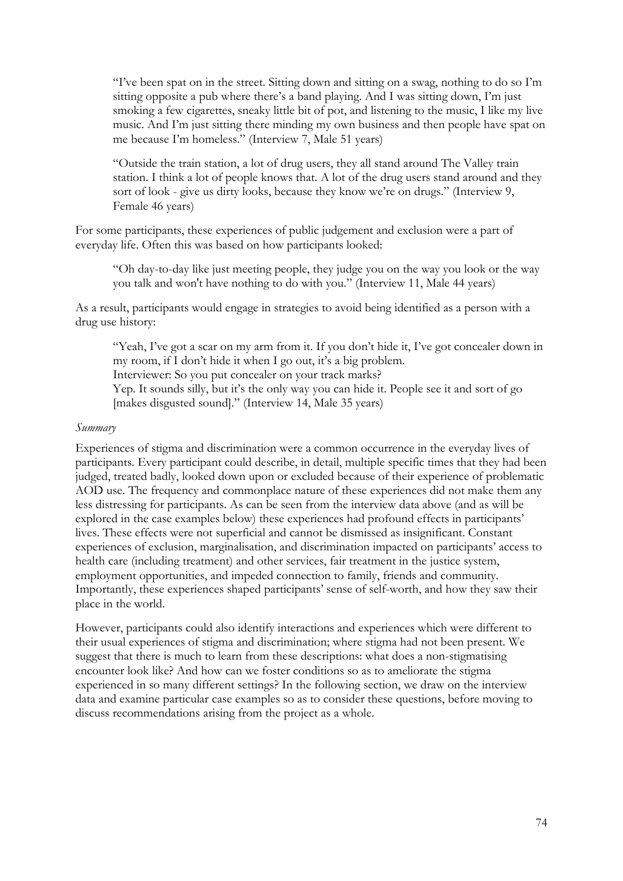> "I've been spat on in the street. Sitting down and sitting on a swag, nothing to do so I'm sitting opposite a pub where there's a band playing. And I was sitting down, I'm just smoking a few cigarettes, sneaky little bit of pot, and listening to the music, I like my live music. And I'm just sitting there minding my own business and then people have spat on me because I'm homeless." (Interview 7, Male 51 years)

> "Outside the train station, a lot of drug users, they all stand around The Valley train station. I think a lot of people knows that. A lot of the drug users stand around and they sort of look - give us dirty looks, because they know we're on drugs." (Interview 9, Female 46 years)

For some participants, these experiences of public judgement and exclusion were a part of everyday life. Often this was based on how participants looked:

> "Oh day-to-day like just meeting people, they judge you on the way you look or the way you talk and won't have nothing to do with you." (Interview 11, Male 44 years)

As a result, participants would engage in strategies to avoid being identified as a person with a drug use history:

> "Yeah, I've got a scar on my arm from it. If you don't hide it, I've got concealer down in my room, if I don't hide it when I go out, it's a big problem.
> Interviewer: So you put concealer on your track marks?
> Yep. It sounds silly, but it's the only way you can hide it. People see it and sort of go [makes disgusted sound]." (Interview 14, Male 35 years)

*Summary*

Experiences of stigma and discrimination were a common occurrence in the everyday lives of participants. Every participant could describe, in detail, multiple specific times that they had been judged, treated badly, looked down upon or excluded because of their experience of problematic AOD use. The frequency and commonplace nature of these experiences did not make them any less distressing for participants. As can be seen from the interview data above (and as will be explored in the case examples below) these experiences had profound effects in participants' lives. These effects were not superficial and cannot be dismissed as insignificant. Constant experiences of exclusion, marginalisation, and discrimination impacted on participants' access to health care (including treatment) and other services, fair treatment in the justice system, employment opportunities, and impeded connection to family, friends and community. Importantly, these experiences shaped participants' sense of self-worth, and how they saw their place in the world.

However, participants could also identify interactions and experiences which were different to their usual experiences of stigma and discrimination; where stigma had not been present. We suggest that there is much to learn from these descriptions: what does a non-stigmatising encounter look like? And how can we foster conditions so as to ameliorate the stigma experienced in so many different settings? In the following section, we draw on the interview data and examine particular case examples so as to consider these questions, before moving to discuss recommendations arising from the project as a whole.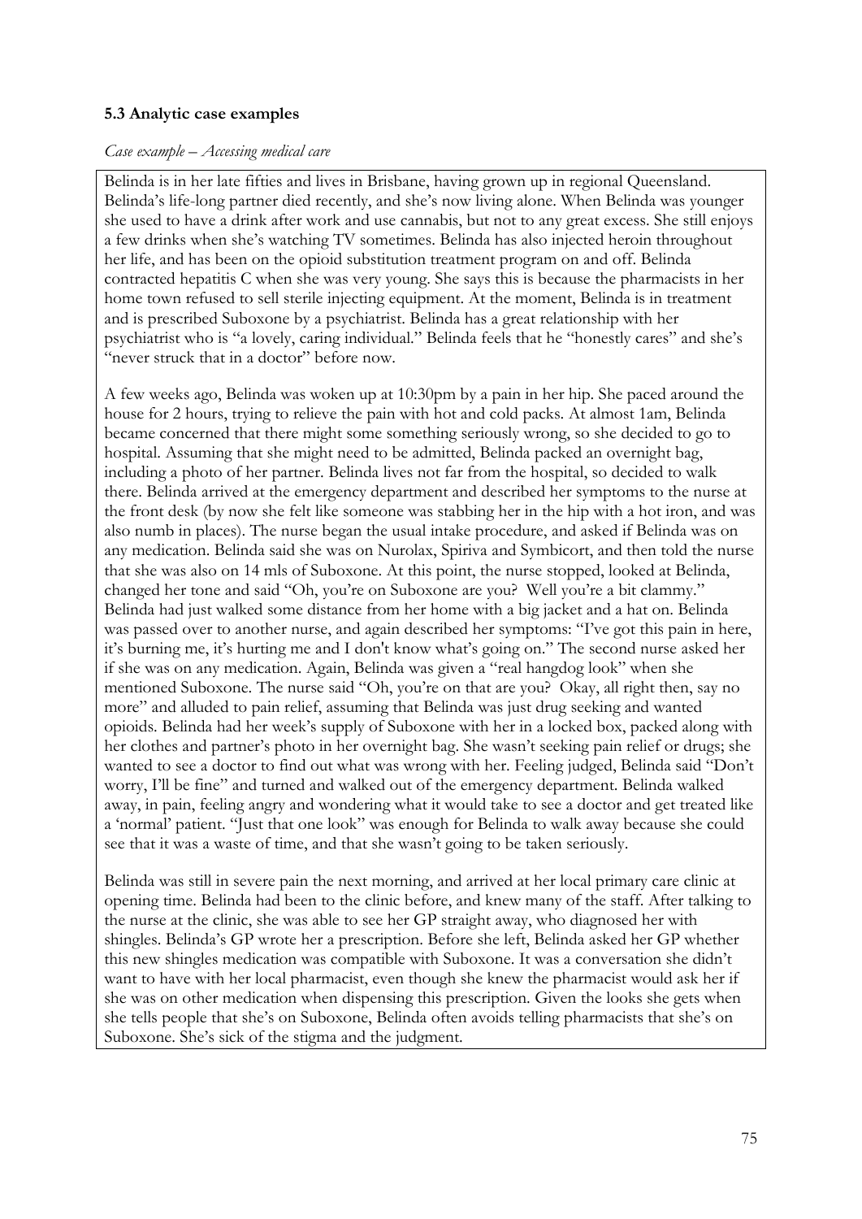### 5.3 Analytic case examples

*Case example – Accessing medical care*

Belinda is in her late fifties and lives in Brisbane, having grown up in regional Queensland. Belinda's life-long partner died recently, and she's now living alone. When Belinda was younger she used to have a drink after work and use cannabis, but not to any great excess. She still enjoys a few drinks when she's watching TV sometimes. Belinda has also injected heroin throughout her life, and has been on the opioid substitution treatment program on and off. Belinda contracted hepatitis C when she was very young. She says this is because the pharmacists in her home town refused to sell sterile injecting equipment. At the moment, Belinda is in treatment and is prescribed Suboxone by a psychiatrist. Belinda has a great relationship with her psychiatrist who is "a lovely, caring individual." Belinda feels that he "honestly cares" and she's "never struck that in a doctor" before now.

A few weeks ago, Belinda was woken up at 10:30pm by a pain in her hip. She paced around the house for 2 hours, trying to relieve the pain with hot and cold packs. At almost 1am, Belinda became concerned that there might some something seriously wrong, so she decided to go to hospital. Assuming that she might need to be admitted, Belinda packed an overnight bag, including a photo of her partner. Belinda lives not far from the hospital, so decided to walk there. Belinda arrived at the emergency department and described her symptoms to the nurse at the front desk (by now she felt like someone was stabbing her in the hip with a hot iron, and was also numb in places). The nurse began the usual intake procedure, and asked if Belinda was on any medication. Belinda said she was on Nurolax, Spiriva and Symbicort, and then told the nurse that she was also on 14 mls of Suboxone. At this point, the nurse stopped, looked at Belinda, changed her tone and said "Oh, you're on Suboxone are you? Well you're a bit clammy." Belinda had just walked some distance from her home with a big jacket and a hat on. Belinda was passed over to another nurse, and again described her symptoms: "I've got this pain in here, it's burning me, it's hurting me and I don't know what's going on." The second nurse asked her if she was on any medication. Again, Belinda was given a "real hangdog look" when she mentioned Suboxone. The nurse said "Oh, you're on that are you? Okay, all right then, say no more" and alluded to pain relief, assuming that Belinda was just drug seeking and wanted opioids. Belinda had her week's supply of Suboxone with her in a locked box, packed along with her clothes and partner's photo in her overnight bag. She wasn't seeking pain relief or drugs; she wanted to see a doctor to find out what was wrong with her. Feeling judged, Belinda said "Don't worry, I'll be fine" and turned and walked out of the emergency department. Belinda walked away, in pain, feeling angry and wondering what it would take to see a doctor and get treated like a 'normal' patient. "Just that one look" was enough for Belinda to walk away because she could see that it was a waste of time, and that she wasn't going to be taken seriously.

Belinda was still in severe pain the next morning, and arrived at her local primary care clinic at opening time. Belinda had been to the clinic before, and knew many of the staff. After talking to the nurse at the clinic, she was able to see her GP straight away, who diagnosed her with shingles. Belinda's GP wrote her a prescription. Before she left, Belinda asked her GP whether this new shingles medication was compatible with Suboxone. It was a conversation she didn't want to have with her local pharmacist, even though she knew the pharmacist would ask her if she was on other medication when dispensing this prescription. Given the looks she gets when she tells people that she's on Suboxone, Belinda often avoids telling pharmacists that she's on Suboxone. She's sick of the stigma and the judgment.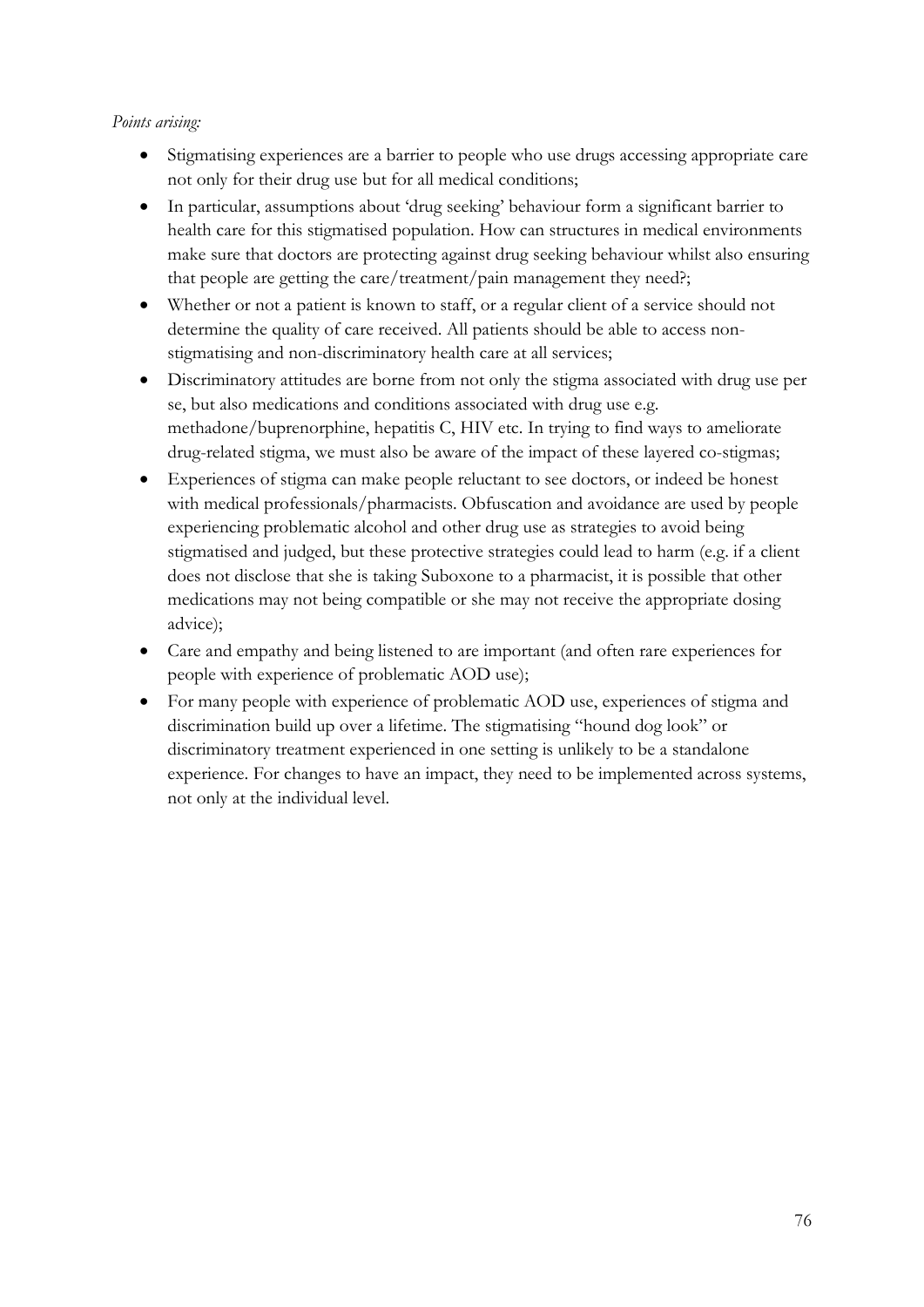*Points arising:*

- Stigmatising experiences are a barrier to people who use drugs accessing appropriate care not only for their drug use but for all medical conditions;
- In particular, assumptions about 'drug seeking' behaviour form a significant barrier to health care for this stigmatised population. How can structures in medical environments make sure that doctors are protecting against drug seeking behaviour whilst also ensuring that people are getting the care/treatment/pain management they need?;
- Whether or not a patient is known to staff, or a regular client of a service should not determine the quality of care received. All patients should be able to access non-stigmatising and non-discriminatory health care at all services;
- Discriminatory attitudes are borne from not only the stigma associated with drug use per se, but also medications and conditions associated with drug use e.g. methadone/buprenorphine, hepatitis C, HIV etc. In trying to find ways to ameliorate drug-related stigma, we must also be aware of the impact of these layered co-stigmas;
- Experiences of stigma can make people reluctant to see doctors, or indeed be honest with medical professionals/pharmacists. Obfuscation and avoidance are used by people experiencing problematic alcohol and other drug use as strategies to avoid being stigmatised and judged, but these protective strategies could lead to harm (e.g. if a client does not disclose that she is taking Suboxone to a pharmacist, it is possible that other medications may not being compatible or she may not receive the appropriate dosing advice);
- Care and empathy and being listened to are important (and often rare experiences for people with experience of problematic AOD use);
- For many people with experience of problematic AOD use, experiences of stigma and discrimination build up over a lifetime. The stigmatising "hound dog look" or discriminatory treatment experienced in one setting is unlikely to be a standalone experience. For changes to have an impact, they need to be implemented across systems, not only at the individual level.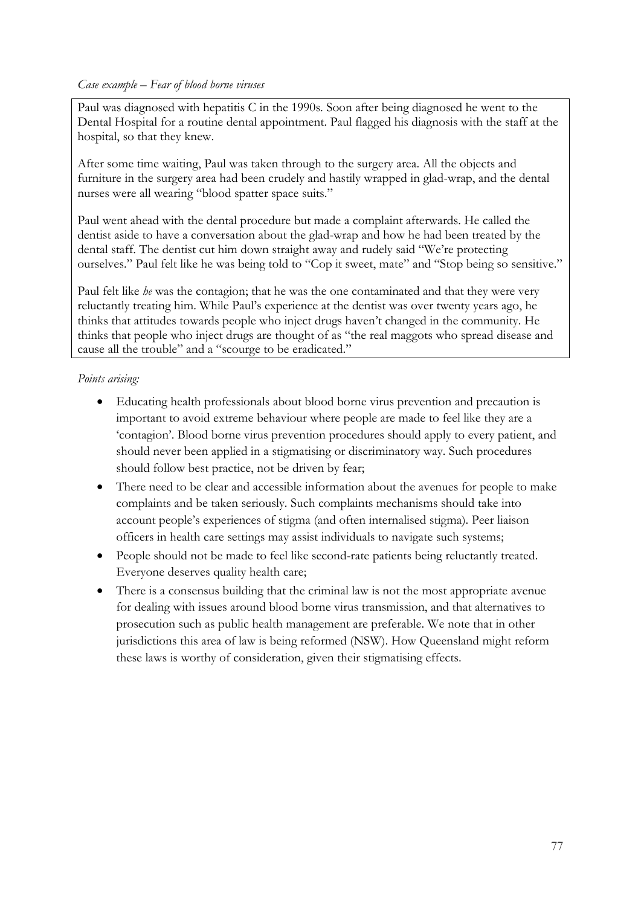*Case example – Fear of blood borne viruses*

Paul was diagnosed with hepatitis C in the 1990s. Soon after being diagnosed he went to the Dental Hospital for a routine dental appointment. Paul flagged his diagnosis with the staff at the hospital, so that they knew.

After some time waiting, Paul was taken through to the surgery area. All the objects and furniture in the surgery area had been crudely and hastily wrapped in glad-wrap, and the dental nurses were all wearing "blood spatter space suits."

Paul went ahead with the dental procedure but made a complaint afterwards. He called the dentist aside to have a conversation about the glad-wrap and how he had been treated by the dental staff. The dentist cut him down straight away and rudely said "We're protecting ourselves." Paul felt like he was being told to "Cop it sweet, mate" and "Stop being so sensitive."

Paul felt like *he* was the contagion; that he was the one contaminated and that they were very reluctantly treating him. While Paul's experience at the dentist was over twenty years ago, he thinks that attitudes towards people who inject drugs haven't changed in the community. He thinks that people who inject drugs are thought of as "the real maggots who spread disease and cause all the trouble" and a "scourge to be eradicated."

*Points arising:*

- Educating health professionals about blood borne virus prevention and precaution is important to avoid extreme behaviour where people are made to feel like they are a 'contagion'. Blood borne virus prevention procedures should apply to every patient, and should never been applied in a stigmatising or discriminatory way. Such procedures should follow best practice, not be driven by fear;
- There need to be clear and accessible information about the avenues for people to make complaints and be taken seriously. Such complaints mechanisms should take into account people's experiences of stigma (and often internalised stigma). Peer liaison officers in health care settings may assist individuals to navigate such systems;
- People should not be made to feel like second-rate patients being reluctantly treated. Everyone deserves quality health care;
- There is a consensus building that the criminal law is not the most appropriate avenue for dealing with issues around blood borne virus transmission, and that alternatives to prosecution such as public health management are preferable. We note that in other jurisdictions this area of law is being reformed (NSW). How Queensland might reform these laws is worthy of consideration, given their stigmatising effects.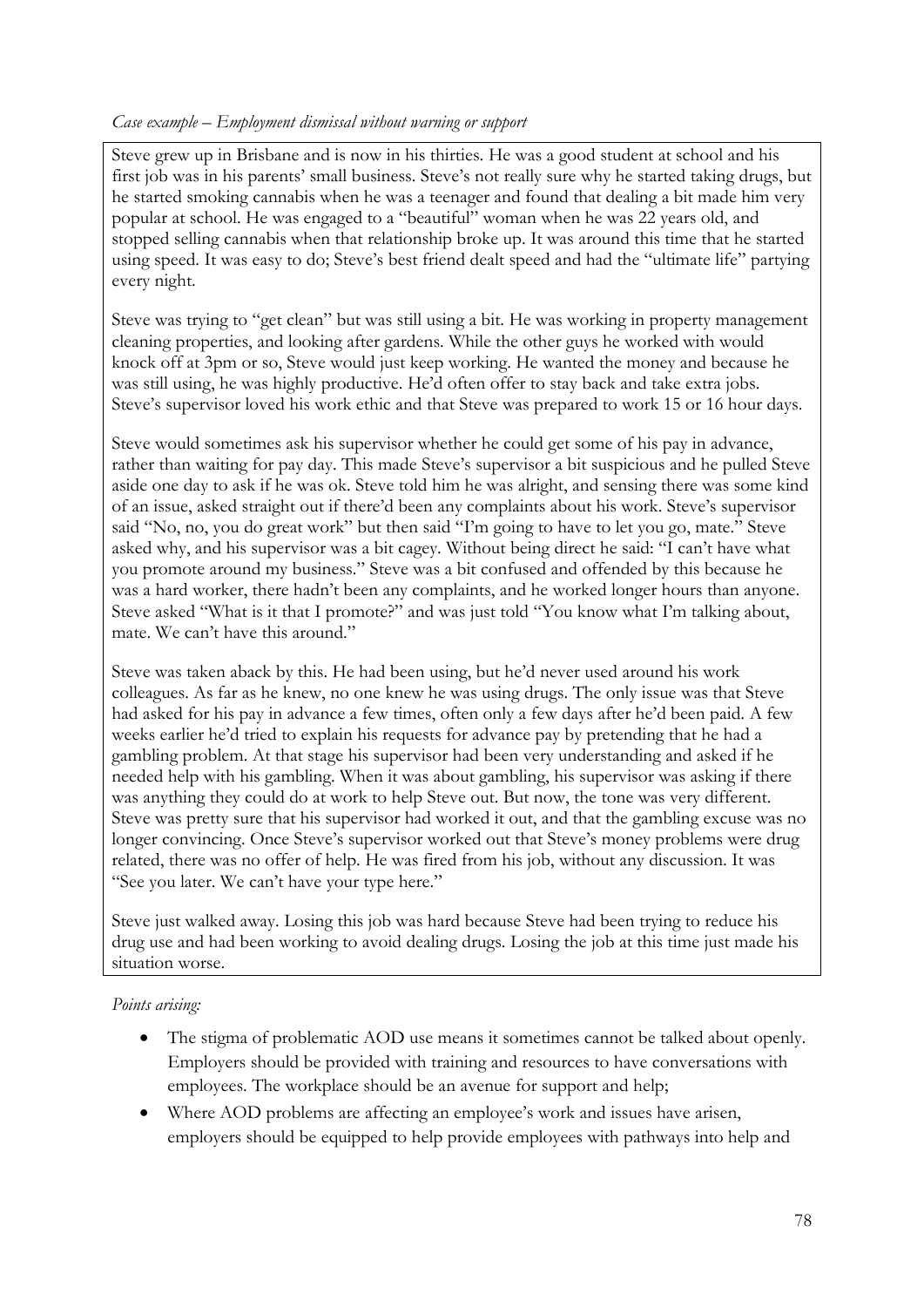*Case example – Employment dismissal without warning or support*

Steve grew up in Brisbane and is now in his thirties. He was a good student at school and his first job was in his parents' small business. Steve's not really sure why he started taking drugs, but he started smoking cannabis when he was a teenager and found that dealing a bit made him very popular at school. He was engaged to a "beautiful" woman when he was 22 years old, and stopped selling cannabis when that relationship broke up. It was around this time that he started using speed. It was easy to do; Steve's best friend dealt speed and had the "ultimate life" partying every night.

Steve was trying to "get clean" but was still using a bit. He was working in property management cleaning properties, and looking after gardens. While the other guys he worked with would knock off at 3pm or so, Steve would just keep working. He wanted the money and because he was still using, he was highly productive. He'd often offer to stay back and take extra jobs. Steve's supervisor loved his work ethic and that Steve was prepared to work 15 or 16 hour days.

Steve would sometimes ask his supervisor whether he could get some of his pay in advance, rather than waiting for pay day. This made Steve's supervisor a bit suspicious and he pulled Steve aside one day to ask if he was ok. Steve told him he was alright, and sensing there was some kind of an issue, asked straight out if there'd been any complaints about his work. Steve's supervisor said "No, no, you do great work" but then said "I'm going to have to let you go, mate." Steve asked why, and his supervisor was a bit cagey. Without being direct he said: "I can't have what you promote around my business." Steve was a bit confused and offended by this because he was a hard worker, there hadn't been any complaints, and he worked longer hours than anyone. Steve asked "What is it that I promote?" and was just told "You know what I'm talking about, mate. We can't have this around."

Steve was taken aback by this. He had been using, but he'd never used around his work colleagues. As far as he knew, no one knew he was using drugs. The only issue was that Steve had asked for his pay in advance a few times, often only a few days after he'd been paid. A few weeks earlier he'd tried to explain his requests for advance pay by pretending that he had a gambling problem. At that stage his supervisor had been very understanding and asked if he needed help with his gambling. When it was about gambling, his supervisor was asking if there was anything they could do at work to help Steve out. But now, the tone was very different. Steve was pretty sure that his supervisor had worked it out, and that the gambling excuse was no longer convincing. Once Steve's supervisor worked out that Steve's money problems were drug related, there was no offer of help. He was fired from his job, without any discussion. It was "See you later. We can't have your type here."

Steve just walked away. Losing this job was hard because Steve had been trying to reduce his drug use and had been working to avoid dealing drugs. Losing the job at this time just made his situation worse.

*Points arising:*

- The stigma of problematic AOD use means it sometimes cannot be talked about openly. Employers should be provided with training and resources to have conversations with employees. The workplace should be an avenue for support and help;
- Where AOD problems are affecting an employee's work and issues have arisen, employers should be equipped to help provide employees with pathways into help and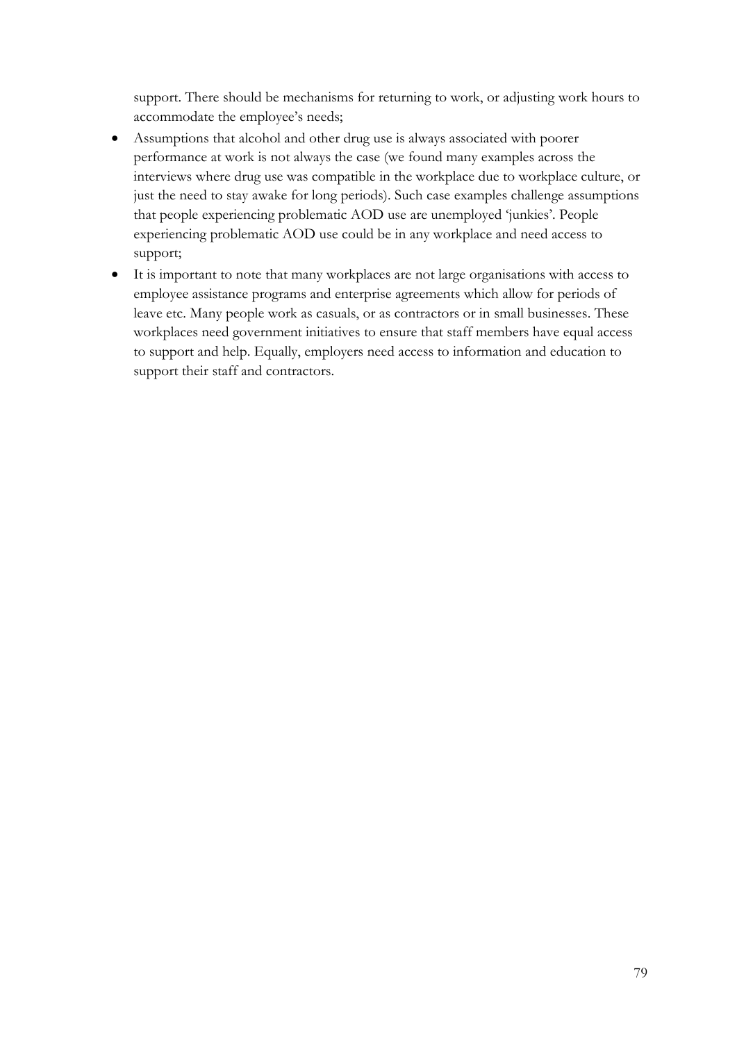support. There should be mechanisms for returning to work, or adjusting work hours to accommodate the employee's needs;

- Assumptions that alcohol and other drug use is always associated with poorer performance at work is not always the case (we found many examples across the interviews where drug use was compatible in the workplace due to workplace culture, or just the need to stay awake for long periods). Such case examples challenge assumptions that people experiencing problematic AOD use are unemployed 'junkies'. People experiencing problematic AOD use could be in any workplace and need access to support;
- It is important to note that many workplaces are not large organisations with access to employee assistance programs and enterprise agreements which allow for periods of leave etc. Many people work as casuals, or as contractors or in small businesses. These workplaces need government initiatives to ensure that staff members have equal access to support and help. Equally, employers need access to information and education to support their staff and contractors.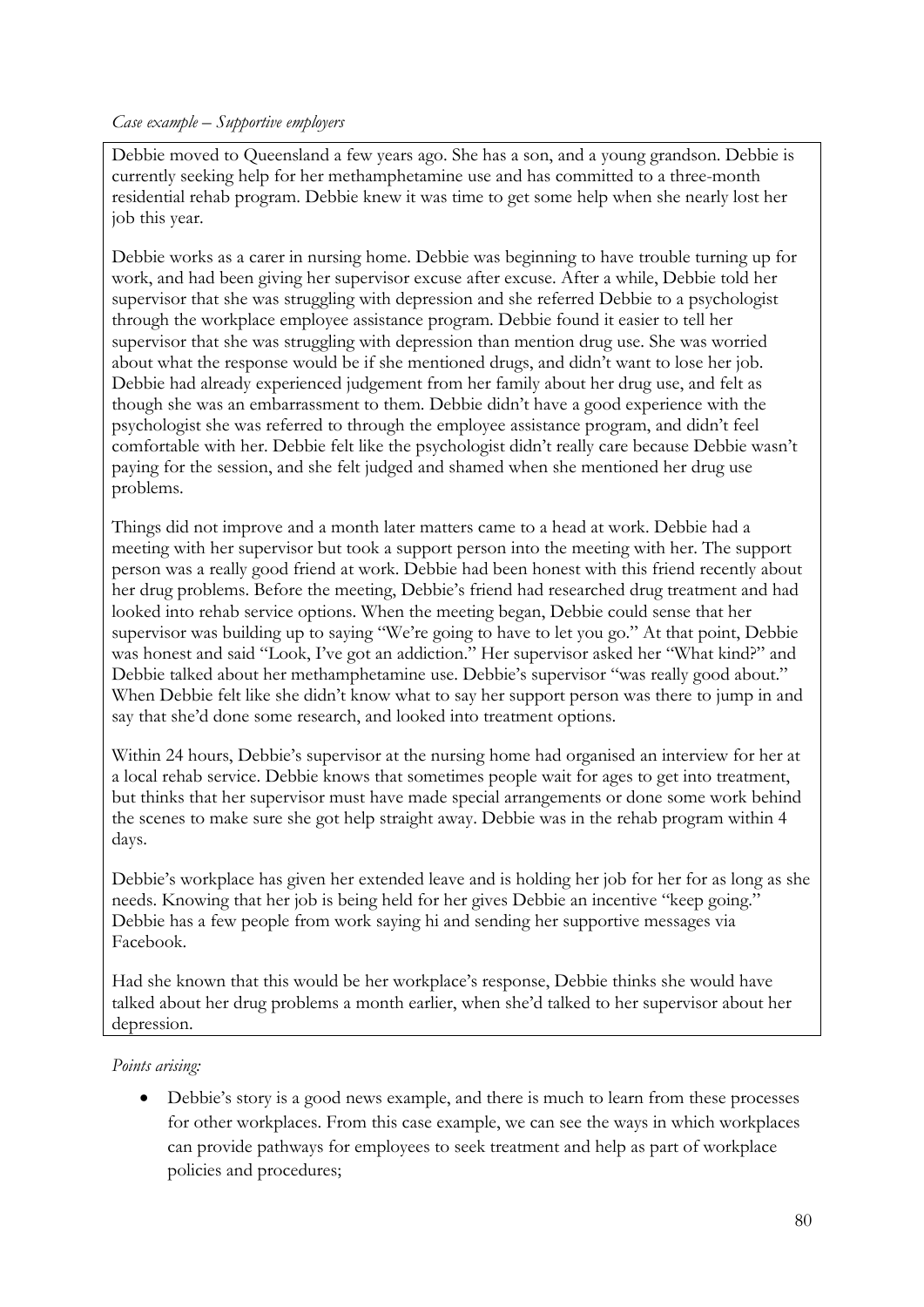*Case example – Supportive employers*

Debbie moved to Queensland a few years ago. She has a son, and a young grandson. Debbie is currently seeking help for her methamphetamine use and has committed to a three-month residential rehab program. Debbie knew it was time to get some help when she nearly lost her job this year.

Debbie works as a carer in nursing home. Debbie was beginning to have trouble turning up for work, and had been giving her supervisor excuse after excuse. After a while, Debbie told her supervisor that she was struggling with depression and she referred Debbie to a psychologist through the workplace employee assistance program. Debbie found it easier to tell her supervisor that she was struggling with depression than mention drug use. She was worried about what the response would be if she mentioned drugs, and didn't want to lose her job. Debbie had already experienced judgement from her family about her drug use, and felt as though she was an embarrassment to them. Debbie didn't have a good experience with the psychologist she was referred to through the employee assistance program, and didn't feel comfortable with her. Debbie felt like the psychologist didn't really care because Debbie wasn't paying for the session, and she felt judged and shamed when she mentioned her drug use problems.

Things did not improve and a month later matters came to a head at work. Debbie had a meeting with her supervisor but took a support person into the meeting with her. The support person was a really good friend at work. Debbie had been honest with this friend recently about her drug problems. Before the meeting, Debbie's friend had researched drug treatment and had looked into rehab service options. When the meeting began, Debbie could sense that her supervisor was building up to saying "We're going to have to let you go." At that point, Debbie was honest and said "Look, I've got an addiction." Her supervisor asked her "What kind?" and Debbie talked about her methamphetamine use. Debbie's supervisor "was really good about." When Debbie felt like she didn't know what to say her support person was there to jump in and say that she'd done some research, and looked into treatment options.

Within 24 hours, Debbie's supervisor at the nursing home had organised an interview for her at a local rehab service. Debbie knows that sometimes people wait for ages to get into treatment, but thinks that her supervisor must have made special arrangements or done some work behind the scenes to make sure she got help straight away. Debbie was in the rehab program within 4 days.

Debbie's workplace has given her extended leave and is holding her job for her for as long as she needs. Knowing that her job is being held for her gives Debbie an incentive "keep going." Debbie has a few people from work saying hi and sending her supportive messages via Facebook.

Had she known that this would be her workplace's response, Debbie thinks she would have talked about her drug problems a month earlier, when she'd talked to her supervisor about her depression.

*Points arising:*

- Debbie's story is a good news example, and there is much to learn from these processes for other workplaces. From this case example, we can see the ways in which workplaces can provide pathways for employees to seek treatment and help as part of workplace policies and procedures;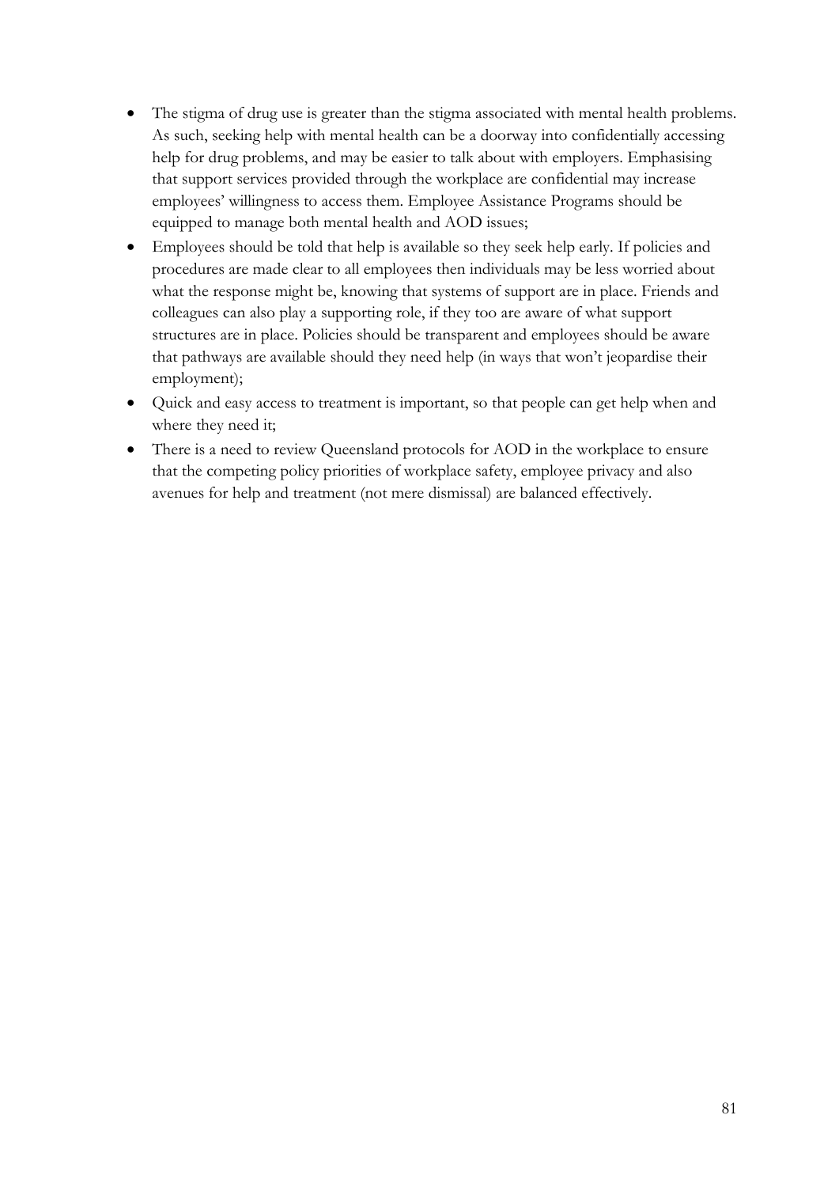- The stigma of drug use is greater than the stigma associated with mental health problems. As such, seeking help with mental health can be a doorway into confidentially accessing help for drug problems, and may be easier to talk about with employers. Emphasising that support services provided through the workplace are confidential may increase employees' willingness to access them. Employee Assistance Programs should be equipped to manage both mental health and AOD issues;
- Employees should be told that help is available so they seek help early. If policies and procedures are made clear to all employees then individuals may be less worried about what the response might be, knowing that systems of support are in place. Friends and colleagues can also play a supporting role, if they too are aware of what support structures are in place. Policies should be transparent and employees should be aware that pathways are available should they need help (in ways that won't jeopardise their employment);
- Quick and easy access to treatment is important, so that people can get help when and where they need it;
- There is a need to review Queensland protocols for AOD in the workplace to ensure that the competing policy priorities of workplace safety, employee privacy and also avenues for help and treatment (not mere dismissal) are balanced effectively.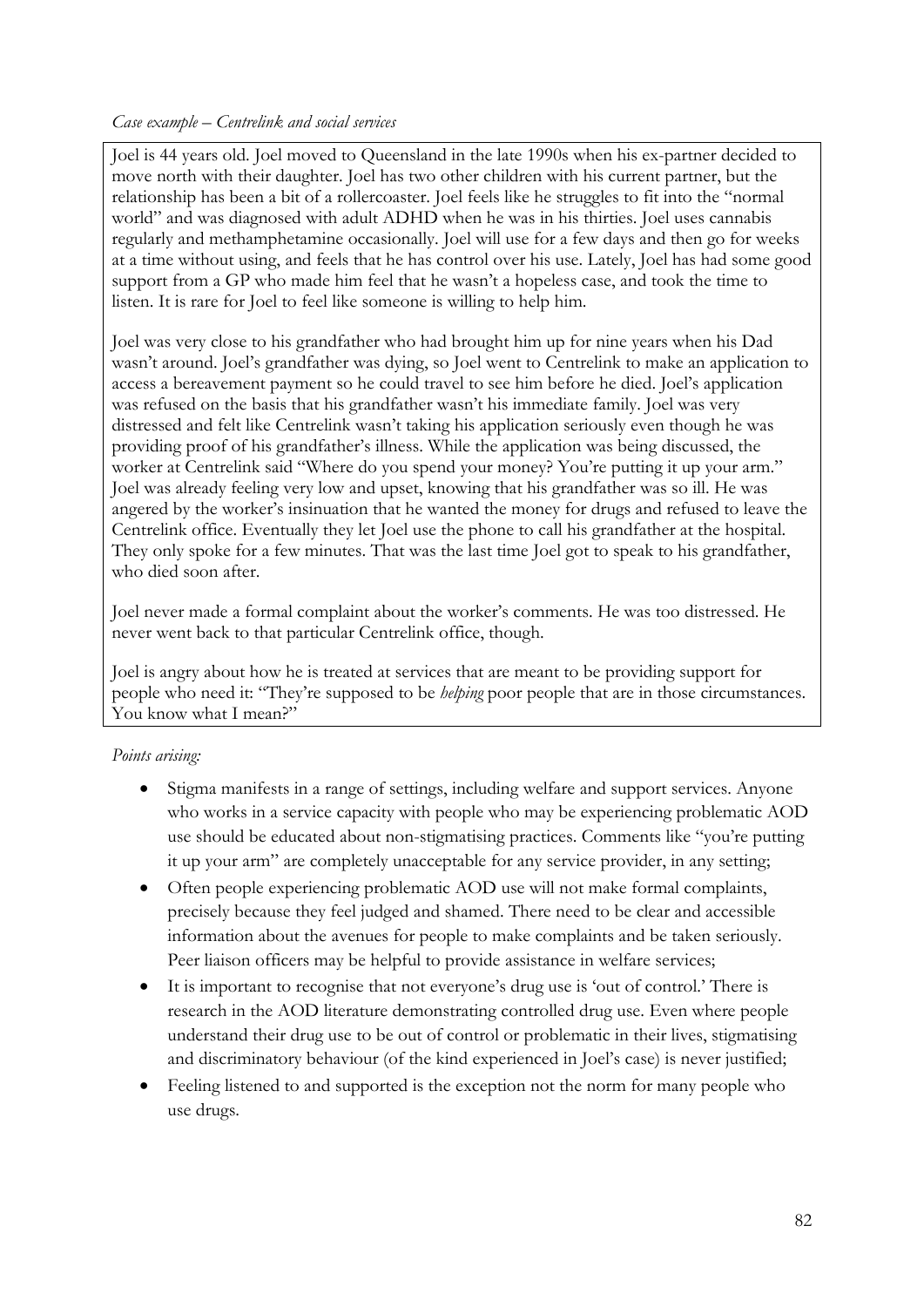*Case example – Centrelink and social services*

Joel is 44 years old. Joel moved to Queensland in the late 1990s when his ex-partner decided to move north with their daughter. Joel has two other children with his current partner, but the relationship has been a bit of a rollercoaster. Joel feels like he struggles to fit into the "normal world" and was diagnosed with adult ADHD when he was in his thirties. Joel uses cannabis regularly and methamphetamine occasionally. Joel will use for a few days and then go for weeks at a time without using, and feels that he has control over his use. Lately, Joel has had some good support from a GP who made him feel that he wasn't a hopeless case, and took the time to listen. It is rare for Joel to feel like someone is willing to help him.

Joel was very close to his grandfather who had brought him up for nine years when his Dad wasn't around. Joel's grandfather was dying, so Joel went to Centrelink to make an application to access a bereavement payment so he could travel to see him before he died. Joel's application was refused on the basis that his grandfather wasn't his immediate family. Joel was very distressed and felt like Centrelink wasn't taking his application seriously even though he was providing proof of his grandfather's illness. While the application was being discussed, the worker at Centrelink said "Where do you spend your money? You're putting it up your arm." Joel was already feeling very low and upset, knowing that his grandfather was so ill. He was angered by the worker's insinuation that he wanted the money for drugs and refused to leave the Centrelink office. Eventually they let Joel use the phone to call his grandfather at the hospital. They only spoke for a few minutes. That was the last time Joel got to speak to his grandfather, who died soon after.

Joel never made a formal complaint about the worker's comments. He was too distressed. He never went back to that particular Centrelink office, though.

Joel is angry about how he is treated at services that are meant to be providing support for people who need it: "They're supposed to be *helping* poor people that are in those circumstances. You know what I mean?"

*Points arising:*

- Stigma manifests in a range of settings, including welfare and support services. Anyone who works in a service capacity with people who may be experiencing problematic AOD use should be educated about non-stigmatising practices. Comments like "you're putting it up your arm" are completely unacceptable for any service provider, in any setting;
- Often people experiencing problematic AOD use will not make formal complaints, precisely because they feel judged and shamed. There need to be clear and accessible information about the avenues for people to make complaints and be taken seriously. Peer liaison officers may be helpful to provide assistance in welfare services;
- It is important to recognise that not everyone's drug use is 'out of control.' There is research in the AOD literature demonstrating controlled drug use. Even where people understand their drug use to be out of control or problematic in their lives, stigmatising and discriminatory behaviour (of the kind experienced in Joel's case) is never justified;
- Feeling listened to and supported is the exception not the norm for many people who use drugs.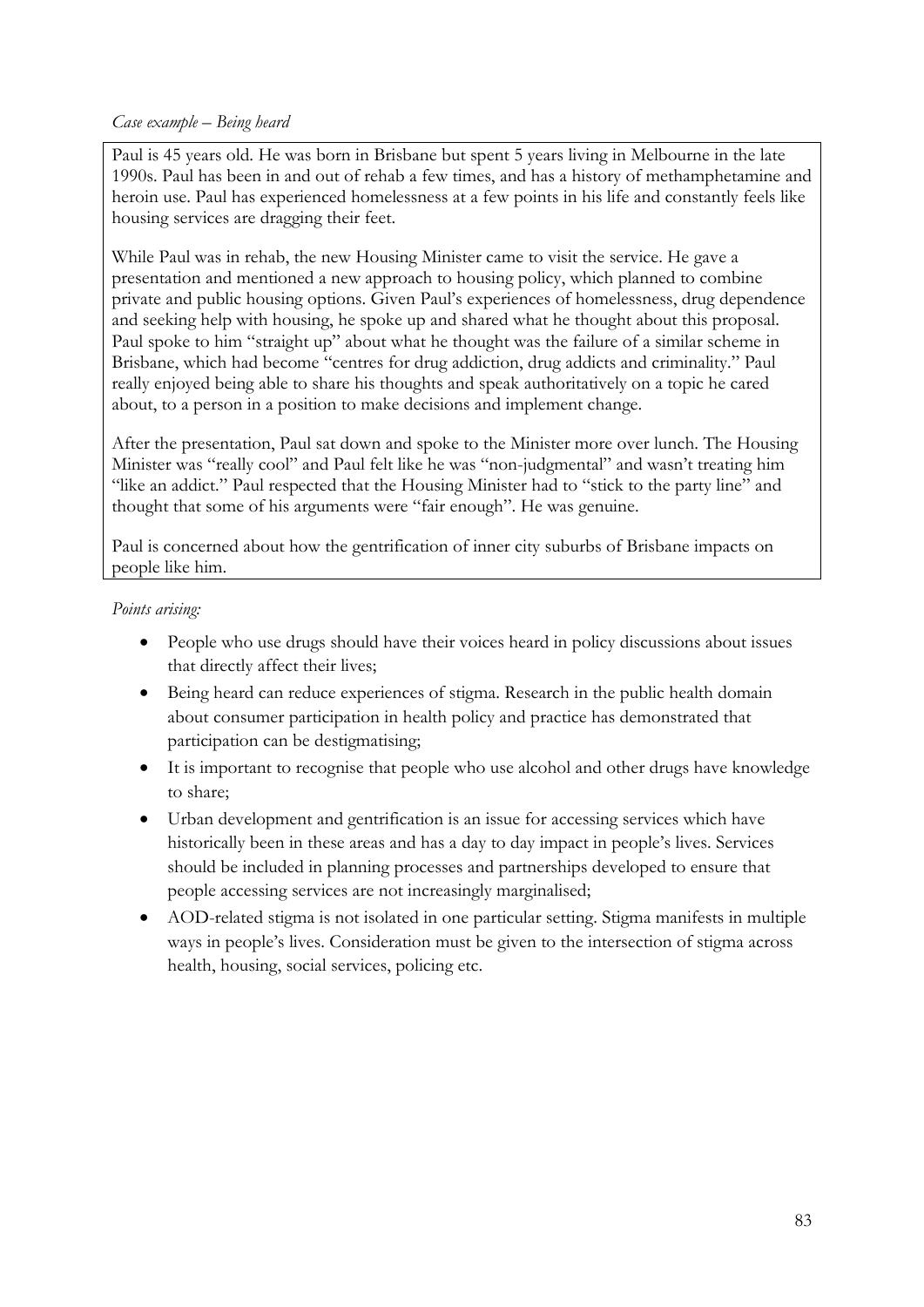*Case example – Being heard*

Paul is 45 years old. He was born in Brisbane but spent 5 years living in Melbourne in the late 1990s. Paul has been in and out of rehab a few times, and has a history of methamphetamine and heroin use. Paul has experienced homelessness at a few points in his life and constantly feels like housing services are dragging their feet.

While Paul was in rehab, the new Housing Minister came to visit the service. He gave a presentation and mentioned a new approach to housing policy, which planned to combine private and public housing options. Given Paul's experiences of homelessness, drug dependence and seeking help with housing, he spoke up and shared what he thought about this proposal. Paul spoke to him "straight up" about what he thought was the failure of a similar scheme in Brisbane, which had become "centres for drug addiction, drug addicts and criminality." Paul really enjoyed being able to share his thoughts and speak authoritatively on a topic he cared about, to a person in a position to make decisions and implement change.

After the presentation, Paul sat down and spoke to the Minister more over lunch. The Housing Minister was "really cool" and Paul felt like he was "non-judgmental" and wasn't treating him "like an addict." Paul respected that the Housing Minister had to "stick to the party line" and thought that some of his arguments were "fair enough". He was genuine.

Paul is concerned about how the gentrification of inner city suburbs of Brisbane impacts on people like him.

*Points arising:*

- People who use drugs should have their voices heard in policy discussions about issues that directly affect their lives;
- Being heard can reduce experiences of stigma. Research in the public health domain about consumer participation in health policy and practice has demonstrated that participation can be destigmatising;
- It is important to recognise that people who use alcohol and other drugs have knowledge to share;
- Urban development and gentrification is an issue for accessing services which have historically been in these areas and has a day to day impact in people's lives. Services should be included in planning processes and partnerships developed to ensure that people accessing services are not increasingly marginalised;
- AOD-related stigma is not isolated in one particular setting. Stigma manifests in multiple ways in people's lives. Consideration must be given to the intersection of stigma across health, housing, social services, policing etc.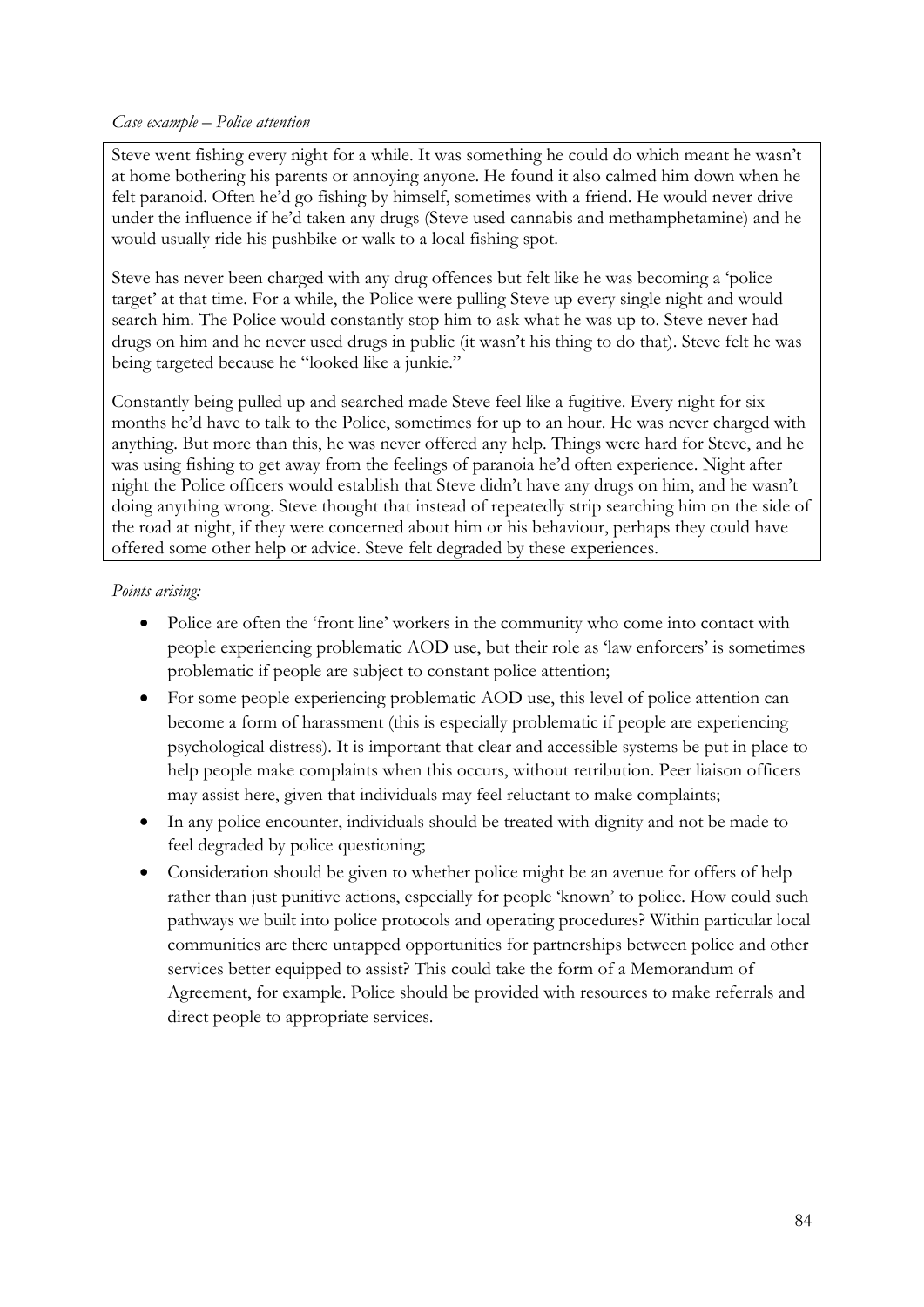*Case example – Police attention*

> Steve went fishing every night for a while. It was something he could do which meant he wasn't at home bothering his parents or annoying anyone. He found it also calmed him down when he felt paranoid. Often he'd go fishing by himself, sometimes with a friend. He would never drive under the influence if he'd taken any drugs (Steve used cannabis and methamphetamine) and he would usually ride his pushbike or walk to a local fishing spot.
>
> Steve has never been charged with any drug offences but felt like he was becoming a 'police target' at that time. For a while, the Police were pulling Steve up every single night and would search him. The Police would constantly stop him to ask what he was up to. Steve never had drugs on him and he never used drugs in public (it wasn't his thing to do that). Steve felt he was being targeted because he "looked like a junkie."
>
> Constantly being pulled up and searched made Steve feel like a fugitive. Every night for six months he'd have to talk to the Police, sometimes for up to an hour. He was never charged with anything. But more than this, he was never offered any help. Things were hard for Steve, and he was using fishing to get away from the feelings of paranoia he'd often experience. Night after night the Police officers would establish that Steve didn't have any drugs on him, and he wasn't doing anything wrong. Steve thought that instead of repeatedly strip searching him on the side of the road at night, if they were concerned about him or his behaviour, perhaps they could have offered some other help or advice. Steve felt degraded by these experiences.

*Points arising:*

- Police are often the 'front line' workers in the community who come into contact with people experiencing problematic AOD use, but their role as 'law enforcers' is sometimes problematic if people are subject to constant police attention;
- For some people experiencing problematic AOD use, this level of police attention can become a form of harassment (this is especially problematic if people are experiencing psychological distress). It is important that clear and accessible systems be put in place to help people make complaints when this occurs, without retribution. Peer liaison officers may assist here, given that individuals may feel reluctant to make complaints;
- In any police encounter, individuals should be treated with dignity and not be made to feel degraded by police questioning;
- Consideration should be given to whether police might be an avenue for offers of help rather than just punitive actions, especially for people 'known' to police. How could such pathways we built into police protocols and operating procedures? Within particular local communities are there untapped opportunities for partnerships between police and other services better equipped to assist? This could take the form of a Memorandum of Agreement, for example. Police should be provided with resources to make referrals and direct people to appropriate services.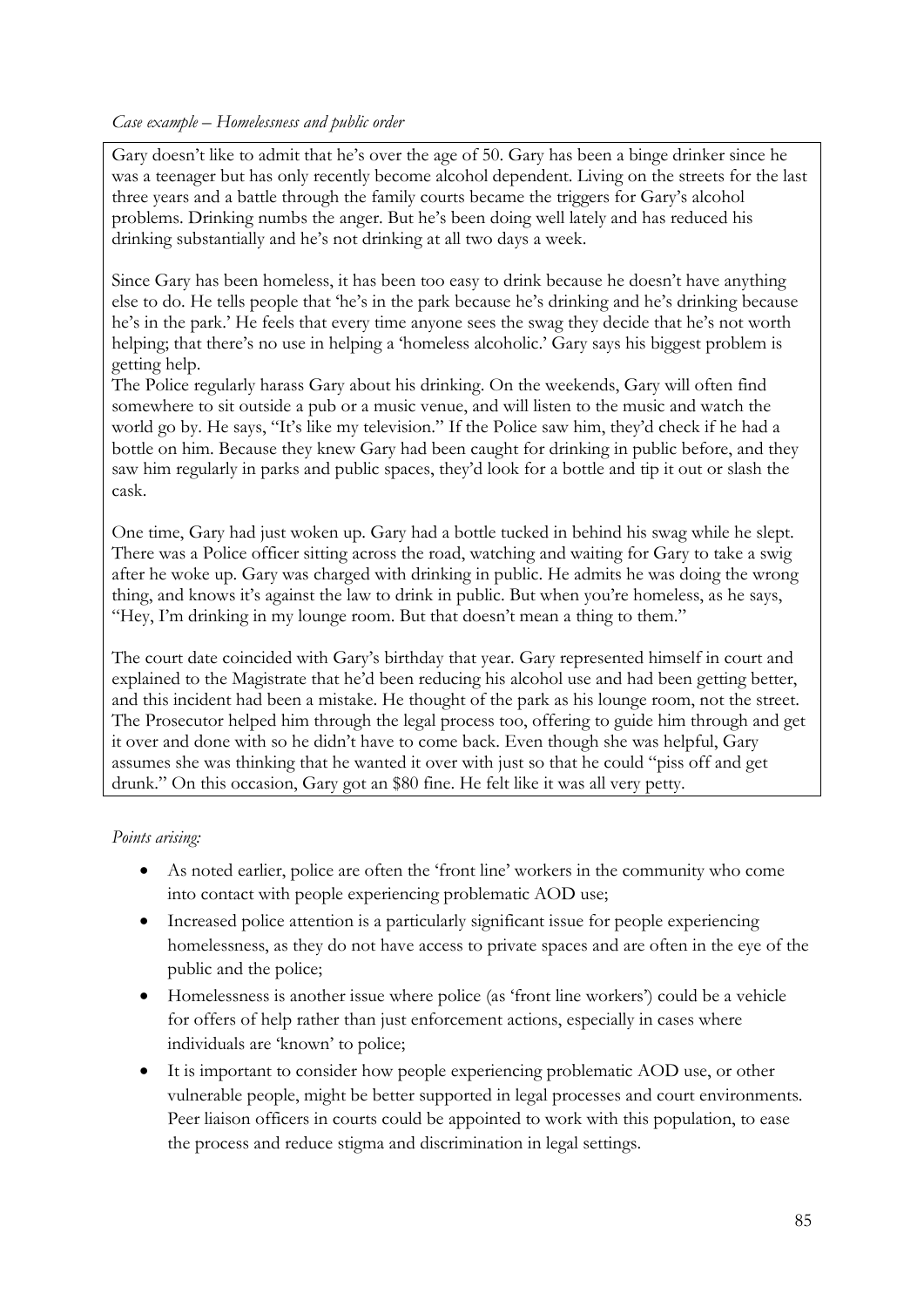*Case example – Homelessness and public order*

Gary doesn't like to admit that he's over the age of 50. Gary has been a binge drinker since he was a teenager but has only recently become alcohol dependent. Living on the streets for the last three years and a battle through the family courts became the triggers for Gary's alcohol problems. Drinking numbs the anger. But he's been doing well lately and has reduced his drinking substantially and he's not drinking at all two days a week.

Since Gary has been homeless, it has been too easy to drink because he doesn't have anything else to do. He tells people that 'he's in the park because he's drinking and he's drinking because he's in the park.' He feels that every time anyone sees the swag they decide that he's not worth helping; that there's no use in helping a 'homeless alcoholic.' Gary says his biggest problem is getting help.

The Police regularly harass Gary about his drinking. On the weekends, Gary will often find somewhere to sit outside a pub or a music venue, and will listen to the music and watch the world go by. He says, "It's like my television." If the Police saw him, they'd check if he had a bottle on him. Because they knew Gary had been caught for drinking in public before, and they saw him regularly in parks and public spaces, they'd look for a bottle and tip it out or slash the cask.

One time, Gary had just woken up. Gary had a bottle tucked in behind his swag while he slept. There was a Police officer sitting across the road, watching and waiting for Gary to take a swig after he woke up. Gary was charged with drinking in public. He admits he was doing the wrong thing, and knows it's against the law to drink in public. But when you're homeless, as he says, "Hey, I'm drinking in my lounge room. But that doesn't mean a thing to them."

The court date coincided with Gary's birthday that year. Gary represented himself in court and explained to the Magistrate that he'd been reducing his alcohol use and had been getting better, and this incident had been a mistake. He thought of the park as his lounge room, not the street. The Prosecutor helped him through the legal process too, offering to guide him through and get it over and done with so he didn't have to come back. Even though she was helpful, Gary assumes she was thinking that he wanted it over with just so that he could "piss off and get drunk." On this occasion, Gary got an $80 fine. He felt like it was all very petty.

*Points arising:*

- As noted earlier, police are often the 'front line' workers in the community who come into contact with people experiencing problematic AOD use;
- Increased police attention is a particularly significant issue for people experiencing homelessness, as they do not have access to private spaces and are often in the eye of the public and the police;
- Homelessness is another issue where police (as 'front line workers') could be a vehicle for offers of help rather than just enforcement actions, especially in cases where individuals are 'known' to police;
- It is important to consider how people experiencing problematic AOD use, or other vulnerable people, might be better supported in legal processes and court environments. Peer liaison officers in courts could be appointed to work with this population, to ease the process and reduce stigma and discrimination in legal settings.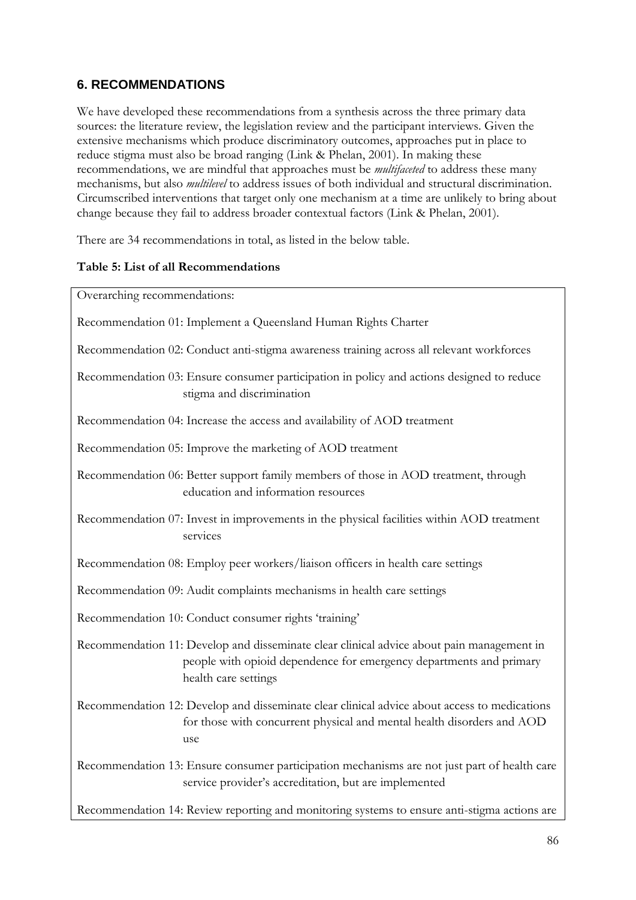## 6. RECOMMENDATIONS

We have developed these recommendations from a synthesis across the three primary data sources: the literature review, the legislation review and the participant interviews. Given the extensive mechanisms which produce discriminatory outcomes, approaches put in place to reduce stigma must also be broad ranging (Link & Phelan, 2001). In making these recommendations, we are mindful that approaches must be *multifaceted* to address these many mechanisms, but also *multilevel* to address issues of both individual and structural discrimination. Circumscribed interventions that target only one mechanism at a time are unlikely to bring about change because they fail to address broader contextual factors (Link & Phelan, 2001).

There are 34 recommendations in total, as listed in the below table.

**Table 5: List of all Recommendations**

| |
|---|
| Overarching recommendations: |
| Recommendation 01: Implement a Queensland Human Rights Charter |
| Recommendation 02: Conduct anti-stigma awareness training across all relevant workforces |
| Recommendation 03: Ensure consumer participation in policy and actions designed to reduce stigma and discrimination |
| Recommendation 04: Increase the access and availability of AOD treatment |
| Recommendation 05: Improve the marketing of AOD treatment |
| Recommendation 06: Better support family members of those in AOD treatment, through education and information resources |
| Recommendation 07: Invest in improvements in the physical facilities within AOD treatment services |
| Recommendation 08: Employ peer workers/liaison officers in health care settings |
| Recommendation 09: Audit complaints mechanisms in health care settings |
| Recommendation 10: Conduct consumer rights 'training' |
| Recommendation 11: Develop and disseminate clear clinical advice about pain management in people with opioid dependence for emergency departments and primary health care settings |
| Recommendation 12: Develop and disseminate clear clinical advice about access to medications for those with concurrent physical and mental health disorders and AOD use |
| Recommendation 13: Ensure consumer participation mechanisms are not just part of health care service provider's accreditation, but are implemented |
| Recommendation 14: Review reporting and monitoring systems to ensure anti-stigma actions are |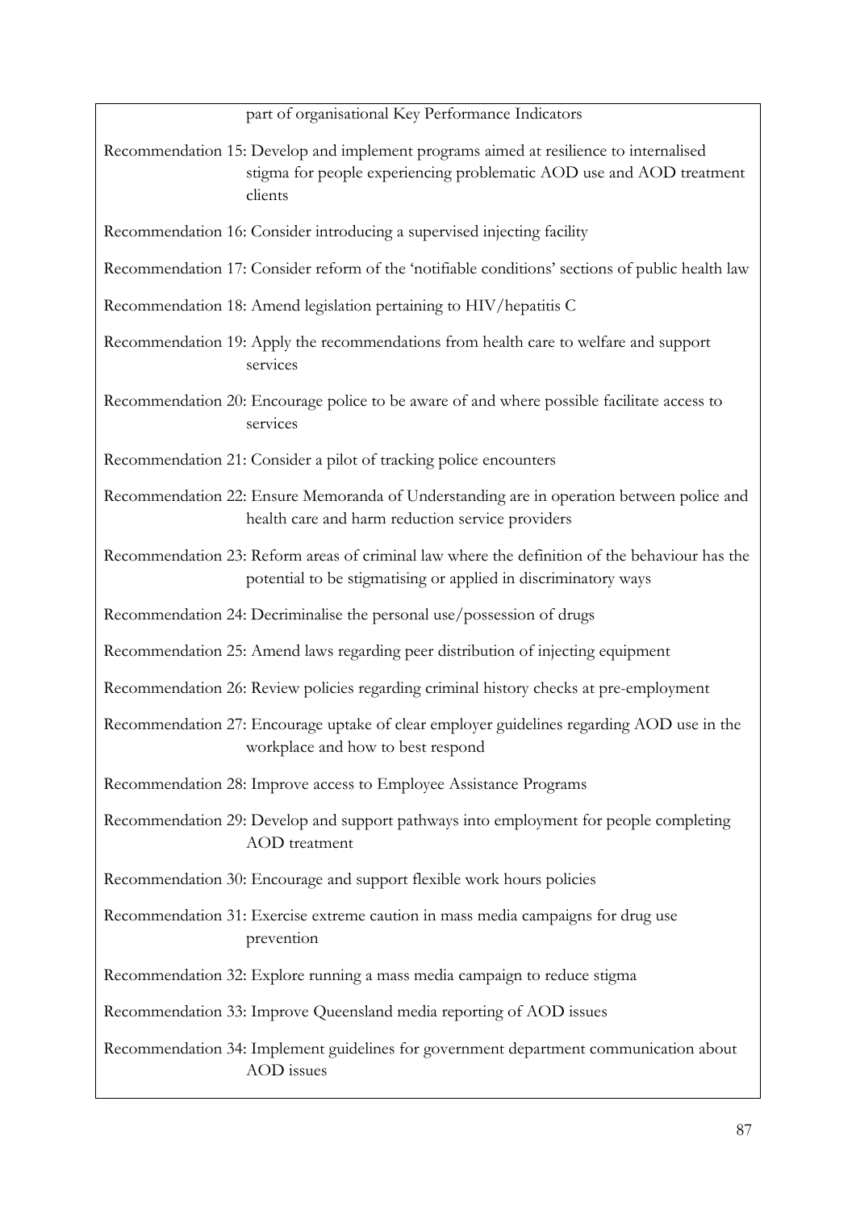part of organisational Key Performance Indicators

Recommendation 15: Develop and implement programs aimed at resilience to internalised stigma for people experiencing problematic AOD use and AOD treatment clients

Recommendation 16: Consider introducing a supervised injecting facility

Recommendation 17: Consider reform of the 'notifiable conditions' sections of public health law

Recommendation 18: Amend legislation pertaining to HIV/hepatitis C

Recommendation 19: Apply the recommendations from health care to welfare and support services

Recommendation 20: Encourage police to be aware of and where possible facilitate access to services

Recommendation 21: Consider a pilot of tracking police encounters

Recommendation 22: Ensure Memoranda of Understanding are in operation between police and health care and harm reduction service providers

Recommendation 23: Reform areas of criminal law where the definition of the behaviour has the potential to be stigmatising or applied in discriminatory ways

Recommendation 24: Decriminalise the personal use/possession of drugs

Recommendation 25: Amend laws regarding peer distribution of injecting equipment

Recommendation 26: Review policies regarding criminal history checks at pre-employment

Recommendation 27: Encourage uptake of clear employer guidelines regarding AOD use in the workplace and how to best respond

Recommendation 28: Improve access to Employee Assistance Programs

Recommendation 29: Develop and support pathways into employment for people completing AOD treatment

Recommendation 30: Encourage and support flexible work hours policies

Recommendation 31: Exercise extreme caution in mass media campaigns for drug use prevention

Recommendation 32: Explore running a mass media campaign to reduce stigma

Recommendation 33: Improve Queensland media reporting of AOD issues

Recommendation 34: Implement guidelines for government department communication about AOD issues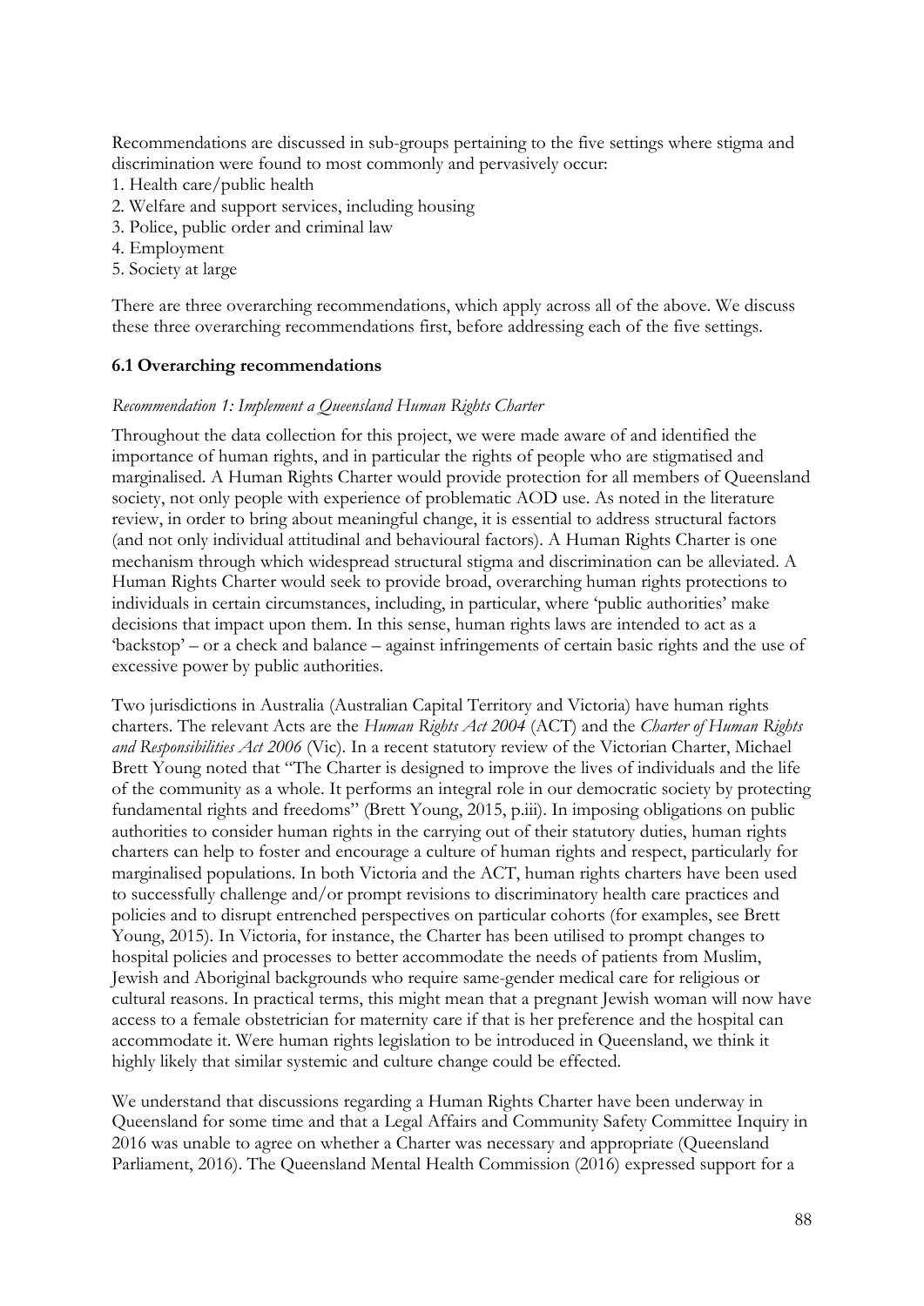Recommendations are discussed in sub-groups pertaining to the five settings where stigma and discrimination were found to most commonly and pervasively occur:

1. Health care/public health
2. Welfare and support services, including housing
3. Police, public order and criminal law
4. Employment
5. Society at large

There are three overarching recommendations, which apply across all of the above. We discuss these three overarching recommendations first, before addressing each of the five settings.

### 6.1 Overarching recommendations

*Recommendation 1: Implement a Queensland Human Rights Charter*

Throughout the data collection for this project, we were made aware of and identified the importance of human rights, and in particular the rights of people who are stigmatised and marginalised. A Human Rights Charter would provide protection for all members of Queensland society, not only people with experience of problematic AOD use. As noted in the literature review, in order to bring about meaningful change, it is essential to address structural factors (and not only individual attitudinal and behavioural factors). A Human Rights Charter is one mechanism through which widespread structural stigma and discrimination can be alleviated. A Human Rights Charter would seek to provide broad, overarching human rights protections to individuals in certain circumstances, including, in particular, where 'public authorities' make decisions that impact upon them. In this sense, human rights laws are intended to act as a 'backstop' – or a check and balance – against infringements of certain basic rights and the use of excessive power by public authorities.

Two jurisdictions in Australia (Australian Capital Territory and Victoria) have human rights charters. The relevant Acts are the *Human Rights Act 2004* (ACT) and the *Charter of Human Rights and Responsibilities Act 2006* (Vic). In a recent statutory review of the Victorian Charter, Michael Brett Young noted that "The Charter is designed to improve the lives of individuals and the life of the community as a whole. It performs an integral role in our democratic society by protecting fundamental rights and freedoms" (Brett Young, 2015, p.iii). In imposing obligations on public authorities to consider human rights in the carrying out of their statutory duties, human rights charters can help to foster and encourage a culture of human rights and respect, particularly for marginalised populations. In both Victoria and the ACT, human rights charters have been used to successfully challenge and/or prompt revisions to discriminatory health care practices and policies and to disrupt entrenched perspectives on particular cohorts (for examples, see Brett Young, 2015). In Victoria, for instance, the Charter has been utilised to prompt changes to hospital policies and processes to better accommodate the needs of patients from Muslim, Jewish and Aboriginal backgrounds who require same-gender medical care for religious or cultural reasons. In practical terms, this might mean that a pregnant Jewish woman will now have access to a female obstetrician for maternity care if that is her preference and the hospital can accommodate it. Were human rights legislation to be introduced in Queensland, we think it highly likely that similar systemic and culture change could be effected.

We understand that discussions regarding a Human Rights Charter have been underway in Queensland for some time and that a Legal Affairs and Community Safety Committee Inquiry in 2016 was unable to agree on whether a Charter was necessary and appropriate (Queensland Parliament, 2016). The Queensland Mental Health Commission (2016) expressed support for a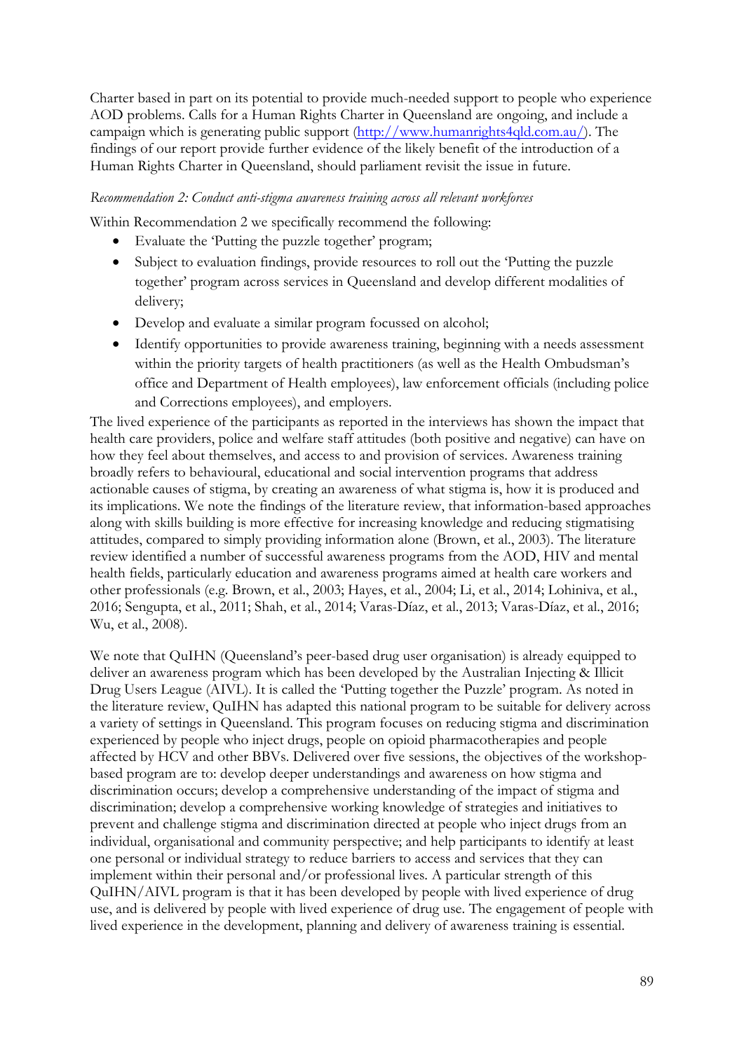Charter based in part on its potential to provide much-needed support to people who experience AOD problems. Calls for a Human Rights Charter in Queensland are ongoing, and include a campaign which is generating public support (http://www.humanrights4qld.com.au/). The findings of our report provide further evidence of the likely benefit of the introduction of a Human Rights Charter in Queensland, should parliament revisit the issue in future.

*Recommendation 2: Conduct anti-stigma awareness training across all relevant workforces*

Within Recommendation 2 we specifically recommend the following:

- Evaluate the 'Putting the puzzle together' program;
- Subject to evaluation findings, provide resources to roll out the 'Putting the puzzle together' program across services in Queensland and develop different modalities of delivery;
- Develop and evaluate a similar program focussed on alcohol;
- Identify opportunities to provide awareness training, beginning with a needs assessment within the priority targets of health practitioners (as well as the Health Ombudsman's office and Department of Health employees), law enforcement officials (including police and Corrections employees), and employers.

The lived experience of the participants as reported in the interviews has shown the impact that health care providers, police and welfare staff attitudes (both positive and negative) can have on how they feel about themselves, and access to and provision of services. Awareness training broadly refers to behavioural, educational and social intervention programs that address actionable causes of stigma, by creating an awareness of what stigma is, how it is produced and its implications. We note the findings of the literature review, that information-based approaches along with skills building is more effective for increasing knowledge and reducing stigmatising attitudes, compared to simply providing information alone (Brown, et al., 2003). The literature review identified a number of successful awareness programs from the AOD, HIV and mental health fields, particularly education and awareness programs aimed at health care workers and other professionals (e.g. Brown, et al., 2003; Hayes, et al., 2004; Li, et al., 2014; Lohiniva, et al., 2016; Sengupta, et al., 2011; Shah, et al., 2014; Varas-Díaz, et al., 2013; Varas-Díaz, et al., 2016; Wu, et al., 2008).

We note that QuIHN (Queensland's peer-based drug user organisation) is already equipped to deliver an awareness program which has been developed by the Australian Injecting & Illicit Drug Users League (AIVL). It is called the 'Putting together the Puzzle' program. As noted in the literature review, QuIHN has adapted this national program to be suitable for delivery across a variety of settings in Queensland. This program focuses on reducing stigma and discrimination experienced by people who inject drugs, people on opioid pharmacotherapies and people affected by HCV and other BBVs. Delivered over five sessions, the objectives of the workshop-based program are to: develop deeper understandings and awareness on how stigma and discrimination occurs; develop a comprehensive understanding of the impact of stigma and discrimination; develop a comprehensive working knowledge of strategies and initiatives to prevent and challenge stigma and discrimination directed at people who inject drugs from an individual, organisational and community perspective; and help participants to identify at least one personal or individual strategy to reduce barriers to access and services that they can implement within their personal and/or professional lives. A particular strength of this QuIHN/AIVL program is that it has been developed by people with lived experience of drug use, and is delivered by people with lived experience of drug use. The engagement of people with lived experience in the development, planning and delivery of awareness training is essential.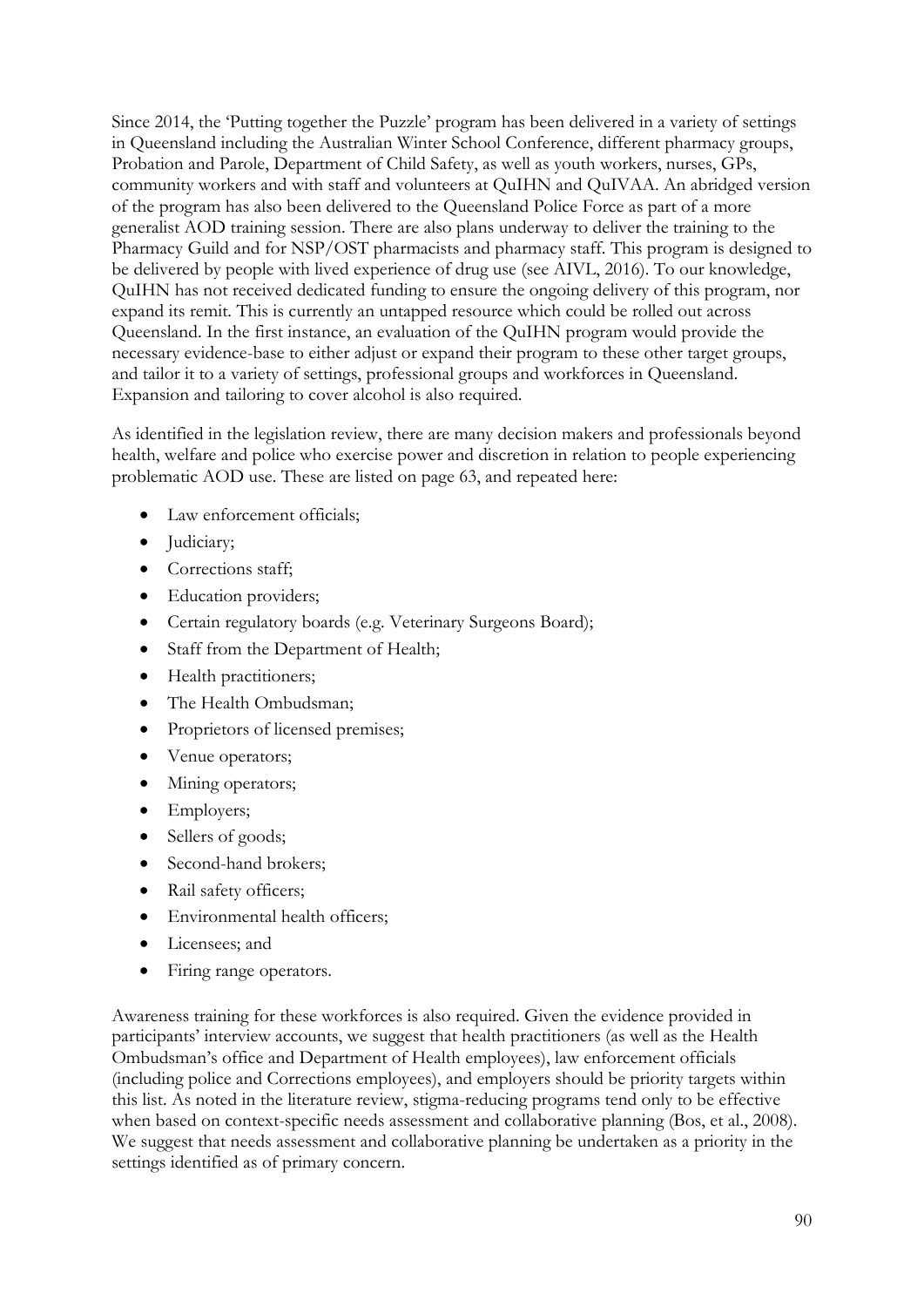Since 2014, the 'Putting together the Puzzle' program has been delivered in a variety of settings in Queensland including the Australian Winter School Conference, different pharmacy groups, Probation and Parole, Department of Child Safety, as well as youth workers, nurses, GPs, community workers and with staff and volunteers at QuIHN and QuIVAA. An abridged version of the program has also been delivered to the Queensland Police Force as part of a more generalist AOD training session. There are also plans underway to deliver the training to the Pharmacy Guild and for NSP/OST pharmacists and pharmacy staff. This program is designed to be delivered by people with lived experience of drug use (see AIVL, 2016). To our knowledge, QuIHN has not received dedicated funding to ensure the ongoing delivery of this program, nor expand its remit. This is currently an untapped resource which could be rolled out across Queensland. In the first instance, an evaluation of the QuIHN program would provide the necessary evidence-base to either adjust or expand their program to these other target groups, and tailor it to a variety of settings, professional groups and workforces in Queensland. Expansion and tailoring to cover alcohol is also required.

As identified in the legislation review, there are many decision makers and professionals beyond health, welfare and police who exercise power and discretion in relation to people experiencing problematic AOD use. These are listed on page 63, and repeated here:

- Law enforcement officials;
- Judiciary;
- Corrections staff;
- Education providers;
- Certain regulatory boards (e.g. Veterinary Surgeons Board);
- Staff from the Department of Health;
- Health practitioners;
- The Health Ombudsman;
- Proprietors of licensed premises;
- Venue operators;
- Mining operators;
- Employers;
- Sellers of goods;
- Second-hand brokers;
- Rail safety officers;
- Environmental health officers;
- Licensees; and
- Firing range operators.

Awareness training for these workforces is also required. Given the evidence provided in participants' interview accounts, we suggest that health practitioners (as well as the Health Ombudsman's office and Department of Health employees), law enforcement officials (including police and Corrections employees), and employers should be priority targets within this list. As noted in the literature review, stigma-reducing programs tend only to be effective when based on context-specific needs assessment and collaborative planning (Bos, et al., 2008). We suggest that needs assessment and collaborative planning be undertaken as a priority in the settings identified as of primary concern.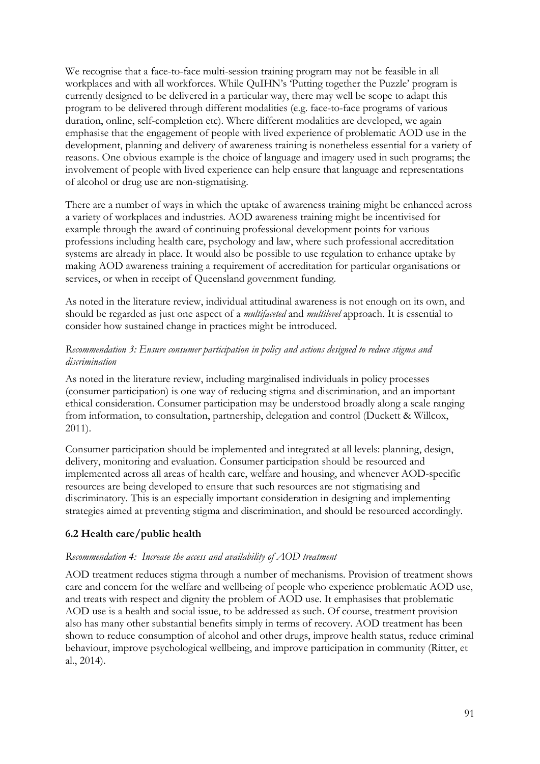We recognise that a face-to-face multi-session training program may not be feasible in all workplaces and with all workforces. While QuIHN's 'Putting together the Puzzle' program is currently designed to be delivered in a particular way, there may well be scope to adapt this program to be delivered through different modalities (e.g. face-to-face programs of various duration, online, self-completion etc). Where different modalities are developed, we again emphasise that the engagement of people with lived experience of problematic AOD use in the development, planning and delivery of awareness training is nonetheless essential for a variety of reasons. One obvious example is the choice of language and imagery used in such programs; the involvement of people with lived experience can help ensure that language and representations of alcohol or drug use are non-stigmatising.

There are a number of ways in which the uptake of awareness training might be enhanced across a variety of workplaces and industries. AOD awareness training might be incentivised for example through the award of continuing professional development points for various professions including health care, psychology and law, where such professional accreditation systems are already in place. It would also be possible to use regulation to enhance uptake by making AOD awareness training a requirement of accreditation for particular organisations or services, or when in receipt of Queensland government funding.

As noted in the literature review, individual attitudinal awareness is not enough on its own, and should be regarded as just one aspect of a *multifaceted* and *multilevel* approach. It is essential to consider how sustained change in practices might be introduced.

*Recommendation 3: Ensure consumer participation in policy and actions designed to reduce stigma and discrimination*

As noted in the literature review, including marginalised individuals in policy processes (consumer participation) is one way of reducing stigma and discrimination, and an important ethical consideration. Consumer participation may be understood broadly along a scale ranging from information, to consultation, partnership, delegation and control (Duckett & Willcox, 2011).

Consumer participation should be implemented and integrated at all levels: planning, design, delivery, monitoring and evaluation. Consumer participation should be resourced and implemented across all areas of health care, welfare and housing, and whenever AOD-specific resources are being developed to ensure that such resources are not stigmatising and discriminatory. This is an especially important consideration in designing and implementing strategies aimed at preventing stigma and discrimination, and should be resourced accordingly.

### 6.2 Health care/public health

*Recommendation 4: Increase the access and availability of AOD treatment*

AOD treatment reduces stigma through a number of mechanisms. Provision of treatment shows care and concern for the welfare and wellbeing of people who experience problematic AOD use, and treats with respect and dignity the problem of AOD use. It emphasises that problematic AOD use is a health and social issue, to be addressed as such. Of course, treatment provision also has many other substantial benefits simply in terms of recovery. AOD treatment has been shown to reduce consumption of alcohol and other drugs, improve health status, reduce criminal behaviour, improve psychological wellbeing, and improve participation in community (Ritter, et al., 2014).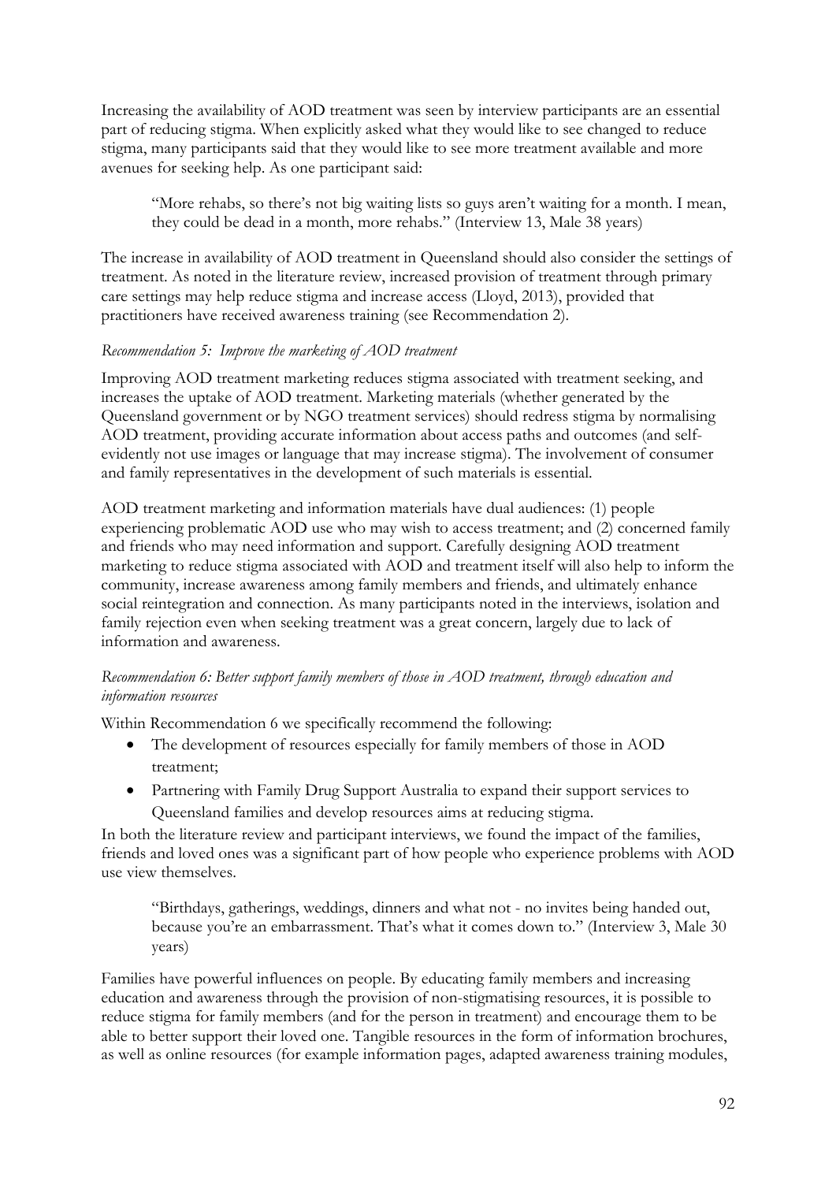Increasing the availability of AOD treatment was seen by interview participants are an essential part of reducing stigma. When explicitly asked what they would like to see changed to reduce stigma, many participants said that they would like to see more treatment available and more avenues for seeking help. As one participant said:

> "More rehabs, so there's not big waiting lists so guys aren't waiting for a month. I mean, they could be dead in a month, more rehabs." (Interview 13, Male 38 years)

The increase in availability of AOD treatment in Queensland should also consider the settings of treatment. As noted in the literature review, increased provision of treatment through primary care settings may help reduce stigma and increase access (Lloyd, 2013), provided that practitioners have received awareness training (see Recommendation 2).

*Recommendation 5: Improve the marketing of AOD treatment*

Improving AOD treatment marketing reduces stigma associated with treatment seeking, and increases the uptake of AOD treatment. Marketing materials (whether generated by the Queensland government or by NGO treatment services) should redress stigma by normalising AOD treatment, providing accurate information about access paths and outcomes (and self-evidently not use images or language that may increase stigma). The involvement of consumer and family representatives in the development of such materials is essential.

AOD treatment marketing and information materials have dual audiences: (1) people experiencing problematic AOD use who may wish to access treatment; and (2) concerned family and friends who may need information and support. Carefully designing AOD treatment marketing to reduce stigma associated with AOD and treatment itself will also help to inform the community, increase awareness among family members and friends, and ultimately enhance social reintegration and connection. As many participants noted in the interviews, isolation and family rejection even when seeking treatment was a great concern, largely due to lack of information and awareness.

*Recommendation 6: Better support family members of those in AOD treatment, through education and information resources*

Within Recommendation 6 we specifically recommend the following:

- The development of resources especially for family members of those in AOD treatment;
- Partnering with Family Drug Support Australia to expand their support services to Queensland families and develop resources aims at reducing stigma.

In both the literature review and participant interviews, we found the impact of the families, friends and loved ones was a significant part of how people who experience problems with AOD use view themselves.

> "Birthdays, gatherings, weddings, dinners and what not - no invites being handed out, because you're an embarrassment. That's what it comes down to." (Interview 3, Male 30 years)

Families have powerful influences on people. By educating family members and increasing education and awareness through the provision of non-stigmatising resources, it is possible to reduce stigma for family members (and for the person in treatment) and encourage them to be able to better support their loved one. Tangible resources in the form of information brochures, as well as online resources (for example information pages, adapted awareness training modules,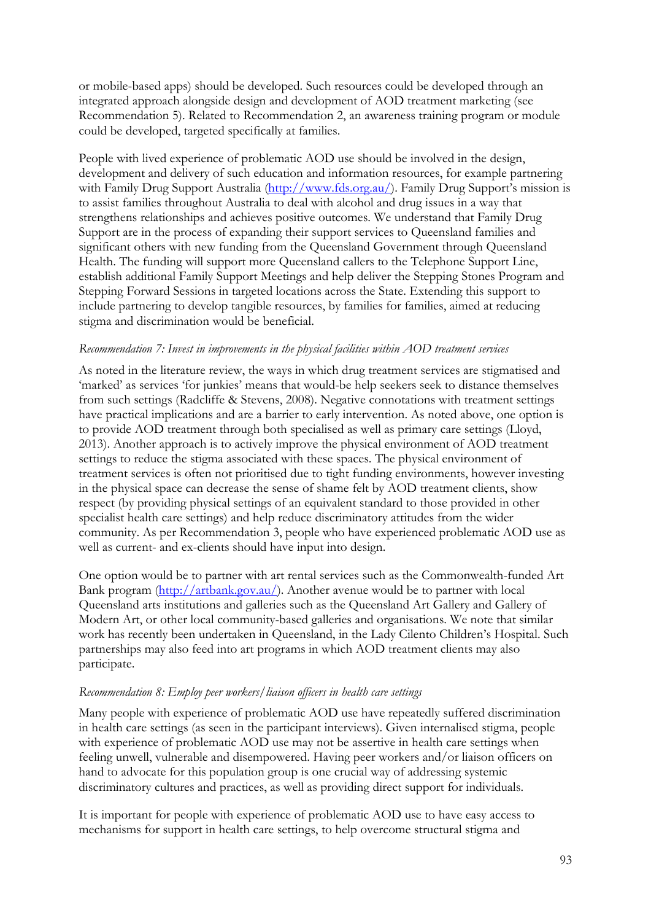or mobile-based apps) should be developed. Such resources could be developed through an integrated approach alongside design and development of AOD treatment marketing (see Recommendation 5). Related to Recommendation 2, an awareness training program or module could be developed, targeted specifically at families.

People with lived experience of problematic AOD use should be involved in the design, development and delivery of such education and information resources, for example partnering with Family Drug Support Australia (http://www.fds.org.au/). Family Drug Support's mission is to assist families throughout Australia to deal with alcohol and drug issues in a way that strengthens relationships and achieves positive outcomes. We understand that Family Drug Support are in the process of expanding their support services to Queensland families and significant others with new funding from the Queensland Government through Queensland Health. The funding will support more Queensland callers to the Telephone Support Line, establish additional Family Support Meetings and help deliver the Stepping Stones Program and Stepping Forward Sessions in targeted locations across the State. Extending this support to include partnering to develop tangible resources, by families for families, aimed at reducing stigma and discrimination would be beneficial.

*Recommendation 7: Invest in improvements in the physical facilities within AOD treatment services*

As noted in the literature review, the ways in which drug treatment services are stigmatised and 'marked' as services 'for junkies' means that would-be help seekers seek to distance themselves from such settings (Radcliffe & Stevens, 2008). Negative connotations with treatment settings have practical implications and are a barrier to early intervention. As noted above, one option is to provide AOD treatment through both specialised as well as primary care settings (Lloyd, 2013). Another approach is to actively improve the physical environment of AOD treatment settings to reduce the stigma associated with these spaces. The physical environment of treatment services is often not prioritised due to tight funding environments, however investing in the physical space can decrease the sense of shame felt by AOD treatment clients, show respect (by providing physical settings of an equivalent standard to those provided in other specialist health care settings) and help reduce discriminatory attitudes from the wider community. As per Recommendation 3, people who have experienced problematic AOD use as well as current- and ex-clients should have input into design.

One option would be to partner with art rental services such as the Commonwealth-funded Art Bank program (http://artbank.gov.au/). Another avenue would be to partner with local Queensland arts institutions and galleries such as the Queensland Art Gallery and Gallery of Modern Art, or other local community-based galleries and organisations. We note that similar work has recently been undertaken in Queensland, in the Lady Cilento Children's Hospital. Such partnerships may also feed into art programs in which AOD treatment clients may also participate.

*Recommendation 8: Employ peer workers/liaison officers in health care settings*

Many people with experience of problematic AOD use have repeatedly suffered discrimination in health care settings (as seen in the participant interviews). Given internalised stigma, people with experience of problematic AOD use may not be assertive in health care settings when feeling unwell, vulnerable and disempowered. Having peer workers and/or liaison officers on hand to advocate for this population group is one crucial way of addressing systemic discriminatory cultures and practices, as well as providing direct support for individuals.

It is important for people with experience of problematic AOD use to have easy access to mechanisms for support in health care settings, to help overcome structural stigma and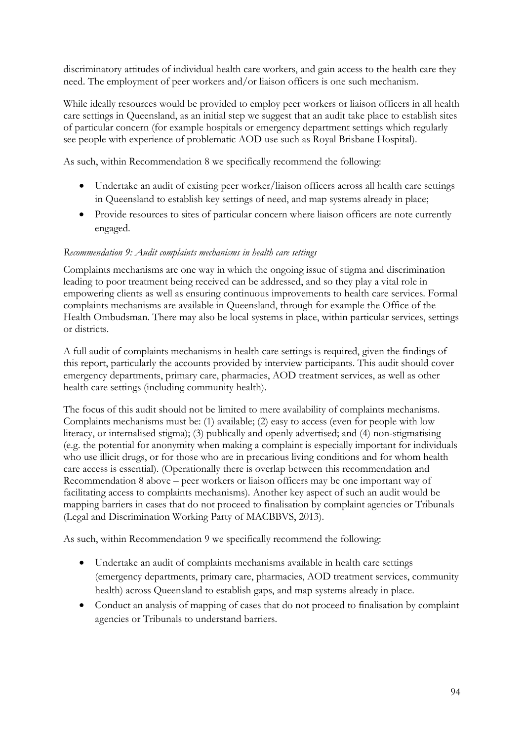discriminatory attitudes of individual health care workers, and gain access to the health care they need. The employment of peer workers and/or liaison officers is one such mechanism.

While ideally resources would be provided to employ peer workers or liaison officers in all health care settings in Queensland, as an initial step we suggest that an audit take place to establish sites of particular concern (for example hospitals or emergency department settings which regularly see people with experience of problematic AOD use such as Royal Brisbane Hospital).

As such, within Recommendation 8 we specifically recommend the following:

- Undertake an audit of existing peer worker/liaison officers across all health care settings in Queensland to establish key settings of need, and map systems already in place;
- Provide resources to sites of particular concern where liaison officers are note currently engaged.

*Recommendation 9: Audit complaints mechanisms in health care settings*

Complaints mechanisms are one way in which the ongoing issue of stigma and discrimination leading to poor treatment being received can be addressed, and so they play a vital role in empowering clients as well as ensuring continuous improvements to health care services. Formal complaints mechanisms are available in Queensland, through for example the Office of the Health Ombudsman. There may also be local systems in place, within particular services, settings or districts.

A full audit of complaints mechanisms in health care settings is required, given the findings of this report, particularly the accounts provided by interview participants. This audit should cover emergency departments, primary care, pharmacies, AOD treatment services, as well as other health care settings (including community health).

The focus of this audit should not be limited to mere availability of complaints mechanisms. Complaints mechanisms must be: (1) available; (2) easy to access (even for people with low literacy, or internalised stigma); (3) publically and openly advertised; and (4) non-stigmatising (e.g. the potential for anonymity when making a complaint is especially important for individuals who use illicit drugs, or for those who are in precarious living conditions and for whom health care access is essential). (Operationally there is overlap between this recommendation and Recommendation 8 above – peer workers or liaison officers may be one important way of facilitating access to complaints mechanisms). Another key aspect of such an audit would be mapping barriers in cases that do not proceed to finalisation by complaint agencies or Tribunals (Legal and Discrimination Working Party of MACBBVS, 2013).

As such, within Recommendation 9 we specifically recommend the following:

- Undertake an audit of complaints mechanisms available in health care settings (emergency departments, primary care, pharmacies, AOD treatment services, community health) across Queensland to establish gaps, and map systems already in place.
- Conduct an analysis of mapping of cases that do not proceed to finalisation by complaint agencies or Tribunals to understand barriers.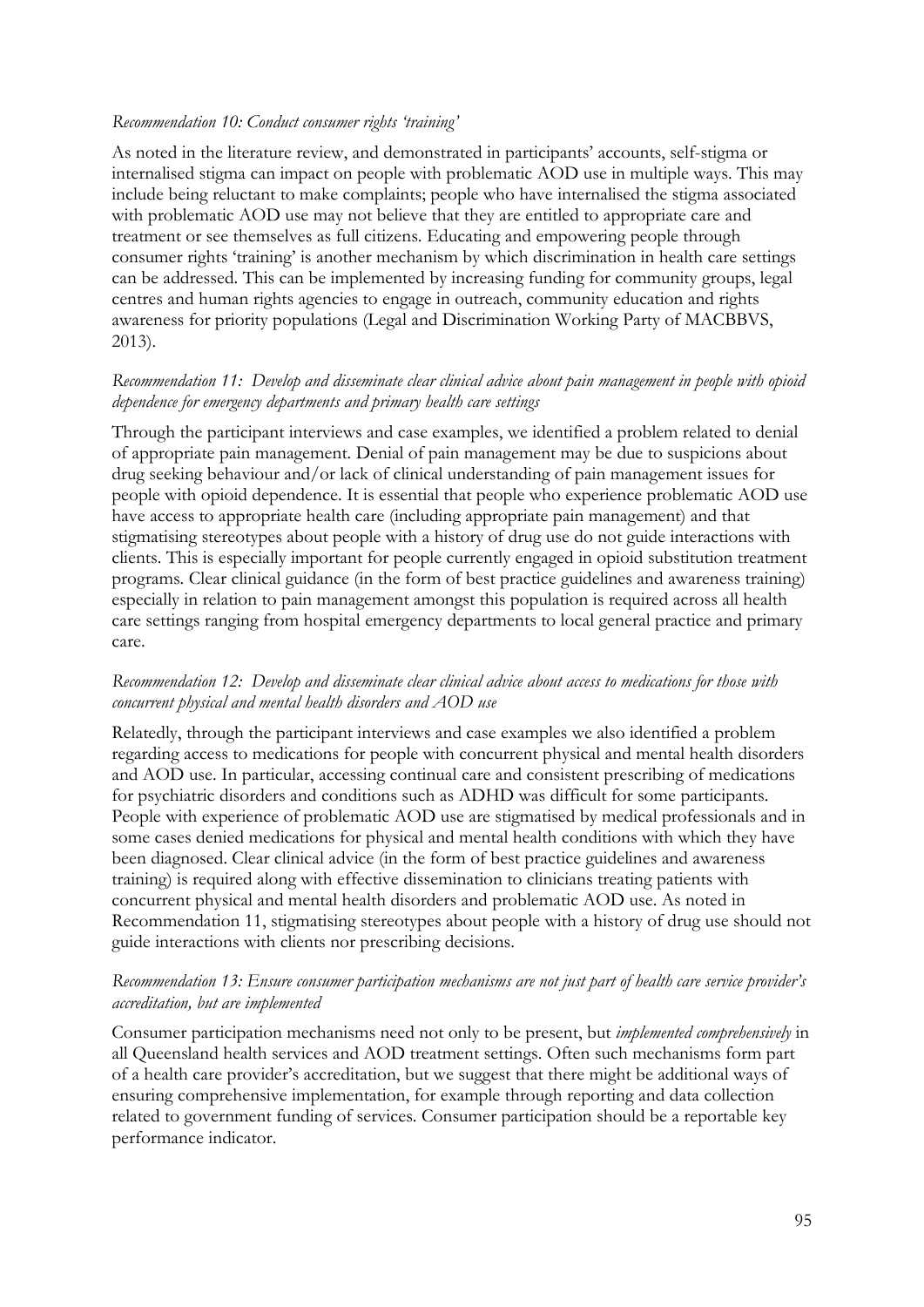*Recommendation 10: Conduct consumer rights 'training'*

As noted in the literature review, and demonstrated in participants' accounts, self-stigma or internalised stigma can impact on people with problematic AOD use in multiple ways. This may include being reluctant to make complaints; people who have internalised the stigma associated with problematic AOD use may not believe that they are entitled to appropriate care and treatment or see themselves as full citizens. Educating and empowering people through consumer rights 'training' is another mechanism by which discrimination in health care settings can be addressed. This can be implemented by increasing funding for community groups, legal centres and human rights agencies to engage in outreach, community education and rights awareness for priority populations (Legal and Discrimination Working Party of MACBBVS, 2013).

*Recommendation 11: Develop and disseminate clear clinical advice about pain management in people with opioid dependence for emergency departments and primary health care settings*

Through the participant interviews and case examples, we identified a problem related to denial of appropriate pain management. Denial of pain management may be due to suspicions about drug seeking behaviour and/or lack of clinical understanding of pain management issues for people with opioid dependence. It is essential that people who experience problematic AOD use have access to appropriate health care (including appropriate pain management) and that stigmatising stereotypes about people with a history of drug use do not guide interactions with clients. This is especially important for people currently engaged in opioid substitution treatment programs. Clear clinical guidance (in the form of best practice guidelines and awareness training) especially in relation to pain management amongst this population is required across all health care settings ranging from hospital emergency departments to local general practice and primary care.

*Recommendation 12: Develop and disseminate clear clinical advice about access to medications for those with concurrent physical and mental health disorders and AOD use*

Relatedly, through the participant interviews and case examples we also identified a problem regarding access to medications for people with concurrent physical and mental health disorders and AOD use. In particular, accessing continual care and consistent prescribing of medications for psychiatric disorders and conditions such as ADHD was difficult for some participants. People with experience of problematic AOD use are stigmatised by medical professionals and in some cases denied medications for physical and mental health conditions with which they have been diagnosed. Clear clinical advice (in the form of best practice guidelines and awareness training) is required along with effective dissemination to clinicians treating patients with concurrent physical and mental health disorders and problematic AOD use. As noted in Recommendation 11, stigmatising stereotypes about people with a history of drug use should not guide interactions with clients nor prescribing decisions.

*Recommendation 13: Ensure consumer participation mechanisms are not just part of health care service provider's accreditation, but are implemented*

Consumer participation mechanisms need not only to be present, but *implemented comprehensively* in all Queensland health services and AOD treatment settings. Often such mechanisms form part of a health care provider's accreditation, but we suggest that there might be additional ways of ensuring comprehensive implementation, for example through reporting and data collection related to government funding of services. Consumer participation should be a reportable key performance indicator.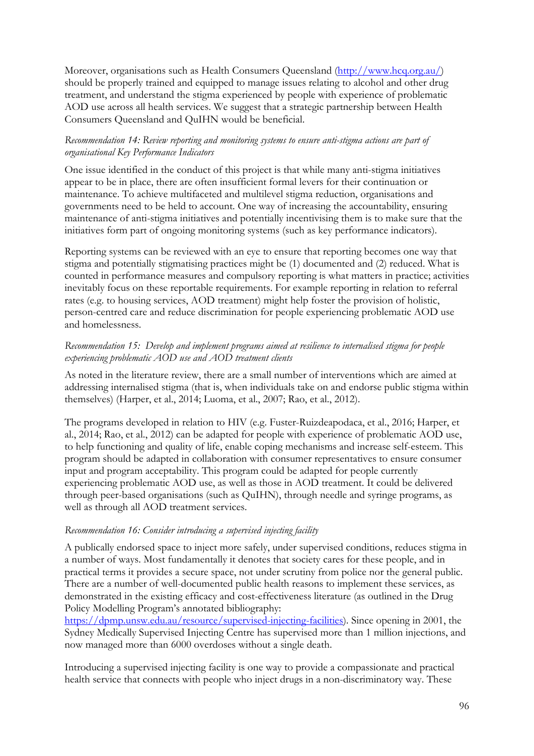Moreover, organisations such as Health Consumers Queensland (http://www.hcq.org.au/) should be properly trained and equipped to manage issues relating to alcohol and other drug treatment, and understand the stigma experienced by people with experience of problematic AOD use across all health services. We suggest that a strategic partnership between Health Consumers Queensland and QuIHN would be beneficial.

*Recommendation 14: Review reporting and monitoring systems to ensure anti-stigma actions are part of organisational Key Performance Indicators*

One issue identified in the conduct of this project is that while many anti-stigma initiatives appear to be in place, there are often insufficient formal levers for their continuation or maintenance. To achieve multifaceted and multilevel stigma reduction, organisations and governments need to be held to account. One way of increasing the accountability, ensuring maintenance of anti-stigma initiatives and potentially incentivising them is to make sure that the initiatives form part of ongoing monitoring systems (such as key performance indicators).

Reporting systems can be reviewed with an eye to ensure that reporting becomes one way that stigma and potentially stigmatising practices might be (1) documented and (2) reduced. What is counted in performance measures and compulsory reporting is what matters in practice; activities inevitably focus on these reportable requirements. For example reporting in relation to referral rates (e.g. to housing services, AOD treatment) might help foster the provision of holistic, person-centred care and reduce discrimination for people experiencing problematic AOD use and homelessness.

*Recommendation 15: Develop and implement programs aimed at resilience to internalised stigma for people experiencing problematic AOD use and AOD treatment clients*

As noted in the literature review, there are a small number of interventions which are aimed at addressing internalised stigma (that is, when individuals take on and endorse public stigma within themselves) (Harper, et al., 2014; Luoma, et al., 2007; Rao, et al., 2012).

The programs developed in relation to HIV (e.g. Fuster-Ruizdeapodaca, et al., 2016; Harper, et al., 2014; Rao, et al., 2012) can be adapted for people with experience of problematic AOD use, to help functioning and quality of life, enable coping mechanisms and increase self-esteem. This program should be adapted in collaboration with consumer representatives to ensure consumer input and program acceptability. This program could be adapted for people currently experiencing problematic AOD use, as well as those in AOD treatment. It could be delivered through peer-based organisations (such as QuIHN), through needle and syringe programs, as well as through all AOD treatment services.

*Recommendation 16: Consider introducing a supervised injecting facility*

A publically endorsed space to inject more safely, under supervised conditions, reduces stigma in a number of ways. Most fundamentally it denotes that society cares for these people, and in practical terms it provides a secure space, not under scrutiny from police nor the general public. There are a number of well-documented public health reasons to implement these services, as demonstrated in the existing efficacy and cost-effectiveness literature (as outlined in the Drug Policy Modelling Program's annotated bibliography: https://dpmp.unsw.edu.au/resource/supervised-injecting-facilities). Since opening in 2001, the Sydney Medically Supervised Injecting Centre has supervised more than 1 million injections, and now managed more than 6000 overdoses without a single death.

Introducing a supervised injecting facility is one way to provide a compassionate and practical health service that connects with people who inject drugs in a non-discriminatory way. These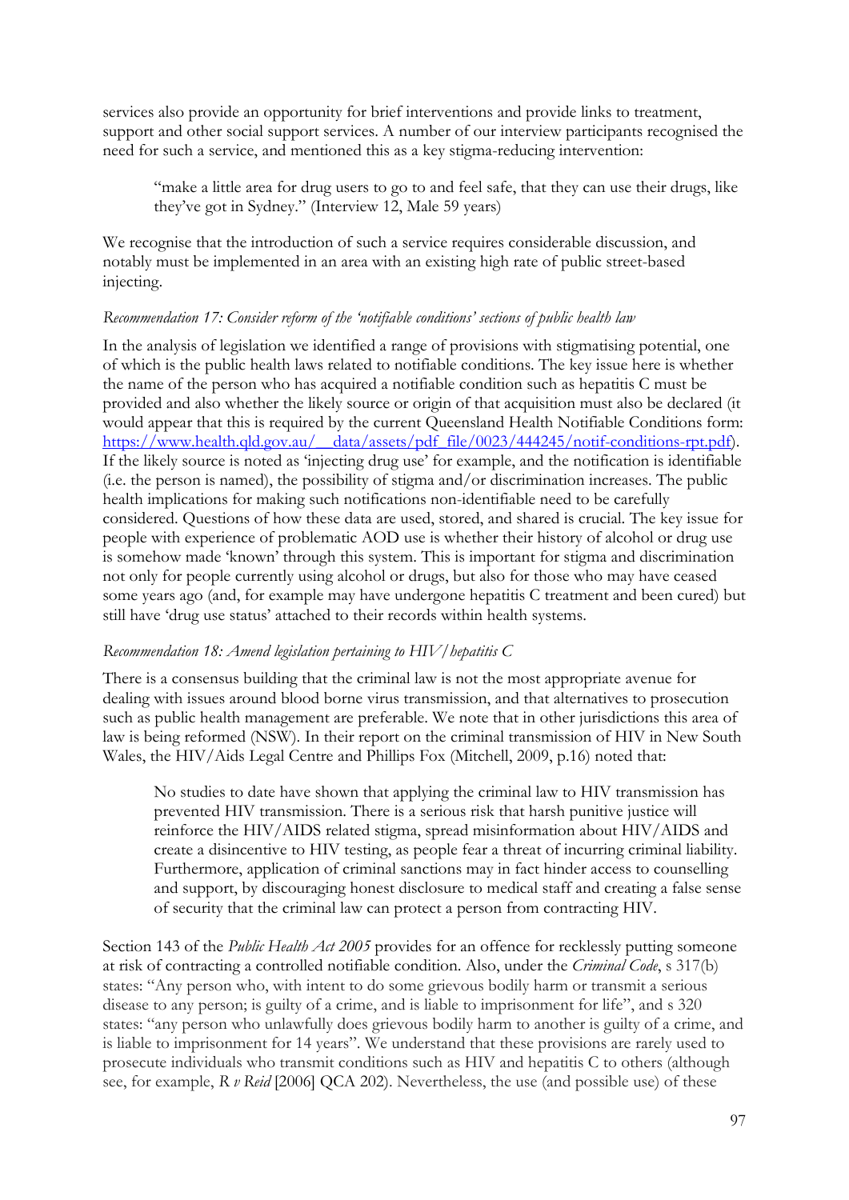services also provide an opportunity for brief interventions and provide links to treatment, support and other social support services. A number of our interview participants recognised the need for such a service, and mentioned this as a key stigma-reducing intervention:

> "make a little area for drug users to go to and feel safe, that they can use their drugs, like they've got in Sydney." (Interview 12, Male 59 years)

We recognise that the introduction of such a service requires considerable discussion, and notably must be implemented in an area with an existing high rate of public street-based injecting.

*Recommendation 17: Consider reform of the 'notifiable conditions' sections of public health law*

In the analysis of legislation we identified a range of provisions with stigmatising potential, one of which is the public health laws related to notifiable conditions. The key issue here is whether the name of the person who has acquired a notifiable condition such as hepatitis C must be provided and also whether the likely source or origin of that acquisition must also be declared (it would appear that this is required by the current Queensland Health Notifiable Conditions form: https://www.health.qld.gov.au/__data/assets/pdf_file/0023/444245/notif-conditions-rpt.pdf). If the likely source is noted as 'injecting drug use' for example, and the notification is identifiable (i.e. the person is named), the possibility of stigma and/or discrimination increases. The public health implications for making such notifications non-identifiable need to be carefully considered. Questions of how these data are used, stored, and shared is crucial. The key issue for people with experience of problematic AOD use is whether their history of alcohol or drug use is somehow made 'known' through this system. This is important for stigma and discrimination not only for people currently using alcohol or drugs, but also for those who may have ceased some years ago (and, for example may have undergone hepatitis C treatment and been cured) but still have 'drug use status' attached to their records within health systems.

*Recommendation 18: Amend legislation pertaining to HIV/hepatitis C*

There is a consensus building that the criminal law is not the most appropriate avenue for dealing with issues around blood borne virus transmission, and that alternatives to prosecution such as public health management are preferable. We note that in other jurisdictions this area of law is being reformed (NSW). In their report on the criminal transmission of HIV in New South Wales, the HIV/Aids Legal Centre and Phillips Fox (Mitchell, 2009, p.16) noted that:

> No studies to date have shown that applying the criminal law to HIV transmission has prevented HIV transmission. There is a serious risk that harsh punitive justice will reinforce the HIV/AIDS related stigma, spread misinformation about HIV/AIDS and create a disincentive to HIV testing, as people fear a threat of incurring criminal liability. Furthermore, application of criminal sanctions may in fact hinder access to counselling and support, by discouraging honest disclosure to medical staff and creating a false sense of security that the criminal law can protect a person from contracting HIV.

Section 143 of the *Public Health Act 2005* provides for an offence for recklessly putting someone at risk of contracting a controlled notifiable condition. Also, under the *Criminal Code*, s 317(b) states: "Any person who, with intent to do some grievous bodily harm or transmit a serious disease to any person; is guilty of a crime, and is liable to imprisonment for life", and s 320 states: "any person who unlawfully does grievous bodily harm to another is guilty of a crime, and is liable to imprisonment for 14 years". We understand that these provisions are rarely used to prosecute individuals who transmit conditions such as HIV and hepatitis C to others (although see, for example, *R v Reid* [2006] QCA 202). Nevertheless, the use (and possible use) of these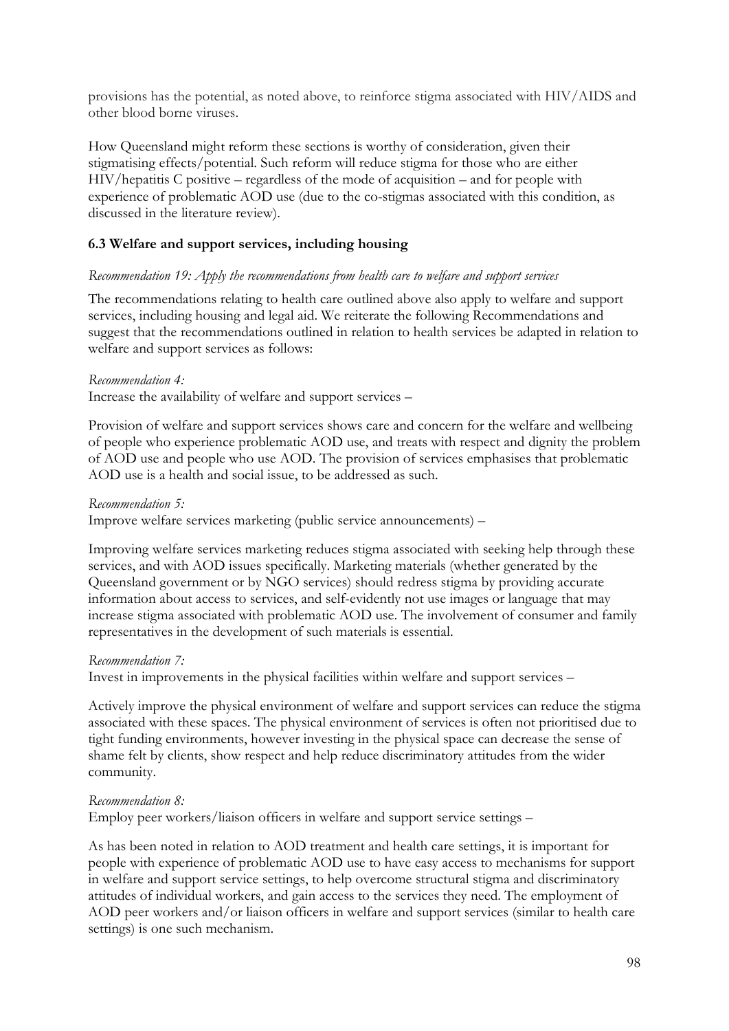provisions has the potential, as noted above, to reinforce stigma associated with HIV/AIDS and other blood borne viruses.

How Queensland might reform these sections is worthy of consideration, given their stigmatising effects/potential. Such reform will reduce stigma for those who are either HIV/hepatitis C positive – regardless of the mode of acquisition – and for people with experience of problematic AOD use (due to the co-stigmas associated with this condition, as discussed in the literature review).

### 6.3 Welfare and support services, including housing

*Recommendation 19: Apply the recommendations from health care to welfare and support services*

The recommendations relating to health care outlined above also apply to welfare and support services, including housing and legal aid. We reiterate the following Recommendations and suggest that the recommendations outlined in relation to health services be adapted in relation to welfare and support services as follows:

*Recommendation 4:*
Increase the availability of welfare and support services –

Provision of welfare and support services shows care and concern for the welfare and wellbeing of people who experience problematic AOD use, and treats with respect and dignity the problem of AOD use and people who use AOD. The provision of services emphasises that problematic AOD use is a health and social issue, to be addressed as such.

*Recommendation 5:*
Improve welfare services marketing (public service announcements) –

Improving welfare services marketing reduces stigma associated with seeking help through these services, and with AOD issues specifically. Marketing materials (whether generated by the Queensland government or by NGO services) should redress stigma by providing accurate information about access to services, and self-evidently not use images or language that may increase stigma associated with problematic AOD use. The involvement of consumer and family representatives in the development of such materials is essential.

*Recommendation 7:*
Invest in improvements in the physical facilities within welfare and support services –

Actively improve the physical environment of welfare and support services can reduce the stigma associated with these spaces. The physical environment of services is often not prioritised due to tight funding environments, however investing in the physical space can decrease the sense of shame felt by clients, show respect and help reduce discriminatory attitudes from the wider community.

*Recommendation 8:*
Employ peer workers/liaison officers in welfare and support service settings –

As has been noted in relation to AOD treatment and health care settings, it is important for people with experience of problematic AOD use to have easy access to mechanisms for support in welfare and support service settings, to help overcome structural stigma and discriminatory attitudes of individual workers, and gain access to the services they need. The employment of AOD peer workers and/or liaison officers in welfare and support services (similar to health care settings) is one such mechanism.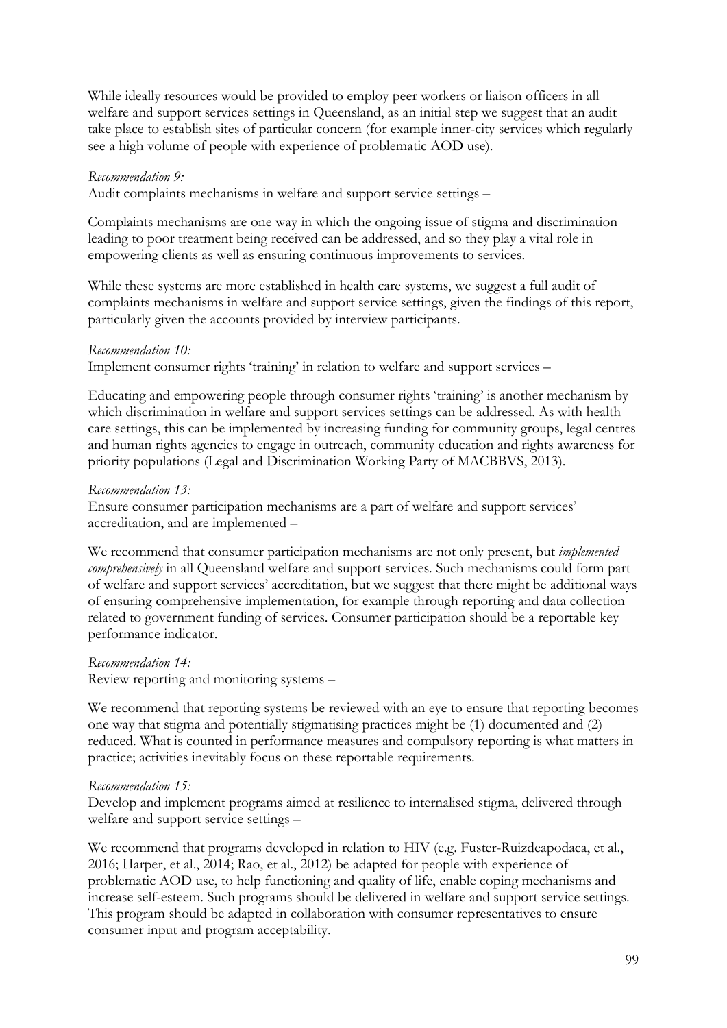While ideally resources would be provided to employ peer workers or liaison officers in all welfare and support services settings in Queensland, as an initial step we suggest that an audit take place to establish sites of particular concern (for example inner-city services which regularly see a high volume of people with experience of problematic AOD use).

*Recommendation 9:*
Audit complaints mechanisms in welfare and support service settings –

Complaints mechanisms are one way in which the ongoing issue of stigma and discrimination leading to poor treatment being received can be addressed, and so they play a vital role in empowering clients as well as ensuring continuous improvements to services.

While these systems are more established in health care systems, we suggest a full audit of complaints mechanisms in welfare and support service settings, given the findings of this report, particularly given the accounts provided by interview participants.

*Recommendation 10:*
Implement consumer rights 'training' in relation to welfare and support services –

Educating and empowering people through consumer rights 'training' is another mechanism by which discrimination in welfare and support services settings can be addressed. As with health care settings, this can be implemented by increasing funding for community groups, legal centres and human rights agencies to engage in outreach, community education and rights awareness for priority populations (Legal and Discrimination Working Party of MACBBVS, 2013).

*Recommendation 13:*
Ensure consumer participation mechanisms are a part of welfare and support services' accreditation, and are implemented –

We recommend that consumer participation mechanisms are not only present, but *implemented comprehensively* in all Queensland welfare and support services. Such mechanisms could form part of welfare and support services' accreditation, but we suggest that there might be additional ways of ensuring comprehensive implementation, for example through reporting and data collection related to government funding of services. Consumer participation should be a reportable key performance indicator.

*Recommendation 14:*
Review reporting and monitoring systems –

We recommend that reporting systems be reviewed with an eye to ensure that reporting becomes one way that stigma and potentially stigmatising practices might be (1) documented and (2) reduced. What is counted in performance measures and compulsory reporting is what matters in practice; activities inevitably focus on these reportable requirements.

*Recommendation 15:*
Develop and implement programs aimed at resilience to internalised stigma, delivered through welfare and support service settings –

We recommend that programs developed in relation to HIV (e.g. Fuster-Ruizdeapodaca, et al., 2016; Harper, et al., 2014; Rao, et al., 2012) be adapted for people with experience of problematic AOD use, to help functioning and quality of life, enable coping mechanisms and increase self-esteem. Such programs should be delivered in welfare and support service settings. This program should be adapted in collaboration with consumer representatives to ensure consumer input and program acceptability.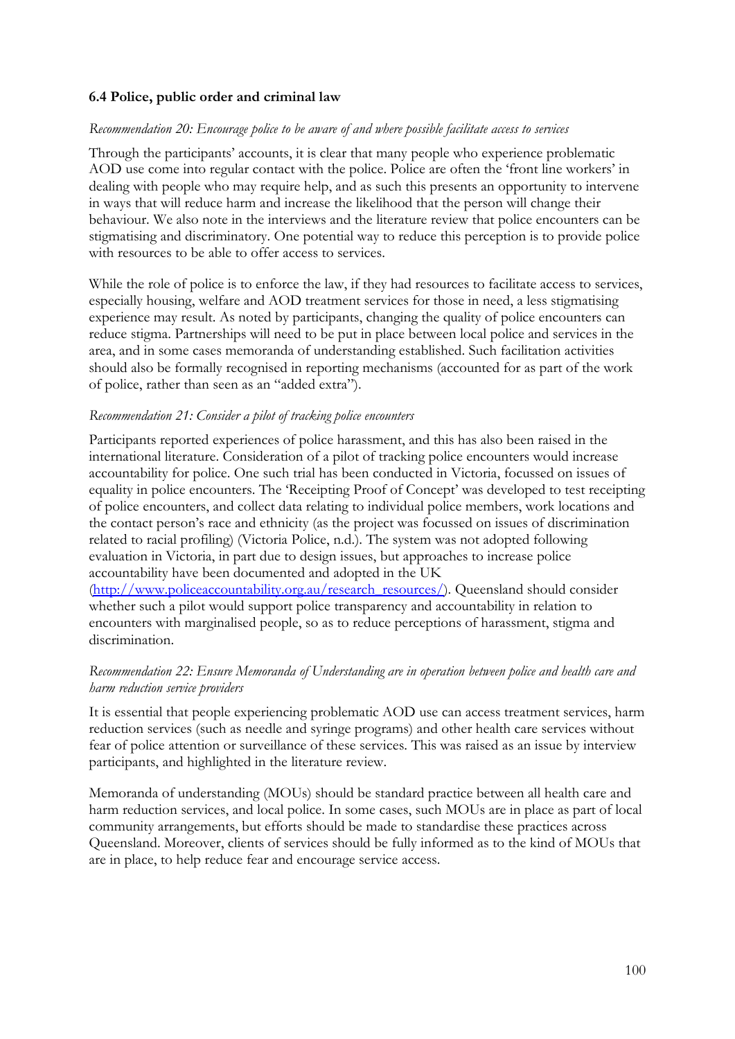### 6.4 Police, public order and criminal law

*Recommendation 20: Encourage police to be aware of and where possible facilitate access to services*

Through the participants' accounts, it is clear that many people who experience problematic AOD use come into regular contact with the police. Police are often the 'front line workers' in dealing with people who may require help, and as such this presents an opportunity to intervene in ways that will reduce harm and increase the likelihood that the person will change their behaviour. We also note in the interviews and the literature review that police encounters can be stigmatising and discriminatory. One potential way to reduce this perception is to provide police with resources to be able to offer access to services.

While the role of police is to enforce the law, if they had resources to facilitate access to services, especially housing, welfare and AOD treatment services for those in need, a less stigmatising experience may result. As noted by participants, changing the quality of police encounters can reduce stigma. Partnerships will need to be put in place between local police and services in the area, and in some cases memoranda of understanding established. Such facilitation activities should also be formally recognised in reporting mechanisms (accounted for as part of the work of police, rather than seen as an "added extra").

*Recommendation 21: Consider a pilot of tracking police encounters*

Participants reported experiences of police harassment, and this has also been raised in the international literature. Consideration of a pilot of tracking police encounters would increase accountability for police. One such trial has been conducted in Victoria, focussed on issues of equality in police encounters. The 'Receipting Proof of Concept' was developed to test receipting of police encounters, and collect data relating to individual police members, work locations and the contact person's race and ethnicity (as the project was focussed on issues of discrimination related to racial profiling) (Victoria Police, n.d.). The system was not adopted following evaluation in Victoria, in part due to design issues, but approaches to increase police accountability have been documented and adopted in the UK (http://www.policeaccountability.org.au/research_resources/). Queensland should consider whether such a pilot would support police transparency and accountability in relation to encounters with marginalised people, so as to reduce perceptions of harassment, stigma and discrimination.

*Recommendation 22: Ensure Memoranda of Understanding are in operation between police and health care and harm reduction service providers*

It is essential that people experiencing problematic AOD use can access treatment services, harm reduction services (such as needle and syringe programs) and other health care services without fear of police attention or surveillance of these services. This was raised as an issue by interview participants, and highlighted in the literature review.

Memoranda of understanding (MOUs) should be standard practice between all health care and harm reduction services, and local police. In some cases, such MOUs are in place as part of local community arrangements, but efforts should be made to standardise these practices across Queensland. Moreover, clients of services should be fully informed as to the kind of MOUs that are in place, to help reduce fear and encourage service access.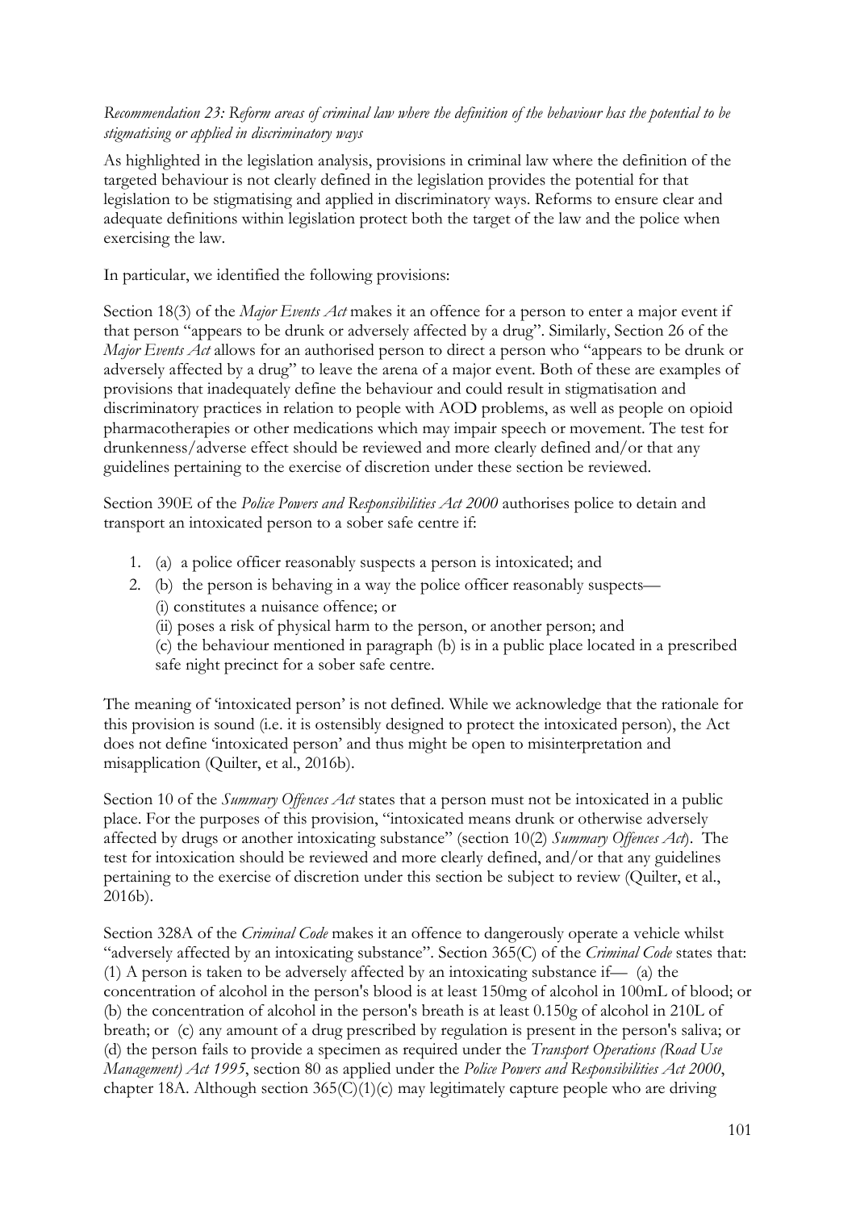*Recommendation 23: Reform areas of criminal law where the definition of the behaviour has the potential to be stigmatising or applied in discriminatory ways*

As highlighted in the legislation analysis, provisions in criminal law where the definition of the targeted behaviour is not clearly defined in the legislation provides the potential for that legislation to be stigmatising and applied in discriminatory ways. Reforms to ensure clear and adequate definitions within legislation protect both the target of the law and the police when exercising the law.

In particular, we identified the following provisions:

Section 18(3) of the *Major Events Act* makes it an offence for a person to enter a major event if that person "appears to be drunk or adversely affected by a drug". Similarly, Section 26 of the *Major Events Act* allows for an authorised person to direct a person who "appears to be drunk or adversely affected by a drug" to leave the arena of a major event. Both of these are examples of provisions that inadequately define the behaviour and could result in stigmatisation and discriminatory practices in relation to people with AOD problems, as well as people on opioid pharmacotherapies or other medications which may impair speech or movement. The test for drunkenness/adverse effect should be reviewed and more clearly defined and/or that any guidelines pertaining to the exercise of discretion under these section be reviewed.

Section 390E of the *Police Powers and Responsibilities Act 2000* authorises police to detain and transport an intoxicated person to a sober safe centre if:

1. (a) a police officer reasonably suspects a person is intoxicated; and
2. (b) the person is behaving in a way the police officer reasonably suspects—
   (i) constitutes a nuisance offence; or
   (ii) poses a risk of physical harm to the person, or another person; and
   (c) the behaviour mentioned in paragraph (b) is in a public place located in a prescribed safe night precinct for a sober safe centre.

The meaning of 'intoxicated person' is not defined. While we acknowledge that the rationale for this provision is sound (i.e. it is ostensibly designed to protect the intoxicated person), the Act does not define 'intoxicated person' and thus might be open to misinterpretation and misapplication (Quilter, et al., 2016b).

Section 10 of the *Summary Offences Act* states that a person must not be intoxicated in a public place. For the purposes of this provision, "intoxicated means drunk or otherwise adversely affected by drugs or another intoxicating substance" (section 10(2) *Summary Offences Act*). The test for intoxication should be reviewed and more clearly defined, and/or that any guidelines pertaining to the exercise of discretion under this section be subject to review (Quilter, et al., 2016b).

Section 328A of the *Criminal Code* makes it an offence to dangerously operate a vehicle whilst "adversely affected by an intoxicating substance". Section 365(C) of the *Criminal Code* states that: (1) A person is taken to be adversely affected by an intoxicating substance if— (a) the concentration of alcohol in the person's blood is at least 150mg of alcohol in 100mL of blood; or (b) the concentration of alcohol in the person's breath is at least 0.150g of alcohol in 210L of breath; or (c) any amount of a drug prescribed by regulation is present in the person's saliva; or (d) the person fails to provide a specimen as required under the *Transport Operations (Road Use Management) Act 1995*, section 80 as applied under the *Police Powers and Responsibilities Act 2000*, chapter 18A. Although section 365(C)(1)(c) may legitimately capture people who are driving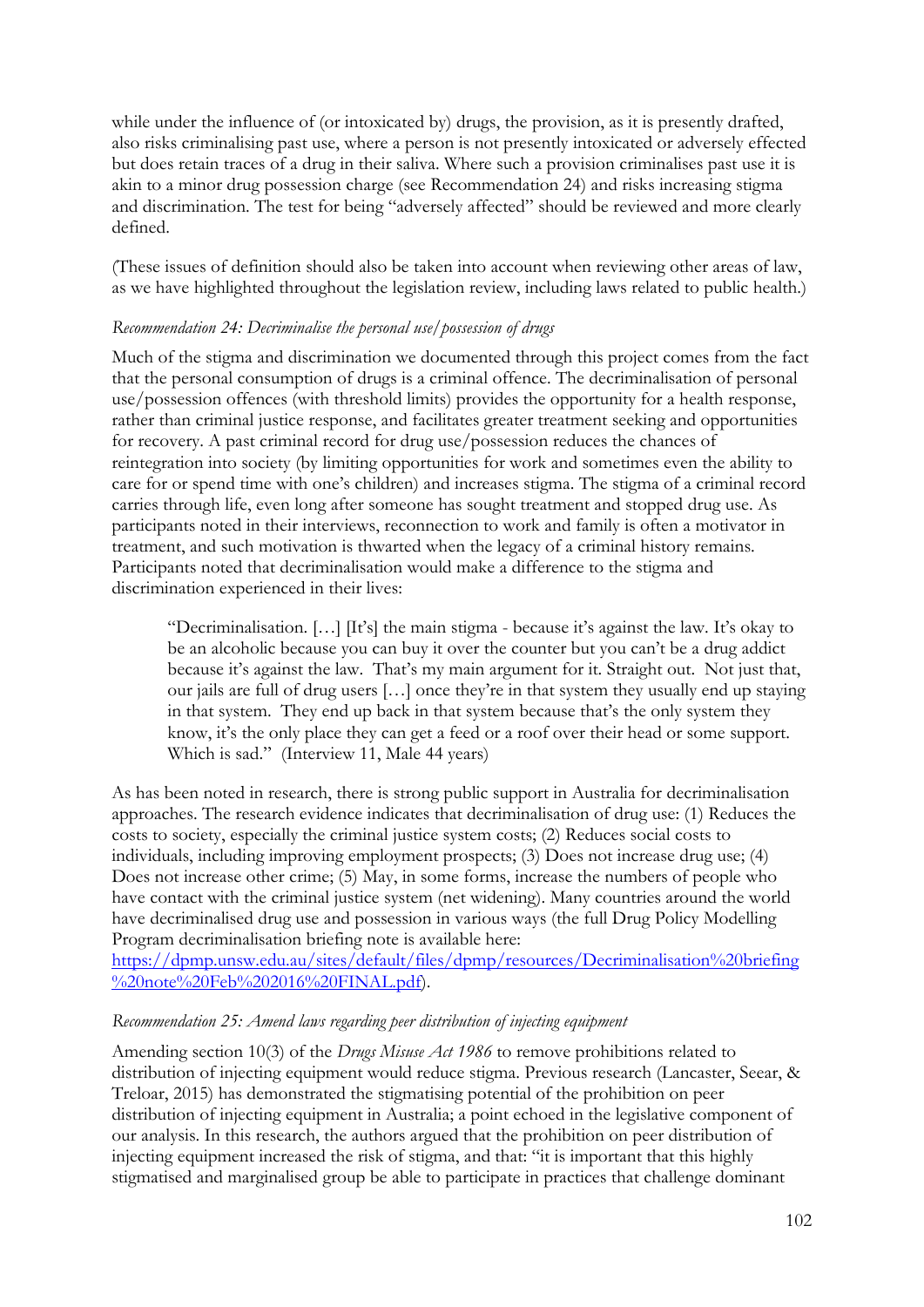while under the influence of (or intoxicated by) drugs, the provision, as it is presently drafted, also risks criminalising past use, where a person is not presently intoxicated or adversely effected but does retain traces of a drug in their saliva. Where such a provision criminalises past use it is akin to a minor drug possession charge (see Recommendation 24) and risks increasing stigma and discrimination. The test for being "adversely affected" should be reviewed and more clearly defined.

(These issues of definition should also be taken into account when reviewing other areas of law, as we have highlighted throughout the legislation review, including laws related to public health.)

*Recommendation 24: Decriminalise the personal use/possession of drugs*

Much of the stigma and discrimination we documented through this project comes from the fact that the personal consumption of drugs is a criminal offence. The decriminalisation of personal use/possession offences (with threshold limits) provides the opportunity for a health response, rather than criminal justice response, and facilitates greater treatment seeking and opportunities for recovery. A past criminal record for drug use/possession reduces the chances of reintegration into society (by limiting opportunities for work and sometimes even the ability to care for or spend time with one's children) and increases stigma. The stigma of a criminal record carries through life, even long after someone has sought treatment and stopped drug use. As participants noted in their interviews, reconnection to work and family is often a motivator in treatment, and such motivation is thwarted when the legacy of a criminal history remains. Participants noted that decriminalisation would make a difference to the stigma and discrimination experienced in their lives:

> "Decriminalisation. […] [It's] the main stigma - because it's against the law. It's okay to be an alcoholic because you can buy it over the counter but you can't be a drug addict because it's against the law. That's my main argument for it. Straight out. Not just that, our jails are full of drug users […] once they're in that system they usually end up staying in that system. They end up back in that system because that's the only system they know, it's the only place they can get a feed or a roof over their head or some support. Which is sad." (Interview 11, Male 44 years)

As has been noted in research, there is strong public support in Australia for decriminalisation approaches. The research evidence indicates that decriminalisation of drug use: (1) Reduces the costs to society, especially the criminal justice system costs; (2) Reduces social costs to individuals, including improving employment prospects; (3) Does not increase drug use; (4) Does not increase other crime; (5) May, in some forms, increase the numbers of people who have contact with the criminal justice system (net widening). Many countries around the world have decriminalised drug use and possession in various ways (the full Drug Policy Modelling Program decriminalisation briefing note is available here: [https://dpmp.unsw.edu.au/sites/default/files/dpmp/resources/Decriminalisation%20briefing%20note%20Feb%202016%20FINAL.pdf](https://dpmp.unsw.edu.au/sites/default/files/dpmp/resources/Decriminalisation%20briefing%20note%20Feb%202016%20FINAL.pdf)).

*Recommendation 25: Amend laws regarding peer distribution of injecting equipment*

Amending section 10(3) of the *Drugs Misuse Act 1986* to remove prohibitions related to distribution of injecting equipment would reduce stigma. Previous research (Lancaster, Seear, & Treloar, 2015) has demonstrated the stigmatising potential of the prohibition on peer distribution of injecting equipment in Australia; a point echoed in the legislative component of our analysis. In this research, the authors argued that the prohibition on peer distribution of injecting equipment increased the risk of stigma, and that: "it is important that this highly stigmatised and marginalised group be able to participate in practices that challenge dominant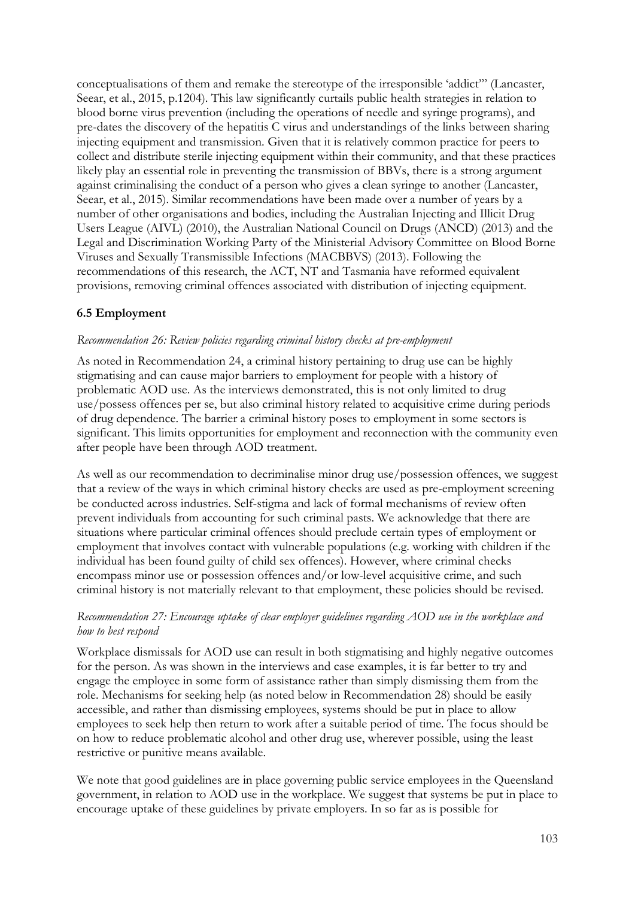conceptualisations of them and remake the stereotype of the irresponsible 'addict'" (Lancaster, Seear, et al., 2015, p.1204). This law significantly curtails public health strategies in relation to blood borne virus prevention (including the operations of needle and syringe programs), and pre-dates the discovery of the hepatitis C virus and understandings of the links between sharing injecting equipment and transmission. Given that it is relatively common practice for peers to collect and distribute sterile injecting equipment within their community, and that these practices likely play an essential role in preventing the transmission of BBVs, there is a strong argument against criminalising the conduct of a person who gives a clean syringe to another (Lancaster, Seear, et al., 2015). Similar recommendations have been made over a number of years by a number of other organisations and bodies, including the Australian Injecting and Illicit Drug Users League (AIVL) (2010), the Australian National Council on Drugs (ANCD) (2013) and the Legal and Discrimination Working Party of the Ministerial Advisory Committee on Blood Borne Viruses and Sexually Transmissible Infections (MACBBVS) (2013). Following the recommendations of this research, the ACT, NT and Tasmania have reformed equivalent provisions, removing criminal offences associated with distribution of injecting equipment.

### 6.5 Employment

*Recommendation 26: Review policies regarding criminal history checks at pre-employment*

As noted in Recommendation 24, a criminal history pertaining to drug use can be highly stigmatising and can cause major barriers to employment for people with a history of problematic AOD use. As the interviews demonstrated, this is not only limited to drug use/possess offences per se, but also criminal history related to acquisitive crime during periods of drug dependence. The barrier a criminal history poses to employment in some sectors is significant. This limits opportunities for employment and reconnection with the community even after people have been through AOD treatment.

As well as our recommendation to decriminalise minor drug use/possession offences, we suggest that a review of the ways in which criminal history checks are used as pre-employment screening be conducted across industries. Self-stigma and lack of formal mechanisms of review often prevent individuals from accounting for such criminal pasts. We acknowledge that there are situations where particular criminal offences should preclude certain types of employment or employment that involves contact with vulnerable populations (e.g. working with children if the individual has been found guilty of child sex offences). However, where criminal checks encompass minor use or possession offences and/or low-level acquisitive crime, and such criminal history is not materially relevant to that employment, these policies should be revised.

*Recommendation 27: Encourage uptake of clear employer guidelines regarding AOD use in the workplace and how to best respond*

Workplace dismissals for AOD use can result in both stigmatising and highly negative outcomes for the person. As was shown in the interviews and case examples, it is far better to try and engage the employee in some form of assistance rather than simply dismissing them from the role. Mechanisms for seeking help (as noted below in Recommendation 28) should be easily accessible, and rather than dismissing employees, systems should be put in place to allow employees to seek help then return to work after a suitable period of time. The focus should be on how to reduce problematic alcohol and other drug use, wherever possible, using the least restrictive or punitive means available.

We note that good guidelines are in place governing public service employees in the Queensland government, in relation to AOD use in the workplace. We suggest that systems be put in place to encourage uptake of these guidelines by private employers. In so far as is possible for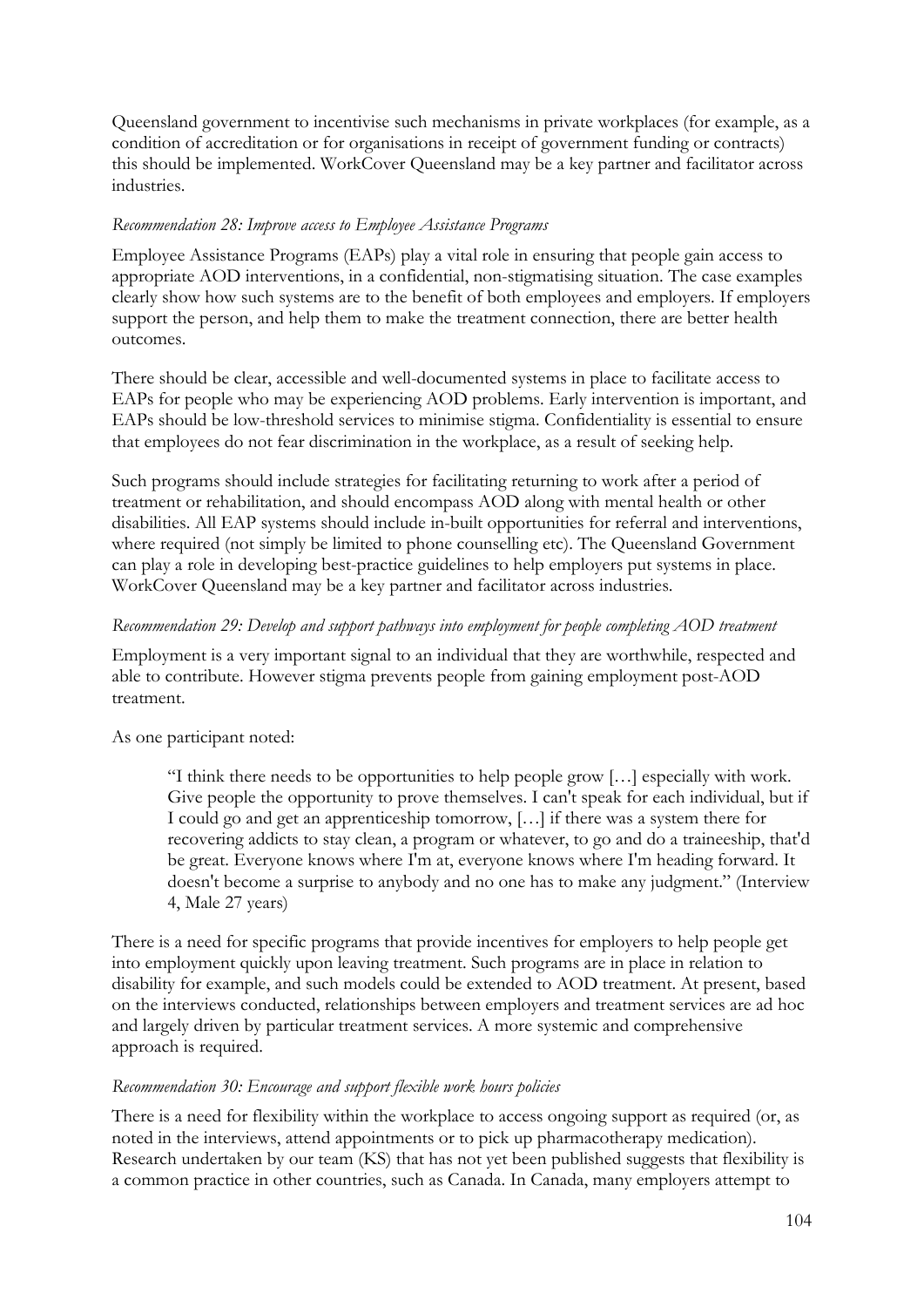Queensland government to incentivise such mechanisms in private workplaces (for example, as a condition of accreditation or for organisations in receipt of government funding or contracts) this should be implemented. WorkCover Queensland may be a key partner and facilitator across industries.

*Recommendation 28: Improve access to Employee Assistance Programs*

Employee Assistance Programs (EAPs) play a vital role in ensuring that people gain access to appropriate AOD interventions, in a confidential, non-stigmatising situation. The case examples clearly show how such systems are to the benefit of both employees and employers. If employers support the person, and help them to make the treatment connection, there are better health outcomes.

There should be clear, accessible and well-documented systems in place to facilitate access to EAPs for people who may be experiencing AOD problems. Early intervention is important, and EAPs should be low-threshold services to minimise stigma. Confidentiality is essential to ensure that employees do not fear discrimination in the workplace, as a result of seeking help.

Such programs should include strategies for facilitating returning to work after a period of treatment or rehabilitation, and should encompass AOD along with mental health or other disabilities. All EAP systems should include in-built opportunities for referral and interventions, where required (not simply be limited to phone counselling etc). The Queensland Government can play a role in developing best-practice guidelines to help employers put systems in place. WorkCover Queensland may be a key partner and facilitator across industries.

*Recommendation 29: Develop and support pathways into employment for people completing AOD treatment*

Employment is a very important signal to an individual that they are worthwhile, respected and able to contribute. However stigma prevents people from gaining employment post-AOD treatment.

As one participant noted:

> "I think there needs to be opportunities to help people grow […] especially with work. Give people the opportunity to prove themselves. I can't speak for each individual, but if I could go and get an apprenticeship tomorrow, […] if there was a system there for recovering addicts to stay clean, a program or whatever, to go and do a traineeship, that'd be great. Everyone knows where I'm at, everyone knows where I'm heading forward. It doesn't become a surprise to anybody and no one has to make any judgment." (Interview 4, Male 27 years)

There is a need for specific programs that provide incentives for employers to help people get into employment quickly upon leaving treatment. Such programs are in place in relation to disability for example, and such models could be extended to AOD treatment. At present, based on the interviews conducted, relationships between employers and treatment services are ad hoc and largely driven by particular treatment services. A more systemic and comprehensive approach is required.

*Recommendation 30: Encourage and support flexible work hours policies*

There is a need for flexibility within the workplace to access ongoing support as required (or, as noted in the interviews, attend appointments or to pick up pharmacotherapy medication). Research undertaken by our team (KS) that has not yet been published suggests that flexibility is a common practice in other countries, such as Canada. In Canada, many employers attempt to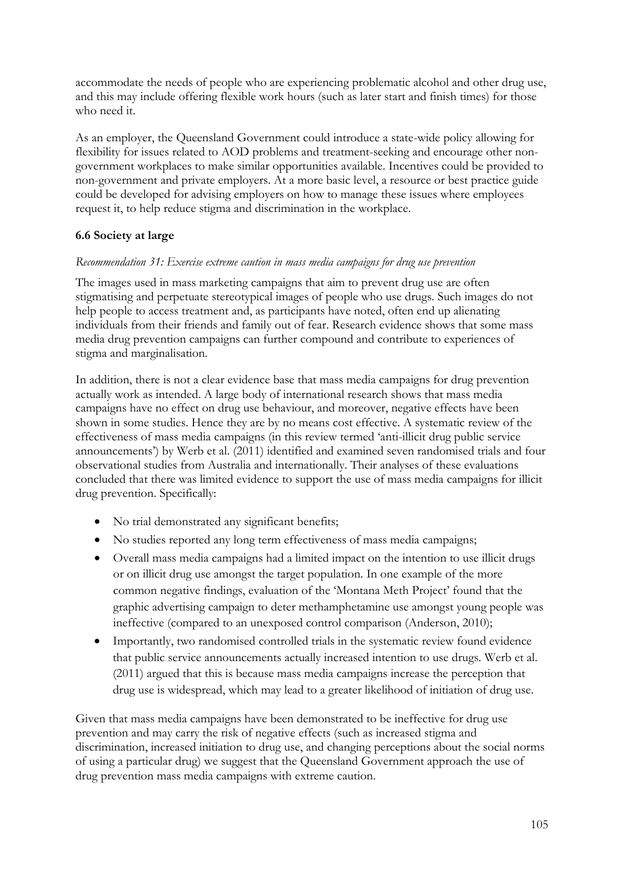accommodate the needs of people who are experiencing problematic alcohol and other drug use, and this may include offering flexible work hours (such as later start and finish times) for those who need it.

As an employer, the Queensland Government could introduce a state-wide policy allowing for flexibility for issues related to AOD problems and treatment-seeking and encourage other non-government workplaces to make similar opportunities available. Incentives could be provided to non-government and private employers. At a more basic level, a resource or best practice guide could be developed for advising employers on how to manage these issues where employees request it, to help reduce stigma and discrimination in the workplace.

### 6.6 Society at large

*Recommendation 31: Exercise extreme caution in mass media campaigns for drug use prevention*

The images used in mass marketing campaigns that aim to prevent drug use are often stigmatising and perpetuate stereotypical images of people who use drugs. Such images do not help people to access treatment and, as participants have noted, often end up alienating individuals from their friends and family out of fear. Research evidence shows that some mass media drug prevention campaigns can further compound and contribute to experiences of stigma and marginalisation.

In addition, there is not a clear evidence base that mass media campaigns for drug prevention actually work as intended. A large body of international research shows that mass media campaigns have no effect on drug use behaviour, and moreover, negative effects have been shown in some studies. Hence they are by no means cost effective. A systematic review of the effectiveness of mass media campaigns (in this review termed 'anti-illicit drug public service announcements') by Werb et al. (2011) identified and examined seven randomised trials and four observational studies from Australia and internationally. Their analyses of these evaluations concluded that there was limited evidence to support the use of mass media campaigns for illicit drug prevention. Specifically:

- No trial demonstrated any significant benefits;
- No studies reported any long term effectiveness of mass media campaigns;
- Overall mass media campaigns had a limited impact on the intention to use illicit drugs or on illicit drug use amongst the target population. In one example of the more common negative findings, evaluation of the 'Montana Meth Project' found that the graphic advertising campaign to deter methamphetamine use amongst young people was ineffective (compared to an unexposed control comparison (Anderson, 2010);
- Importantly, two randomised controlled trials in the systematic review found evidence that public service announcements actually increased intention to use drugs. Werb et al. (2011) argued that this is because mass media campaigns increase the perception that drug use is widespread, which may lead to a greater likelihood of initiation of drug use.

Given that mass media campaigns have been demonstrated to be ineffective for drug use prevention and may carry the risk of negative effects (such as increased stigma and discrimination, increased initiation to drug use, and changing perceptions about the social norms of using a particular drug) we suggest that the Queensland Government approach the use of drug prevention mass media campaigns with extreme caution.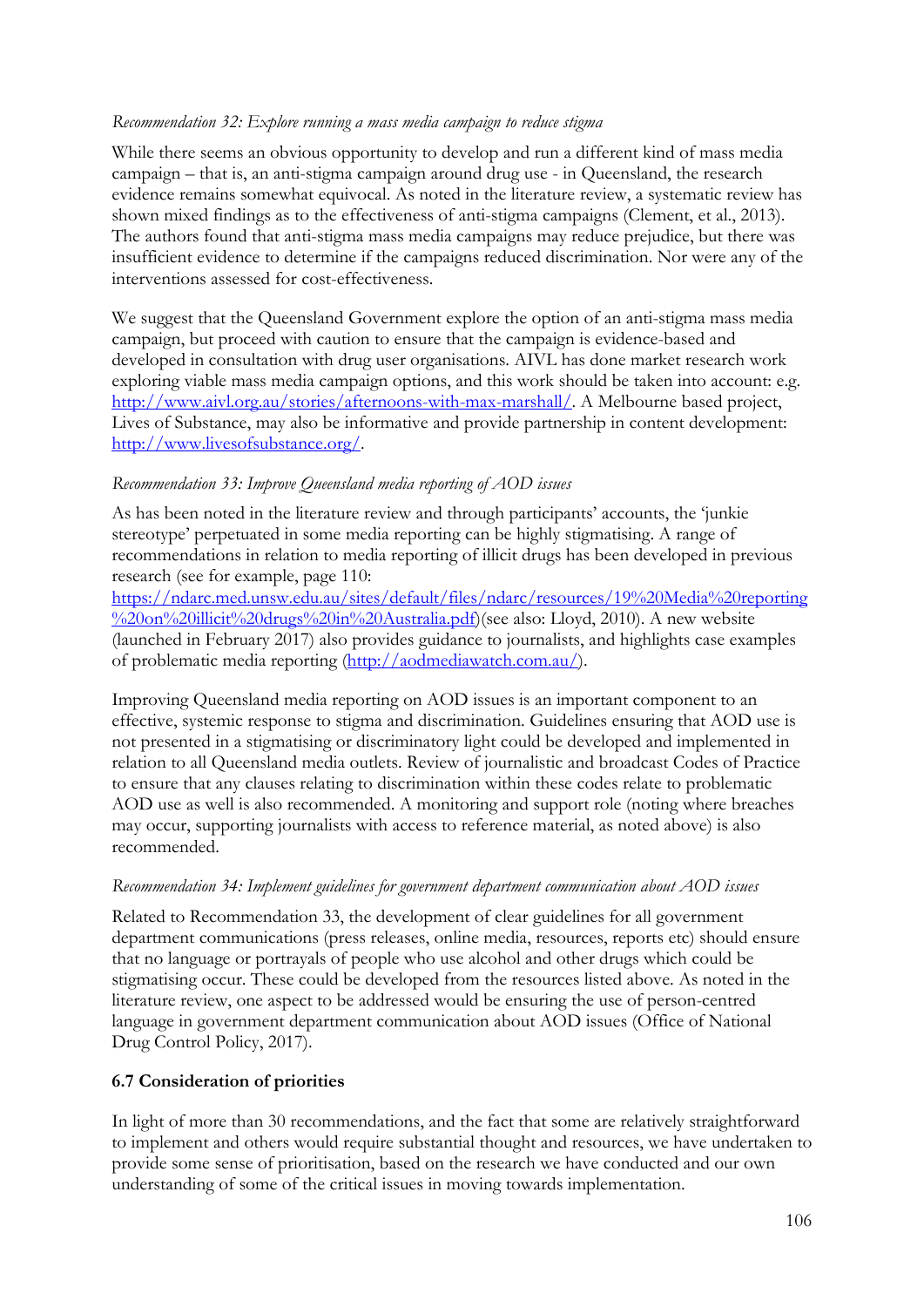*Recommendation 32: Explore running a mass media campaign to reduce stigma*

While there seems an obvious opportunity to develop and run a different kind of mass media campaign – that is, an anti-stigma campaign around drug use - in Queensland, the research evidence remains somewhat equivocal. As noted in the literature review, a systematic review has shown mixed findings as to the effectiveness of anti-stigma campaigns (Clement, et al., 2013). The authors found that anti-stigma mass media campaigns may reduce prejudice, but there was insufficient evidence to determine if the campaigns reduced discrimination. Nor were any of the interventions assessed for cost-effectiveness.

We suggest that the Queensland Government explore the option of an anti-stigma mass media campaign, but proceed with caution to ensure that the campaign is evidence-based and developed in consultation with drug user organisations. AIVL has done market research work exploring viable mass media campaign options, and this work should be taken into account: e.g. http://www.aivl.org.au/stories/afternoons-with-max-marshall/. A Melbourne based project, Lives of Substance, may also be informative and provide partnership in content development: http://www.livesofsubstance.org/.

*Recommendation 33: Improve Queensland media reporting of AOD issues*

As has been noted in the literature review and through participants' accounts, the 'junkie stereotype' perpetuated in some media reporting can be highly stigmatising. A range of recommendations in relation to media reporting of illicit drugs has been developed in previous research (see for example, page 110: https://ndarc.med.unsw.edu.au/sites/default/files/ndarc/resources/19%20Media%20reporting%20on%20illicit%20drugs%20in%20Australia.pdf)(see also: Lloyd, 2010). A new website (launched in February 2017) also provides guidance to journalists, and highlights case examples of problematic media reporting (http://aodmediawatch.com.au/).

Improving Queensland media reporting on AOD issues is an important component to an effective, systemic response to stigma and discrimination. Guidelines ensuring that AOD use is not presented in a stigmatising or discriminatory light could be developed and implemented in relation to all Queensland media outlets. Review of journalistic and broadcast Codes of Practice to ensure that any clauses relating to discrimination within these codes relate to problematic AOD use as well is also recommended. A monitoring and support role (noting where breaches may occur, supporting journalists with access to reference material, as noted above) is also recommended.

*Recommendation 34: Implement guidelines for government department communication about AOD issues*

Related to Recommendation 33, the development of clear guidelines for all government department communications (press releases, online media, resources, reports etc) should ensure that no language or portrayals of people who use alcohol and other drugs which could be stigmatising occur. These could be developed from the resources listed above. As noted in the literature review, one aspect to be addressed would be ensuring the use of person-centred language in government department communication about AOD issues (Office of National Drug Control Policy, 2017).

### 6.7 Consideration of priorities

In light of more than 30 recommendations, and the fact that some are relatively straightforward to implement and others would require substantial thought and resources, we have undertaken to provide some sense of prioritisation, based on the research we have conducted and our own understanding of some of the critical issues in moving towards implementation.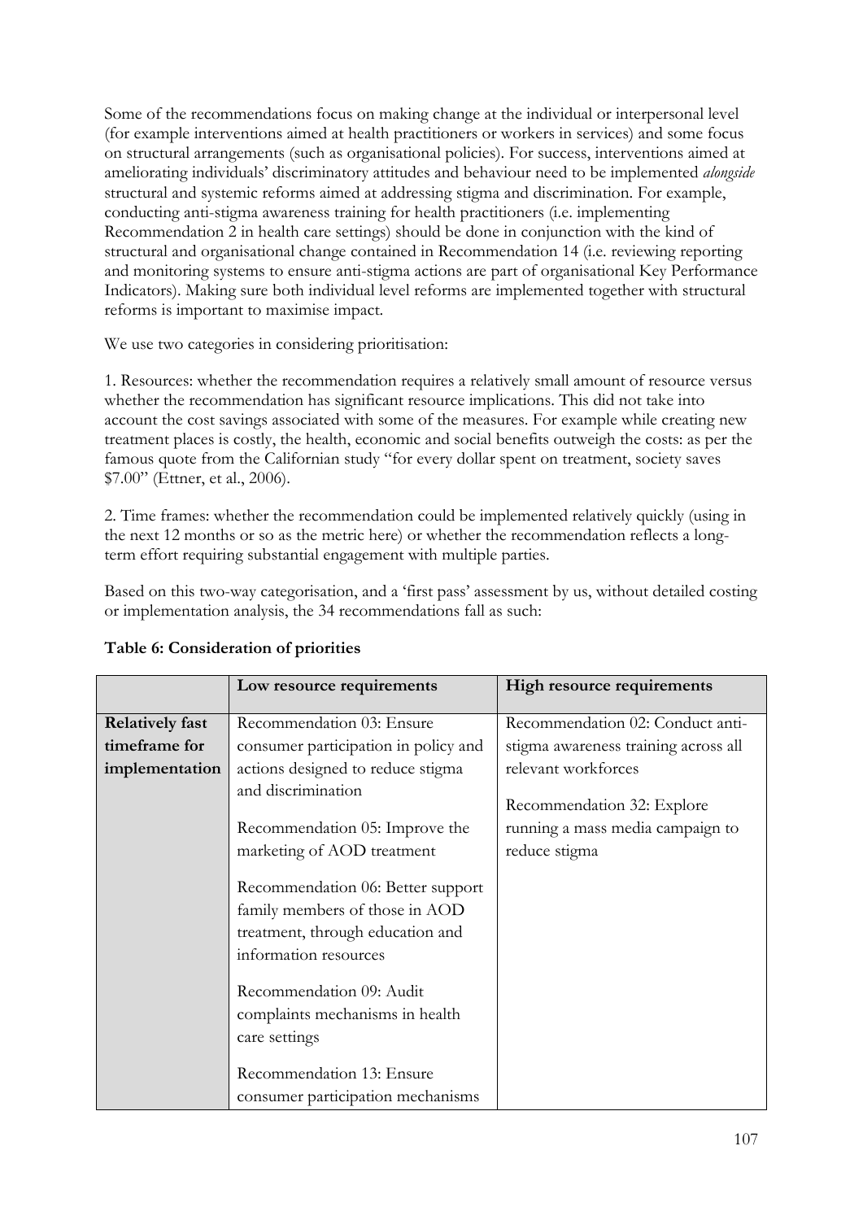Some of the recommendations focus on making change at the individual or interpersonal level (for example interventions aimed at health practitioners or workers in services) and some focus on structural arrangements (such as organisational policies). For success, interventions aimed at ameliorating individuals' discriminatory attitudes and behaviour need to be implemented *alongside* structural and systemic reforms aimed at addressing stigma and discrimination. For example, conducting anti-stigma awareness training for health practitioners (i.e. implementing Recommendation 2 in health care settings) should be done in conjunction with the kind of structural and organisational change contained in Recommendation 14 (i.e. reviewing reporting and monitoring systems to ensure anti-stigma actions are part of organisational Key Performance Indicators). Making sure both individual level reforms are implemented together with structural reforms is important to maximise impact.

We use two categories in considering prioritisation:

1. Resources: whether the recommendation requires a relatively small amount of resource versus whether the recommendation has significant resource implications. This did not take into account the cost savings associated with some of the measures. For example while creating new treatment places is costly, the health, economic and social benefits outweigh the costs: as per the famous quote from the Californian study "for every dollar spent on treatment, society saves $7.00" (Ettner, et al., 2006).

2. Time frames: whether the recommendation could be implemented relatively quickly (using in the next 12 months or so as the metric here) or whether the recommendation reflects a long-term effort requiring substantial engagement with multiple parties.

Based on this two-way categorisation, and a 'first pass' assessment by us, without detailed costing or implementation analysis, the 34 recommendations fall as such:

**Table 6: Consideration of priorities**

| | Low resource requirements | High resource requirements |
|---|---|---|
| **Relatively fast timeframe for implementation** | Recommendation 03: Ensure consumer participation in policy and actions designed to reduce stigma and discrimination<br><br>Recommendation 05: Improve the marketing of AOD treatment<br><br>Recommendation 06: Better support family members of those in AOD treatment, through education and information resources<br><br>Recommendation 09: Audit complaints mechanisms in health care settings<br><br>Recommendation 13: Ensure consumer participation mechanisms | Recommendation 02: Conduct anti-stigma awareness training across all relevant workforces<br><br>Recommendation 32: Explore running a mass media campaign to reduce stigma |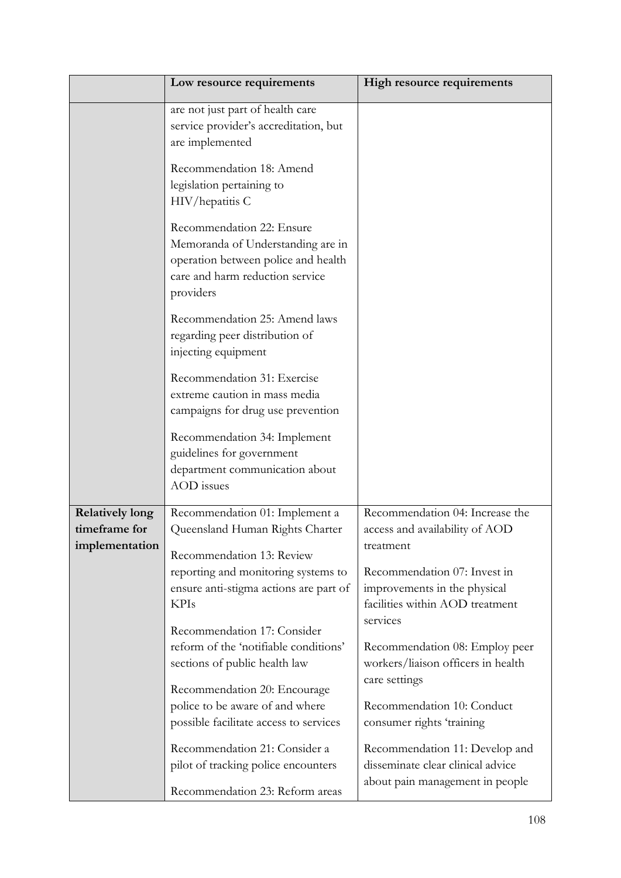| | Low resource requirements | High resource requirements |
|---|---|---|
| | are not just part of health care service provider's accreditation, but are implemented<br><br>Recommendation 18: Amend legislation pertaining to HIV/hepatitis C<br><br>Recommendation 22: Ensure Memoranda of Understanding are in operation between police and health care and harm reduction service providers<br><br>Recommendation 25: Amend laws regarding peer distribution of injecting equipment<br><br>Recommendation 31: Exercise extreme caution in mass media campaigns for drug use prevention<br><br>Recommendation 34: Implement guidelines for government department communication about AOD issues | |
| **Relatively long timeframe for implementation** | Recommendation 01: Implement a Queensland Human Rights Charter<br><br>Recommendation 13: Review reporting and monitoring systems to ensure anti-stigma actions are part of KPIs<br><br>Recommendation 17: Consider reform of the 'notifiable conditions' sections of public health law<br><br>Recommendation 20: Encourage police to be aware of and where possible facilitate access to services<br><br>Recommendation 21: Consider a pilot of tracking police encounters<br><br>Recommendation 23: Reform areas | Recommendation 04: Increase the access and availability of AOD treatment<br><br>Recommendation 07: Invest in improvements in the physical facilities within AOD treatment services<br><br>Recommendation 08: Employ peer workers/liaison officers in health care settings<br><br>Recommendation 10: Conduct consumer rights 'training<br><br>Recommendation 11: Develop and disseminate clear clinical advice about pain management in people |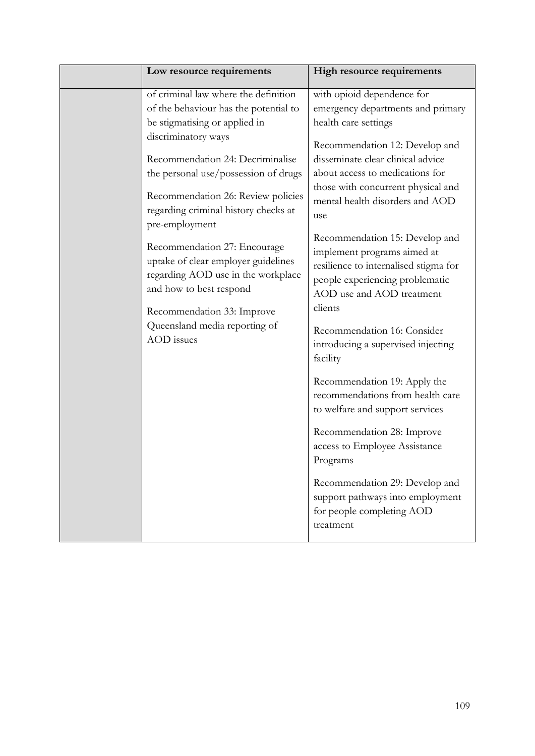| | Low resource requirements | High resource requirements |
|---|---|---|
| | of criminal law where the definition of the behaviour has the potential to be stigmatising or applied in discriminatory ways<br><br>Recommendation 24: Decriminalise the personal use/possession of drugs<br><br>Recommendation 26: Review policies regarding criminal history checks at pre-employment<br><br>Recommendation 27: Encourage uptake of clear employer guidelines regarding AOD use in the workplace and how to best respond<br><br>Recommendation 33: Improve Queensland media reporting of AOD issues | with opioid dependence for emergency departments and primary health care settings<br><br>Recommendation 12: Develop and disseminate clear clinical advice about access to medications for those with concurrent physical and mental health disorders and AOD use<br><br>Recommendation 15: Develop and implement programs aimed at resilience to internalised stigma for people experiencing problematic AOD use and AOD treatment clients<br><br>Recommendation 16: Consider introducing a supervised injecting facility<br><br>Recommendation 19: Apply the recommendations from health care to welfare and support services<br><br>Recommendation 28: Improve access to Employee Assistance Programs<br><br>Recommendation 29: Develop and support pathways into employment for people completing AOD treatment |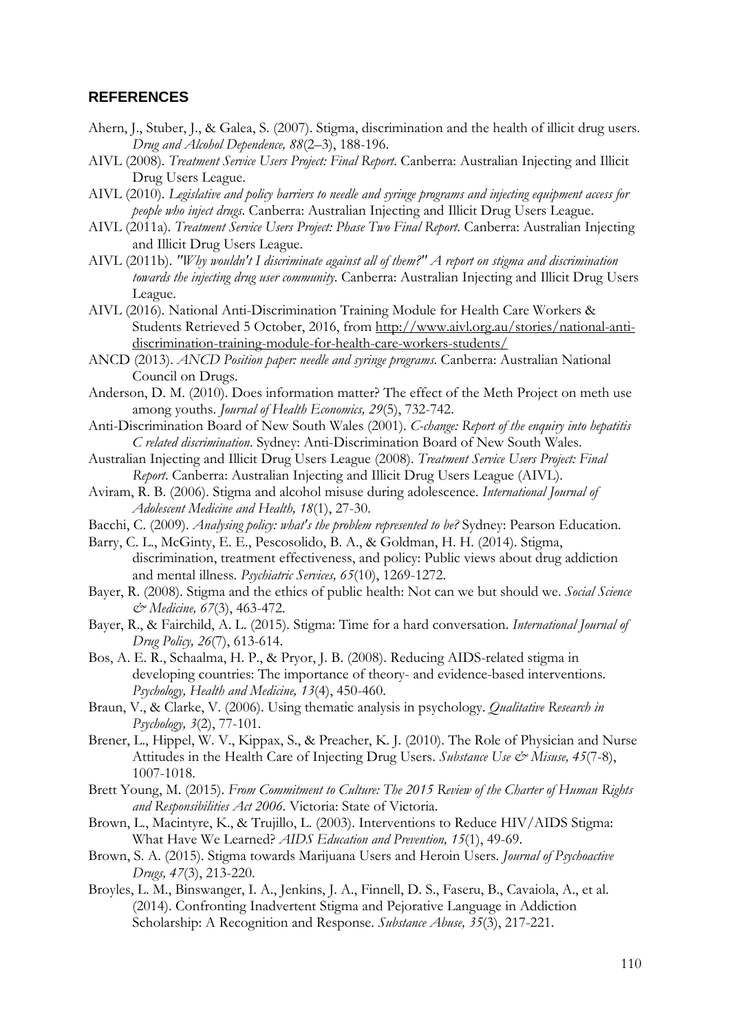## REFERENCES

Ahern, J., Stuber, J., & Galea, S. (2007). Stigma, discrimination and the health of illicit drug users. *Drug and Alcohol Dependence, 88*(2–3), 188-196.

AIVL (2008). *Treatment Service Users Project: Final Report*. Canberra: Australian Injecting and Illicit Drug Users League.

AIVL (2010). *Legislative and policy barriers to needle and syringe programs and injecting equipment access for people who inject drugs*. Canberra: Australian Injecting and Illicit Drug Users League.

AIVL (2011a). *Treatment Service Users Project: Phase Two Final Report*. Canberra: Australian Injecting and Illicit Drug Users League.

AIVL (2011b). *"Why wouldn't I discriminate against all of them?" A report on stigma and discrimination towards the injecting drug user community*. Canberra: Australian Injecting and Illicit Drug Users League.

AIVL (2016). National Anti-Discrimination Training Module for Health Care Workers & Students Retrieved 5 October, 2016, from http://www.aivl.org.au/stories/national-anti-discrimination-training-module-for-health-care-workers-students/

ANCD (2013). *ANCD Position paper: needle and syringe programs*. Canberra: Australian National Council on Drugs.

Anderson, D. M. (2010). Does information matter? The effect of the Meth Project on meth use among youths. *Journal of Health Economics, 29*(5), 732-742.

Anti-Discrimination Board of New South Wales (2001). *C-change: Report of the enquiry into hepatitis C related discrimination*. Sydney: Anti-Discrimination Board of New South Wales.

Australian Injecting and Illicit Drug Users League (2008). *Treatment Service Users Project: Final Report*. Canberra: Australian Injecting and Illicit Drug Users League (AIVL).

Aviram, R. B. (2006). Stigma and alcohol misuse during adolescence. *International Journal of Adolescent Medicine and Health, 18*(1), 27-30.

Bacchi, C. (2009). *Analysing policy: what's the problem represented to be?* Sydney: Pearson Education.

Barry, C. L., McGinty, E. E., Pescosolido, B. A., & Goldman, H. H. (2014). Stigma, discrimination, treatment effectiveness, and policy: Public views about drug addiction and mental illness. *Psychiatric Services, 65*(10), 1269-1272.

Bayer, R. (2008). Stigma and the ethics of public health: Not can we but should we. *Social Science & Medicine, 67*(3), 463-472.

Bayer, R., & Fairchild, A. L. (2015). Stigma: Time for a hard conversation. *International Journal of Drug Policy, 26*(7), 613-614.

Bos, A. E. R., Schaalma, H. P., & Pryor, J. B. (2008). Reducing AIDS-related stigma in developing countries: The importance of theory- and evidence-based interventions. *Psychology, Health and Medicine, 13*(4), 450-460.

Braun, V., & Clarke, V. (2006). Using thematic analysis in psychology. *Qualitative Research in Psychology, 3*(2), 77-101.

Brener, L., Hippel, W. V., Kippax, S., & Preacher, K. J. (2010). The Role of Physician and Nurse Attitudes in the Health Care of Injecting Drug Users. *Substance Use & Misuse, 45*(7-8), 1007-1018.

Brett Young, M. (2015). *From Commitment to Culture: The 2015 Review of the Charter of Human Rights and Responsibilities Act 2006*. Victoria: State of Victoria.

Brown, L., Macintyre, K., & Trujillo, L. (2003). Interventions to Reduce HIV/AIDS Stigma: What Have We Learned? *AIDS Education and Prevention, 15*(1), 49-69.

Brown, S. A. (2015). Stigma towards Marijuana Users and Heroin Users. *Journal of Psychoactive Drugs, 47*(3), 213-220.

Broyles, L. M., Binswanger, I. A., Jenkins, J. A., Finnell, D. S., Faseru, B., Cavaiola, A., et al. (2014). Confronting Inadvertent Stigma and Pejorative Language in Addiction Scholarship: A Recognition and Response. *Substance Abuse, 35*(3), 217-221.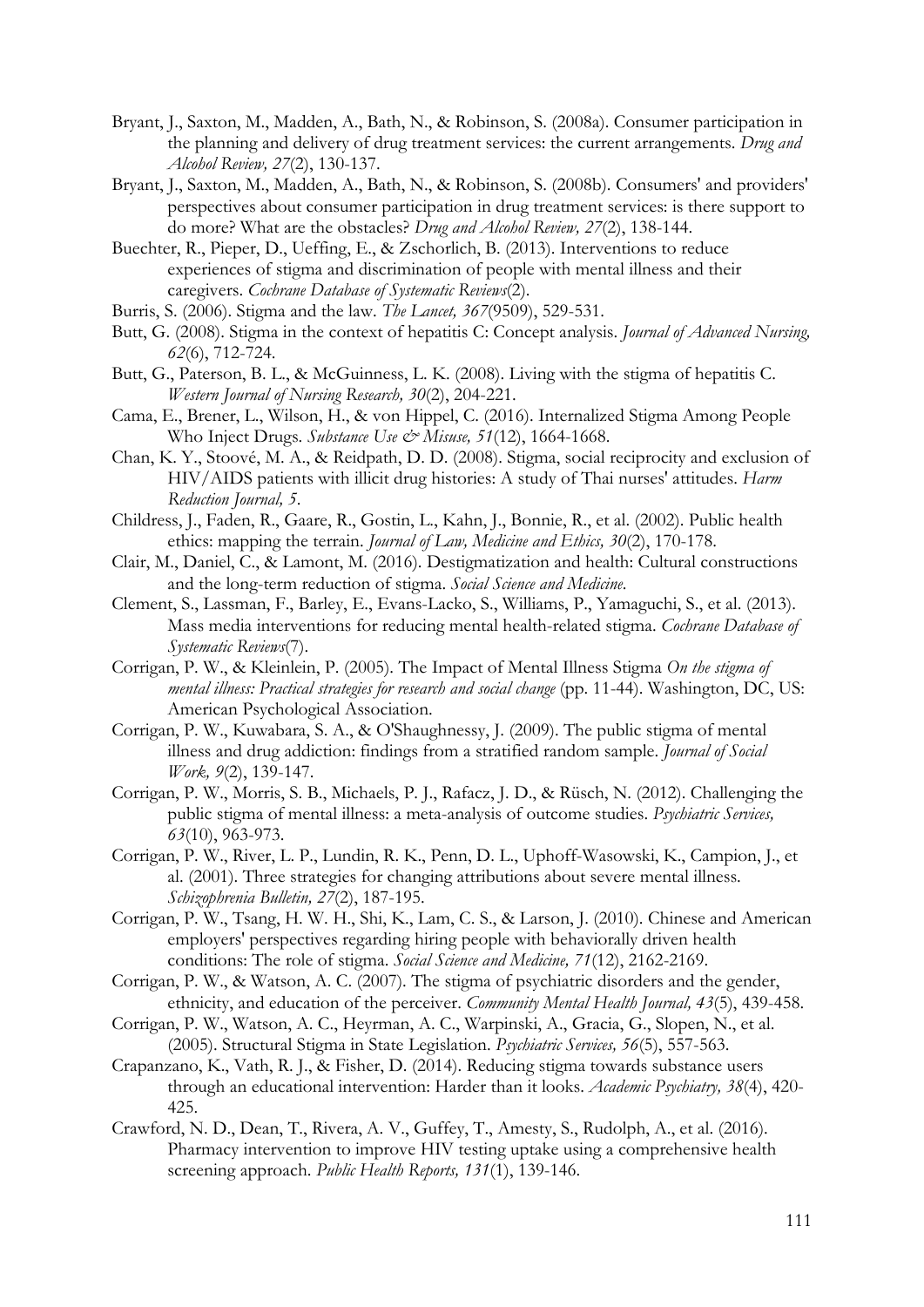Bryant, J., Saxton, M., Madden, A., Bath, N., & Robinson, S. (2008a). Consumer participation in the planning and delivery of drug treatment services: the current arrangements. *Drug and Alcohol Review, 27*(2), 130-137.

Bryant, J., Saxton, M., Madden, A., Bath, N., & Robinson, S. (2008b). Consumers' and providers' perspectives about consumer participation in drug treatment services: is there support to do more? What are the obstacles? *Drug and Alcohol Review, 27*(2), 138-144.

Buechter, R., Pieper, D., Ueffing, E., & Zschorlich, B. (2013). Interventions to reduce experiences of stigma and discrimination of people with mental illness and their caregivers. *Cochrane Database of Systematic Reviews*(2).

Burris, S. (2006). Stigma and the law. *The Lancet, 367*(9509), 529-531.

Butt, G. (2008). Stigma in the context of hepatitis C: Concept analysis. *Journal of Advanced Nursing, 62*(6), 712-724.

Butt, G., Paterson, B. L., & McGuinness, L. K. (2008). Living with the stigma of hepatitis C. *Western Journal of Nursing Research, 30*(2), 204-221.

Cama, E., Brener, L., Wilson, H., & von Hippel, C. (2016). Internalized Stigma Among People Who Inject Drugs. *Substance Use & Misuse, 51*(12), 1664-1668.

Chan, K. Y., Stoové, M. A., & Reidpath, D. D. (2008). Stigma, social reciprocity and exclusion of HIV/AIDS patients with illicit drug histories: A study of Thai nurses' attitudes. *Harm Reduction Journal, 5*.

Childress, J., Faden, R., Gaare, R., Gostin, L., Kahn, J., Bonnie, R., et al. (2002). Public health ethics: mapping the terrain. *Journal of Law, Medicine and Ethics, 30*(2), 170-178.

Clair, M., Daniel, C., & Lamont, M. (2016). Destigmatization and health: Cultural constructions and the long-term reduction of stigma. *Social Science and Medicine*.

Clement, S., Lassman, F., Barley, E., Evans-Lacko, S., Williams, P., Yamaguchi, S., et al. (2013). Mass media interventions for reducing mental health-related stigma. *Cochrane Database of Systematic Reviews*(7).

Corrigan, P. W., & Kleinlein, P. (2005). The Impact of Mental Illness Stigma *On the stigma of mental illness: Practical strategies for research and social change* (pp. 11-44). Washington, DC, US: American Psychological Association.

Corrigan, P. W., Kuwabara, S. A., & O'Shaughnessy, J. (2009). The public stigma of mental illness and drug addiction: findings from a stratified random sample. *Journal of Social Work, 9*(2), 139-147.

Corrigan, P. W., Morris, S. B., Michaels, P. J., Rafacz, J. D., & Rüsch, N. (2012). Challenging the public stigma of mental illness: a meta-analysis of outcome studies. *Psychiatric Services, 63*(10), 963-973.

Corrigan, P. W., River, L. P., Lundin, R. K., Penn, D. L., Uphoff-Wasowski, K., Campion, J., et al. (2001). Three strategies for changing attributions about severe mental illness. *Schizophrenia Bulletin, 27*(2), 187-195.

Corrigan, P. W., Tsang, H. W. H., Shi, K., Lam, C. S., & Larson, J. (2010). Chinese and American employers' perspectives regarding hiring people with behaviorally driven health conditions: The role of stigma. *Social Science and Medicine, 71*(12), 2162-2169.

Corrigan, P. W., & Watson, A. C. (2007). The stigma of psychiatric disorders and the gender, ethnicity, and education of the perceiver. *Community Mental Health Journal, 43*(5), 439-458.

Corrigan, P. W., Watson, A. C., Heyrman, A. C., Warpinski, A., Gracia, G., Slopen, N., et al. (2005). Structural Stigma in State Legislation. *Psychiatric Services, 56*(5), 557-563.

Crapanzano, K., Vath, R. J., & Fisher, D. (2014). Reducing stigma towards substance users through an educational intervention: Harder than it looks. *Academic Psychiatry, 38*(4), 420-425.

Crawford, N. D., Dean, T., Rivera, A. V., Guffey, T., Amesty, S., Rudolph, A., et al. (2016). Pharmacy intervention to improve HIV testing uptake using a comprehensive health screening approach. *Public Health Reports, 131*(1), 139-146.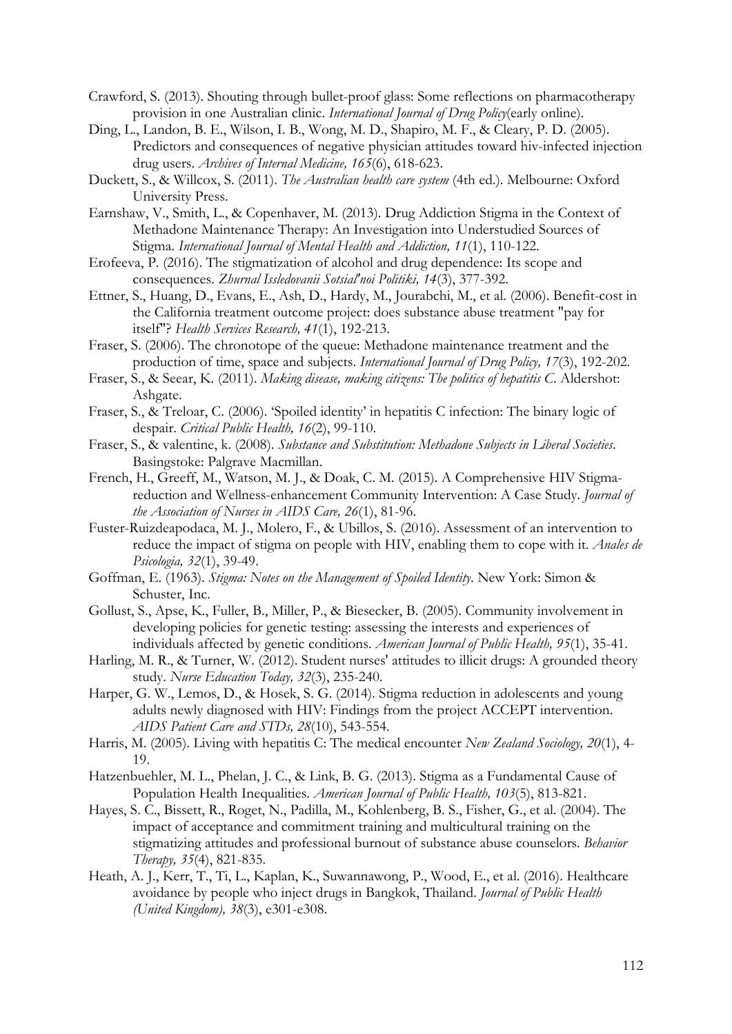Crawford, S. (2013). Shouting through bullet-proof glass: Some reflections on pharmacotherapy provision in one Australian clinic. *International Journal of Drug Policy*(early online).

Ding, L., Landon, B. E., Wilson, I. B., Wong, M. D., Shapiro, M. F., & Cleary, P. D. (2005). Predictors and consequences of negative physician attitudes toward hiv-infected injection drug users. *Archives of Internal Medicine, 165*(6), 618-623.

Duckett, S., & Willcox, S. (2011). *The Australian health care system* (4th ed.). Melbourne: Oxford University Press.

Earnshaw, V., Smith, L., & Copenhaver, M. (2013). Drug Addiction Stigma in the Context of Methadone Maintenance Therapy: An Investigation into Understudied Sources of Stigma. *International Journal of Mental Health and Addiction, 11*(1), 110-122.

Erofeeva, P. (2016). The stigmatization of alcohol and drug dependence: Its scope and consequences. *Zhurnal Issledovanii Sotsial'noi Politiki, 14*(3), 377-392.

Ettner, S., Huang, D., Evans, E., Ash, D., Hardy, M., Jourabchi, M., et al. (2006). Benefit-cost in the California treatment outcome project: does substance abuse treatment "pay for itself"? *Health Services Research, 41*(1), 192-213.

Fraser, S. (2006). The chronotope of the queue: Methadone maintenance treatment and the production of time, space and subjects. *International Journal of Drug Policy, 17*(3), 192-202.

Fraser, S., & Seear, K. (2011). *Making disease, making citizens: The politics of hepatitis C.* Aldershot: Ashgate.

Fraser, S., & Treloar, C. (2006). 'Spoiled identity' in hepatitis C infection: The binary logic of despair. *Critical Public Health, 16*(2), 99-110.

Fraser, S., & valentine, k. (2008). *Substance and Substitution: Methadone Subjects in Liberal Societies*. Basingstoke: Palgrave Macmillan.

French, H., Greeff, M., Watson, M. J., & Doak, C. M. (2015). A Comprehensive HIV Stigma-reduction and Wellness-enhancement Community Intervention: A Case Study. *Journal of the Association of Nurses in AIDS Care, 26*(1), 81-96.

Fuster-Ruizdeapodaca, M. J., Molero, F., & Ubillos, S. (2016). Assessment of an intervention to reduce the impact of stigma on people with HIV, enabling them to cope with it. *Anales de Psicologia, 32*(1), 39-49.

Goffman, E. (1963). *Stigma: Notes on the Management of Spoiled Identity.* New York: Simon & Schuster, Inc.

Gollust, S., Apse, K., Fuller, B., Miller, P., & Biesecker, B. (2005). Community involvement in developing policies for genetic testing: assessing the interests and experiences of individuals affected by genetic conditions. *American Journal of Public Health, 95*(1), 35-41.

Harling, M. R., & Turner, W. (2012). Student nurses' attitudes to illicit drugs: A grounded theory study. *Nurse Education Today, 32*(3), 235-240.

Harper, G. W., Lemos, D., & Hosek, S. G. (2014). Stigma reduction in adolescents and young adults newly diagnosed with HIV: Findings from the project ACCEPT intervention. *AIDS Patient Care and STDs, 28*(10), 543-554.

Harris, M. (2005). Living with hepatitis C: The medical encounter *New Zealand Sociology, 20*(1), 4-19.

Hatzenbuehler, M. L., Phelan, J. C., & Link, B. G. (2013). Stigma as a Fundamental Cause of Population Health Inequalities. *American Journal of Public Health, 103*(5), 813-821.

Hayes, S. C., Bissett, R., Roget, N., Padilla, M., Kohlenberg, B. S., Fisher, G., et al. (2004). The impact of acceptance and commitment training and multicultural training on the stigmatizing attitudes and professional burnout of substance abuse counselors. *Behavior Therapy, 35*(4), 821-835.

Heath, A. J., Kerr, T., Ti, L., Kaplan, K., Suwannawong, P., Wood, E., et al. (2016). Healthcare avoidance by people who inject drugs in Bangkok, Thailand. *Journal of Public Health (United Kingdom), 38*(3), e301-e308.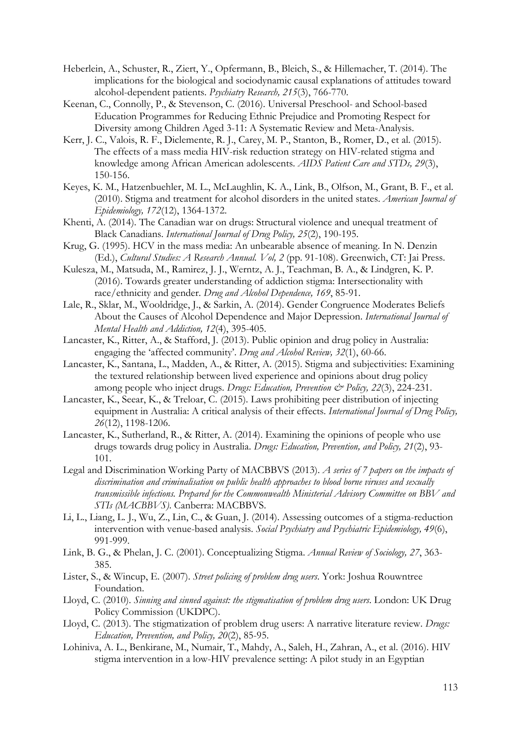Heberlein, A., Schuster, R., Ziert, Y., Opfermann, B., Bleich, S., & Hillemacher, T. (2014). The implications for the biological and sociodynamic causal explanations of attitudes toward alcohol-dependent patients. *Psychiatry Research, 215*(3), 766-770.

Keenan, C., Connolly, P., & Stevenson, C. (2016). Universal Preschool- and School-based Education Programmes for Reducing Ethnic Prejudice and Promoting Respect for Diversity among Children Aged 3-11: A Systematic Review and Meta-Analysis.

Kerr, J. C., Valois, R. F., Diclemente, R. J., Carey, M. P., Stanton, B., Romer, D., et al. (2015). The effects of a mass media HIV-risk reduction strategy on HIV-related stigma and knowledge among African American adolescents. *AIDS Patient Care and STDs, 29*(3), 150-156.

Keyes, K. M., Hatzenbuehler, M. L., McLaughlin, K. A., Link, B., Olfson, M., Grant, B. F., et al. (2010). Stigma and treatment for alcohol disorders in the united states. *American Journal of Epidemiology, 172*(12), 1364-1372.

Khenti, A. (2014). The Canadian war on drugs: Structural violence and unequal treatment of Black Canadians. *International Journal of Drug Policy, 25*(2), 190-195.

Krug, G. (1995). HCV in the mass media: An unbearable absence of meaning. In N. Denzin (Ed.), *Cultural Studies: A Research Annual. Vol, 2* (pp. 91-108). Greenwich, CT: Jai Press.

Kulesza, M., Matsuda, M., Ramirez, J. J., Werntz, A. J., Teachman, B. A., & Lindgren, K. P. (2016). Towards greater understanding of addiction stigma: Intersectionality with race/ethnicity and gender. *Drug and Alcohol Dependence, 169*, 85-91.

Lale, R., Sklar, M., Wooldridge, J., & Sarkin, A. (2014). Gender Congruence Moderates Beliefs About the Causes of Alcohol Dependence and Major Depression. *International Journal of Mental Health and Addiction, 12*(4), 395-405.

Lancaster, K., Ritter, A., & Stafford, J. (2013). Public opinion and drug policy in Australia: engaging the 'affected community'. *Drug and Alcohol Review, 32*(1), 60-66.

Lancaster, K., Santana, L., Madden, A., & Ritter, A. (2015). Stigma and subjectivities: Examining the textured relationship between lived experience and opinions about drug policy among people who inject drugs. *Drugs: Education, Prevention & Policy, 22*(3), 224-231.

Lancaster, K., Seear, K., & Treloar, C. (2015). Laws prohibiting peer distribution of injecting equipment in Australia: A critical analysis of their effects. *International Journal of Drug Policy, 26*(12), 1198-1206.

Lancaster, K., Sutherland, R., & Ritter, A. (2014). Examining the opinions of people who use drugs towards drug policy in Australia. *Drugs: Education, Prevention, and Policy, 21*(2), 93-101.

Legal and Discrimination Working Party of MACBBVS (2013). *A series of 7 papers on the impacts of discrimination and criminalisation on public health approaches to blood borne viruses and sexually transmissible infections. Prepared for the Commonwealth Ministerial Advisory Committee on BBV and STIs (MACBBVS)*. Canberra: MACBBVS.

Li, L., Liang, L. J., Wu, Z., Lin, C., & Guan, J. (2014). Assessing outcomes of a stigma-reduction intervention with venue-based analysis. *Social Psychiatry and Psychiatric Epidemiology, 49*(6), 991-999.

Link, B. G., & Phelan, J. C. (2001). Conceptualizing Stigma. *Annual Review of Sociology, 27*, 363-385.

Lister, S., & Wincup, E. (2007). *Street policing of problem drug users*. York: Joshua Rouwntree Foundation.

Lloyd, C. (2010). *Sinning and sinned against: the stigmatisation of problem drug users*. London: UK Drug Policy Commission (UKDPC).

Lloyd, C. (2013). The stigmatization of problem drug users: A narrative literature review. *Drugs: Education, Prevention, and Policy, 20*(2), 85-95.

Lohiniva, A. L., Benkirane, M., Numair, T., Mahdy, A., Saleh, H., Zahran, A., et al. (2016). HIV stigma intervention in a low-HIV prevalence setting: A pilot study in an Egyptian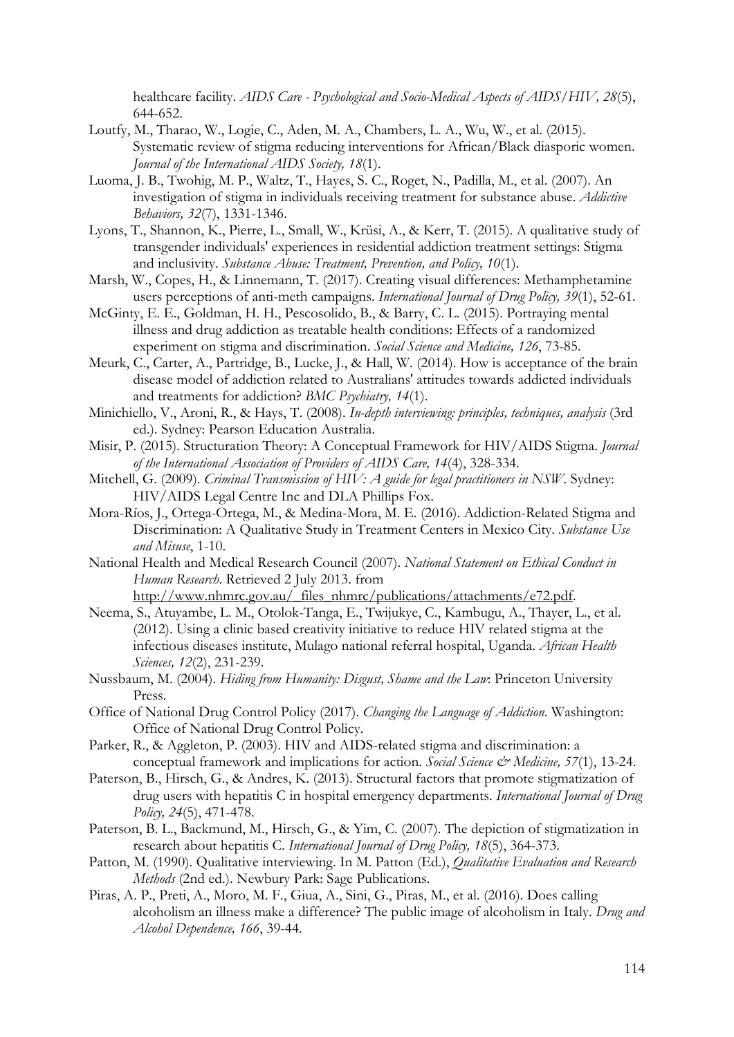healthcare facility. *AIDS Care - Psychological and Socio-Medical Aspects of AIDS/HIV, 28*(5), 644-652.

Loutfy, M., Tharao, W., Logie, C., Aden, M. A., Chambers, L. A., Wu, W., et al. (2015). Systematic review of stigma reducing interventions for African/Black diasporic women. *Journal of the International AIDS Society, 18*(1).

Luoma, J. B., Twohig, M. P., Waltz, T., Hayes, S. C., Roget, N., Padilla, M., et al. (2007). An investigation of stigma in individuals receiving treatment for substance abuse. *Addictive Behaviors, 32*(7), 1331-1346.

Lyons, T., Shannon, K., Pierre, L., Small, W., Krüsi, A., & Kerr, T. (2015). A qualitative study of transgender individuals' experiences in residential addiction treatment settings: Stigma and inclusivity. *Substance Abuse: Treatment, Prevention, and Policy, 10*(1).

Marsh, W., Copes, H., & Linnemann, T. (2017). Creating visual differences: Methamphetamine users perceptions of anti-meth campaigns. *International Journal of Drug Policy, 39*(1), 52-61.

McGinty, E. E., Goldman, H. H., Pescosolido, B., & Barry, C. L. (2015). Portraying mental illness and drug addiction as treatable health conditions: Effects of a randomized experiment on stigma and discrimination. *Social Science and Medicine, 126*, 73-85.

Meurk, C., Carter, A., Partridge, B., Lucke, J., & Hall, W. (2014). How is acceptance of the brain disease model of addiction related to Australians' attitudes towards addicted individuals and treatments for addiction? *BMC Psychiatry, 14*(1).

Minichiello, V., Aroni, R., & Hays, T. (2008). *In-depth interviewing: principles, techniques, analysis* (3rd ed.). Sydney: Pearson Education Australia.

Misir, P. (2015). Structuration Theory: A Conceptual Framework for HIV/AIDS Stigma. *Journal of the International Association of Providers of AIDS Care, 14*(4), 328-334.

Mitchell, G. (2009). *Criminal Transmission of HIV: A guide for legal practitioners in NSW*. Sydney: HIV/AIDS Legal Centre Inc and DLA Phillips Fox.

Mora-Ríos, J., Ortega-Ortega, M., & Medina-Mora, M. E. (2016). Addiction-Related Stigma and Discrimination: A Qualitative Study in Treatment Centers in Mexico City. *Substance Use and Misuse*, 1-10.

National Health and Medical Research Council (2007). *National Statement on Ethical Conduct in Human Research*. Retrieved 2 July 2013. from http://www.nhmrc.gov.au/_files_nhmrc/publications/attachments/e72.pdf.

Neema, S., Atuyambe, L. M., Otolok-Tanga, E., Twijukye, C., Kambugu, A., Thayer, L., et al. (2012). Using a clinic based creativity initiative to reduce HIV related stigma at the infectious diseases institute, Mulago national referral hospital, Uganda. *African Health Sciences, 12*(2), 231-239.

Nussbaum, M. (2004). *Hiding from Humanity: Disgust, Shame and the Law*: Princeton University Press.

Office of National Drug Control Policy (2017). *Changing the Language of Addiction*. Washington: Office of National Drug Control Policy.

Parker, R., & Aggleton, P. (2003). HIV and AIDS-related stigma and discrimination: a conceptual framework and implications for action. *Social Science & Medicine, 57*(1), 13-24.

Paterson, B., Hirsch, G., & Andres, K. (2013). Structural factors that promote stigmatization of drug users with hepatitis C in hospital emergency departments. *International Journal of Drug Policy, 24*(5), 471-478.

Paterson, B. L., Backmund, M., Hirsch, G., & Yim, C. (2007). The depiction of stigmatization in research about hepatitis C. *International Journal of Drug Policy, 18*(5), 364-373.

Patton, M. (1990). Qualitative interviewing. In M. Patton (Ed.), *Qualitative Evaluation and Research Methods* (2nd ed.). Newbury Park: Sage Publications.

Piras, A. P., Preti, A., Moro, M. F., Giua, A., Sini, G., Piras, M., et al. (2016). Does calling alcoholism an illness make a difference? The public image of alcoholism in Italy. *Drug and Alcohol Dependence, 166*, 39-44.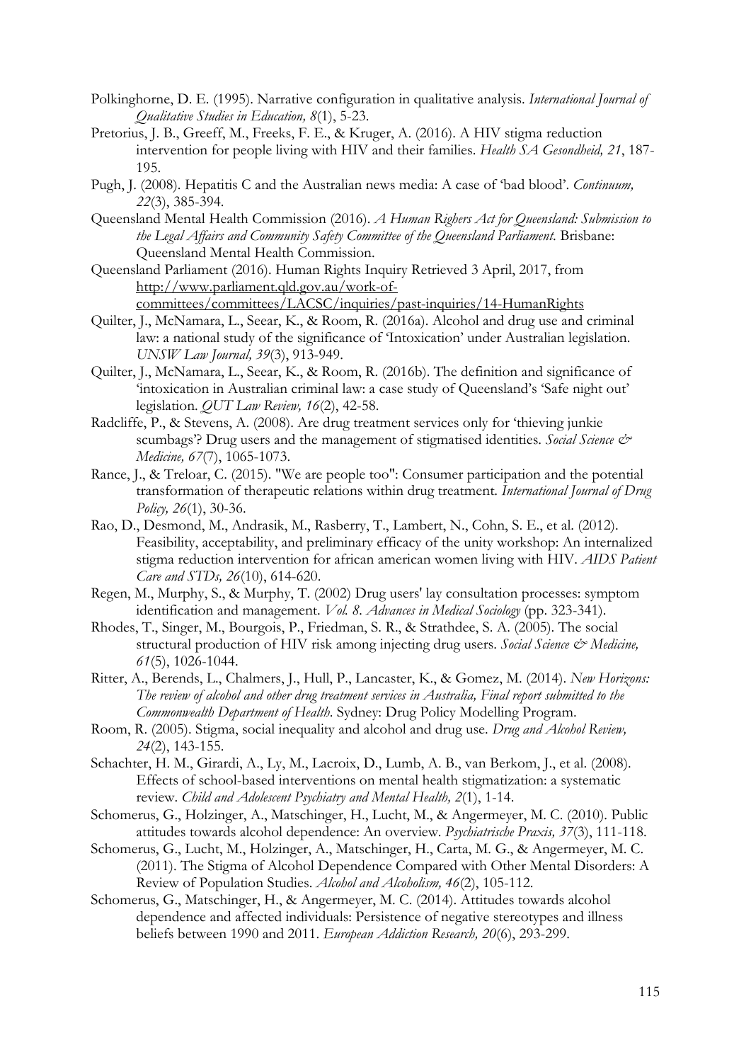Polkinghorne, D. E. (1995). Narrative configuration in qualitative analysis. *International Journal of Qualitative Studies in Education, 8*(1), 5-23.

Pretorius, J. B., Greeff, M., Freeks, F. E., & Kruger, A. (2016). A HIV stigma reduction intervention for people living with HIV and their families. *Health SA Gesondheid, 21*, 187-195.

Pugh, J. (2008). Hepatitis C and the Australian news media: A case of 'bad blood'. *Continuum, 22*(3), 385-394.

Queensland Mental Health Commission (2016). *A Human Righers Act for Queensland: Submission to the Legal Affairs and Community Safety Committee of the Queensland Parliament*. Brisbane: Queensland Mental Health Commission.

Queensland Parliament (2016). Human Rights Inquiry Retrieved 3 April, 2017, from http://www.parliament.qld.gov.au/work-of-committees/committees/LACSC/inquiries/past-inquiries/14-HumanRights

Quilter, J., McNamara, L., Seear, K., & Room, R. (2016a). Alcohol and drug use and criminal law: a national study of the significance of 'Intoxication' under Australian legislation. *UNSW Law Journal, 39*(3), 913-949.

Quilter, J., McNamara, L., Seear, K., & Room, R. (2016b). The definition and significance of 'intoxication in Australian criminal law: a case study of Queensland's 'Safe night out' legislation. *QUT Law Review, 16*(2), 42-58.

Radcliffe, P., & Stevens, A. (2008). Are drug treatment services only for 'thieving junkie scumbags'? Drug users and the management of stigmatised identities. *Social Science & Medicine, 67*(7), 1065-1073.

Rance, J., & Treloar, C. (2015). "We are people too": Consumer participation and the potential transformation of therapeutic relations within drug treatment. *International Journal of Drug Policy, 26*(1), 30-36.

Rao, D., Desmond, M., Andrasik, M., Rasberry, T., Lambert, N., Cohn, S. E., et al. (2012). Feasibility, acceptability, and preliminary efficacy of the unity workshop: An internalized stigma reduction intervention for african american women living with HIV. *AIDS Patient Care and STDs, 26*(10), 614-620.

Regen, M., Murphy, S., & Murphy, T. (2002) Drug users' lay consultation processes: symptom identification and management. *Vol. 8. Advances in Medical Sociology* (pp. 323-341).

Rhodes, T., Singer, M., Bourgois, P., Friedman, S. R., & Strathdee, S. A. (2005). The social structural production of HIV risk among injecting drug users. *Social Science & Medicine, 61*(5), 1026-1044.

Ritter, A., Berends, L., Chalmers, J., Hull, P., Lancaster, K., & Gomez, M. (2014). *New Horizons: The review of alcohol and other drug treatment services in Australia, Final report submitted to the Commonwealth Department of Health*. Sydney: Drug Policy Modelling Program.

Room, R. (2005). Stigma, social inequality and alcohol and drug use. *Drug and Alcohol Review, 24*(2), 143-155.

Schachter, H. M., Girardi, A., Ly, M., Lacroix, D., Lumb, A. B., van Berkom, J., et al. (2008). Effects of school-based interventions on mental health stigmatization: a systematic review. *Child and Adolescent Psychiatry and Mental Health, 2*(1), 1-14.

Schomerus, G., Holzinger, A., Matschinger, H., Lucht, M., & Angermeyer, M. C. (2010). Public attitudes towards alcohol dependence: An overview. *Psychiatrische Praxis, 37*(3), 111-118.

Schomerus, G., Lucht, M., Holzinger, A., Matschinger, H., Carta, M. G., & Angermeyer, M. C. (2011). The Stigma of Alcohol Dependence Compared with Other Mental Disorders: A Review of Population Studies. *Alcohol and Alcoholism, 46*(2), 105-112.

Schomerus, G., Matschinger, H., & Angermeyer, M. C. (2014). Attitudes towards alcohol dependence and affected individuals: Persistence of negative stereotypes and illness beliefs between 1990 and 2011. *European Addiction Research, 20*(6), 293-299.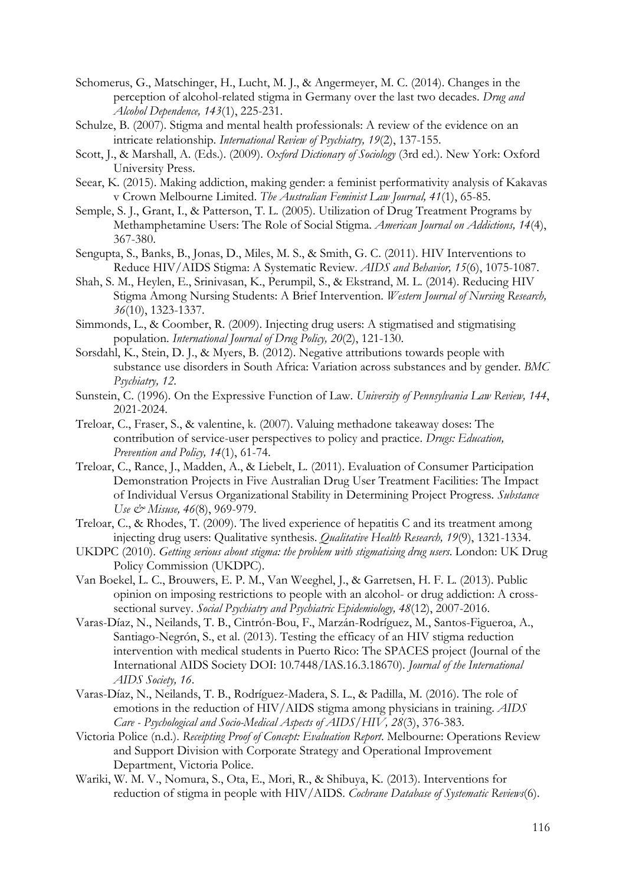Schomerus, G., Matschinger, H., Lucht, M. J., & Angermeyer, M. C. (2014). Changes in the perception of alcohol-related stigma in Germany over the last two decades. *Drug and Alcohol Dependence, 143*(1), 225-231.

Schulze, B. (2007). Stigma and mental health professionals: A review of the evidence on an intricate relationship. *International Review of Psychiatry, 19*(2), 137-155.

Scott, J., & Marshall, A. (Eds.). (2009). *Oxford Dictionary of Sociology* (3rd ed.). New York: Oxford University Press.

Seear, K. (2015). Making addiction, making gender: a feminist performativity analysis of Kakavas v Crown Melbourne Limited. *The Australian Feminist Law Journal, 41*(1), 65-85.

Semple, S. J., Grant, I., & Patterson, T. L. (2005). Utilization of Drug Treatment Programs by Methamphetamine Users: The Role of Social Stigma. *American Journal on Addictions, 14*(4), 367-380.

Sengupta, S., Banks, B., Jonas, D., Miles, M. S., & Smith, G. C. (2011). HIV Interventions to Reduce HIV/AIDS Stigma: A Systematic Review. *AIDS and Behavior, 15*(6), 1075-1087.

Shah, S. M., Heylen, E., Srinivasan, K., Perumpil, S., & Ekstrand, M. L. (2014). Reducing HIV Stigma Among Nursing Students: A Brief Intervention. *Western Journal of Nursing Research, 36*(10), 1323-1337.

Simmonds, L., & Coomber, R. (2009). Injecting drug users: A stigmatised and stigmatising population. *International Journal of Drug Policy, 20*(2), 121-130.

Sorsdahl, K., Stein, D. J., & Myers, B. (2012). Negative attributions towards people with substance use disorders in South Africa: Variation across substances and by gender. *BMC Psychiatry, 12*.

Sunstein, C. (1996). On the Expressive Function of Law. *University of Pennsylvania Law Review, 144*, 2021-2024.

Treloar, C., Fraser, S., & valentine, k. (2007). Valuing methadone takeaway doses: The contribution of service-user perspectives to policy and practice. *Drugs: Education, Prevention and Policy, 14*(1), 61-74.

Treloar, C., Rance, J., Madden, A., & Liebelt, L. (2011). Evaluation of Consumer Participation Demonstration Projects in Five Australian Drug User Treatment Facilities: The Impact of Individual Versus Organizational Stability in Determining Project Progress. *Substance Use & Misuse, 46*(8), 969-979.

Treloar, C., & Rhodes, T. (2009). The lived experience of hepatitis C and its treatment among injecting drug users: Qualitative synthesis. *Qualitative Health Research, 19*(9), 1321-1334.

UKDPC (2010). *Getting serious about stigma: the problem with stigmatising drug users*. London: UK Drug Policy Commission (UKDPC).

Van Boekel, L. C., Brouwers, E. P. M., Van Weeghel, J., & Garretsen, H. F. L. (2013). Public opinion on imposing restrictions to people with an alcohol- or drug addiction: A cross-sectional survey. *Social Psychiatry and Psychiatric Epidemiology, 48*(12), 2007-2016.

Varas-Díaz, N., Neilands, T. B., Cintrón-Bou, F., Marzán-Rodríguez, M., Santos-Figueroa, A., Santiago-Negrón, S., et al. (2013). Testing the efficacy of an HIV stigma reduction intervention with medical students in Puerto Rico: The SPACES project (Journal of the International AIDS Society DOI: 10.7448/IAS.16.3.18670). *Journal of the International AIDS Society, 16*.

Varas-Díaz, N., Neilands, T. B., Rodríguez-Madera, S. L., & Padilla, M. (2016). The role of emotions in the reduction of HIV/AIDS stigma among physicians in training. *AIDS Care - Psychological and Socio-Medical Aspects of AIDS/HIV, 28*(3), 376-383.

Victoria Police (n.d.). *Receipting Proof of Concept: Evaluation Report*. Melbourne: Operations Review and Support Division with Corporate Strategy and Operational Improvement Department, Victoria Police.

Wariki, W. M. V., Nomura, S., Ota, E., Mori, R., & Shibuya, K. (2013). Interventions for reduction of stigma in people with HIV/AIDS. *Cochrane Database of Systematic Reviews*(6).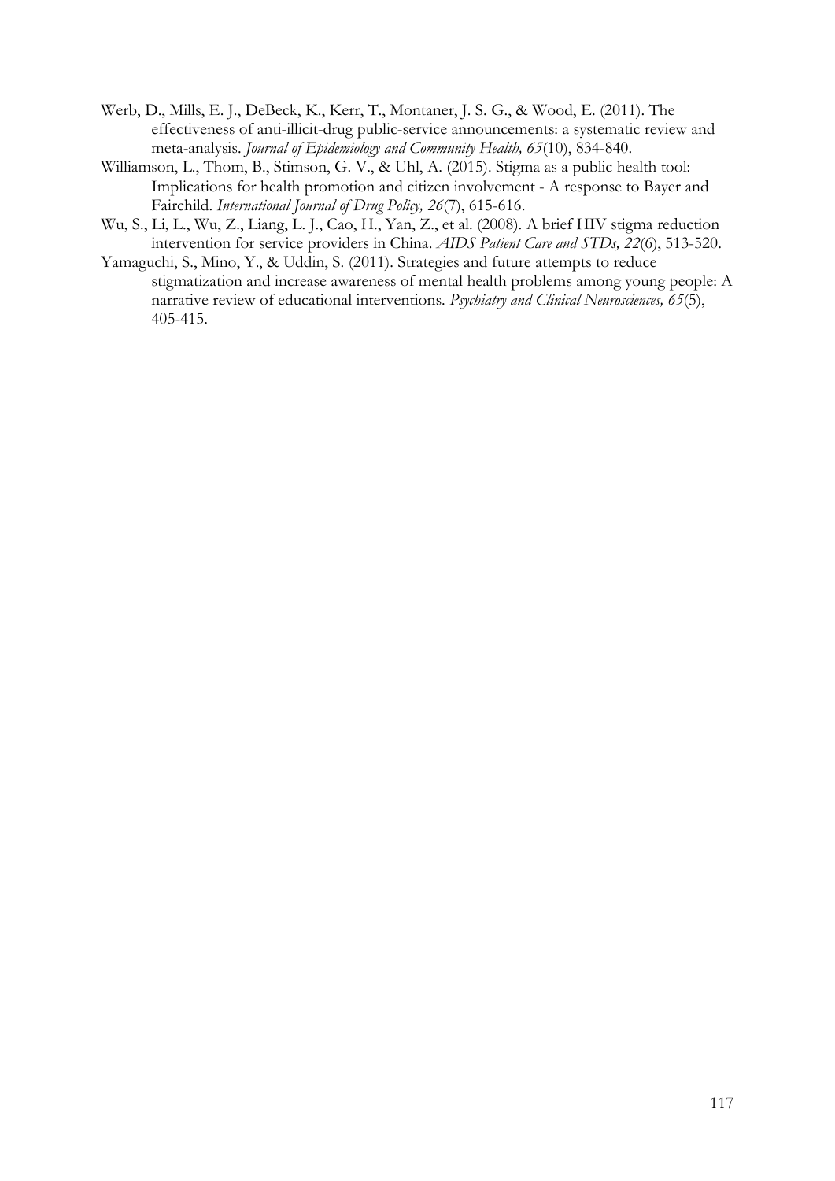Werb, D., Mills, E. J., DeBeck, K., Kerr, T., Montaner, J. S. G., & Wood, E. (2011). The effectiveness of anti-illicit-drug public-service announcements: a systematic review and meta-analysis. *Journal of Epidemiology and Community Health, 65*(10), 834-840.

Williamson, L., Thom, B., Stimson, G. V., & Uhl, A. (2015). Stigma as a public health tool: Implications for health promotion and citizen involvement - A response to Bayer and Fairchild. *International Journal of Drug Policy, 26*(7), 615-616.

Wu, S., Li, L., Wu, Z., Liang, L. J., Cao, H., Yan, Z., et al. (2008). A brief HIV stigma reduction intervention for service providers in China. *AIDS Patient Care and STDs, 22*(6), 513-520.

Yamaguchi, S., Mino, Y., & Uddin, S. (2011). Strategies and future attempts to reduce stigmatization and increase awareness of mental health problems among young people: A narrative review of educational interventions. *Psychiatry and Clinical Neurosciences, 65*(5), 405-415.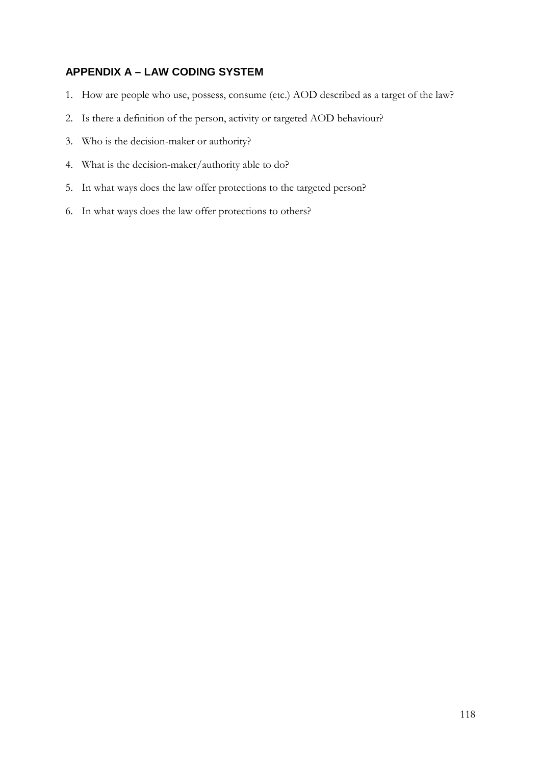## APPENDIX A – LAW CODING SYSTEM

1. How are people who use, possess, consume (etc.) AOD described as a target of the law?
2. Is there a definition of the person, activity or targeted AOD behaviour?
3. Who is the decision-maker or authority?
4. What is the decision-maker/authority able to do?
5. In what ways does the law offer protections to the targeted person?
6. In what ways does the law offer protections to others?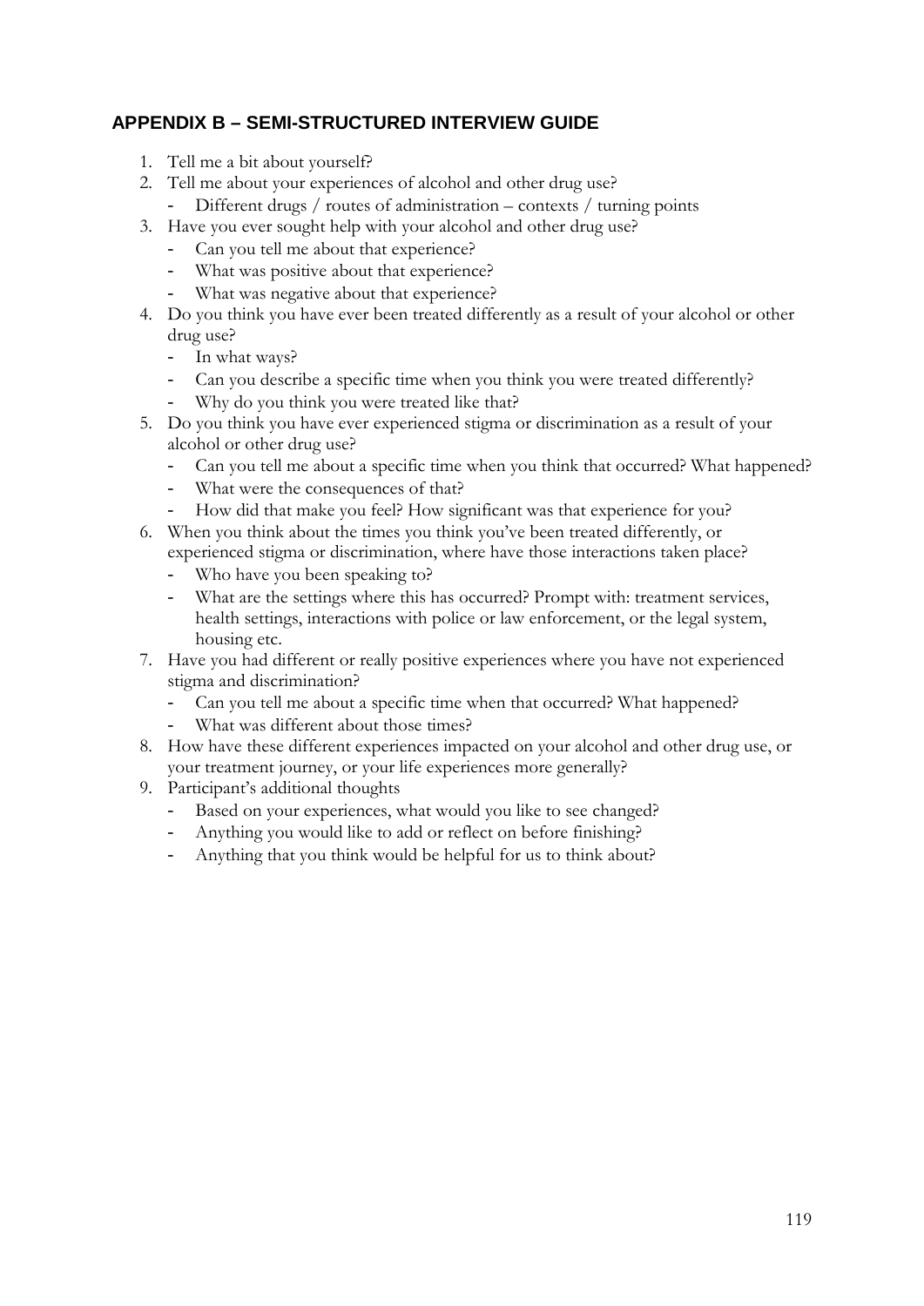## APPENDIX B – SEMI-STRUCTURED INTERVIEW GUIDE

1. Tell me a bit about yourself?
2. Tell me about your experiences of alcohol and other drug use?
   - Different drugs / routes of administration – contexts / turning points
3. Have you ever sought help with your alcohol and other drug use?
   - Can you tell me about that experience?
   - What was positive about that experience?
   - What was negative about that experience?
4. Do you think you have ever been treated differently as a result of your alcohol or other drug use?
   - In what ways?
   - Can you describe a specific time when you think you were treated differently?
   - Why do you think you were treated like that?
5. Do you think you have ever experienced stigma or discrimination as a result of your alcohol or other drug use?
   - Can you tell me about a specific time when you think that occurred? What happened?
   - What were the consequences of that?
   - How did that make you feel? How significant was that experience for you?
6. When you think about the times you think you've been treated differently, or experienced stigma or discrimination, where have those interactions taken place?
   - Who have you been speaking to?
   - What are the settings where this has occurred? Prompt with: treatment services, health settings, interactions with police or law enforcement, or the legal system, housing etc.
7. Have you had different or really positive experiences where you have not experienced stigma and discrimination?
   - Can you tell me about a specific time when that occurred? What happened?
   - What was different about those times?
8. How have these different experiences impacted on your alcohol and other drug use, or your treatment journey, or your life experiences more generally?
9. Participant's additional thoughts
   - Based on your experiences, what would you like to see changed?
   - Anything you would like to add or reflect on before finishing?
   - Anything that you think would be helpful for us to think about?